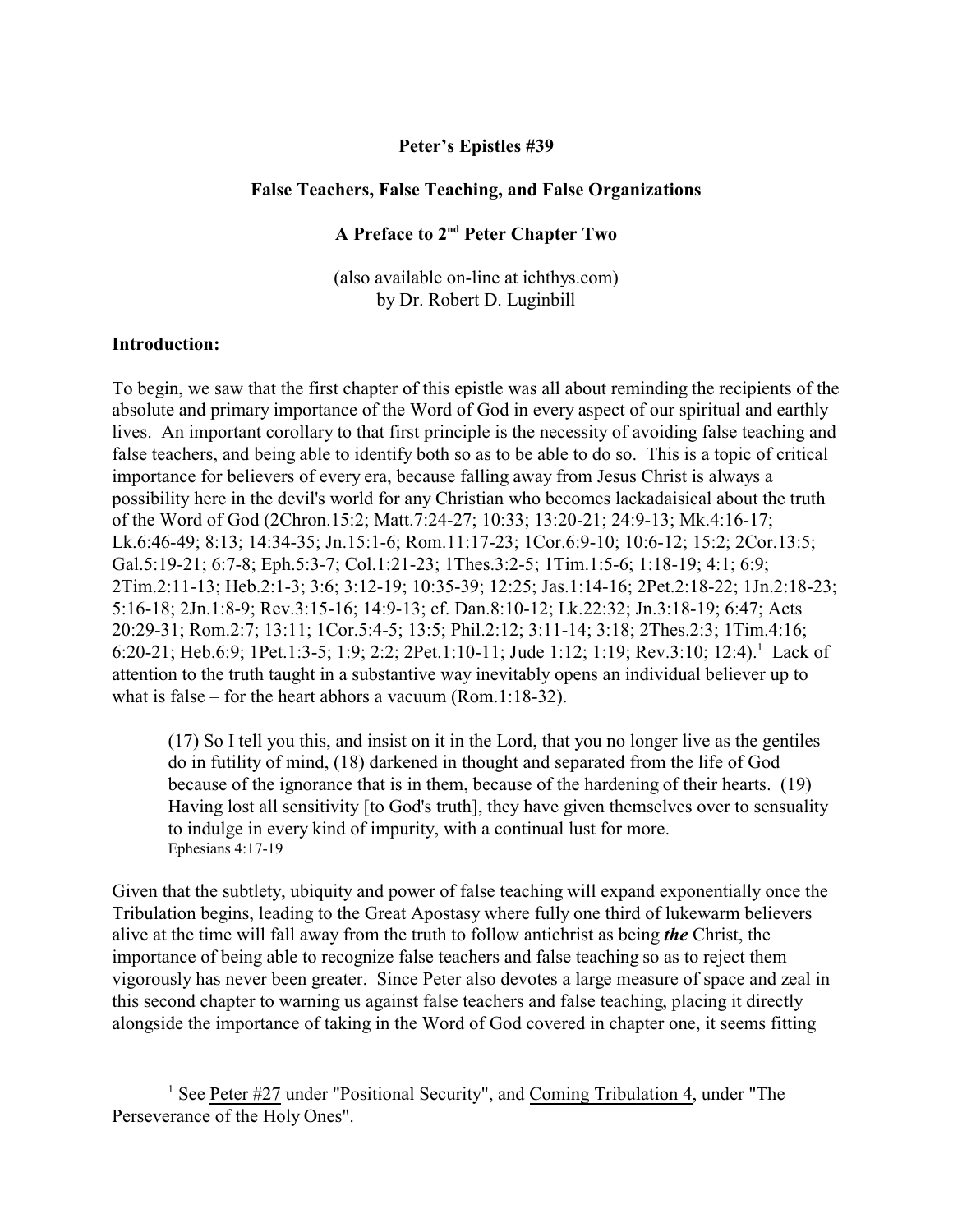# Peter's Epistles #39

## False Teachers, False Teaching, and False Organizations

## A Preface to 2nd Peter Chapter Two

(also available on-line at ichthys.com)
by Dr. Robert D. Luginbill

**Introduction:**

To begin, we saw that the first chapter of this epistle was all about reminding the recipients of the absolute and primary importance of the Word of God in every aspect of our spiritual and earthly lives. An important corollary to that first principle is the necessity of avoiding false teaching and false teachers, and being able to identify both so as to be able to do so. This is a topic of critical importance for believers of every era, because falling away from Jesus Christ is always a possibility here in the devil's world for any Christian who becomes lackadaisical about the truth of the Word of God (2Chron.15:2; Matt.7:24-27; 10:33; 13:20-21; 24:9-13; Mk.4:16-17; Lk.6:46-49; 8:13; 14:34-35; Jn.15:1-6; Rom.11:17-23; 1Cor.6:9-10; 10:6-12; 15:2; 2Cor.13:5; Gal.5:19-21; 6:7-8; Eph.5:3-7; Col.1:21-23; 1Thes.3:2-5; 1Tim.1:5-6; 1:18-19; 4:1; 6:9; 2Tim.2:11-13; Heb.2:1-3; 3:6; 3:12-19; 10:35-39; 12:25; Jas.1:14-16; 2Pet.2:18-22; 1Jn.2:18-23; 5:16-18; 2Jn.1:8-9; Rev.3:15-16; 14:9-13; cf. Dan.8:10-12; Lk.22:32; Jn.3:18-19; 6:47; Acts 20:29-31; Rom.2:7; 13:11; 1Cor.5:4-5; 13:5; Phil.2:12; 3:11-14; 3:18; 2Thes.2:3; 1Tim.4:16; 6:20-21; Heb.6:9; 1Pet.1:3-5; 1:9; 2:2; 2Pet.1:10-11; Jude 1:12; 1:19; Rev.3:10; 12:4).[1] Lack of attention to the truth taught in a substantive way inevitably opens an individual believer up to what is false – for the heart abhors a vacuum (Rom.1:18-32).

> (17) So I tell you this, and insist on it in the Lord, that you no longer live as the gentiles do in futility of mind, (18) darkened in thought and separated from the life of God because of the ignorance that is in them, because of the hardening of their hearts. (19) Having lost all sensitivity [to God's truth], they have given themselves over to sensuality to indulge in every kind of impurity, with a continual lust for more.
> Ephesians 4:17-19

Given that the subtlety, ubiquity and power of false teaching will expand exponentially once the Tribulation begins, leading to the Great Apostasy where fully one third of lukewarm believers alive at the time will fall away from the truth to follow antichrist as being ***the*** Christ, the importance of being able to recognize false teachers and false teaching so as to reject them vigorously has never been greater. Since Peter also devotes a large measure of space and zeal in this second chapter to warning us against false teachers and false teaching, placing it directly alongside the importance of taking in the Word of God covered in chapter one, it seems fitting

---

[1] See Peter #27 under "Positional Security", and Coming Tribulation 4, under "The Perseverance of the Holy Ones".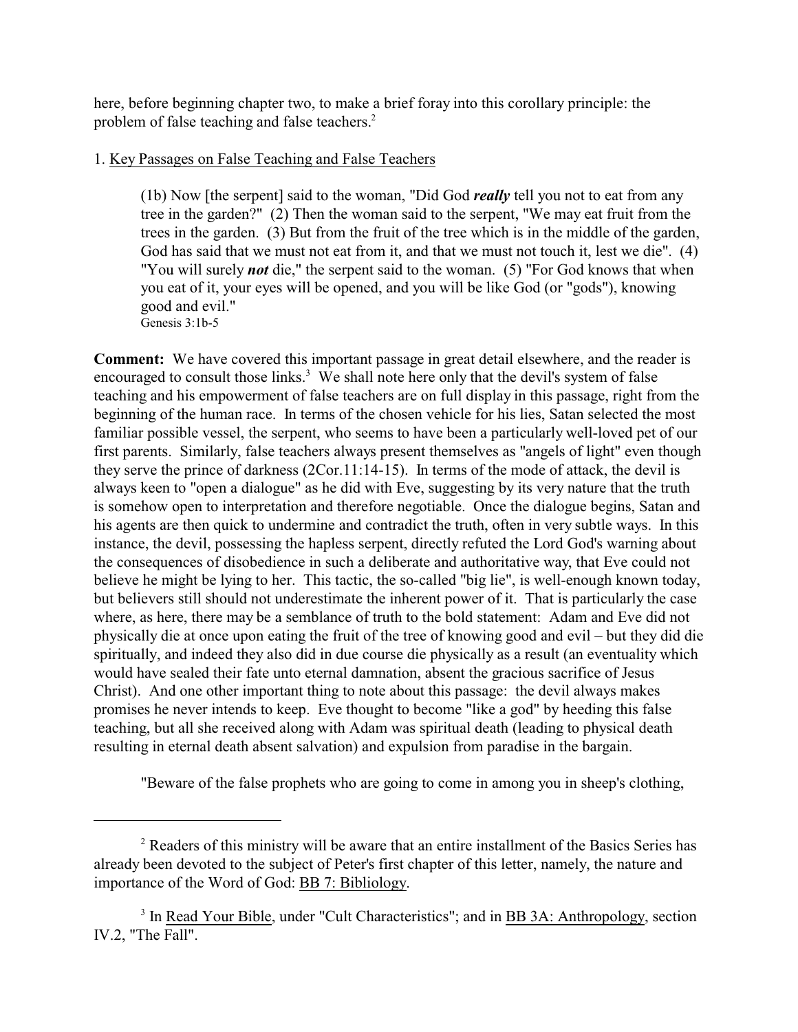here, before beginning chapter two, to make a brief foray into this corollary principle: the problem of false teaching and false teachers.[2]

1. Key Passages on False Teaching and False Teachers

> (1b) Now [the serpent] said to the woman, "Did God ***really*** tell you not to eat from any tree in the garden?" (2) Then the woman said to the serpent, "We may eat fruit from the trees in the garden. (3) But from the fruit of the tree which is in the middle of the garden, God has said that we must not eat from it, and that we must not touch it, lest we die". (4) "You will surely ***not*** die," the serpent said to the woman. (5) "For God knows that when you eat of it, your eyes will be opened, and you will be like God (or "gods"), knowing good and evil."
> Genesis 3:1b-5

**Comment:** We have covered this important passage in great detail elsewhere, and the reader is encouraged to consult those links.[3] We shall note here only that the devil's system of false teaching and his empowerment of false teachers are on full display in this passage, right from the beginning of the human race. In terms of the chosen vehicle for his lies, Satan selected the most familiar possible vessel, the serpent, who seems to have been a particularly well-loved pet of our first parents. Similarly, false teachers always present themselves as "angels of light" even though they serve the prince of darkness (2Cor.11:14-15). In terms of the mode of attack, the devil is always keen to "open a dialogue" as he did with Eve, suggesting by its very nature that the truth is somehow open to interpretation and therefore negotiable. Once the dialogue begins, Satan and his agents are then quick to undermine and contradict the truth, often in very subtle ways. In this instance, the devil, possessing the hapless serpent, directly refuted the Lord God's warning about the consequences of disobedience in such a deliberate and authoritative way, that Eve could not believe he might be lying to her. This tactic, the so-called "big lie", is well-enough known today, but believers still should not underestimate the inherent power of it. That is particularly the case where, as here, there may be a semblance of truth to the bold statement: Adam and Eve did not physically die at once upon eating the fruit of the tree of knowing good and evil – but they did die spiritually, and indeed they also did in due course die physically as a result (an eventuality which would have sealed their fate unto eternal damnation, absent the gracious sacrifice of Jesus Christ). And one other important thing to note about this passage: the devil always makes promises he never intends to keep. Eve thought to become "like a god" by heeding this false teaching, but all she received along with Adam was spiritual death (leading to physical death resulting in eternal death absent salvation) and expulsion from paradise in the bargain.

> "Beware of the false prophets who are going to come in among you in sheep's clothing,

---

[2] Readers of this ministry will be aware that an entire installment of the Basics Series has already been devoted to the subject of Peter's first chapter of this letter, namely, the nature and importance of the Word of God: BB 7: Bibliology.

[3] In Read Your Bible, under "Cult Characteristics"; and in BB 3A: Anthropology, section IV.2, "The Fall".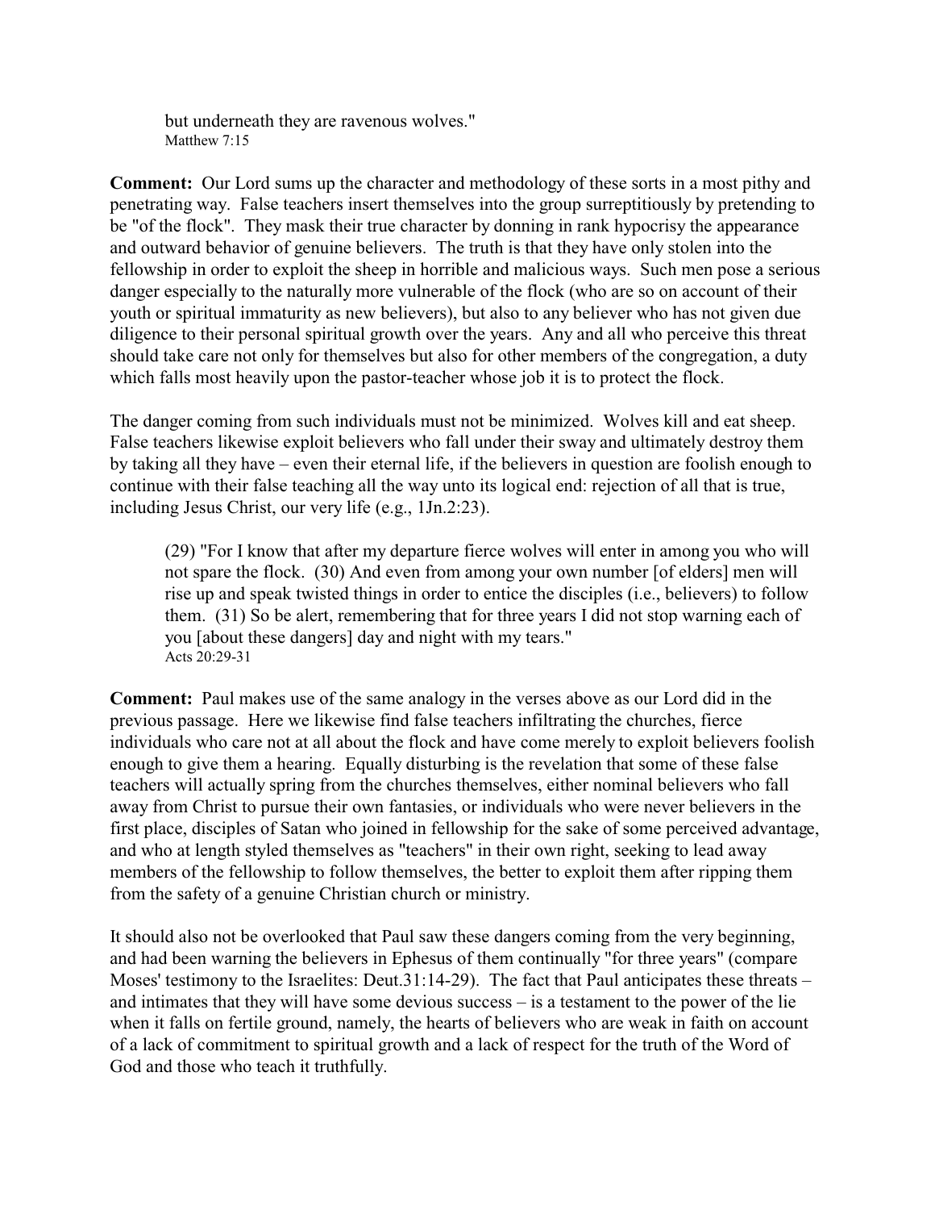> but underneath they are ravenous wolves."
> Matthew 7:15

**Comment:** Our Lord sums up the character and methodology of these sorts in a most pithy and penetrating way. False teachers insert themselves into the group surreptitiously by pretending to be "of the flock". They mask their true character by donning in rank hypocrisy the appearance and outward behavior of genuine believers. The truth is that they have only stolen into the fellowship in order to exploit the sheep in horrible and malicious ways. Such men pose a serious danger especially to the naturally more vulnerable of the flock (who are so on account of their youth or spiritual immaturity as new believers), but also to any believer who has not given due diligence to their personal spiritual growth over the years. Any and all who perceive this threat should take care not only for themselves but also for other members of the congregation, a duty which falls most heavily upon the pastor-teacher whose job it is to protect the flock.

The danger coming from such individuals must not be minimized. Wolves kill and eat sheep. False teachers likewise exploit believers who fall under their sway and ultimately destroy them by taking all they have – even their eternal life, if the believers in question are foolish enough to continue with their false teaching all the way unto its logical end: rejection of all that is true, including Jesus Christ, our very life (e.g., 1Jn.2:23).

> (29) "For I know that after my departure fierce wolves will enter in among you who will not spare the flock. (30) And even from among your own number [of elders] men will rise up and speak twisted things in order to entice the disciples (i.e., believers) to follow them. (31) So be alert, remembering that for three years I did not stop warning each of you [about these dangers] day and night with my tears."
> Acts 20:29-31

**Comment:** Paul makes use of the same analogy in the verses above as our Lord did in the previous passage. Here we likewise find false teachers infiltrating the churches, fierce individuals who care not at all about the flock and have come merely to exploit believers foolish enough to give them a hearing. Equally disturbing is the revelation that some of these false teachers will actually spring from the churches themselves, either nominal believers who fall away from Christ to pursue their own fantasies, or individuals who were never believers in the first place, disciples of Satan who joined in fellowship for the sake of some perceived advantage, and who at length styled themselves as "teachers" in their own right, seeking to lead away members of the fellowship to follow themselves, the better to exploit them after ripping them from the safety of a genuine Christian church or ministry.

It should also not be overlooked that Paul saw these dangers coming from the very beginning, and had been warning the believers in Ephesus of them continually "for three years" (compare Moses' testimony to the Israelites: Deut.31:14-29). The fact that Paul anticipates these threats – and intimates that they will have some devious success – is a testament to the power of the lie when it falls on fertile ground, namely, the hearts of believers who are weak in faith on account of a lack of commitment to spiritual growth and a lack of respect for the truth of the Word of God and those who teach it truthfully.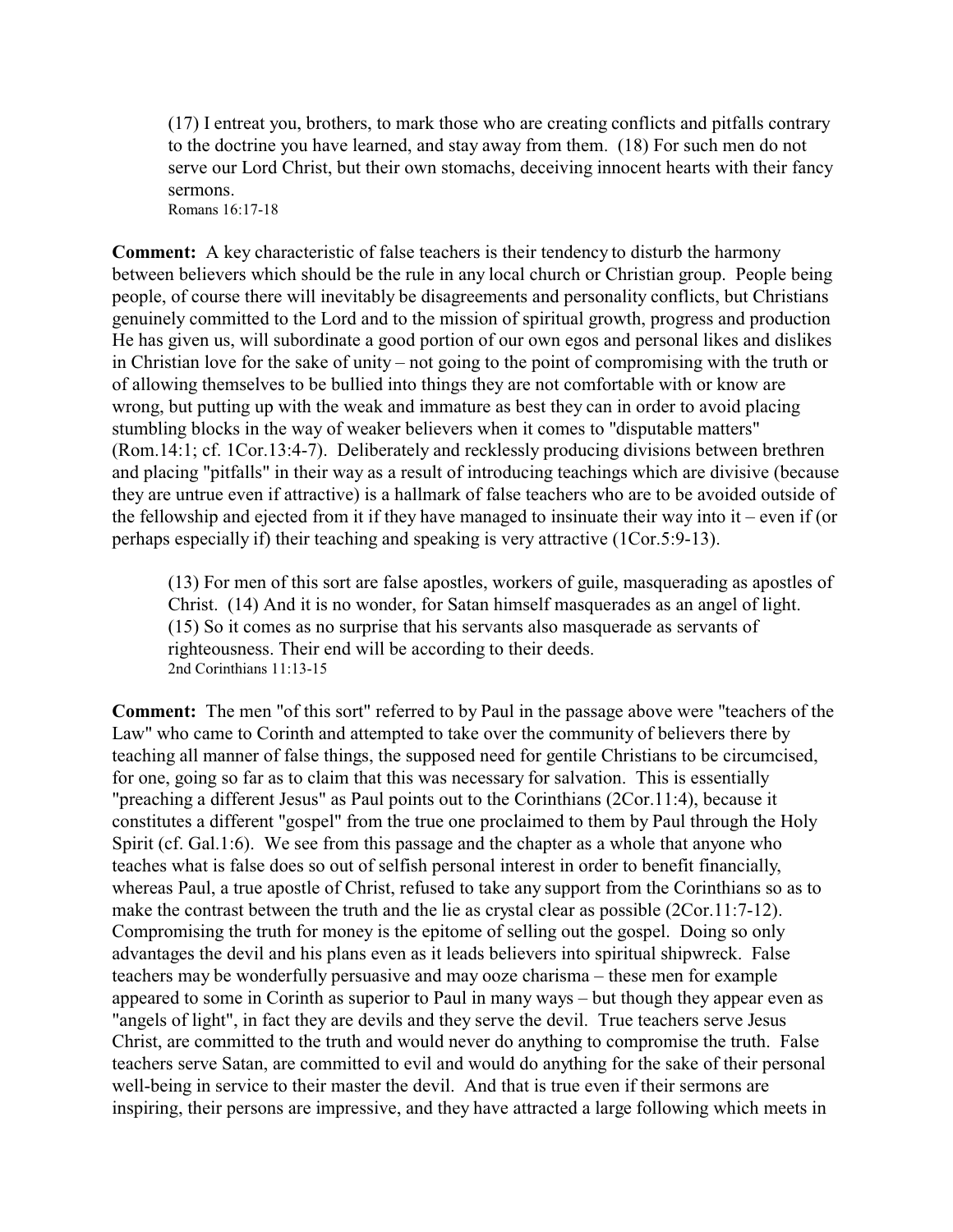> (17) I entreat you, brothers, to mark those who are creating conflicts and pitfalls contrary to the doctrine you have learned, and stay away from them. (18) For such men do not serve our Lord Christ, but their own stomachs, deceiving innocent hearts with their fancy sermons.
> Romans 16:17-18

**Comment:** A key characteristic of false teachers is their tendency to disturb the harmony between believers which should be the rule in any local church or Christian group. People being people, of course there will inevitably be disagreements and personality conflicts, but Christians genuinely committed to the Lord and to the mission of spiritual growth, progress and production He has given us, will subordinate a good portion of our own egos and personal likes and dislikes in Christian love for the sake of unity – not going to the point of compromising with the truth or of allowing themselves to be bullied into things they are not comfortable with or know are wrong, but putting up with the weak and immature as best they can in order to avoid placing stumbling blocks in the way of weaker believers when it comes to "disputable matters" (Rom.14:1; cf. 1Cor.13:4-7). Deliberately and recklessly producing divisions between brethren and placing "pitfalls" in their way as a result of introducing teachings which are divisive (because they are untrue even if attractive) is a hallmark of false teachers who are to be avoided outside of the fellowship and ejected from it if they have managed to insinuate their way into it – even if (or perhaps especially if) their teaching and speaking is very attractive (1Cor.5:9-13).

> (13) For men of this sort are false apostles, workers of guile, masquerading as apostles of Christ. (14) And it is no wonder, for Satan himself masquerades as an angel of light. (15) So it comes as no surprise that his servants also masquerade as servants of righteousness. Their end will be according to their deeds.
> 2nd Corinthians 11:13-15

**Comment:** The men "of this sort" referred to by Paul in the passage above were "teachers of the Law" who came to Corinth and attempted to take over the community of believers there by teaching all manner of false things, the supposed need for gentile Christians to be circumcised, for one, going so far as to claim that this was necessary for salvation. This is essentially "preaching a different Jesus" as Paul points out to the Corinthians (2Cor.11:4), because it constitutes a different "gospel" from the true one proclaimed to them by Paul through the Holy Spirit (cf. Gal.1:6). We see from this passage and the chapter as a whole that anyone who teaches what is false does so out of selfish personal interest in order to benefit financially, whereas Paul, a true apostle of Christ, refused to take any support from the Corinthians so as to make the contrast between the truth and the lie as crystal clear as possible (2Cor.11:7-12). Compromising the truth for money is the epitome of selling out the gospel. Doing so only advantages the devil and his plans even as it leads believers into spiritual shipwreck. False teachers may be wonderfully persuasive and may ooze charisma – these men for example appeared to some in Corinth as superior to Paul in many ways – but though they appear even as "angels of light", in fact they are devils and they serve the devil. True teachers serve Jesus Christ, are committed to the truth and would never do anything to compromise the truth. False teachers serve Satan, are committed to evil and would do anything for the sake of their personal well-being in service to their master the devil. And that is true even if their sermons are inspiring, their persons are impressive, and they have attracted a large following which meets in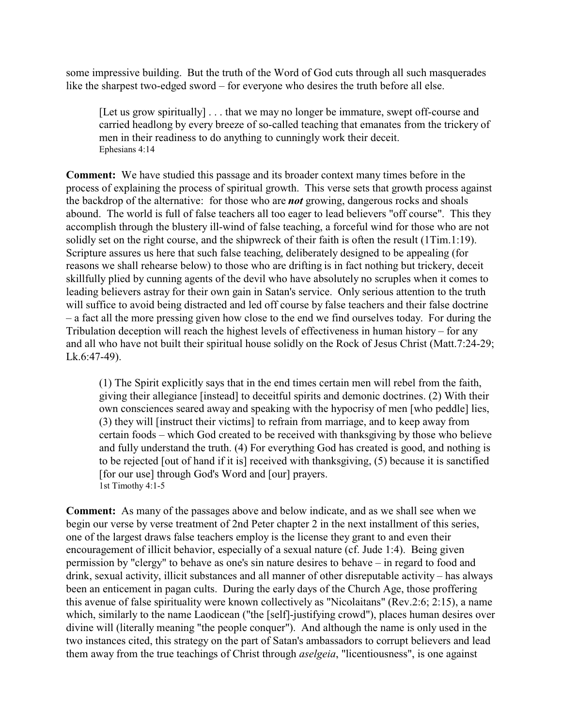some impressive building. But the truth of the Word of God cuts through all such masquerades like the sharpest two-edged sword – for everyone who desires the truth before all else.

> [Let us grow spiritually] . . . that we may no longer be immature, swept off-course and carried headlong by every breeze of so-called teaching that emanates from the trickery of men in their readiness to do anything to cunningly work their deceit.
> Ephesians 4:14

**Comment:** We have studied this passage and its broader context many times before in the process of explaining the process of spiritual growth. This verse sets that growth process against the backdrop of the alternative: for those who are ***not*** growing, dangerous rocks and shoals abound. The world is full of false teachers all too eager to lead believers "off course". This they accomplish through the blustery ill-wind of false teaching, a forceful wind for those who are not solidly set on the right course, and the shipwreck of their faith is often the result (1Tim.1:19). Scripture assures us here that such false teaching, deliberately designed to be appealing (for reasons we shall rehearse below) to those who are drifting is in fact nothing but trickery, deceit skillfully plied by cunning agents of the devil who have absolutely no scruples when it comes to leading believers astray for their own gain in Satan's service. Only serious attention to the truth will suffice to avoid being distracted and led off course by false teachers and their false doctrine – a fact all the more pressing given how close to the end we find ourselves today. For during the Tribulation deception will reach the highest levels of effectiveness in human history – for any and all who have not built their spiritual house solidly on the Rock of Jesus Christ (Matt.7:24-29; Lk.6:47-49).

> (1) The Spirit explicitly says that in the end times certain men will rebel from the faith, giving their allegiance [instead] to deceitful spirits and demonic doctrines. (2) With their own consciences seared away and speaking with the hypocrisy of men [who peddle] lies, (3) they will [instruct their victims] to refrain from marriage, and to keep away from certain foods – which God created to be received with thanksgiving by those who believe and fully understand the truth. (4) For everything God has created is good, and nothing is to be rejected [out of hand if it is] received with thanksgiving, (5) because it is sanctified [for our use] through God's Word and [our] prayers.
> 1st Timothy 4:1-5

**Comment:** As many of the passages above and below indicate, and as we shall see when we begin our verse by verse treatment of 2nd Peter chapter 2 in the next installment of this series, one of the largest draws false teachers employ is the license they grant to and even their encouragement of illicit behavior, especially of a sexual nature (cf. Jude 1:4). Being given permission by "clergy" to behave as one's sin nature desires to behave – in regard to food and drink, sexual activity, illicit substances and all manner of other disreputable activity – has always been an enticement in pagan cults. During the early days of the Church Age, those proffering this avenue of false spirituality were known collectively as "Nicolaitans" (Rev.2:6; 2:15), a name which, similarly to the name Laodicean ("the [self]-justifying crowd"), places human desires over divine will (literally meaning "the people conquer"). And although the name is only used in the two instances cited, this strategy on the part of Satan's ambassadors to corrupt believers and lead them away from the true teachings of Christ through *aselgeia*, "licentiousness", is one against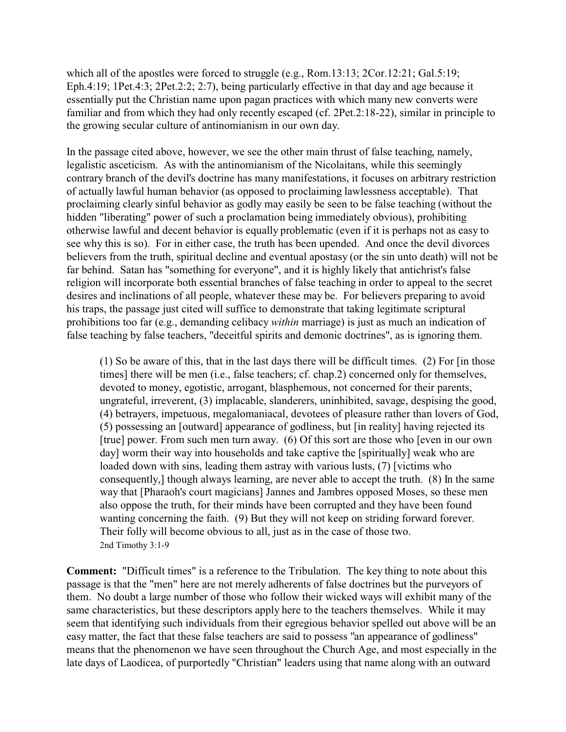which all of the apostles were forced to struggle (e.g., Rom.13:13; 2Cor.12:21; Gal.5:19; Eph.4:19; 1Pet.4:3; 2Pet.2:2; 2:7), being particularly effective in that day and age because it essentially put the Christian name upon pagan practices with which many new converts were familiar and from which they had only recently escaped (cf. 2Pet.2:18-22), similar in principle to the growing secular culture of antinomianism in our own day.

In the passage cited above, however, we see the other main thrust of false teaching, namely, legalistic asceticism. As with the antinomianism of the Nicolaitans, while this seemingly contrary branch of the devil's doctrine has many manifestations, it focuses on arbitrary restriction of actually lawful human behavior (as opposed to proclaiming lawlessness acceptable). That proclaiming clearly sinful behavior as godly may easily be seen to be false teaching (without the hidden "liberating" power of such a proclamation being immediately obvious), prohibiting otherwise lawful and decent behavior is equally problematic (even if it is perhaps not as easy to see why this is so). For in either case, the truth has been upended. And once the devil divorces believers from the truth, spiritual decline and eventual apostasy (or the sin unto death) will not be far behind. Satan has "something for everyone", and it is highly likely that antichrist's false religion will incorporate both essential branches of false teaching in order to appeal to the secret desires and inclinations of all people, whatever these may be. For believers preparing to avoid his traps, the passage just cited will suffice to demonstrate that taking legitimate scriptural prohibitions too far (e.g., demanding celibacy *within* marriage) is just as much an indication of false teaching by false teachers, "deceitful spirits and demonic doctrines", as is ignoring them.

> (1) So be aware of this, that in the last days there will be difficult times. (2) For [in those times] there will be men (i.e., false teachers; cf. chap.2) concerned only for themselves, devoted to money, egotistic, arrogant, blasphemous, not concerned for their parents, ungrateful, irreverent, (3) implacable, slanderers, uninhibited, savage, despising the good, (4) betrayers, impetuous, megalomaniacal, devotees of pleasure rather than lovers of God, (5) possessing an [outward] appearance of godliness, but [in reality] having rejected its [true] power. From such men turn away. (6) Of this sort are those who [even in our own day] worm their way into households and take captive the [spiritually] weak who are loaded down with sins, leading them astray with various lusts, (7) [victims who consequently,] though always learning, are never able to accept the truth. (8) In the same way that [Pharaoh's court magicians] Jannes and Jambres opposed Moses, so these men also oppose the truth, for their minds have been corrupted and they have been found wanting concerning the faith. (9) But they will not keep on striding forward forever. Their folly will become obvious to all, just as in the case of those two.
> 2nd Timothy 3:1-9

**Comment:** "Difficult times" is a reference to the Tribulation. The key thing to note about this passage is that the "men" here are not merely adherents of false doctrines but the purveyors of them. No doubt a large number of those who follow their wicked ways will exhibit many of the same characteristics, but these descriptors apply here to the teachers themselves. While it may seem that identifying such individuals from their egregious behavior spelled out above will be an easy matter, the fact that these false teachers are said to possess "an appearance of godliness" means that the phenomenon we have seen throughout the Church Age, and most especially in the late days of Laodicea, of purportedly "Christian" leaders using that name along with an outward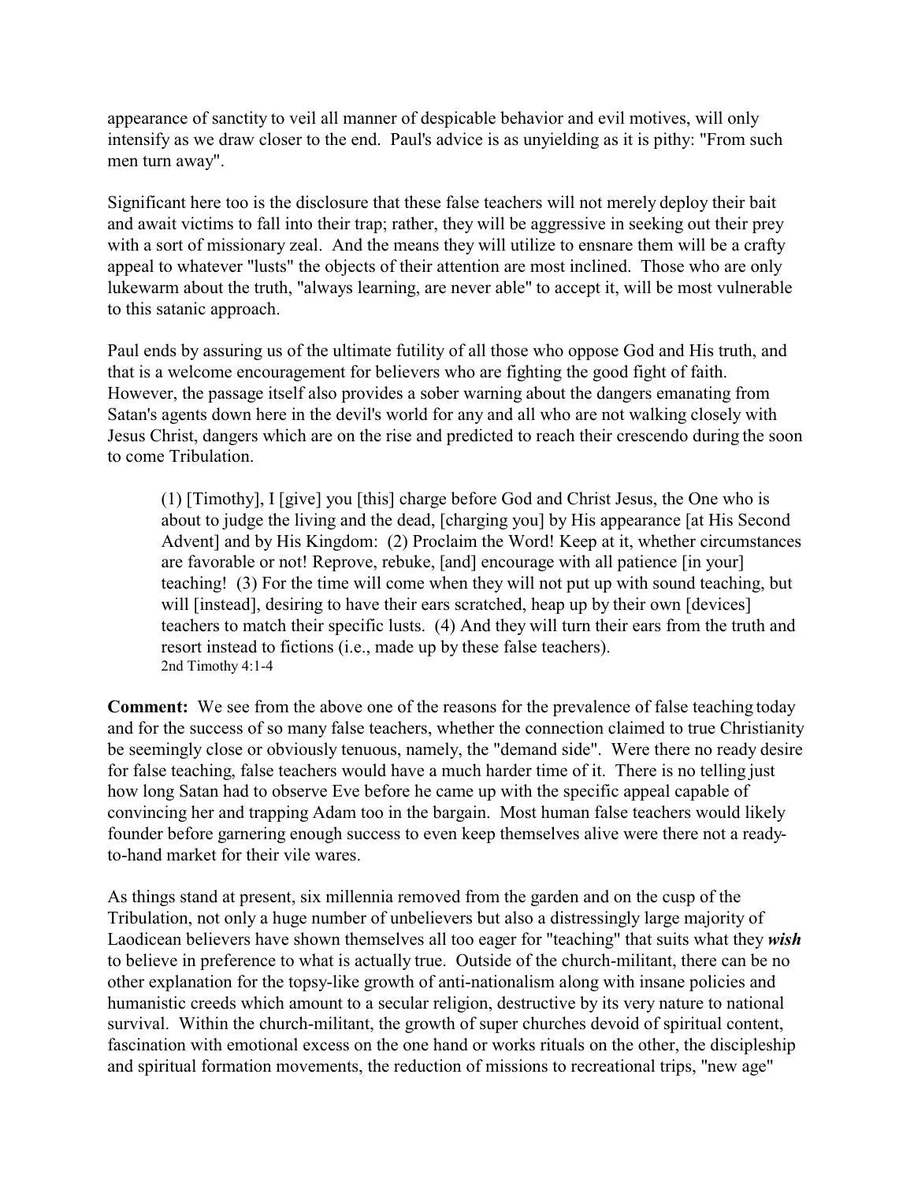appearance of sanctity to veil all manner of despicable behavior and evil motives, will only intensify as we draw closer to the end. Paul's advice is as unyielding as it is pithy: "From such men turn away".

Significant here too is the disclosure that these false teachers will not merely deploy their bait and await victims to fall into their trap; rather, they will be aggressive in seeking out their prey with a sort of missionary zeal. And the means they will utilize to ensnare them will be a crafty appeal to whatever "lusts" the objects of their attention are most inclined. Those who are only lukewarm about the truth, "always learning, are never able" to accept it, will be most vulnerable to this satanic approach.

Paul ends by assuring us of the ultimate futility of all those who oppose God and His truth, and that is a welcome encouragement for believers who are fighting the good fight of faith. However, the passage itself also provides a sober warning about the dangers emanating from Satan's agents down here in the devil's world for any and all who are not walking closely with Jesus Christ, dangers which are on the rise and predicted to reach their crescendo during the soon to come Tribulation.

> (1) [Timothy], I [give] you [this] charge before God and Christ Jesus, the One who is about to judge the living and the dead, [charging you] by His appearance [at His Second Advent] and by His Kingdom: (2) Proclaim the Word! Keep at it, whether circumstances are favorable or not! Reprove, rebuke, [and] encourage with all patience [in your] teaching! (3) For the time will come when they will not put up with sound teaching, but will [instead], desiring to have their ears scratched, heap up by their own [devices] teachers to match their specific lusts. (4) And they will turn their ears from the truth and resort instead to fictions (i.e., made up by these false teachers).
> 2nd Timothy 4:1-4

**Comment:** We see from the above one of the reasons for the prevalence of false teaching today and for the success of so many false teachers, whether the connection claimed to true Christianity be seemingly close or obviously tenuous, namely, the "demand side". Were there no ready desire for false teaching, false teachers would have a much harder time of it. There is no telling just how long Satan had to observe Eve before he came up with the specific appeal capable of convincing her and trapping Adam too in the bargain. Most human false teachers would likely founder before garnering enough success to even keep themselves alive were there not a ready-to-hand market for their vile wares.

As things stand at present, six millennia removed from the garden and on the cusp of the Tribulation, not only a huge number of unbelievers but also a distressingly large majority of Laodicean believers have shown themselves all too eager for "teaching" that suits what they ***wish*** to believe in preference to what is actually true. Outside of the church-militant, there can be no other explanation for the topsy-like growth of anti-nationalism along with insane policies and humanistic creeds which amount to a secular religion, destructive by its very nature to national survival. Within the church-militant, the growth of super churches devoid of spiritual content, fascination with emotional excess on the one hand or works rituals on the other, the discipleship and spiritual formation movements, the reduction of missions to recreational trips, "new age"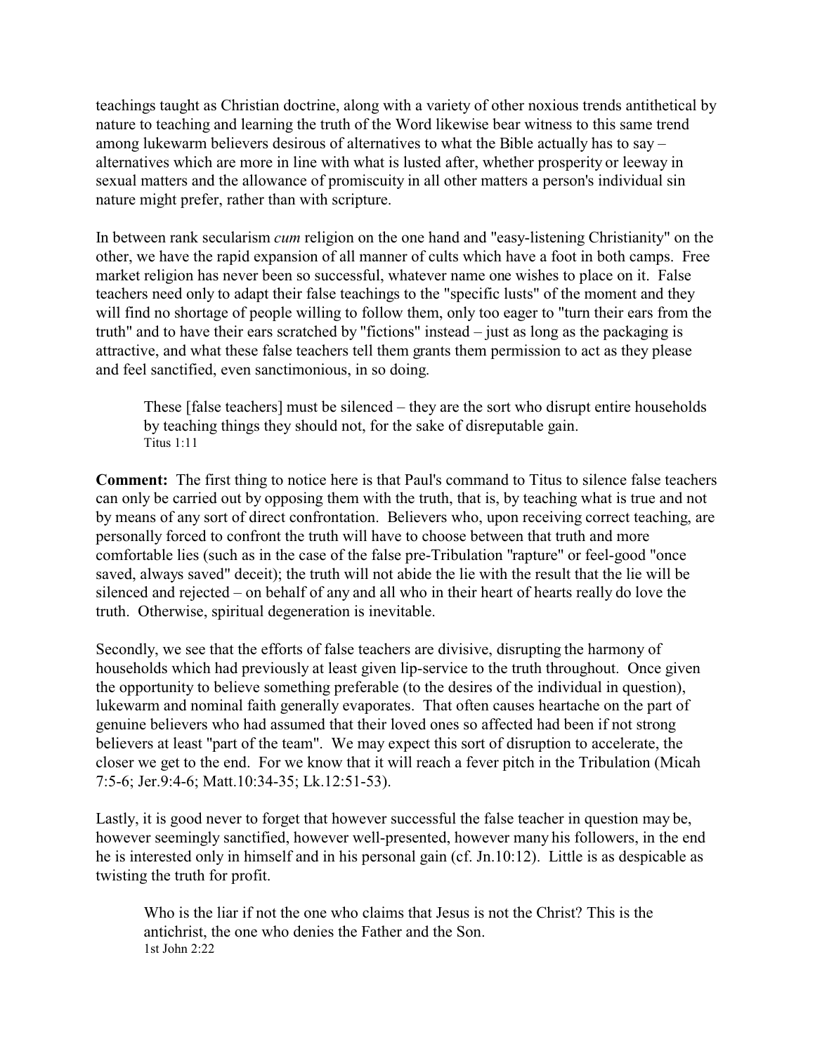teachings taught as Christian doctrine, along with a variety of other noxious trends antithetical by nature to teaching and learning the truth of the Word likewise bear witness to this same trend among lukewarm believers desirous of alternatives to what the Bible actually has to say – alternatives which are more in line with what is lusted after, whether prosperity or leeway in sexual matters and the allowance of promiscuity in all other matters a person's individual sin nature might prefer, rather than with scripture.

In between rank secularism *cum* religion on the one hand and "easy-listening Christianity" on the other, we have the rapid expansion of all manner of cults which have a foot in both camps. Free market religion has never been so successful, whatever name one wishes to place on it. False teachers need only to adapt their false teachings to the "specific lusts" of the moment and they will find no shortage of people willing to follow them, only too eager to "turn their ears from the truth" and to have their ears scratched by "fictions" instead – just as long as the packaging is attractive, and what these false teachers tell them grants them permission to act as they please and feel sanctified, even sanctimonious, in so doing.

> These [false teachers] must be silenced – they are the sort who disrupt entire households by teaching things they should not, for the sake of disreputable gain.
> Titus 1:11

**Comment:** The first thing to notice here is that Paul's command to Titus to silence false teachers can only be carried out by opposing them with the truth, that is, by teaching what is true and not by means of any sort of direct confrontation. Believers who, upon receiving correct teaching, are personally forced to confront the truth will have to choose between that truth and more comfortable lies (such as in the case of the false pre-Tribulation "rapture" or feel-good "once saved, always saved" deceit); the truth will not abide the lie with the result that the lie will be silenced and rejected – on behalf of any and all who in their heart of hearts really do love the truth. Otherwise, spiritual degeneration is inevitable.

Secondly, we see that the efforts of false teachers are divisive, disrupting the harmony of households which had previously at least given lip-service to the truth throughout. Once given the opportunity to believe something preferable (to the desires of the individual in question), lukewarm and nominal faith generally evaporates. That often causes heartache on the part of genuine believers who had assumed that their loved ones so affected had been if not strong believers at least "part of the team". We may expect this sort of disruption to accelerate, the closer we get to the end. For we know that it will reach a fever pitch in the Tribulation (Micah 7:5-6; Jer.9:4-6; Matt.10:34-35; Lk.12:51-53).

Lastly, it is good never to forget that however successful the false teacher in question may be, however seemingly sanctified, however well-presented, however many his followers, in the end he is interested only in himself and in his personal gain (cf. Jn.10:12). Little is as despicable as twisting the truth for profit.

> Who is the liar if not the one who claims that Jesus is not the Christ? This is the antichrist, the one who denies the Father and the Son.
> 1st John 2:22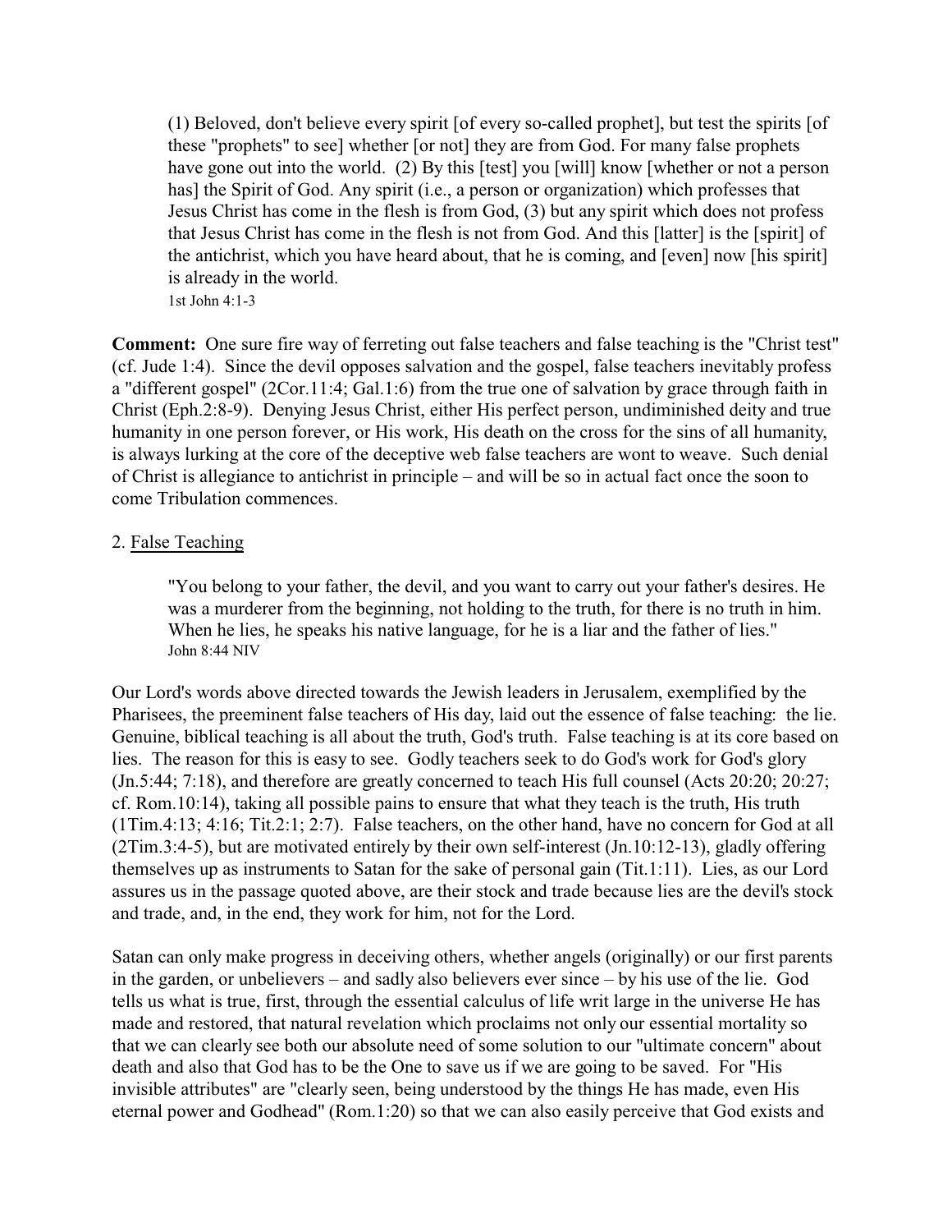> (1) Beloved, don't believe every spirit [of every so-called prophet], but test the spirits [of these "prophets" to see] whether [or not] they are from God. For many false prophets have gone out into the world. (2) By this [test] you [will] know [whether or not a person has] the Spirit of God. Any spirit (i.e., a person or organization) which professes that Jesus Christ has come in the flesh is from God, (3) but any spirit which does not profess that Jesus Christ has come in the flesh is not from God. And this [latter] is the [spirit] of the antichrist, which you have heard about, that he is coming, and [even] now [his spirit] is already in the world.
> 1st John 4:1-3

**Comment:** One sure fire way of ferreting out false teachers and false teaching is the "Christ test" (cf. Jude 1:4). Since the devil opposes salvation and the gospel, false teachers inevitably profess a "different gospel" (2Cor.11:4; Gal.1:6) from the true one of salvation by grace through faith in Christ (Eph.2:8-9). Denying Jesus Christ, either His perfect person, undiminished deity and true humanity in one person forever, or His work, His death on the cross for the sins of all humanity, is always lurking at the core of the deceptive web false teachers are wont to weave. Such denial of Christ is allegiance to antichrist in principle – and will be so in actual fact once the soon to come Tribulation commences.

2. False Teaching

> "You belong to your father, the devil, and you want to carry out your father's desires. He was a murderer from the beginning, not holding to the truth, for there is no truth in him. When he lies, he speaks his native language, for he is a liar and the father of lies."
> John 8:44 NIV

Our Lord's words above directed towards the Jewish leaders in Jerusalem, exemplified by the Pharisees, the preeminent false teachers of His day, laid out the essence of false teaching: the lie. Genuine, biblical teaching is all about the truth, God's truth. False teaching is at its core based on lies. The reason for this is easy to see. Godly teachers seek to do God's work for God's glory (Jn.5:44; 7:18), and therefore are greatly concerned to teach His full counsel (Acts 20:20; 20:27; cf. Rom.10:14), taking all possible pains to ensure that what they teach is the truth, His truth (1Tim.4:13; 4:16; Tit.2:1; 2:7). False teachers, on the other hand, have no concern for God at all (2Tim.3:4-5), but are motivated entirely by their own self-interest (Jn.10:12-13), gladly offering themselves up as instruments to Satan for the sake of personal gain (Tit.1:11). Lies, as our Lord assures us in the passage quoted above, are their stock and trade because lies are the devil's stock and trade, and, in the end, they work for him, not for the Lord.

Satan can only make progress in deceiving others, whether angels (originally) or our first parents in the garden, or unbelievers – and sadly also believers ever since – by his use of the lie. God tells us what is true, first, through the essential calculus of life writ large in the universe He has made and restored, that natural revelation which proclaims not only our essential mortality so that we can clearly see both our absolute need of some solution to our "ultimate concern" about death and also that God has to be the One to save us if we are going to be saved. For "His invisible attributes" are "clearly seen, being understood by the things He has made, even His eternal power and Godhead" (Rom.1:20) so that we can also easily perceive that God exists and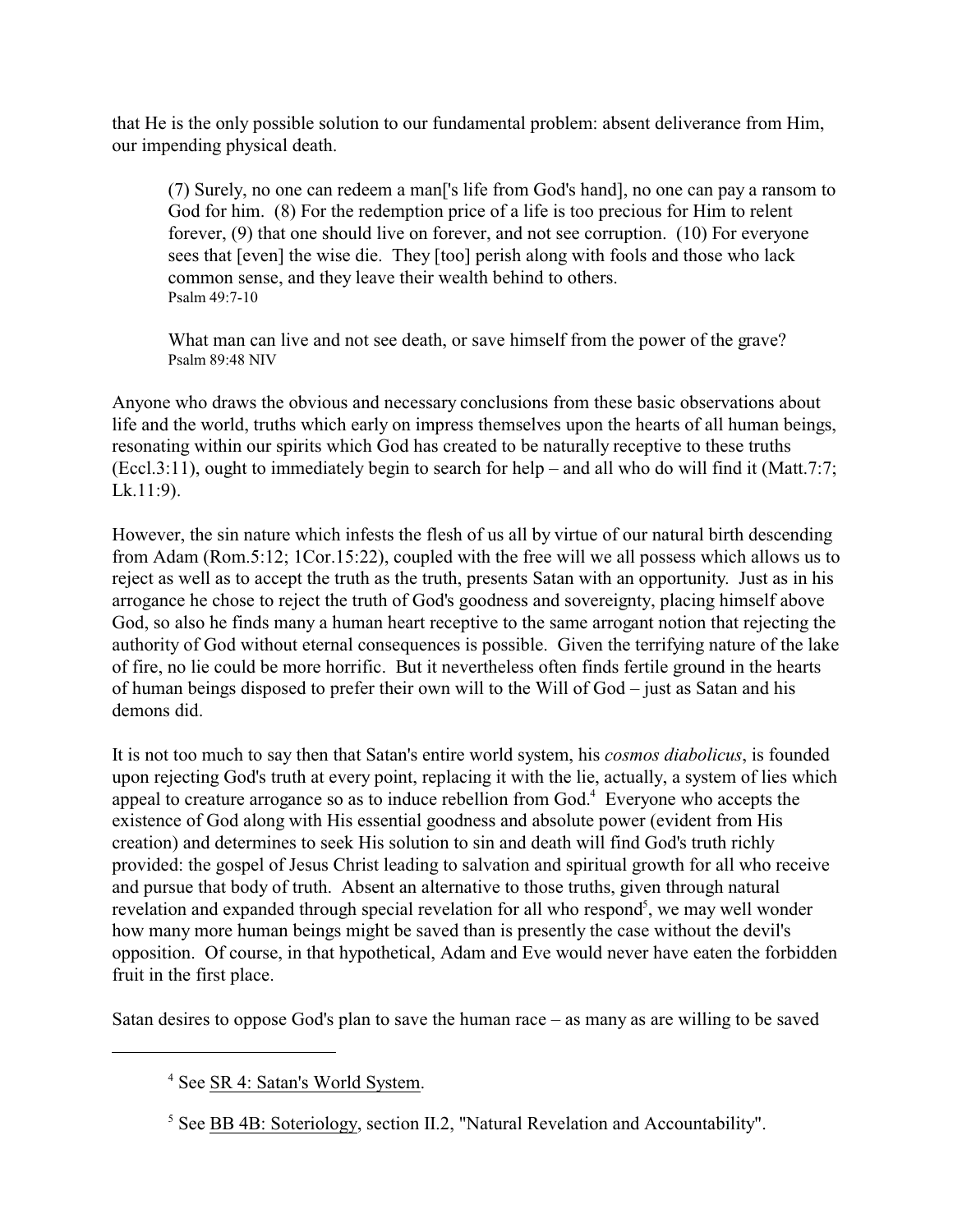that He is the only possible solution to our fundamental problem: absent deliverance from Him, our impending physical death.

> (7) Surely, no one can redeem a man['s life from God's hand], no one can pay a ransom to God for him. (8) For the redemption price of a life is too precious for Him to relent forever, (9) that one should live on forever, and not see corruption. (10) For everyone sees that [even] the wise die. They [too] perish along with fools and those who lack common sense, and they leave their wealth behind to others.
> Psalm 49:7-10

> What man can live and not see death, or save himself from the power of the grave?
> Psalm 89:48 NIV

Anyone who draws the obvious and necessary conclusions from these basic observations about life and the world, truths which early on impress themselves upon the hearts of all human beings, resonating within our spirits which God has created to be naturally receptive to these truths (Eccl.3:11), ought to immediately begin to search for help – and all who do will find it (Matt.7:7; Lk.11:9).

However, the sin nature which infests the flesh of us all by virtue of our natural birth descending from Adam (Rom.5:12; 1Cor.15:22), coupled with the free will we all possess which allows us to reject as well as to accept the truth as the truth, presents Satan with an opportunity. Just as in his arrogance he chose to reject the truth of God's goodness and sovereignty, placing himself above God, so also he finds many a human heart receptive to the same arrogant notion that rejecting the authority of God without eternal consequences is possible. Given the terrifying nature of the lake of fire, no lie could be more horrific. But it nevertheless often finds fertile ground in the hearts of human beings disposed to prefer their own will to the Will of God – just as Satan and his demons did.

It is not too much to say then that Satan's entire world system, his *cosmos diabolicus*, is founded upon rejecting God's truth at every point, replacing it with the lie, actually, a system of lies which appeal to creature arrogance so as to induce rebellion from God.[4] Everyone who accepts the existence of God along with His essential goodness and absolute power (evident from His creation) and determines to seek His solution to sin and death will find God's truth richly provided: the gospel of Jesus Christ leading to salvation and spiritual growth for all who receive and pursue that body of truth. Absent an alternative to those truths, given through natural revelation and expanded through special revelation for all who respond[5], we may well wonder how many more human beings might be saved than is presently the case without the devil's opposition. Of course, in that hypothetical, Adam and Eve would never have eaten the forbidden fruit in the first place.

Satan desires to oppose God's plan to save the human race – as many as are willing to be saved

---

[4] See SR 4: Satan's World System.

[5] See BB 4B: Soteriology, section II.2, "Natural Revelation and Accountability".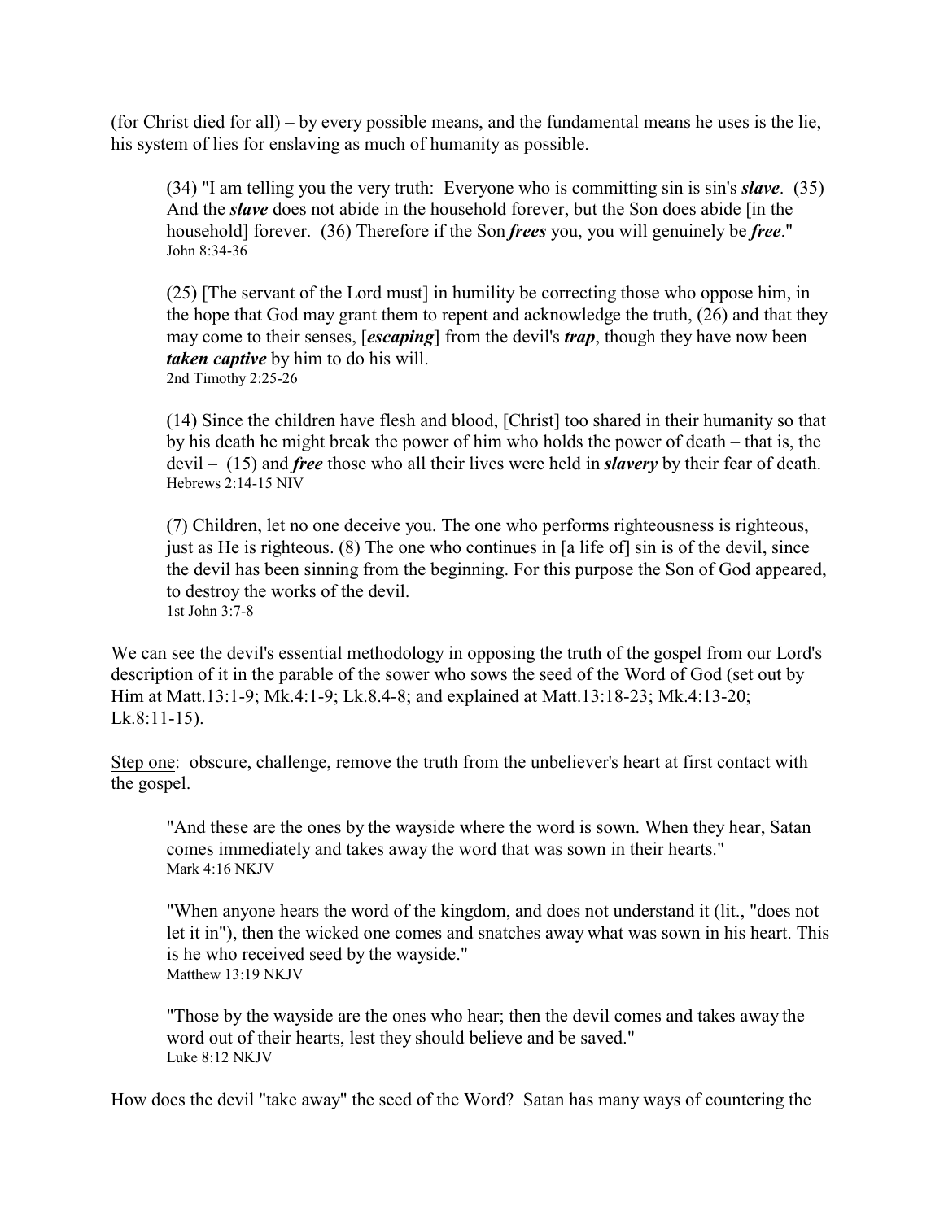(for Christ died for all) – by every possible means, and the fundamental means he uses is the lie, his system of lies for enslaving as much of humanity as possible.

> (34) "I am telling you the very truth: Everyone who is committing sin is sin's ***slave***. (35) And the ***slave*** does not abide in the household forever, but the Son does abide [in the household] forever. (36) Therefore if the Son ***frees*** you, you will genuinely be ***free***."
> John 8:34-36

> (25) [The servant of the Lord must] in humility be correcting those who oppose him, in the hope that God may grant them to repent and acknowledge the truth, (26) and that they may come to their senses, [***escaping***] from the devil's ***trap***, though they have now been ***taken captive*** by him to do his will.
> 2nd Timothy 2:25-26

> (14) Since the children have flesh and blood, [Christ] too shared in their humanity so that by his death he might break the power of him who holds the power of death – that is, the devil – (15) and ***free*** those who all their lives were held in ***slavery*** by their fear of death.
> Hebrews 2:14-15 NIV

> (7) Children, let no one deceive you. The one who performs righteousness is righteous, just as He is righteous. (8) The one who continues in [a life of] sin is of the devil, since the devil has been sinning from the beginning. For this purpose the Son of God appeared, to destroy the works of the devil.
> 1st John 3:7-8

We can see the devil's essential methodology in opposing the truth of the gospel from our Lord's description of it in the parable of the sower who sows the seed of the Word of God (set out by Him at Matt.13:1-9; Mk.4:1-9; Lk.8.4-8; and explained at Matt.13:18-23; Mk.4:13-20; Lk.8:11-15).

<u>Step one</u>: obscure, challenge, remove the truth from the unbeliever's heart at first contact with the gospel.

> "And these are the ones by the wayside where the word is sown. When they hear, Satan comes immediately and takes away the word that was sown in their hearts."
> Mark 4:16 NKJV

> "When anyone hears the word of the kingdom, and does not understand it (lit., "does not let it in"), then the wicked one comes and snatches away what was sown in his heart. This is he who received seed by the wayside."
> Matthew 13:19 NKJV

> "Those by the wayside are the ones who hear; then the devil comes and takes away the word out of their hearts, lest they should believe and be saved."
> Luke 8:12 NKJV

How does the devil "take away" the seed of the Word? Satan has many ways of countering the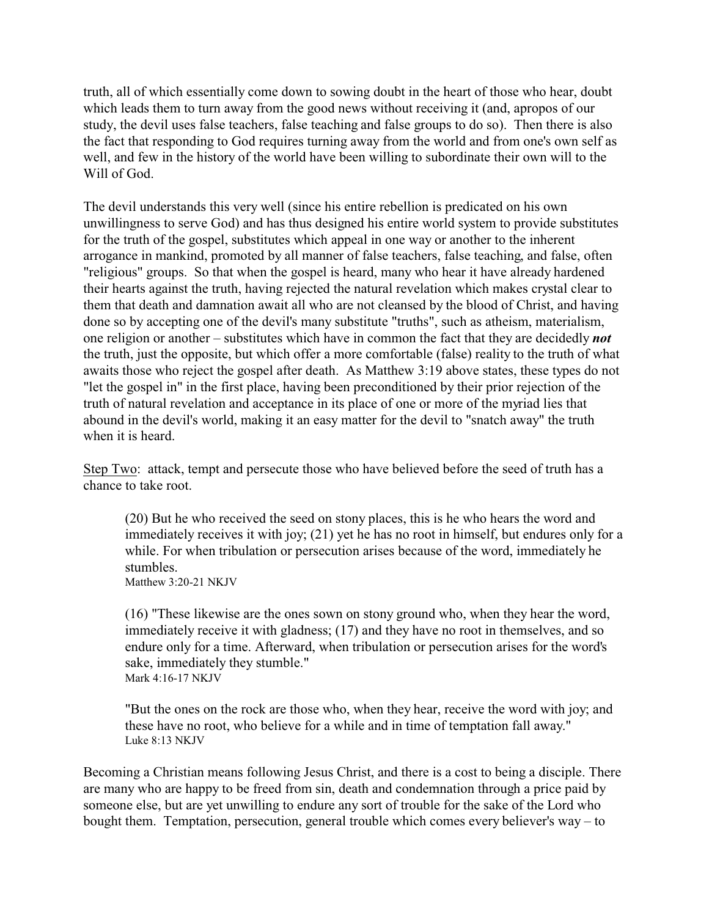truth, all of which essentially come down to sowing doubt in the heart of those who hear, doubt which leads them to turn away from the good news without receiving it (and, apropos of our study, the devil uses false teachers, false teaching and false groups to do so). Then there is also the fact that responding to God requires turning away from the world and from one's own self as well, and few in the history of the world have been willing to subordinate their own will to the Will of God.

The devil understands this very well (since his entire rebellion is predicated on his own unwillingness to serve God) and has thus designed his entire world system to provide substitutes for the truth of the gospel, substitutes which appeal in one way or another to the inherent arrogance in mankind, promoted by all manner of false teachers, false teaching, and false, often "religious" groups. So that when the gospel is heard, many who hear it have already hardened their hearts against the truth, having rejected the natural revelation which makes crystal clear to them that death and damnation await all who are not cleansed by the blood of Christ, and having done so by accepting one of the devil's many substitute "truths", such as atheism, materialism, one religion or another – substitutes which have in common the fact that they are decidedly ***not*** the truth, just the opposite, but which offer a more comfortable (false) reality to the truth of what awaits those who reject the gospel after death. As Matthew 3:19 above states, these types do not "let the gospel in" in the first place, having been preconditioned by their prior rejection of the truth of natural revelation and acceptance in its place of one or more of the myriad lies that abound in the devil's world, making it an easy matter for the devil to "snatch away" the truth when it is heard.

<u>Step Two</u>: attack, tempt and persecute those who have believed before the seed of truth has a chance to take root.

> (20) But he who received the seed on stony places, this is he who hears the word and immediately receives it with joy; (21) yet he has no root in himself, but endures only for a while. For when tribulation or persecution arises because of the word, immediately he stumbles.
> Matthew 3:20-21 NKJV

> (16) "These likewise are the ones sown on stony ground who, when they hear the word, immediately receive it with gladness; (17) and they have no root in themselves, and so endure only for a time. Afterward, when tribulation or persecution arises for the word's sake, immediately they stumble."
> Mark 4:16-17 NKJV

> "But the ones on the rock are those who, when they hear, receive the word with joy; and these have no root, who believe for a while and in time of temptation fall away."
> Luke 8:13 NKJV

Becoming a Christian means following Jesus Christ, and there is a cost to being a disciple. There are many who are happy to be freed from sin, death and condemnation through a price paid by someone else, but are yet unwilling to endure any sort of trouble for the sake of the Lord who bought them. Temptation, persecution, general trouble which comes every believer's way – to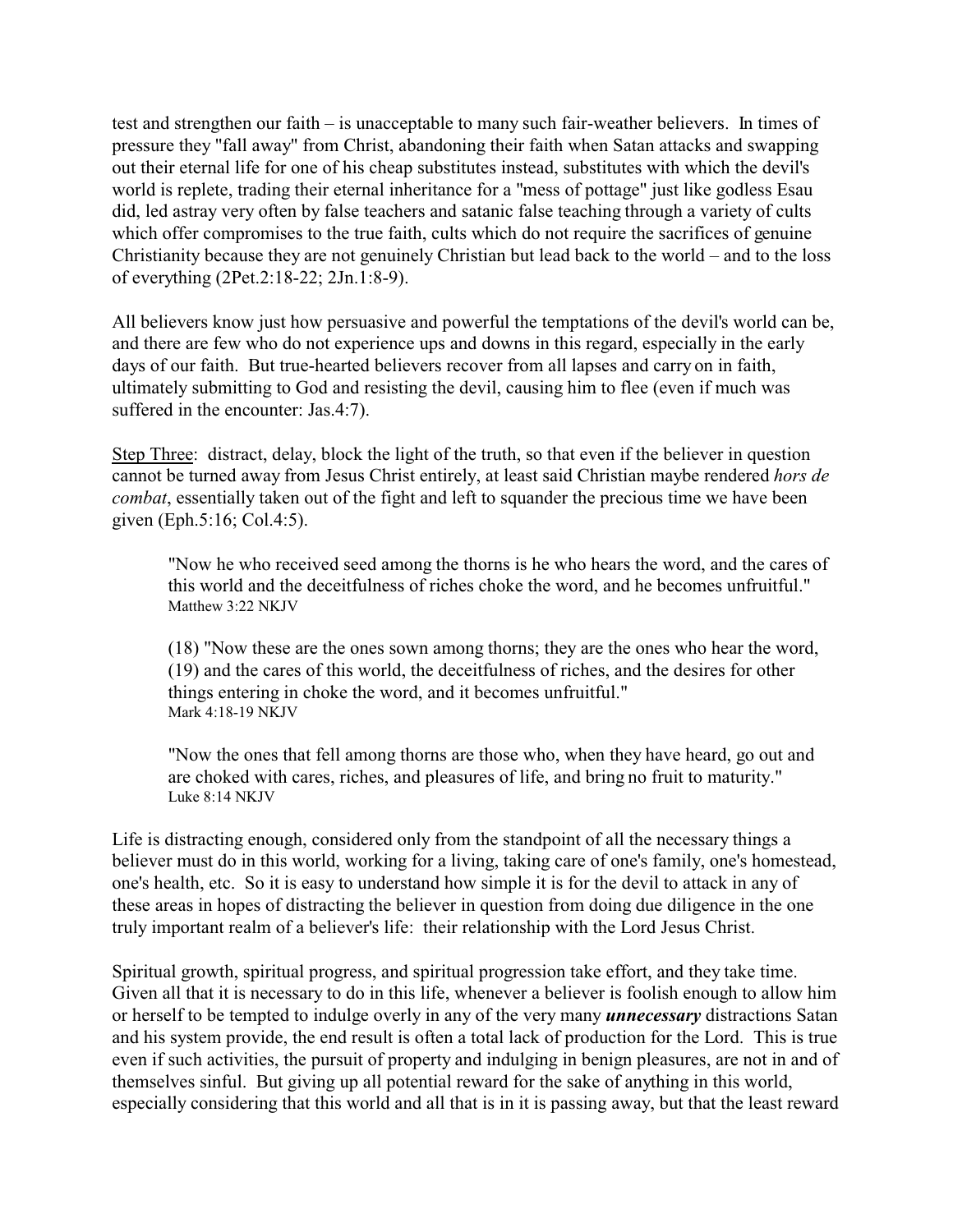test and strengthen our faith – is unacceptable to many such fair-weather believers. In times of pressure they "fall away" from Christ, abandoning their faith when Satan attacks and swapping out their eternal life for one of his cheap substitutes instead, substitutes with which the devil's world is replete, trading their eternal inheritance for a "mess of pottage" just like godless Esau did, led astray very often by false teachers and satanic false teaching through a variety of cults which offer compromises to the true faith, cults which do not require the sacrifices of genuine Christianity because they are not genuinely Christian but lead back to the world – and to the loss of everything (2Pet.2:18-22; 2Jn.1:8-9).

All believers know just how persuasive and powerful the temptations of the devil's world can be, and there are few who do not experience ups and downs in this regard, especially in the early days of our faith. But true-hearted believers recover from all lapses and carry on in faith, ultimately submitting to God and resisting the devil, causing him to flee (even if much was suffered in the encounter: Jas.4:7).

<u>Step Three</u>: distract, delay, block the light of the truth, so that even if the believer in question cannot be turned away from Jesus Christ entirely, at least said Christian maybe rendered *hors de combat*, essentially taken out of the fight and left to squander the precious time we have been given (Eph.5:16; Col.4:5).

> "Now he who received seed among the thorns is he who hears the word, and the cares of this world and the deceitfulness of riches choke the word, and he becomes unfruitful."
> Matthew 3:22 NKJV
>
> (18) "Now these are the ones sown among thorns; they are the ones who hear the word, (19) and the cares of this world, the deceitfulness of riches, and the desires for other things entering in choke the word, and it becomes unfruitful."
> Mark 4:18-19 NKJV
>
> "Now the ones that fell among thorns are those who, when they have heard, go out and are choked with cares, riches, and pleasures of life, and bring no fruit to maturity."
> Luke 8:14 NKJV

Life is distracting enough, considered only from the standpoint of all the necessary things a believer must do in this world, working for a living, taking care of one's family, one's homestead, one's health, etc. So it is easy to understand how simple it is for the devil to attack in any of these areas in hopes of distracting the believer in question from doing due diligence in the one truly important realm of a believer's life: their relationship with the Lord Jesus Christ.

Spiritual growth, spiritual progress, and spiritual progression take effort, and they take time. Given all that it is necessary to do in this life, whenever a believer is foolish enough to allow him or herself to be tempted to indulge overly in any of the very many ***unnecessary*** distractions Satan and his system provide, the end result is often a total lack of production for the Lord. This is true even if such activities, the pursuit of property and indulging in benign pleasures, are not in and of themselves sinful. But giving up all potential reward for the sake of anything in this world, especially considering that this world and all that is in it is passing away, but that the least reward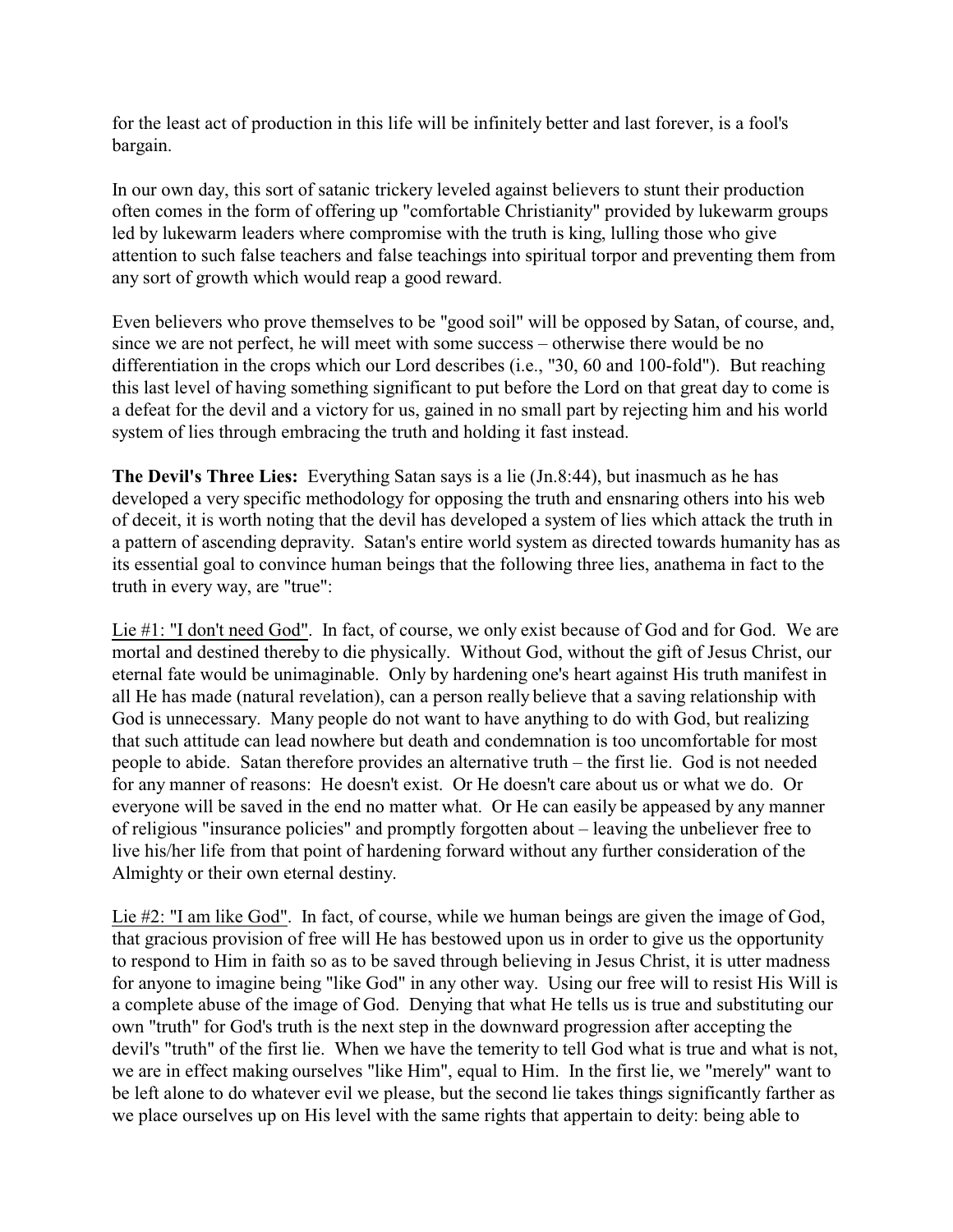for the least act of production in this life will be infinitely better and last forever, is a fool's bargain.

In our own day, this sort of satanic trickery leveled against believers to stunt their production often comes in the form of offering up "comfortable Christianity" provided by lukewarm groups led by lukewarm leaders where compromise with the truth is king, lulling those who give attention to such false teachers and false teachings into spiritual torpor and preventing them from any sort of growth which would reap a good reward.

Even believers who prove themselves to be "good soil" will be opposed by Satan, of course, and, since we are not perfect, he will meet with some success – otherwise there would be no differentiation in the crops which our Lord describes (i.e., "30, 60 and 100-fold"). But reaching this last level of having something significant to put before the Lord on that great day to come is a defeat for the devil and a victory for us, gained in no small part by rejecting him and his world system of lies through embracing the truth and holding it fast instead.

**The Devil's Three Lies:** Everything Satan says is a lie (Jn.8:44), but inasmuch as he has developed a very specific methodology for opposing the truth and ensnaring others into his web of deceit, it is worth noting that the devil has developed a system of lies which attack the truth in a pattern of ascending depravity. Satan's entire world system as directed towards humanity has as its essential goal to convince human beings that the following three lies, anathema in fact to the truth in every way, are "true":

<u>Lie #1: "I don't need God"</u>. In fact, of course, we only exist because of God and for God. We are mortal and destined thereby to die physically. Without God, without the gift of Jesus Christ, our eternal fate would be unimaginable. Only by hardening one's heart against His truth manifest in all He has made (natural revelation), can a person really believe that a saving relationship with God is unnecessary. Many people do not want to have anything to do with God, but realizing that such attitude can lead nowhere but death and condemnation is too uncomfortable for most people to abide. Satan therefore provides an alternative truth – the first lie. God is not needed for any manner of reasons: He doesn't exist. Or He doesn't care about us or what we do. Or everyone will be saved in the end no matter what. Or He can easily be appeased by any manner of religious "insurance policies" and promptly forgotten about – leaving the unbeliever free to live his/her life from that point of hardening forward without any further consideration of the Almighty or their own eternal destiny.

<u>Lie #2: "I am like God"</u>. In fact, of course, while we human beings are given the image of God, that gracious provision of free will He has bestowed upon us in order to give us the opportunity to respond to Him in faith so as to be saved through believing in Jesus Christ, it is utter madness for anyone to imagine being "like God" in any other way. Using our free will to resist His Will is a complete abuse of the image of God. Denying that what He tells us is true and substituting our own "truth" for God's truth is the next step in the downward progression after accepting the devil's "truth" of the first lie. When we have the temerity to tell God what is true and what is not, we are in effect making ourselves "like Him", equal to Him. In the first lie, we "merely" want to be left alone to do whatever evil we please, but the second lie takes things significantly farther as we place ourselves up on His level with the same rights that appertain to deity: being able to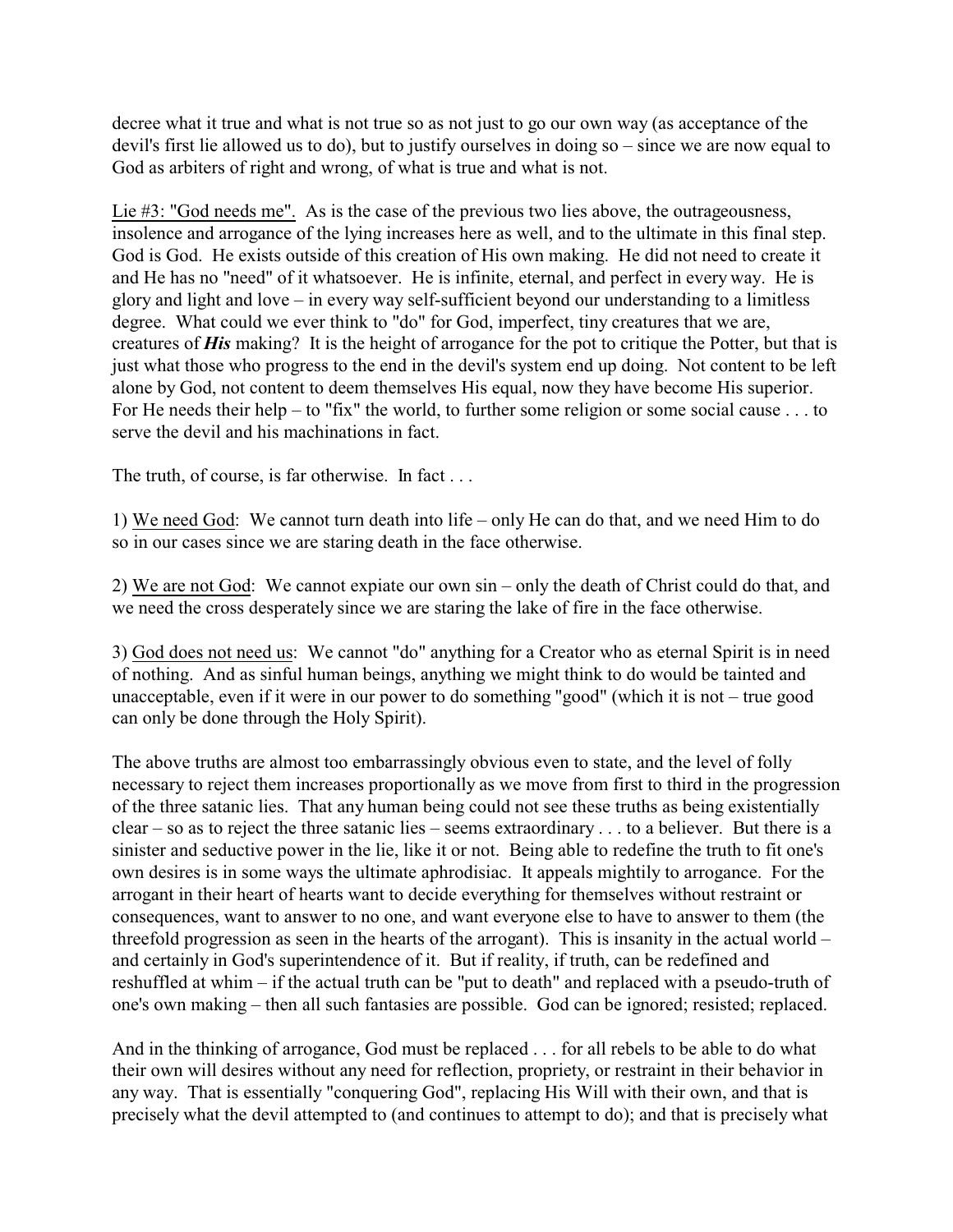decree what it true and what is not true so as not just to go our own way (as acceptance of the devil's first lie allowed us to do), but to justify ourselves in doing so – since we are now equal to God as arbiters of right and wrong, of what is true and what is not.

<u>Lie #3: "God needs me".</u> As is the case of the previous two lies above, the outrageousness, insolence and arrogance of the lying increases here as well, and to the ultimate in this final step. God is God. He exists outside of this creation of His own making. He did not need to create it and He has no "need" of it whatsoever. He is infinite, eternal, and perfect in every way. He is glory and light and love – in every way self-sufficient beyond our understanding to a limitless degree. What could we ever think to "do" for God, imperfect, tiny creatures that we are, creatures of ***His*** making? It is the height of arrogance for the pot to critique the Potter, but that is just what those who progress to the end in the devil's system end up doing. Not content to be left alone by God, not content to deem themselves His equal, now they have become His superior. For He needs their help – to "fix" the world, to further some religion or some social cause . . . to serve the devil and his machinations in fact.

The truth, of course, is far otherwise. In fact . . .

1) <u>We need God</u>: We cannot turn death into life – only He can do that, and we need Him to do so in our cases since we are staring death in the face otherwise.

2) <u>We are not God</u>: We cannot expiate our own sin – only the death of Christ could do that, and we need the cross desperately since we are staring the lake of fire in the face otherwise.

3) <u>God does not need us</u>: We cannot "do" anything for a Creator who as eternal Spirit is in need of nothing. And as sinful human beings, anything we might think to do would be tainted and unacceptable, even if it were in our power to do something "good" (which it is not – true good can only be done through the Holy Spirit).

The above truths are almost too embarrassingly obvious even to state, and the level of folly necessary to reject them increases proportionally as we move from first to third in the progression of the three satanic lies. That any human being could not see these truths as being existentially clear – so as to reject the three satanic lies – seems extraordinary . . . to a believer. But there is a sinister and seductive power in the lie, like it or not. Being able to redefine the truth to fit one's own desires is in some ways the ultimate aphrodisiac. It appeals mightily to arrogance. For the arrogant in their heart of hearts want to decide everything for themselves without restraint or consequences, want to answer to no one, and want everyone else to have to answer to them (the threefold progression as seen in the hearts of the arrogant). This is insanity in the actual world – and certainly in God's superintendence of it. But if reality, if truth, can be redefined and reshuffled at whim – if the actual truth can be "put to death" and replaced with a pseudo-truth of one's own making – then all such fantasies are possible. God can be ignored; resisted; replaced.

And in the thinking of arrogance, God must be replaced . . . for all rebels to be able to do what their own will desires without any need for reflection, propriety, or restraint in their behavior in any way. That is essentially "conquering God", replacing His Will with their own, and that is precisely what the devil attempted to (and continues to attempt to do); and that is precisely what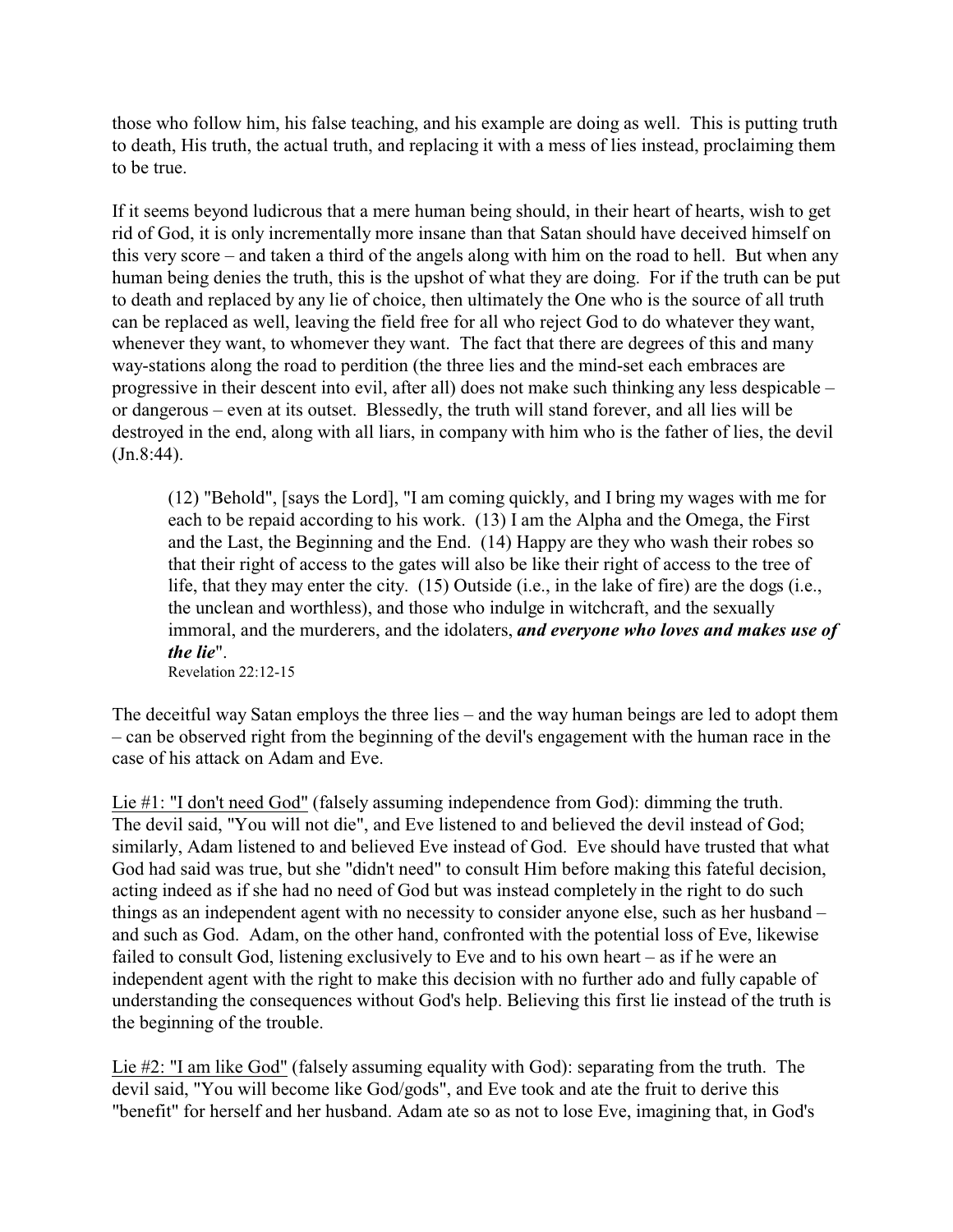those who follow him, his false teaching, and his example are doing as well. This is putting truth to death, His truth, the actual truth, and replacing it with a mess of lies instead, proclaiming them to be true.

If it seems beyond ludicrous that a mere human being should, in their heart of hearts, wish to get rid of God, it is only incrementally more insane than that Satan should have deceived himself on this very score – and taken a third of the angels along with him on the road to hell. But when any human being denies the truth, this is the upshot of what they are doing. For if the truth can be put to death and replaced by any lie of choice, then ultimately the One who is the source of all truth can be replaced as well, leaving the field free for all who reject God to do whatever they want, whenever they want, to whomever they want. The fact that there are degrees of this and many way-stations along the road to perdition (the three lies and the mind-set each embraces are progressive in their descent into evil, after all) does not make such thinking any less despicable – or dangerous – even at its outset. Blessedly, the truth will stand forever, and all lies will be destroyed in the end, along with all liars, in company with him who is the father of lies, the devil (Jn.8:44).

> (12) "Behold", [says the Lord], "I am coming quickly, and I bring my wages with me for each to be repaid according to his work. (13) I am the Alpha and the Omega, the First and the Last, the Beginning and the End. (14) Happy are they who wash their robes so that their right of access to the gates will also be like their right of access to the tree of life, that they may enter the city. (15) Outside (i.e., in the lake of fire) are the dogs (i.e., the unclean and worthless), and those who indulge in witchcraft, and the sexually immoral, and the murderers, and the idolaters, ***and everyone who loves and makes use of the lie***".
> Revelation 22:12-15

The deceitful way Satan employs the three lies – and the way human beings are led to adopt them – can be observed right from the beginning of the devil's engagement with the human race in the case of his attack on Adam and Eve.

Lie #1: "I don't need God" (falsely assuming independence from God): dimming the truth. The devil said, "You will not die", and Eve listened to and believed the devil instead of God; similarly, Adam listened to and believed Eve instead of God. Eve should have trusted that what God had said was true, but she "didn't need" to consult Him before making this fateful decision, acting indeed as if she had no need of God but was instead completely in the right to do such things as an independent agent with no necessity to consider anyone else, such as her husband – and such as God. Adam, on the other hand, confronted with the potential loss of Eve, likewise failed to consult God, listening exclusively to Eve and to his own heart – as if he were an independent agent with the right to make this decision with no further ado and fully capable of understanding the consequences without God's help. Believing this first lie instead of the truth is the beginning of the trouble.

Lie #2: "I am like God" (falsely assuming equality with God): separating from the truth. The devil said, "You will become like God/gods", and Eve took and ate the fruit to derive this "benefit" for herself and her husband. Adam ate so as not to lose Eve, imagining that, in God's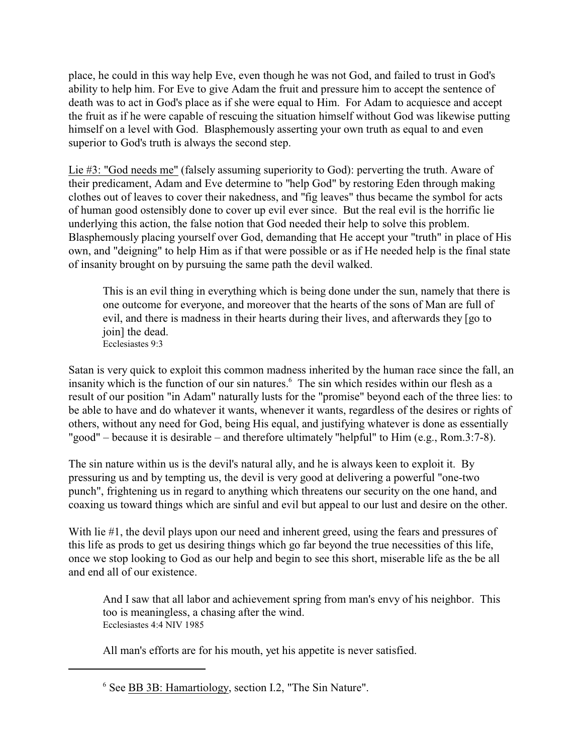place, he could in this way help Eve, even though he was not God, and failed to trust in God's ability to help him. For Eve to give Adam the fruit and pressure him to accept the sentence of death was to act in God's place as if she were equal to Him. For Adam to acquiesce and accept the fruit as if he were capable of rescuing the situation himself without God was likewise putting himself on a level with God. Blasphemously asserting your own truth as equal to and even superior to God's truth is always the second step.

Lie #3: "God needs me" (falsely assuming superiority to God): perverting the truth. Aware of their predicament, Adam and Eve determine to "help God" by restoring Eden through making clothes out of leaves to cover their nakedness, and "fig leaves" thus became the symbol for acts of human good ostensibly done to cover up evil ever since. But the real evil is the horrific lie underlying this action, the false notion that God needed their help to solve this problem. Blasphemously placing yourself over God, demanding that He accept your "truth" in place of His own, and "deigning" to help Him as if that were possible or as if He needed help is the final state of insanity brought on by pursuing the same path the devil walked.

> This is an evil thing in everything which is being done under the sun, namely that there is one outcome for everyone, and moreover that the hearts of the sons of Man are full of evil, and there is madness in their hearts during their lives, and afterwards they [go to join] the dead.
> Ecclesiastes 9:3

Satan is very quick to exploit this common madness inherited by the human race since the fall, an insanity which is the function of our sin natures.[6] The sin which resides within our flesh as a result of our position "in Adam" naturally lusts for the "promise" beyond each of the three lies: to be able to have and do whatever it wants, whenever it wants, regardless of the desires or rights of others, without any need for God, being His equal, and justifying whatever is done as essentially "good" – because it is desirable – and therefore ultimately "helpful" to Him (e.g., Rom.3:7-8).

The sin nature within us is the devil's natural ally, and he is always keen to exploit it. By pressuring us and by tempting us, the devil is very good at delivering a powerful "one-two punch", frightening us in regard to anything which threatens our security on the one hand, and coaxing us toward things which are sinful and evil but appeal to our lust and desire on the other.

With lie #1, the devil plays upon our need and inherent greed, using the fears and pressures of this life as prods to get us desiring things which go far beyond the true necessities of this life, once we stop looking to God as our help and begin to see this short, miserable life as the be all and end all of our existence.

> And I saw that all labor and achievement spring from man's envy of his neighbor. This too is meaningless, a chasing after the wind.
> Ecclesiastes 4:4 NIV 1985

> All man's efforts are for his mouth, yet his appetite is never satisfied.

[6] See BB 3B: Hamartiology, section I.2, "The Sin Nature".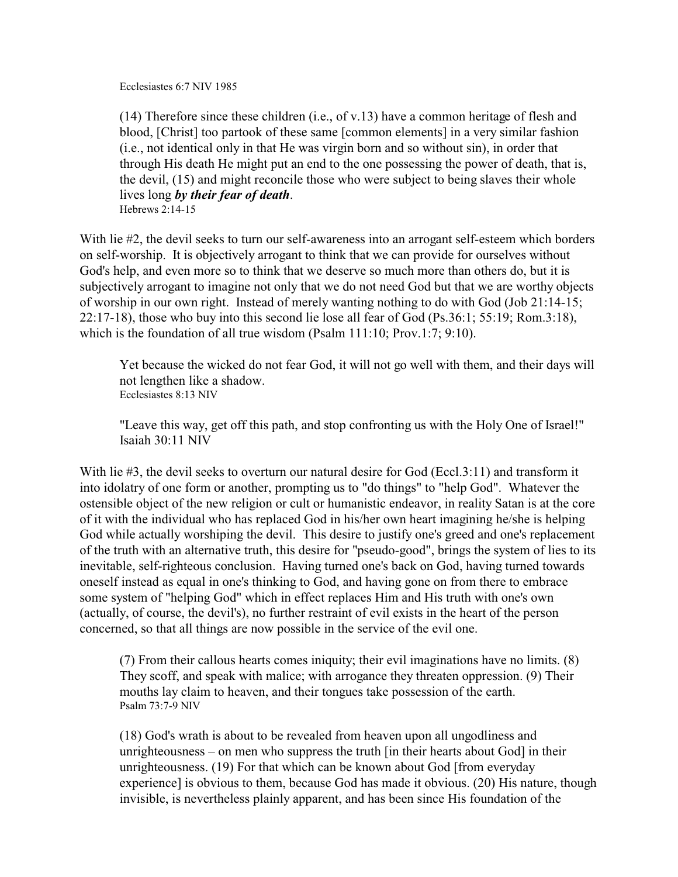Ecclesiastes 6:7 NIV 1985

> (14) Therefore since these children (i.e., of v.13) have a common heritage of flesh and blood, [Christ] too partook of these same [common elements] in a very similar fashion (i.e., not identical only in that He was virgin born and so without sin), in order that through His death He might put an end to the one possessing the power of death, that is, the devil, (15) and might reconcile those who were subject to being slaves their whole lives long ***by their fear of death***.
> Hebrews 2:14-15

With lie #2, the devil seeks to turn our self-awareness into an arrogant self-esteem which borders on self-worship. It is objectively arrogant to think that we can provide for ourselves without God's help, and even more so to think that we deserve so much more than others do, but it is subjectively arrogant to imagine not only that we do not need God but that we are worthy objects of worship in our own right. Instead of merely wanting nothing to do with God (Job 21:14-15; 22:17-18), those who buy into this second lie lose all fear of God (Ps.36:1; 55:19; Rom.3:18), which is the foundation of all true wisdom (Psalm 111:10; Prov.1:7; 9:10).

> Yet because the wicked do not fear God, it will not go well with them, and their days will not lengthen like a shadow.
> Ecclesiastes 8:13 NIV

> "Leave this way, get off this path, and stop confronting us with the Holy One of Israel!"
> Isaiah 30:11 NIV

With lie #3, the devil seeks to overturn our natural desire for God (Eccl.3:11) and transform it into idolatry of one form or another, prompting us to "do things" to "help God". Whatever the ostensible object of the new religion or cult or humanistic endeavor, in reality Satan is at the core of it with the individual who has replaced God in his/her own heart imagining he/she is helping God while actually worshiping the devil. This desire to justify one's greed and one's replacement of the truth with an alternative truth, this desire for "pseudo-good", brings the system of lies to its inevitable, self-righteous conclusion. Having turned one's back on God, having turned towards oneself instead as equal in one's thinking to God, and having gone on from there to embrace some system of "helping God" which in effect replaces Him and His truth with one's own (actually, of course, the devil's), no further restraint of evil exists in the heart of the person concerned, so that all things are now possible in the service of the evil one.

> (7) From their callous hearts comes iniquity; their evil imaginations have no limits. (8) They scoff, and speak with malice; with arrogance they threaten oppression. (9) Their mouths lay claim to heaven, and their tongues take possession of the earth.
> Psalm 73:7-9 NIV

> (18) God's wrath is about to be revealed from heaven upon all ungodliness and unrighteousness – on men who suppress the truth [in their hearts about God] in their unrighteousness. (19) For that which can be known about God [from everyday experience] is obvious to them, because God has made it obvious. (20) His nature, though invisible, is nevertheless plainly apparent, and has been since His foundation of the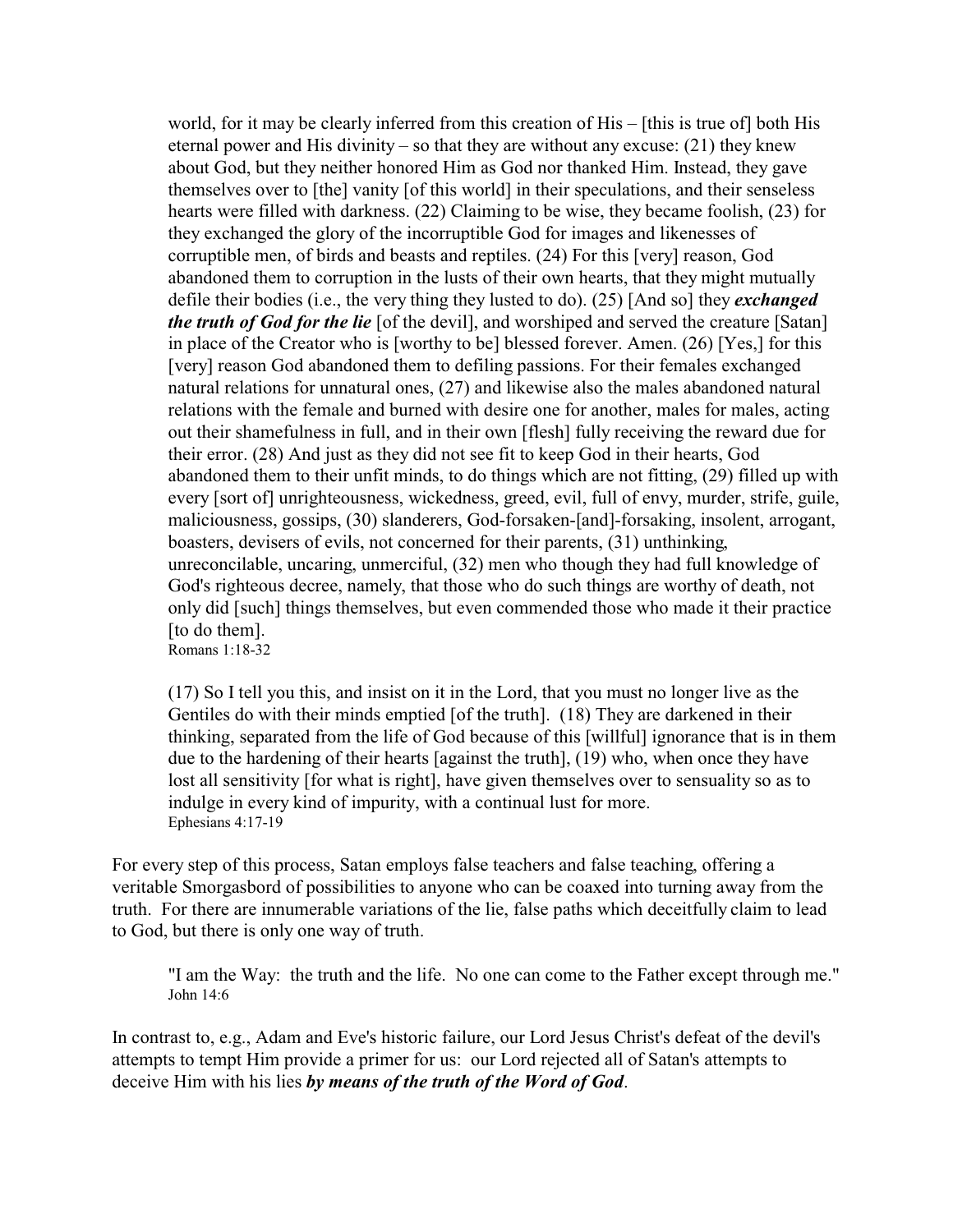> world, for it may be clearly inferred from this creation of His – [this is true of] both His eternal power and His divinity – so that they are without any excuse: (21) they knew about God, but they neither honored Him as God nor thanked Him. Instead, they gave themselves over to [the] vanity [of this world] in their speculations, and their senseless hearts were filled with darkness. (22) Claiming to be wise, they became foolish, (23) for they exchanged the glory of the incorruptible God for images and likenesses of corruptible men, of birds and beasts and reptiles. (24) For this [very] reason, God abandoned them to corruption in the lusts of their own hearts, that they might mutually defile their bodies (i.e., the very thing they lusted to do). (25) [And so] they ***exchanged the truth of God for the lie*** [of the devil], and worshiped and served the creature [Satan] in place of the Creator who is [worthy to be] blessed forever. Amen. (26) [Yes,] for this [very] reason God abandoned them to defiling passions. For their females exchanged natural relations for unnatural ones, (27) and likewise also the males abandoned natural relations with the female and burned with desire one for another, males for males, acting out their shamefulness in full, and in their own [flesh] fully receiving the reward due for their error. (28) And just as they did not see fit to keep God in their hearts, God abandoned them to their unfit minds, to do things which are not fitting, (29) filled up with every [sort of] unrighteousness, wickedness, greed, evil, full of envy, murder, strife, guile, maliciousness, gossips, (30) slanderers, God-forsaken-[and]-forsaking, insolent, arrogant, boasters, devisers of evils, not concerned for their parents, (31) unthinking, unreconcilable, uncaring, unmerciful, (32) men who though they had full knowledge of God's righteous decree, namely, that those who do such things are worthy of death, not only did [such] things themselves, but even commended those who made it their practice [to do them].
> Romans 1:18-32

> (17) So I tell you this, and insist on it in the Lord, that you must no longer live as the Gentiles do with their minds emptied [of the truth]. (18) They are darkened in their thinking, separated from the life of God because of this [willful] ignorance that is in them due to the hardening of their hearts [against the truth], (19) who, when once they have lost all sensitivity [for what is right], have given themselves over to sensuality so as to indulge in every kind of impurity, with a continual lust for more.
> Ephesians 4:17-19

For every step of this process, Satan employs false teachers and false teaching, offering a veritable Smorgasbord of possibilities to anyone who can be coaxed into turning away from the truth. For there are innumerable variations of the lie, false paths which deceitfully claim to lead to God, but there is only one way of truth.

> "I am the Way: the truth and the life. No one can come to the Father except through me."
> John 14:6

In contrast to, e.g., Adam and Eve's historic failure, our Lord Jesus Christ's defeat of the devil's attempts to tempt Him provide a primer for us: our Lord rejected all of Satan's attempts to deceive Him with his lies ***by means of the truth of the Word of God***.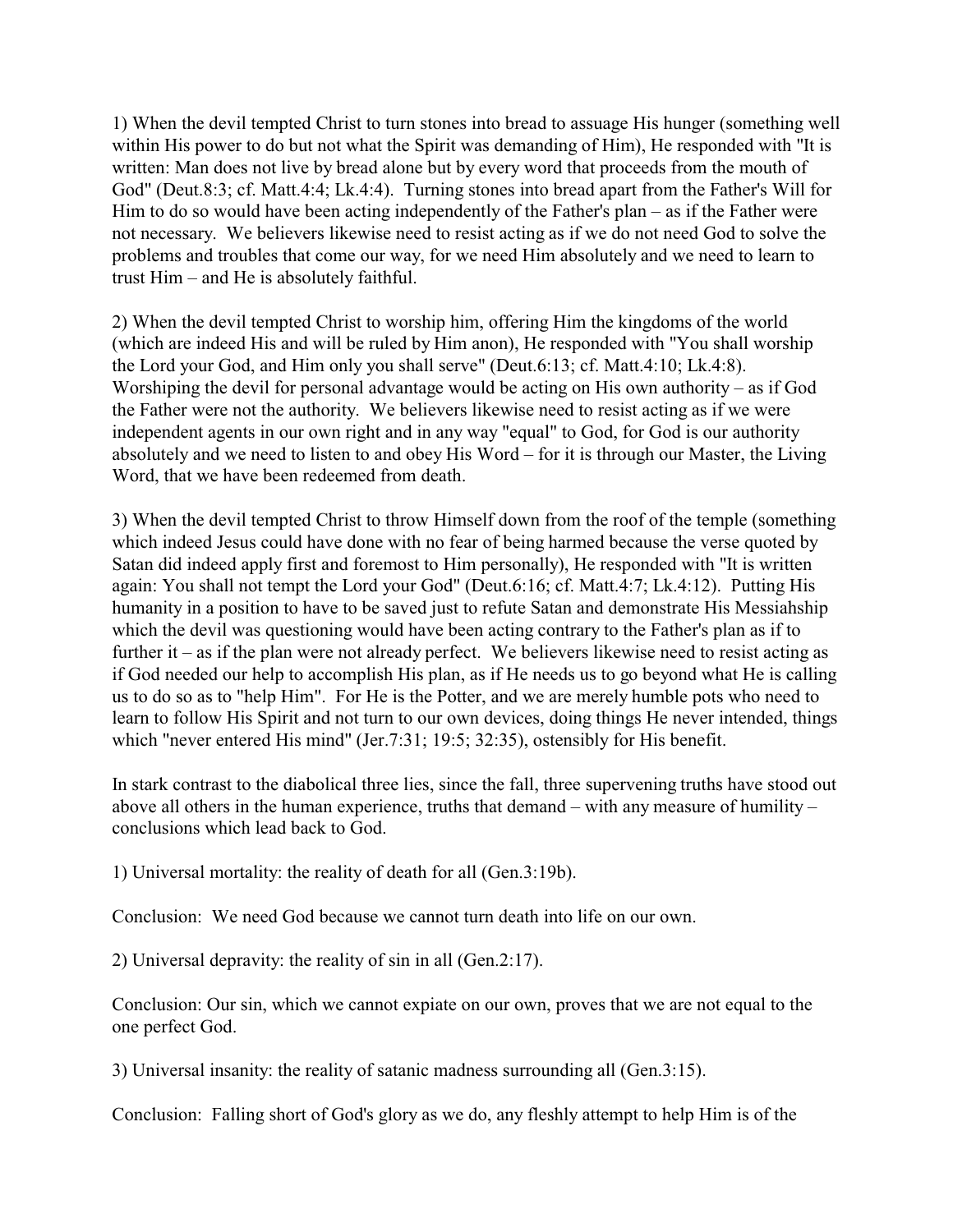1) When the devil tempted Christ to turn stones into bread to assuage His hunger (something well within His power to do but not what the Spirit was demanding of Him), He responded with "It is written: Man does not live by bread alone but by every word that proceeds from the mouth of God" (Deut.8:3; cf. Matt.4:4; Lk.4:4). Turning stones into bread apart from the Father's Will for Him to do so would have been acting independently of the Father's plan – as if the Father were not necessary. We believers likewise need to resist acting as if we do not need God to solve the problems and troubles that come our way, for we need Him absolutely and we need to learn to trust Him – and He is absolutely faithful.

2) When the devil tempted Christ to worship him, offering Him the kingdoms of the world (which are indeed His and will be ruled by Him anon), He responded with "You shall worship the Lord your God, and Him only you shall serve" (Deut.6:13; cf. Matt.4:10; Lk.4:8). Worshiping the devil for personal advantage would be acting on His own authority – as if God the Father were not the authority. We believers likewise need to resist acting as if we were independent agents in our own right and in any way "equal" to God, for God is our authority absolutely and we need to listen to and obey His Word – for it is through our Master, the Living Word, that we have been redeemed from death.

3) When the devil tempted Christ to throw Himself down from the roof of the temple (something which indeed Jesus could have done with no fear of being harmed because the verse quoted by Satan did indeed apply first and foremost to Him personally), He responded with "It is written again: You shall not tempt the Lord your God" (Deut.6:16; cf. Matt.4:7; Lk.4:12). Putting His humanity in a position to have to be saved just to refute Satan and demonstrate His Messiahship which the devil was questioning would have been acting contrary to the Father's plan as if to further it – as if the plan were not already perfect. We believers likewise need to resist acting as if God needed our help to accomplish His plan, as if He needs us to go beyond what He is calling us to do so as to "help Him". For He is the Potter, and we are merely humble pots who need to learn to follow His Spirit and not turn to our own devices, doing things He never intended, things which "never entered His mind" (Jer.7:31; 19:5; 32:35), ostensibly for His benefit.

In stark contrast to the diabolical three lies, since the fall, three supervening truths have stood out above all others in the human experience, truths that demand – with any measure of humility – conclusions which lead back to God.

1) Universal mortality: the reality of death for all (Gen.3:19b).

Conclusion: We need God because we cannot turn death into life on our own.

2) Universal depravity: the reality of sin in all (Gen.2:17).

Conclusion: Our sin, which we cannot expiate on our own, proves that we are not equal to the one perfect God.

3) Universal insanity: the reality of satanic madness surrounding all (Gen.3:15).

Conclusion: Falling short of God's glory as we do, any fleshly attempt to help Him is of the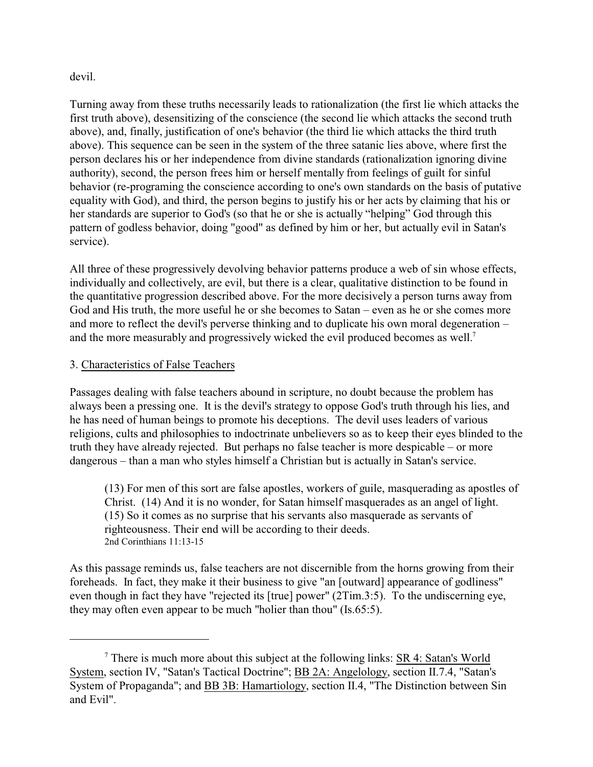devil.

Turning away from these truths necessarily leads to rationalization (the first lie which attacks the first truth above), desensitizing of the conscience (the second lie which attacks the second truth above), and, finally, justification of one's behavior (the third lie which attacks the third truth above). This sequence can be seen in the system of the three satanic lies above, where first the person declares his or her independence from divine standards (rationalization ignoring divine authority), second, the person frees him or herself mentally from feelings of guilt for sinful behavior (re-programing the conscience according to one's own standards on the basis of putative equality with God), and third, the person begins to justify his or her acts by claiming that his or her standards are superior to God's (so that he or she is actually "helping" God through this pattern of godless behavior, doing "good" as defined by him or her, but actually evil in Satan's service).

All three of these progressively devolving behavior patterns produce a web of sin whose effects, individually and collectively, are evil, but there is a clear, qualitative distinction to be found in the quantitative progression described above. For the more decisively a person turns away from God and His truth, the more useful he or she becomes to Satan – even as he or she comes more and more to reflect the devil's perverse thinking and to duplicate his own moral degeneration – and the more measurably and progressively wicked the evil produced becomes as well.[7]

### 3. Characteristics of False Teachers

Passages dealing with false teachers abound in scripture, no doubt because the problem has always been a pressing one. It is the devil's strategy to oppose God's truth through his lies, and he has need of human beings to promote his deceptions. The devil uses leaders of various religions, cults and philosophies to indoctrinate unbelievers so as to keep their eyes blinded to the truth they have already rejected. But perhaps no false teacher is more despicable – or more dangerous – than a man who styles himself a Christian but is actually in Satan's service.

> (13) For men of this sort are false apostles, workers of guile, masquerading as apostles of Christ. (14) And it is no wonder, for Satan himself masquerades as an angel of light. (15) So it comes as no surprise that his servants also masquerade as servants of righteousness. Their end will be according to their deeds.
> 2nd Corinthians 11:13-15

As this passage reminds us, false teachers are not discernible from the horns growing from their foreheads. In fact, they make it their business to give "an [outward] appearance of godliness" even though in fact they have "rejected its [true] power" (2Tim.3:5). To the undiscerning eye, they may often even appear to be much "holier than thou" (Is.65:5).

---

[7] There is much more about this subject at the following links: SR 4: Satan's World System, section IV, "Satan's Tactical Doctrine"; BB 2A: Angelology, section II.7.4, "Satan's System of Propaganda"; and BB 3B: Hamartiology, section II.4, "The Distinction between Sin and Evil".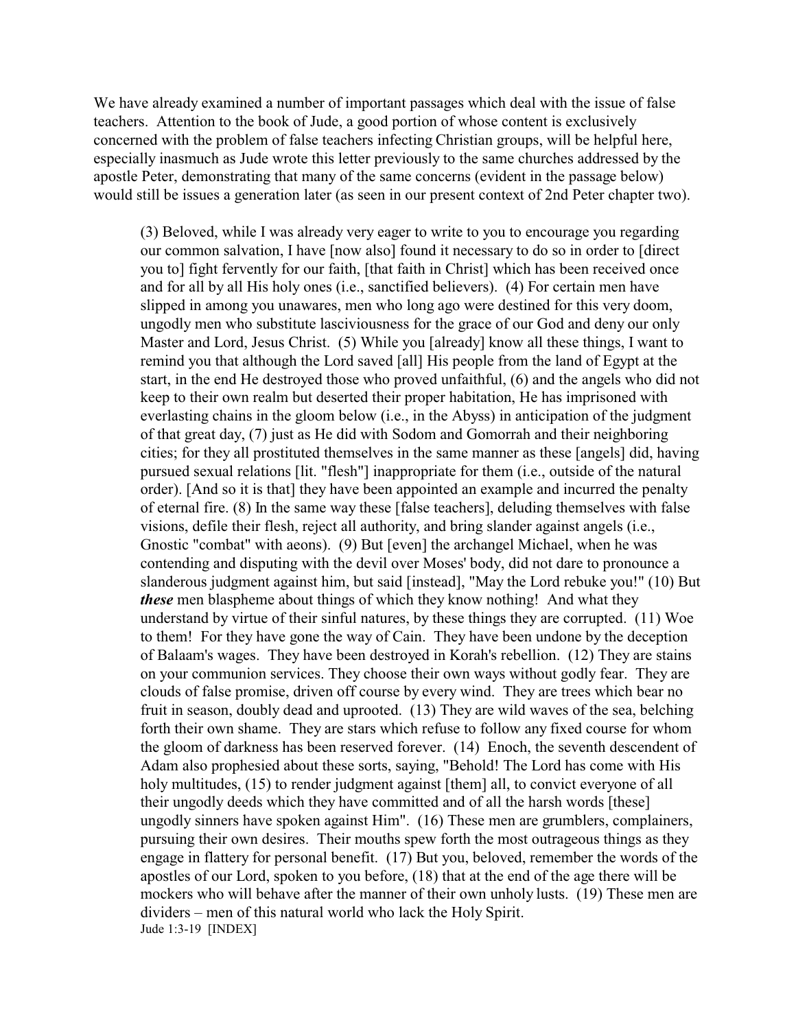We have already examined a number of important passages which deal with the issue of false teachers. Attention to the book of Jude, a good portion of whose content is exclusively concerned with the problem of false teachers infecting Christian groups, will be helpful here, especially inasmuch as Jude wrote this letter previously to the same churches addressed by the apostle Peter, demonstrating that many of the same concerns (evident in the passage below) would still be issues a generation later (as seen in our present context of 2nd Peter chapter two).

> (3) Beloved, while I was already very eager to write to you to encourage you regarding our common salvation, I have [now also] found it necessary to do so in order to [direct you to] fight fervently for our faith, [that faith in Christ] which has been received once and for all by all His holy ones (i.e., sanctified believers). (4) For certain men have slipped in among you unawares, men who long ago were destined for this very doom, ungodly men who substitute lasciviousness for the grace of our God and deny our only Master and Lord, Jesus Christ. (5) While you [already] know all these things, I want to remind you that although the Lord saved [all] His people from the land of Egypt at the start, in the end He destroyed those who proved unfaithful, (6) and the angels who did not keep to their own realm but deserted their proper habitation, He has imprisoned with everlasting chains in the gloom below (i.e., in the Abyss) in anticipation of the judgment of that great day, (7) just as He did with Sodom and Gomorrah and their neighboring cities; for they all prostituted themselves in the same manner as these [angels] did, having pursued sexual relations [lit. "flesh"] inappropriate for them (i.e., outside of the natural order). [And so it is that] they have been appointed an example and incurred the penalty of eternal fire. (8) In the same way these [false teachers], deluding themselves with false visions, defile their flesh, reject all authority, and bring slander against angels (i.e., Gnostic "combat" with aeons). (9) But [even] the archangel Michael, when he was contending and disputing with the devil over Moses' body, did not dare to pronounce a slanderous judgment against him, but said [instead], "May the Lord rebuke you!" (10) But ***these*** men blaspheme about things of which they know nothing! And what they understand by virtue of their sinful natures, by these things they are corrupted. (11) Woe to them! For they have gone the way of Cain. They have been undone by the deception of Balaam's wages. They have been destroyed in Korah's rebellion. (12) They are stains on your communion services. They choose their own ways without godly fear. They are clouds of false promise, driven off course by every wind. They are trees which bear no fruit in season, doubly dead and uprooted. (13) They are wild waves of the sea, belching forth their own shame. They are stars which refuse to follow any fixed course for whom the gloom of darkness has been reserved forever. (14) Enoch, the seventh descendent of Adam also prophesied about these sorts, saying, "Behold! The Lord has come with His holy multitudes, (15) to render judgment against [them] all, to convict everyone of all their ungodly deeds which they have committed and of all the harsh words [these] ungodly sinners have spoken against Him". (16) These men are grumblers, complainers, pursuing their own desires. Their mouths spew forth the most outrageous things as they engage in flattery for personal benefit. (17) But you, beloved, remember the words of the apostles of our Lord, spoken to you before, (18) that at the end of the age there will be mockers who will behave after the manner of their own unholy lusts. (19) These men are dividers – men of this natural world who lack the Holy Spirit.
> Jude 1:3-19 [INDEX]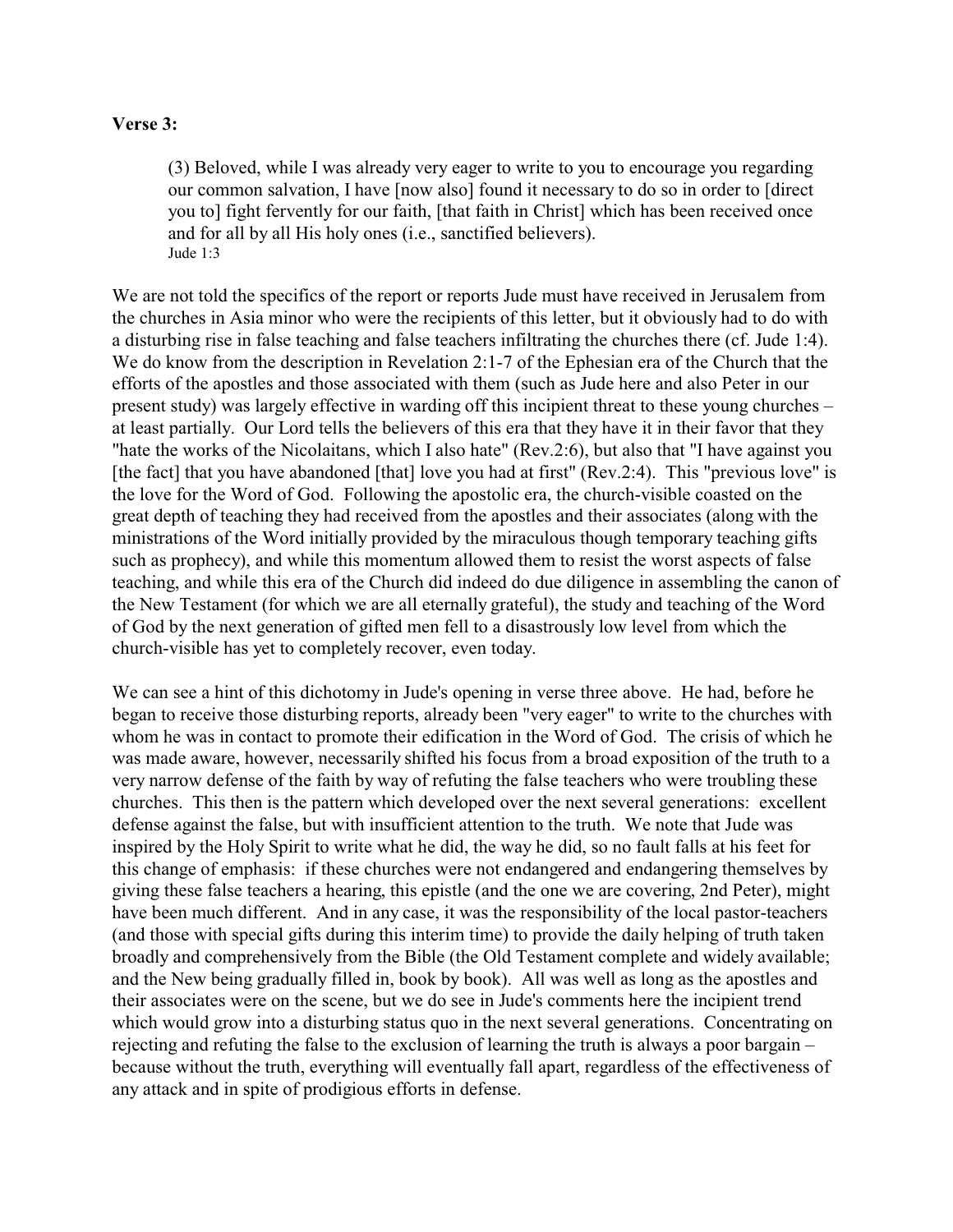**Verse 3:**

> (3) Beloved, while I was already very eager to write to you to encourage you regarding our common salvation, I have [now also] found it necessary to do so in order to [direct you to] fight fervently for our faith, [that faith in Christ] which has been received once and for all by all His holy ones (i.e., sanctified believers).
> Jude 1:3

We are not told the specifics of the report or reports Jude must have received in Jerusalem from the churches in Asia minor who were the recipients of this letter, but it obviously had to do with a disturbing rise in false teaching and false teachers infiltrating the churches there (cf. Jude 1:4). We do know from the description in Revelation 2:1-7 of the Ephesian era of the Church that the efforts of the apostles and those associated with them (such as Jude here and also Peter in our present study) was largely effective in warding off this incipient threat to these young churches – at least partially. Our Lord tells the believers of this era that they have it in their favor that they "hate the works of the Nicolaitans, which I also hate" (Rev.2:6), but also that "I have against you [the fact] that you have abandoned [that] love you had at first" (Rev.2:4). This "previous love" is the love for the Word of God. Following the apostolic era, the church-visible coasted on the great depth of teaching they had received from the apostles and their associates (along with the ministrations of the Word initially provided by the miraculous though temporary teaching gifts such as prophecy), and while this momentum allowed them to resist the worst aspects of false teaching, and while this era of the Church did indeed do due diligence in assembling the canon of the New Testament (for which we are all eternally grateful), the study and teaching of the Word of God by the next generation of gifted men fell to a disastrously low level from which the church-visible has yet to completely recover, even today.

We can see a hint of this dichotomy in Jude's opening in verse three above. He had, before he began to receive those disturbing reports, already been "very eager" to write to the churches with whom he was in contact to promote their edification in the Word of God. The crisis of which he was made aware, however, necessarily shifted his focus from a broad exposition of the truth to a very narrow defense of the faith by way of refuting the false teachers who were troubling these churches. This then is the pattern which developed over the next several generations: excellent defense against the false, but with insufficient attention to the truth. We note that Jude was inspired by the Holy Spirit to write what he did, the way he did, so no fault falls at his feet for this change of emphasis: if these churches were not endangered and endangering themselves by giving these false teachers a hearing, this epistle (and the one we are covering, 2nd Peter), might have been much different. And in any case, it was the responsibility of the local pastor-teachers (and those with special gifts during this interim time) to provide the daily helping of truth taken broadly and comprehensively from the Bible (the Old Testament complete and widely available; and the New being gradually filled in, book by book). All was well as long as the apostles and their associates were on the scene, but we do see in Jude's comments here the incipient trend which would grow into a disturbing status quo in the next several generations. Concentrating on rejecting and refuting the false to the exclusion of learning the truth is always a poor bargain – because without the truth, everything will eventually fall apart, regardless of the effectiveness of any attack and in spite of prodigious efforts in defense.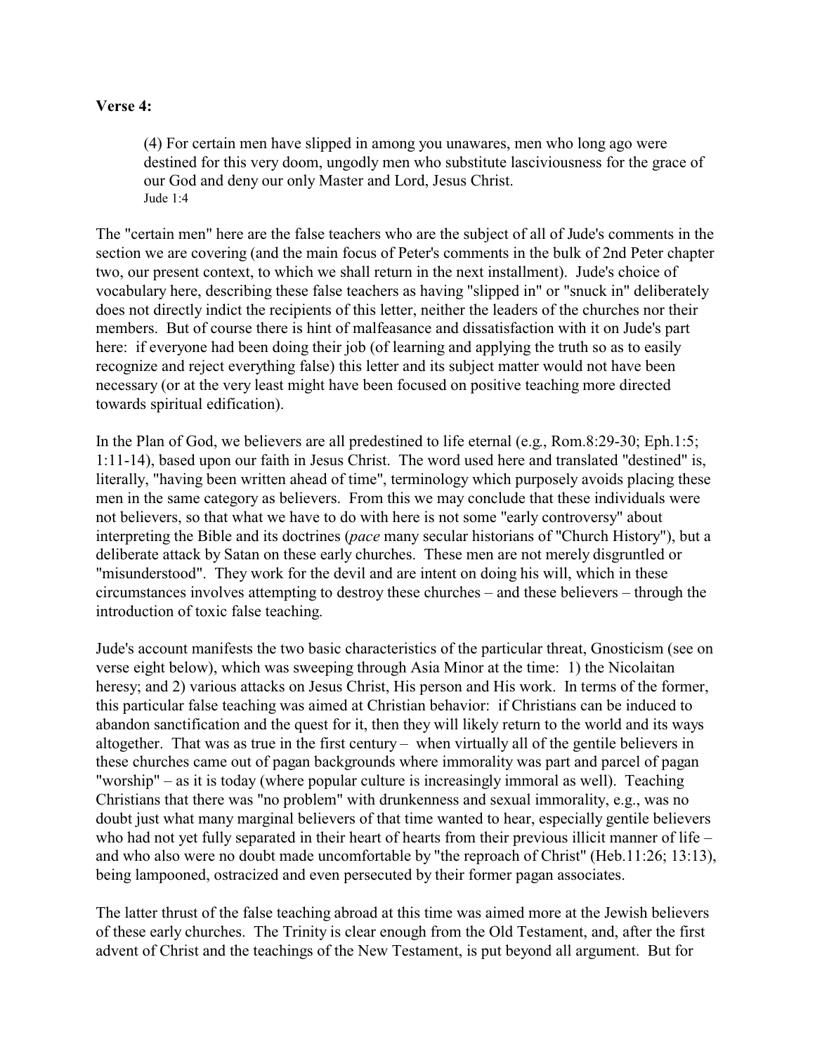**Verse 4:**

> (4) For certain men have slipped in among you unawares, men who long ago were destined for this very doom, ungodly men who substitute lasciviousness for the grace of our God and deny our only Master and Lord, Jesus Christ.
> Jude 1:4

The "certain men" here are the false teachers who are the subject of all of Jude's comments in the section we are covering (and the main focus of Peter's comments in the bulk of 2nd Peter chapter two, our present context, to which we shall return in the next installment). Jude's choice of vocabulary here, describing these false teachers as having "slipped in" or "snuck in" deliberately does not directly indict the recipients of this letter, neither the leaders of the churches nor their members. But of course there is hint of malfeasance and dissatisfaction with it on Jude's part here: if everyone had been doing their job (of learning and applying the truth so as to easily recognize and reject everything false) this letter and its subject matter would not have been necessary (or at the very least might have been focused on positive teaching more directed towards spiritual edification).

In the Plan of God, we believers are all predestined to life eternal (e.g., Rom.8:29-30; Eph.1:5; 1:11-14), based upon our faith in Jesus Christ. The word used here and translated "destined" is, literally, "having been written ahead of time", terminology which purposely avoids placing these men in the same category as believers. From this we may conclude that these individuals were not believers, so that what we have to do with here is not some "early controversy" about interpreting the Bible and its doctrines (*pace* many secular historians of "Church History"), but a deliberate attack by Satan on these early churches. These men are not merely disgruntled or "misunderstood". They work for the devil and are intent on doing his will, which in these circumstances involves attempting to destroy these churches – and these believers – through the introduction of toxic false teaching.

Jude's account manifests the two basic characteristics of the particular threat, Gnosticism (see on verse eight below), which was sweeping through Asia Minor at the time: 1) the Nicolaitan heresy; and 2) various attacks on Jesus Christ, His person and His work. In terms of the former, this particular false teaching was aimed at Christian behavior: if Christians can be induced to abandon sanctification and the quest for it, then they will likely return to the world and its ways altogether. That was as true in the first century – when virtually all of the gentile believers in these churches came out of pagan backgrounds where immorality was part and parcel of pagan "worship" – as it is today (where popular culture is increasingly immoral as well). Teaching Christians that there was "no problem" with drunkenness and sexual immorality, e.g., was no doubt just what many marginal believers of that time wanted to hear, especially gentile believers who had not yet fully separated in their heart of hearts from their previous illicit manner of life – and who also were no doubt made uncomfortable by "the reproach of Christ" (Heb.11:26; 13:13), being lampooned, ostracized and even persecuted by their former pagan associates.

The latter thrust of the false teaching abroad at this time was aimed more at the Jewish believers of these early churches. The Trinity is clear enough from the Old Testament, and, after the first advent of Christ and the teachings of the New Testament, is put beyond all argument. But for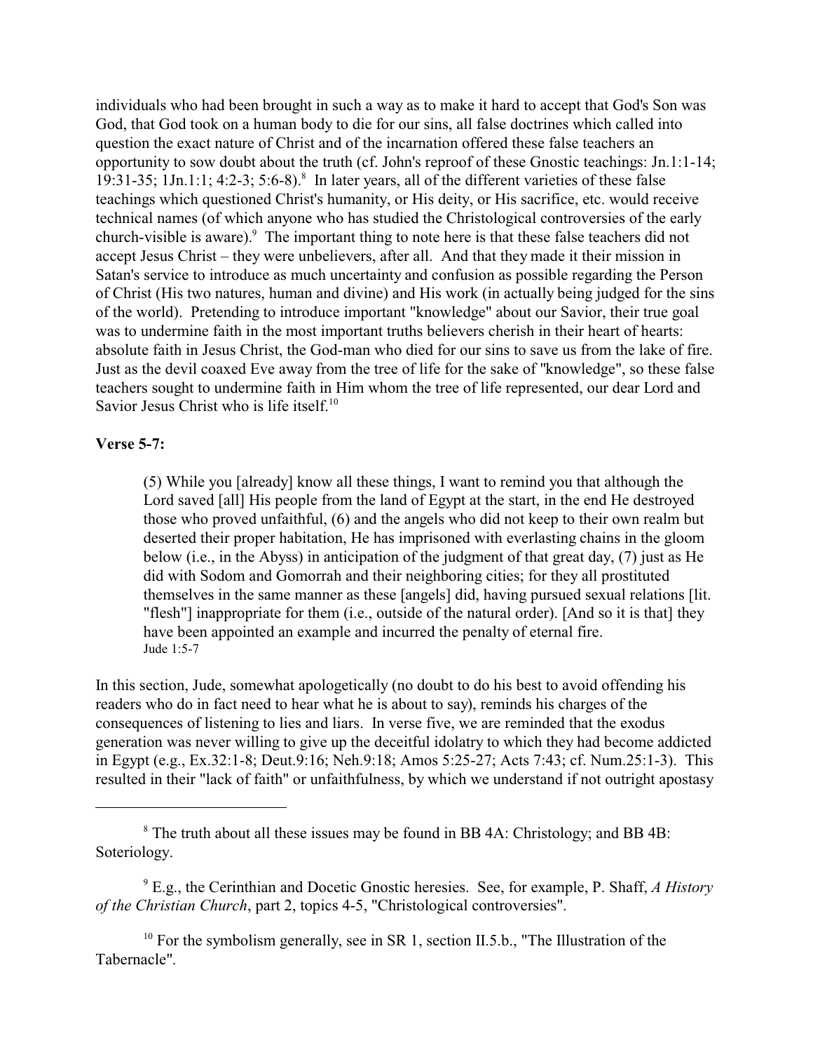individuals who had been brought in such a way as to make it hard to accept that God's Son was God, that God took on a human body to die for our sins, all false doctrines which called into question the exact nature of Christ and of the incarnation offered these false teachers an opportunity to sow doubt about the truth (cf. John's reproof of these Gnostic teachings: Jn.1:1-14; 19:31-35; 1Jn.1:1; 4:2-3; 5:6-8).[8] In later years, all of the different varieties of these false teachings which questioned Christ's humanity, or His deity, or His sacrifice, etc. would receive technical names (of which anyone who has studied the Christological controversies of the early church-visible is aware).[9] The important thing to note here is that these false teachers did not accept Jesus Christ – they were unbelievers, after all. And that they made it their mission in Satan's service to introduce as much uncertainty and confusion as possible regarding the Person of Christ (His two natures, human and divine) and His work (in actually being judged for the sins of the world). Pretending to introduce important "knowledge" about our Savior, their true goal was to undermine faith in the most important truths believers cherish in their heart of hearts: absolute faith in Jesus Christ, the God-man who died for our sins to save us from the lake of fire. Just as the devil coaxed Eve away from the tree of life for the sake of "knowledge", so these false teachers sought to undermine faith in Him whom the tree of life represented, our dear Lord and Savior Jesus Christ who is life itself.[10]

**Verse 5-7:**

> (5) While you [already] know all these things, I want to remind you that although the Lord saved [all] His people from the land of Egypt at the start, in the end He destroyed those who proved unfaithful, (6) and the angels who did not keep to their own realm but deserted their proper habitation, He has imprisoned with everlasting chains in the gloom below (i.e., in the Abyss) in anticipation of the judgment of that great day, (7) just as He did with Sodom and Gomorrah and their neighboring cities; for they all prostituted themselves in the same manner as these [angels] did, having pursued sexual relations [lit. "flesh"] inappropriate for them (i.e., outside of the natural order). [And so it is that] they have been appointed an example and incurred the penalty of eternal fire.
> Jude 1:5-7

In this section, Jude, somewhat apologetically (no doubt to do his best to avoid offending his readers who do in fact need to hear what he is about to say), reminds his charges of the consequences of listening to lies and liars. In verse five, we are reminded that the exodus generation was never willing to give up the deceitful idolatry to which they had become addicted in Egypt (e.g., Ex.32:1-8; Deut.9:16; Neh.9:18; Amos 5:25-27; Acts 7:43; cf. Num.25:1-3). This resulted in their "lack of faith" or unfaithfulness, by which we understand if not outright apostasy

---

[8] The truth about all these issues may be found in BB 4A: Christology; and BB 4B: Soteriology.

[9] E.g., the Cerinthian and Docetic Gnostic heresies. See, for example, P. Shaff, *A History of the Christian Church*, part 2, topics 4-5, "Christological controversies".

[10] For the symbolism generally, see in SR 1, section II.5.b., "The Illustration of the Tabernacle".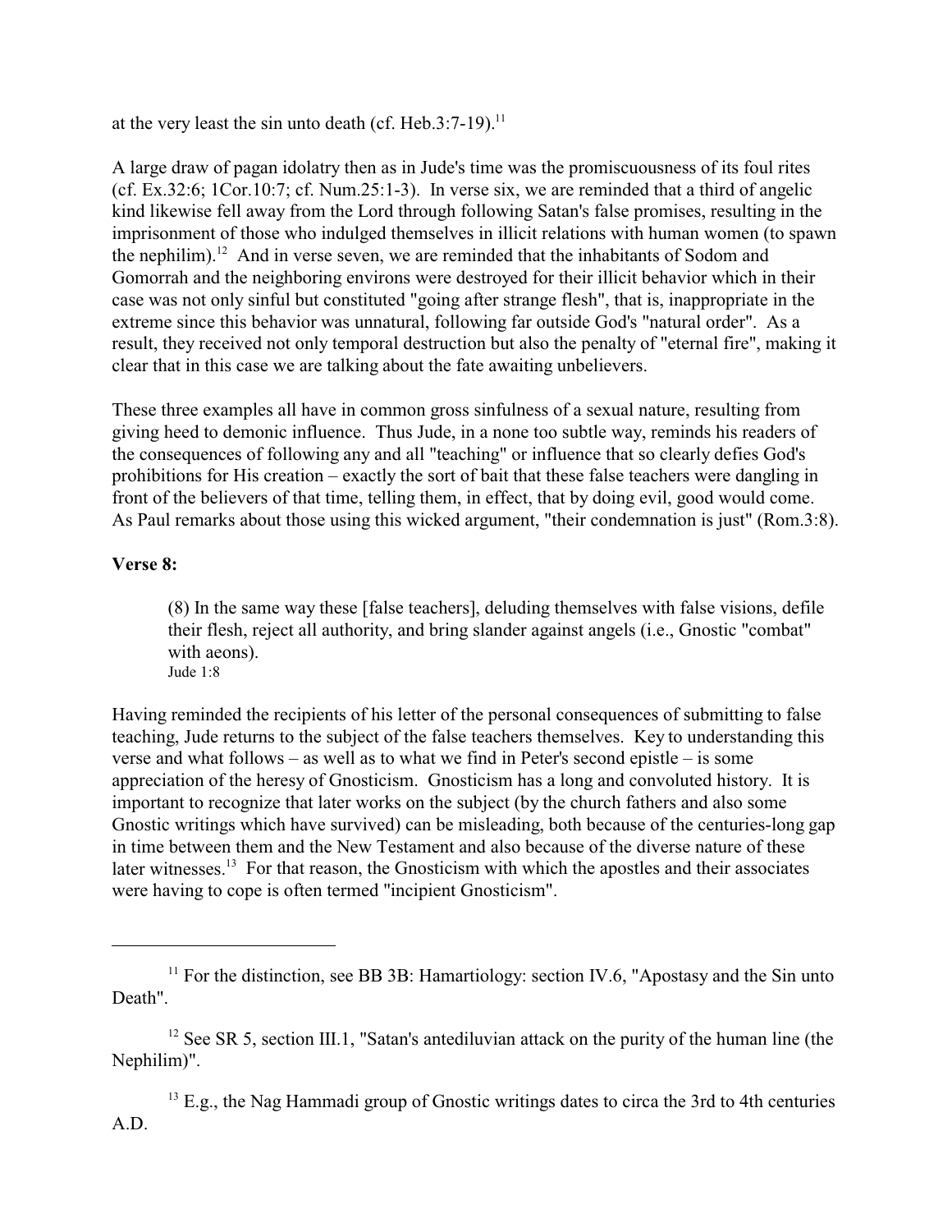at the very least the sin unto death (cf. Heb.3:7-19).[11]

A large draw of pagan idolatry then as in Jude's time was the promiscuousness of its foul rites (cf. Ex.32:6; 1Cor.10:7; cf. Num.25:1-3). In verse six, we are reminded that a third of angelic kind likewise fell away from the Lord through following Satan's false promises, resulting in the imprisonment of those who indulged themselves in illicit relations with human women (to spawn the nephilim).[12] And in verse seven, we are reminded that the inhabitants of Sodom and Gomorrah and the neighboring environs were destroyed for their illicit behavior which in their case was not only sinful but constituted "going after strange flesh", that is, inappropriate in the extreme since this behavior was unnatural, following far outside God's "natural order". As a result, they received not only temporal destruction but also the penalty of "eternal fire", making it clear that in this case we are talking about the fate awaiting unbelievers.

These three examples all have in common gross sinfulness of a sexual nature, resulting from giving heed to demonic influence. Thus Jude, in a none too subtle way, reminds his readers of the consequences of following any and all "teaching" or influence that so clearly defies God's prohibitions for His creation – exactly the sort of bait that these false teachers were dangling in front of the believers of that time, telling them, in effect, that by doing evil, good would come. As Paul remarks about those using this wicked argument, "their condemnation is just" (Rom.3:8).

**Verse 8:**

> (8) In the same way these [false teachers], deluding themselves with false visions, defile their flesh, reject all authority, and bring slander against angels (i.e., Gnostic "combat" with aeons).
> Jude 1:8

Having reminded the recipients of his letter of the personal consequences of submitting to false teaching, Jude returns to the subject of the false teachers themselves. Key to understanding this verse and what follows – as well as to what we find in Peter's second epistle – is some appreciation of the heresy of Gnosticism. Gnosticism has a long and convoluted history. It is important to recognize that later works on the subject (by the church fathers and also some Gnostic writings which have survived) can be misleading, both because of the centuries-long gap in time between them and the New Testament and also because of the diverse nature of these later witnesses.[13] For that reason, the Gnosticism with which the apostles and their associates were having to cope is often termed "incipient Gnosticism".

---

[11] For the distinction, see BB 3B: Hamartiology: section IV.6, "Apostasy and the Sin unto Death".

[12] See SR 5, section III.1, "Satan's antediluvian attack on the purity of the human line (the Nephilim)".

[13] E.g., the Nag Hammadi group of Gnostic writings dates to circa the 3rd to 4th centuries A.D.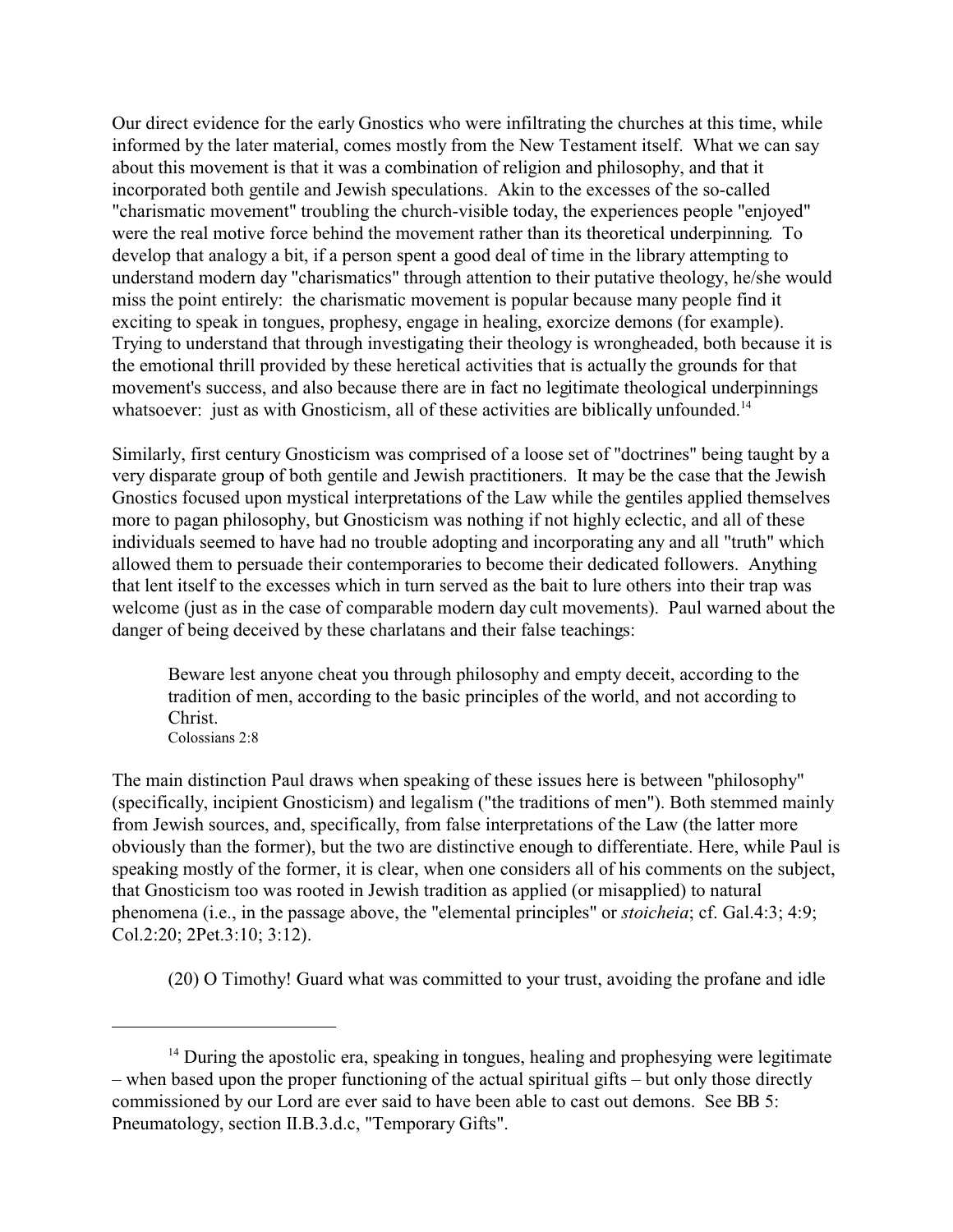Our direct evidence for the early Gnostics who were infiltrating the churches at this time, while informed by the later material, comes mostly from the New Testament itself. What we can say about this movement is that it was a combination of religion and philosophy, and that it incorporated both gentile and Jewish speculations. Akin to the excesses of the so-called "charismatic movement" troubling the church-visible today, the experiences people "enjoyed" were the real motive force behind the movement rather than its theoretical underpinning. To develop that analogy a bit, if a person spent a good deal of time in the library attempting to understand modern day "charismatics" through attention to their putative theology, he/she would miss the point entirely: the charismatic movement is popular because many people find it exciting to speak in tongues, prophesy, engage in healing, exorcize demons (for example). Trying to understand that through investigating their theology is wrongheaded, both because it is the emotional thrill provided by these heretical activities that is actually the grounds for that movement's success, and also because there are in fact no legitimate theological underpinnings whatsoever: just as with Gnosticism, all of these activities are biblically unfounded.[14]

Similarly, first century Gnosticism was comprised of a loose set of "doctrines" being taught by a very disparate group of both gentile and Jewish practitioners. It may be the case that the Jewish Gnostics focused upon mystical interpretations of the Law while the gentiles applied themselves more to pagan philosophy, but Gnosticism was nothing if not highly eclectic, and all of these individuals seemed to have had no trouble adopting and incorporating any and all "truth" which allowed them to persuade their contemporaries to become their dedicated followers. Anything that lent itself to the excesses which in turn served as the bait to lure others into their trap was welcome (just as in the case of comparable modern day cult movements). Paul warned about the danger of being deceived by these charlatans and their false teachings:

> Beware lest anyone cheat you through philosophy and empty deceit, according to the tradition of men, according to the basic principles of the world, and not according to Christ.
> Colossians 2:8

The main distinction Paul draws when speaking of these issues here is between "philosophy" (specifically, incipient Gnosticism) and legalism ("the traditions of men"). Both stemmed mainly from Jewish sources, and, specifically, from false interpretations of the Law (the latter more obviously than the former), but the two are distinctive enough to differentiate. Here, while Paul is speaking mostly of the former, it is clear, when one considers all of his comments on the subject, that Gnosticism too was rooted in Jewish tradition as applied (or misapplied) to natural phenomena (i.e., in the passage above, the "elemental principles" or *stoicheia*; cf. Gal.4:3; 4:9; Col.2:20; 2Pet.3:10; 3:12).

> (20) O Timothy! Guard what was committed to your trust, avoiding the profane and idle

---

[14] During the apostolic era, speaking in tongues, healing and prophesying were legitimate – when based upon the proper functioning of the actual spiritual gifts – but only those directly commissioned by our Lord are ever said to have been able to cast out demons. See BB 5: Pneumatology, section II.B.3.d.c, "Temporary Gifts".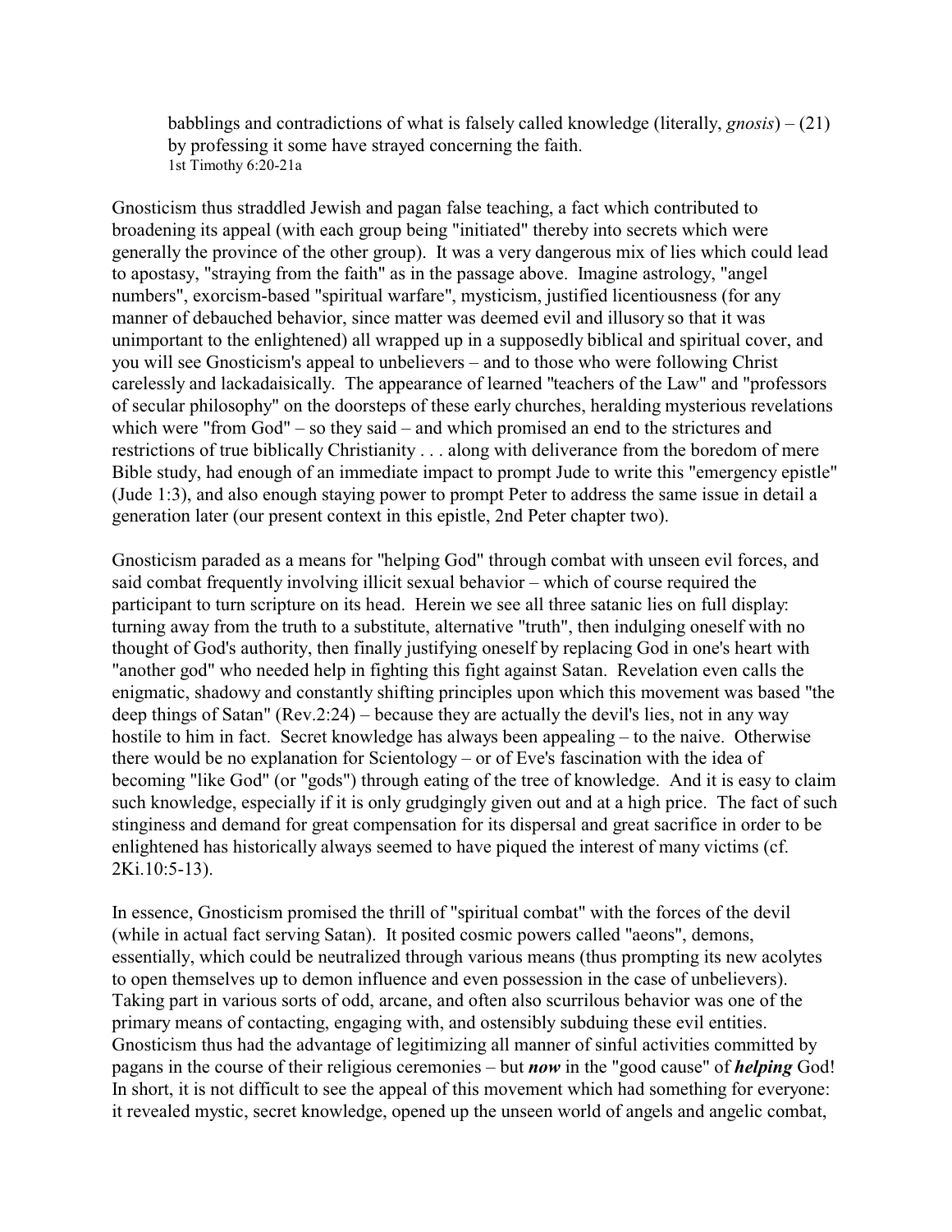> babblings and contradictions of what is falsely called knowledge (literally, *gnosis*) – (21) by professing it some have strayed concerning the faith.
> 1st Timothy 6:20-21a

Gnosticism thus straddled Jewish and pagan false teaching, a fact which contributed to broadening its appeal (with each group being "initiated" thereby into secrets which were generally the province of the other group). It was a very dangerous mix of lies which could lead to apostasy, "straying from the faith" as in the passage above. Imagine astrology, "angel numbers", exorcism-based "spiritual warfare", mysticism, justified licentiousness (for any manner of debauched behavior, since matter was deemed evil and illusory so that it was unimportant to the enlightened) all wrapped up in a supposedly biblical and spiritual cover, and you will see Gnosticism's appeal to unbelievers – and to those who were following Christ carelessly and lackadaisically. The appearance of learned "teachers of the Law" and "professors of secular philosophy" on the doorsteps of these early churches, heralding mysterious revelations which were "from God" – so they said – and which promised an end to the strictures and restrictions of true biblically Christianity . . . along with deliverance from the boredom of mere Bible study, had enough of an immediate impact to prompt Jude to write this "emergency epistle" (Jude 1:3), and also enough staying power to prompt Peter to address the same issue in detail a generation later (our present context in this epistle, 2nd Peter chapter two).

Gnosticism paraded as a means for "helping God" through combat with unseen evil forces, and said combat frequently involving illicit sexual behavior – which of course required the participant to turn scripture on its head. Herein we see all three satanic lies on full display: turning away from the truth to a substitute, alternative "truth", then indulging oneself with no thought of God's authority, then finally justifying oneself by replacing God in one's heart with "another god" who needed help in fighting this fight against Satan. Revelation even calls the enigmatic, shadowy and constantly shifting principles upon which this movement was based "the deep things of Satan" (Rev.2:24) – because they are actually the devil's lies, not in any way hostile to him in fact. Secret knowledge has always been appealing – to the naive. Otherwise there would be no explanation for Scientology – or of Eve's fascination with the idea of becoming "like God" (or "gods") through eating of the tree of knowledge. And it is easy to claim such knowledge, especially if it is only grudgingly given out and at a high price. The fact of such stinginess and demand for great compensation for its dispersal and great sacrifice in order to be enlightened has historically always seemed to have piqued the interest of many victims (cf. 2Ki.10:5-13).

In essence, Gnosticism promised the thrill of "spiritual combat" with the forces of the devil (while in actual fact serving Satan). It posited cosmic powers called "aeons", demons, essentially, which could be neutralized through various means (thus prompting its new acolytes to open themselves up to demon influence and even possession in the case of unbelievers). Taking part in various sorts of odd, arcane, and often also scurrilous behavior was one of the primary means of contacting, engaging with, and ostensibly subduing these evil entities. Gnosticism thus had the advantage of legitimizing all manner of sinful activities committed by pagans in the course of their religious ceremonies – but ***now*** in the "good cause" of ***helping*** God! In short, it is not difficult to see the appeal of this movement which had something for everyone: it revealed mystic, secret knowledge, opened up the unseen world of angels and angelic combat,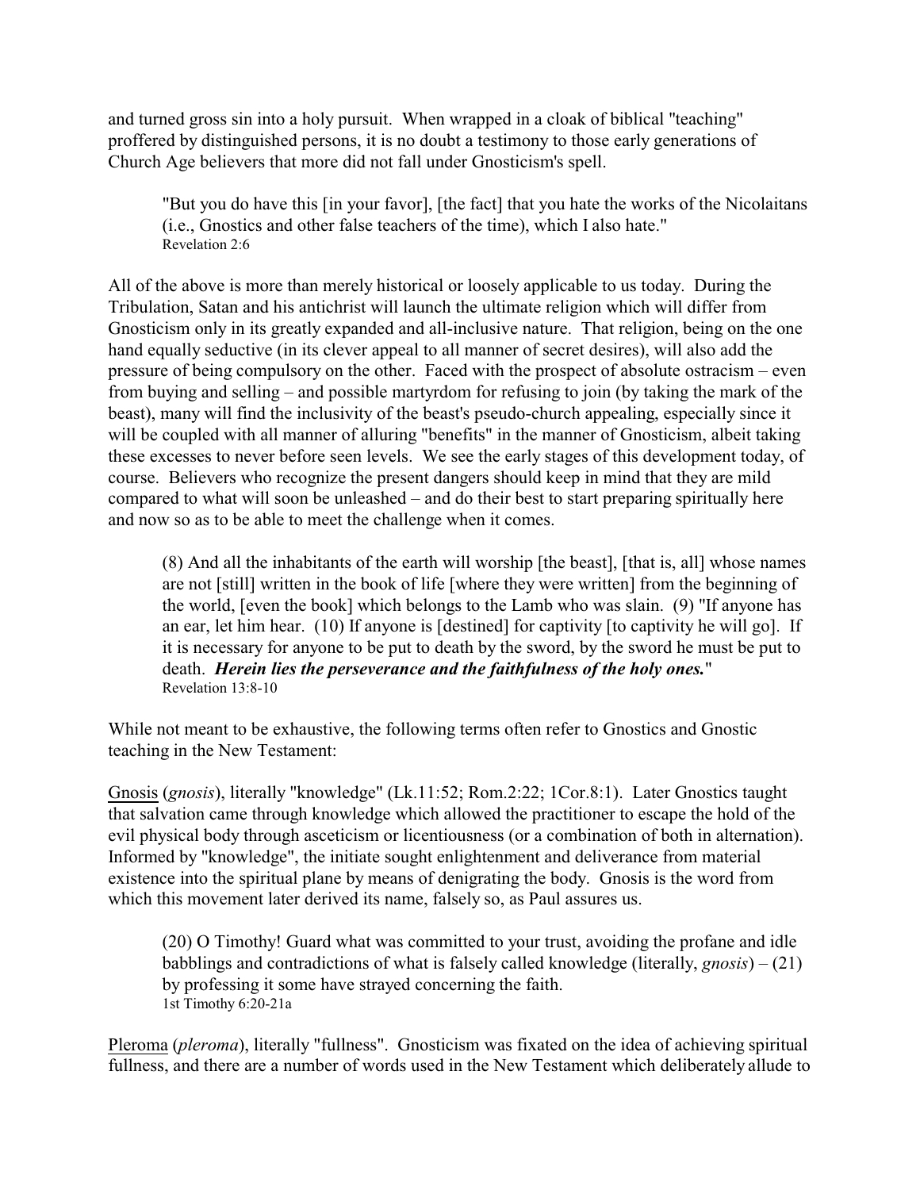and turned gross sin into a holy pursuit. When wrapped in a cloak of biblical "teaching" proffered by distinguished persons, it is no doubt a testimony to those early generations of Church Age believers that more did not fall under Gnosticism's spell.

> "But you do have this [in your favor], [the fact] that you hate the works of the Nicolaitans (i.e., Gnostics and other false teachers of the time), which I also hate."
> Revelation 2:6

All of the above is more than merely historical or loosely applicable to us today. During the Tribulation, Satan and his antichrist will launch the ultimate religion which will differ from Gnosticism only in its greatly expanded and all-inclusive nature. That religion, being on the one hand equally seductive (in its clever appeal to all manner of secret desires), will also add the pressure of being compulsory on the other. Faced with the prospect of absolute ostracism – even from buying and selling – and possible martyrdom for refusing to join (by taking the mark of the beast), many will find the inclusivity of the beast's pseudo-church appealing, especially since it will be coupled with all manner of alluring "benefits" in the manner of Gnosticism, albeit taking these excesses to never before seen levels. We see the early stages of this development today, of course. Believers who recognize the present dangers should keep in mind that they are mild compared to what will soon be unleashed – and do their best to start preparing spiritually here and now so as to be able to meet the challenge when it comes.

> (8) And all the inhabitants of the earth will worship [the beast], [that is, all] whose names are not [still] written in the book of life [where they were written] from the beginning of the world, [even the book] which belongs to the Lamb who was slain. (9) "If anyone has an ear, let him hear. (10) If anyone is [destined] for captivity [to captivity he will go]. If it is necessary for anyone to be put to death by the sword, by the sword he must be put to death. ***Herein lies the perseverance and the faithfulness of the holy ones.***"
> Revelation 13:8-10

While not meant to be exhaustive, the following terms often refer to Gnostics and Gnostic teaching in the New Testament:

Gnosis (*gnosis*), literally "knowledge" (Lk.11:52; Rom.2:22; 1Cor.8:1). Later Gnostics taught that salvation came through knowledge which allowed the practitioner to escape the hold of the evil physical body through asceticism or licentiousness (or a combination of both in alternation). Informed by "knowledge", the initiate sought enlightenment and deliverance from material existence into the spiritual plane by means of denigrating the body. Gnosis is the word from which this movement later derived its name, falsely so, as Paul assures us.

> (20) O Timothy! Guard what was committed to your trust, avoiding the profane and idle babblings and contradictions of what is falsely called knowledge (literally, *gnosis*) – (21) by professing it some have strayed concerning the faith.
> 1st Timothy 6:20-21a

Pleroma (*pleroma*), literally "fullness". Gnosticism was fixated on the idea of achieving spiritual fullness, and there are a number of words used in the New Testament which deliberately allude to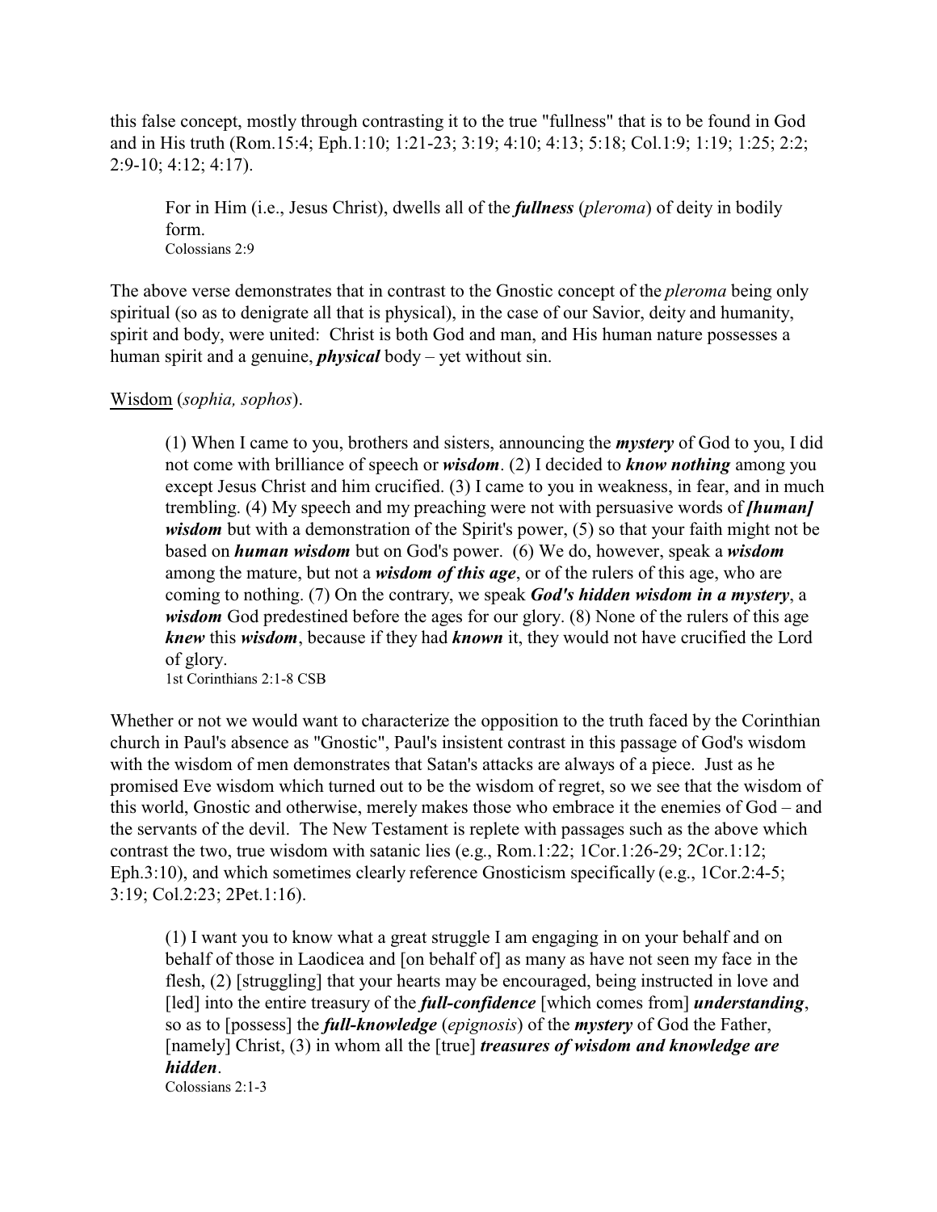this false concept, mostly through contrasting it to the true "fullness" that is to be found in God and in His truth (Rom.15:4; Eph.1:10; 1:21-23; 3:19; 4:10; 4:13; 5:18; Col.1:9; 1:19; 1:25; 2:2; 2:9-10; 4:12; 4:17).

> For in Him (i.e., Jesus Christ), dwells all of the ***fullness*** (*pleroma*) of deity in bodily form.
> Colossians 2:9

The above verse demonstrates that in contrast to the Gnostic concept of the *pleroma* being only spiritual (so as to denigrate all that is physical), in the case of our Savior, deity and humanity, spirit and body, were united: Christ is both God and man, and His human nature possesses a human spirit and a genuine, ***physical*** body – yet without sin.

Wisdom (*sophia, sophos*).

> (1) When I came to you, brothers and sisters, announcing the ***mystery*** of God to you, I did not come with brilliance of speech or ***wisdom***. (2) I decided to ***know nothing*** among you except Jesus Christ and him crucified. (3) I came to you in weakness, in fear, and in much trembling. (4) My speech and my preaching were not with persuasive words of ***[human] wisdom*** but with a demonstration of the Spirit's power, (5) so that your faith might not be based on ***human wisdom*** but on God's power. (6) We do, however, speak a ***wisdom*** among the mature, but not a ***wisdom of this age***, or of the rulers of this age, who are coming to nothing. (7) On the contrary, we speak ***God's hidden wisdom in a mystery***, a ***wisdom*** God predestined before the ages for our glory. (8) None of the rulers of this age ***knew*** this ***wisdom***, because if they had ***known*** it, they would not have crucified the Lord of glory.
> 1st Corinthians 2:1-8 CSB

Whether or not we would want to characterize the opposition to the truth faced by the Corinthian church in Paul's absence as "Gnostic", Paul's insistent contrast in this passage of God's wisdom with the wisdom of men demonstrates that Satan's attacks are always of a piece. Just as he promised Eve wisdom which turned out to be the wisdom of regret, so we see that the wisdom of this world, Gnostic and otherwise, merely makes those who embrace it the enemies of God – and the servants of the devil. The New Testament is replete with passages such as the above which contrast the two, true wisdom with satanic lies (e.g., Rom.1:22; 1Cor.1:26-29; 2Cor.1:12; Eph.3:10), and which sometimes clearly reference Gnosticism specifically (e.g., 1Cor.2:4-5; 3:19; Col.2:23; 2Pet.1:16).

> (1) I want you to know what a great struggle I am engaging in on your behalf and on behalf of those in Laodicea and [on behalf of] as many as have not seen my face in the flesh, (2) [struggling] that your hearts may be encouraged, being instructed in love and [led] into the entire treasury of the ***full-confidence*** [which comes from] ***understanding***, so as to [possess] the ***full-knowledge*** (*epignosis*) of the ***mystery*** of God the Father, [namely] Christ, (3) in whom all the [true] ***treasures of wisdom and knowledge are hidden***.
> Colossians 2:1-3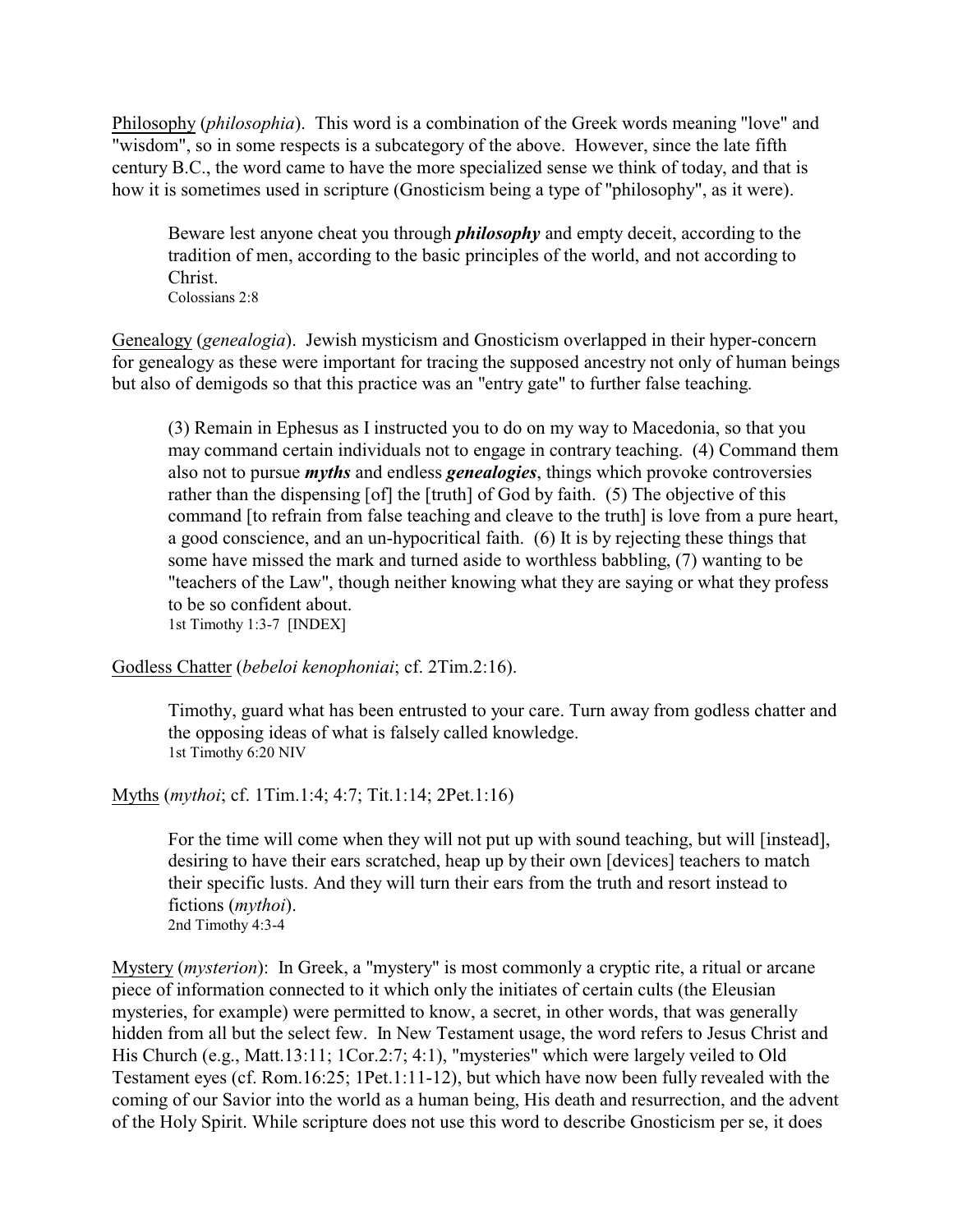<u>Philosophy</u> (*philosophia*). This word is a combination of the Greek words meaning "love" and "wisdom", so in some respects is a subcategory of the above. However, since the late fifth century B.C., the word came to have the more specialized sense we think of today, and that is how it is sometimes used in scripture (Gnosticism being a type of "philosophy", as it were).

> Beware lest anyone cheat you through ***philosophy*** and empty deceit, according to the tradition of men, according to the basic principles of the world, and not according to Christ.
> Colossians 2:8

<u>Genealogy</u> (*genealogia*). Jewish mysticism and Gnosticism overlapped in their hyper-concern for genealogy as these were important for tracing the supposed ancestry not only of human beings but also of demigods so that this practice was an "entry gate" to further false teaching.

> (3) Remain in Ephesus as I instructed you to do on my way to Macedonia, so that you may command certain individuals not to engage in contrary teaching. (4) Command them also not to pursue ***myths*** and endless ***genealogies***, things which provoke controversies rather than the dispensing [of] the [truth] of God by faith. (5) The objective of this command [to refrain from false teaching and cleave to the truth] is love from a pure heart, a good conscience, and an un-hypocritical faith. (6) It is by rejecting these things that some have missed the mark and turned aside to worthless babbling, (7) wanting to be "teachers of the Law", though neither knowing what they are saying or what they profess to be so confident about.
> 1st Timothy 1:3-7 [INDEX]

<u>Godless Chatter</u> (*bebeloi kenophoniai*; cf. 2Tim.2:16).

> Timothy, guard what has been entrusted to your care. Turn away from godless chatter and the opposing ideas of what is falsely called knowledge.
> 1st Timothy 6:20 NIV

<u>Myths</u> (*mythoi*; cf. 1Tim.1:4; 4:7; Tit.1:14; 2Pet.1:16)

> For the time will come when they will not put up with sound teaching, but will [instead], desiring to have their ears scratched, heap up by their own [devices] teachers to match their specific lusts. And they will turn their ears from the truth and resort instead to fictions (*mythoi*).
> 2nd Timothy 4:3-4

<u>Mystery</u> (*mysterion*): In Greek, a "mystery" is most commonly a cryptic rite, a ritual or arcane piece of information connected to it which only the initiates of certain cults (the Eleusian mysteries, for example) were permitted to know, a secret, in other words, that was generally hidden from all but the select few. In New Testament usage, the word refers to Jesus Christ and His Church (e.g., Matt.13:11; 1Cor.2:7; 4:1), "mysteries" which were largely veiled to Old Testament eyes (cf. Rom.16:25; 1Pet.1:11-12), but which have now been fully revealed with the coming of our Savior into the world as a human being, His death and resurrection, and the advent of the Holy Spirit. While scripture does not use this word to describe Gnosticism per se, it does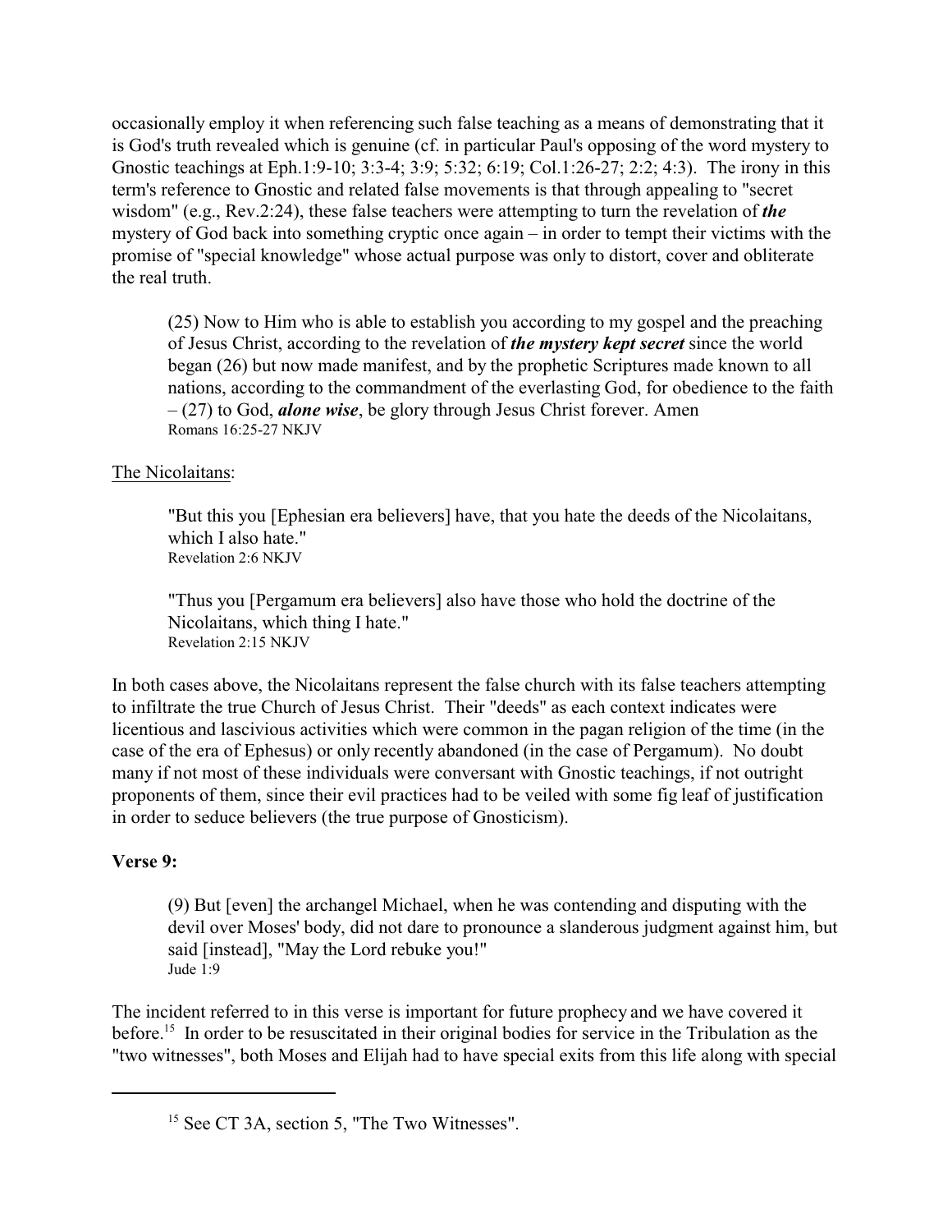occasionally employ it when referencing such false teaching as a means of demonstrating that it is God's truth revealed which is genuine (cf. in particular Paul's opposing of the word mystery to Gnostic teachings at Eph.1:9-10; 3:3-4; 3:9; 5:32; 6:19; Col.1:26-27; 2:2; 4:3). The irony in this term's reference to Gnostic and related false movements is that through appealing to "secret wisdom" (e.g., Rev.2:24), these false teachers were attempting to turn the revelation of ***the*** mystery of God back into something cryptic once again – in order to tempt their victims with the promise of "special knowledge" whose actual purpose was only to distort, cover and obliterate the real truth.

> (25) Now to Him who is able to establish you according to my gospel and the preaching of Jesus Christ, according to the revelation of ***the mystery kept secret*** since the world began (26) but now made manifest, and by the prophetic Scriptures made known to all nations, according to the commandment of the everlasting God, for obedience to the faith – (27) to God, ***alone wise***, be glory through Jesus Christ forever. Amen
> Romans 16:25-27 NKJV

The Nicolaitans:

> "But this you [Ephesian era believers] have, that you hate the deeds of the Nicolaitans, which I also hate."
> Revelation 2:6 NKJV

> "Thus you [Pergamum era believers] also have those who hold the doctrine of the Nicolaitans, which thing I hate."
> Revelation 2:15 NKJV

In both cases above, the Nicolaitans represent the false church with its false teachers attempting to infiltrate the true Church of Jesus Christ. Their "deeds" as each context indicates were licentious and lascivious activities which were common in the pagan religion of the time (in the case of the era of Ephesus) or only recently abandoned (in the case of Pergamum). No doubt many if not most of these individuals were conversant with Gnostic teachings, if not outright proponents of them, since their evil practices had to be veiled with some fig leaf of justification in order to seduce believers (the true purpose of Gnosticism).

**Verse 9:**

> (9) But [even] the archangel Michael, when he was contending and disputing with the devil over Moses' body, did not dare to pronounce a slanderous judgment against him, but said [instead], "May the Lord rebuke you!"
> Jude 1:9

The incident referred to in this verse is important for future prophecy and we have covered it before.[15] In order to be resuscitated in their original bodies for service in the Tribulation as the "two witnesses", both Moses and Elijah had to have special exits from this life along with special

[15] See CT 3A, section 5, "The Two Witnesses".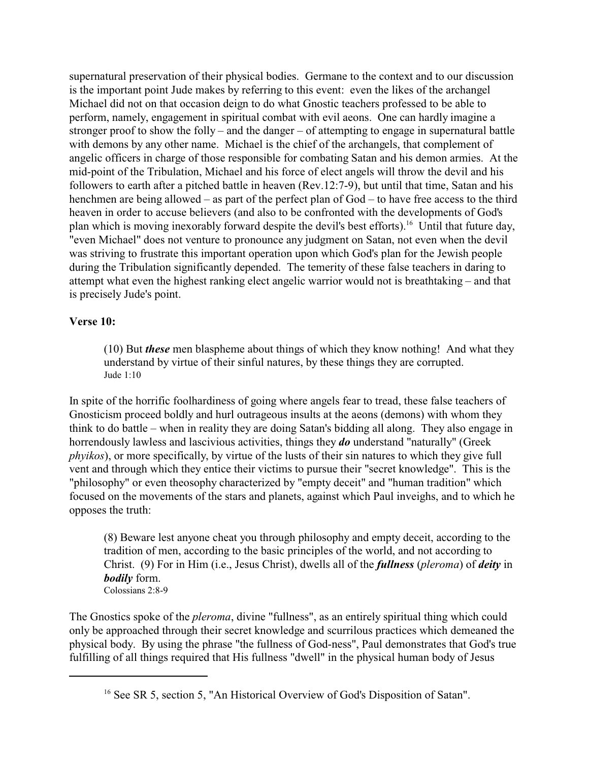supernatural preservation of their physical bodies. Germane to the context and to our discussion is the important point Jude makes by referring to this event: even the likes of the archangel Michael did not on that occasion deign to do what Gnostic teachers professed to be able to perform, namely, engagement in spiritual combat with evil aeons. One can hardly imagine a stronger proof to show the folly – and the danger – of attempting to engage in supernatural battle with demons by any other name. Michael is the chief of the archangels, that complement of angelic officers in charge of those responsible for combating Satan and his demon armies. At the mid-point of the Tribulation, Michael and his force of elect angels will throw the devil and his followers to earth after a pitched battle in heaven (Rev.12:7-9), but until that time, Satan and his henchmen are being allowed – as part of the perfect plan of God – to have free access to the third heaven in order to accuse believers (and also to be confronted with the developments of God's plan which is moving inexorably forward despite the devil's best efforts).[16] Until that future day, "even Michael" does not venture to pronounce any judgment on Satan, not even when the devil was striving to frustrate this important operation upon which God's plan for the Jewish people during the Tribulation significantly depended. The temerity of these false teachers in daring to attempt what even the highest ranking elect angelic warrior would not is breathtaking – and that is precisely Jude's point.

**Verse 10:**

> (10) But ***these*** men blaspheme about things of which they know nothing! And what they understand by virtue of their sinful natures, by these things they are corrupted.
> Jude 1:10

In spite of the horrific foolhardiness of going where angels fear to tread, these false teachers of Gnosticism proceed boldly and hurl outrageous insults at the aeons (demons) with whom they think to do battle – when in reality they are doing Satan's bidding all along. They also engage in horrendously lawless and lascivious activities, things they ***do*** understand "naturally" (Greek *phyikos*), or more specifically, by virtue of the lusts of their sin natures to which they give full vent and through which they entice their victims to pursue their "secret knowledge". This is the "philosophy" or even theosophy characterized by "empty deceit" and "human tradition" which focused on the movements of the stars and planets, against which Paul inveighs, and to which he opposes the truth:

> (8) Beware lest anyone cheat you through philosophy and empty deceit, according to the tradition of men, according to the basic principles of the world, and not according to Christ. (9) For in Him (i.e., Jesus Christ), dwells all of the ***fullness*** (*pleroma*) of ***deity*** in ***bodily*** form.
> Colossians 2:8-9

The Gnostics spoke of the *pleroma*, divine "fullness", as an entirely spiritual thing which could only be approached through their secret knowledge and scurrilous practices which demeaned the physical body. By using the phrase "the fullness of God-ness", Paul demonstrates that God's true fulfilling of all things required that His fullness "dwell" in the physical human body of Jesus

---

[16] See SR 5, section 5, "An Historical Overview of God's Disposition of Satan".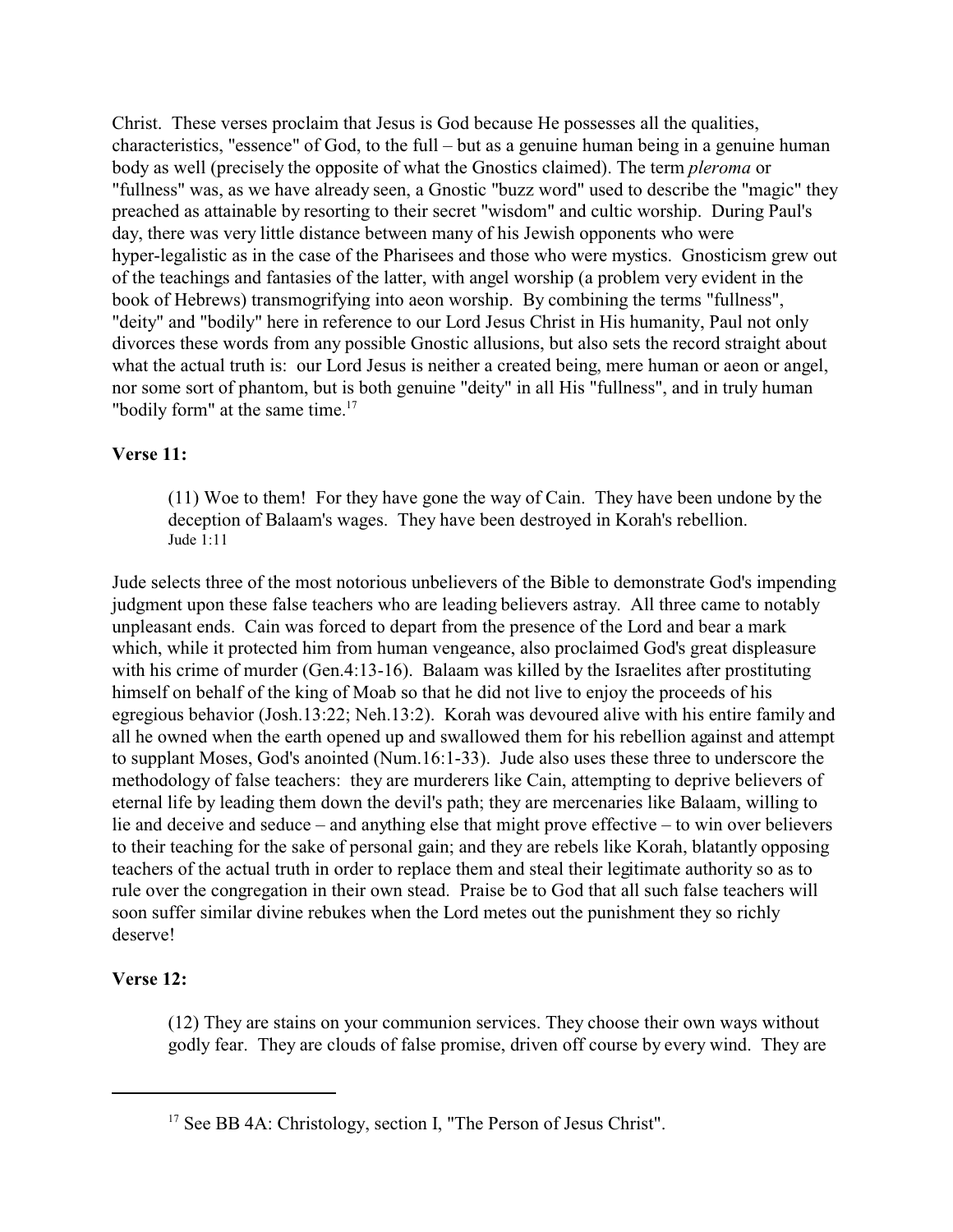Christ. These verses proclaim that Jesus is God because He possesses all the qualities, characteristics, "essence" of God, to the full – but as a genuine human being in a genuine human body as well (precisely the opposite of what the Gnostics claimed). The term *pleroma* or "fullness" was, as we have already seen, a Gnostic "buzz word" used to describe the "magic" they preached as attainable by resorting to their secret "wisdom" and cultic worship. During Paul's day, there was very little distance between many of his Jewish opponents who were hyper-legalistic as in the case of the Pharisees and those who were mystics. Gnosticism grew out of the teachings and fantasies of the latter, with angel worship (a problem very evident in the book of Hebrews) transmogrifying into aeon worship. By combining the terms "fullness", "deity" and "bodily" here in reference to our Lord Jesus Christ in His humanity, Paul not only divorces these words from any possible Gnostic allusions, but also sets the record straight about what the actual truth is: our Lord Jesus is neither a created being, mere human or aeon or angel, nor some sort of phantom, but is both genuine "deity" in all His "fullness", and in truly human "bodily form" at the same time.[17]

**Verse 11:**

> (11) Woe to them! For they have gone the way of Cain. They have been undone by the deception of Balaam's wages. They have been destroyed in Korah's rebellion.
> Jude 1:11

Jude selects three of the most notorious unbelievers of the Bible to demonstrate God's impending judgment upon these false teachers who are leading believers astray. All three came to notably unpleasant ends. Cain was forced to depart from the presence of the Lord and bear a mark which, while it protected him from human vengeance, also proclaimed God's great displeasure with his crime of murder (Gen.4:13-16). Balaam was killed by the Israelites after prostituting himself on behalf of the king of Moab so that he did not live to enjoy the proceeds of his egregious behavior (Josh.13:22; Neh.13:2). Korah was devoured alive with his entire family and all he owned when the earth opened up and swallowed them for his rebellion against and attempt to supplant Moses, God's anointed (Num.16:1-33). Jude also uses these three to underscore the methodology of false teachers: they are murderers like Cain, attempting to deprive believers of eternal life by leading them down the devil's path; they are mercenaries like Balaam, willing to lie and deceive and seduce – and anything else that might prove effective – to win over believers to their teaching for the sake of personal gain; and they are rebels like Korah, blatantly opposing teachers of the actual truth in order to replace them and steal their legitimate authority so as to rule over the congregation in their own stead. Praise be to God that all such false teachers will soon suffer similar divine rebukes when the Lord metes out the punishment they so richly deserve!

**Verse 12:**

> (12) They are stains on your communion services. They choose their own ways without godly fear. They are clouds of false promise, driven off course by every wind. They are

---

[17] See BB 4A: Christology, section I, "The Person of Jesus Christ".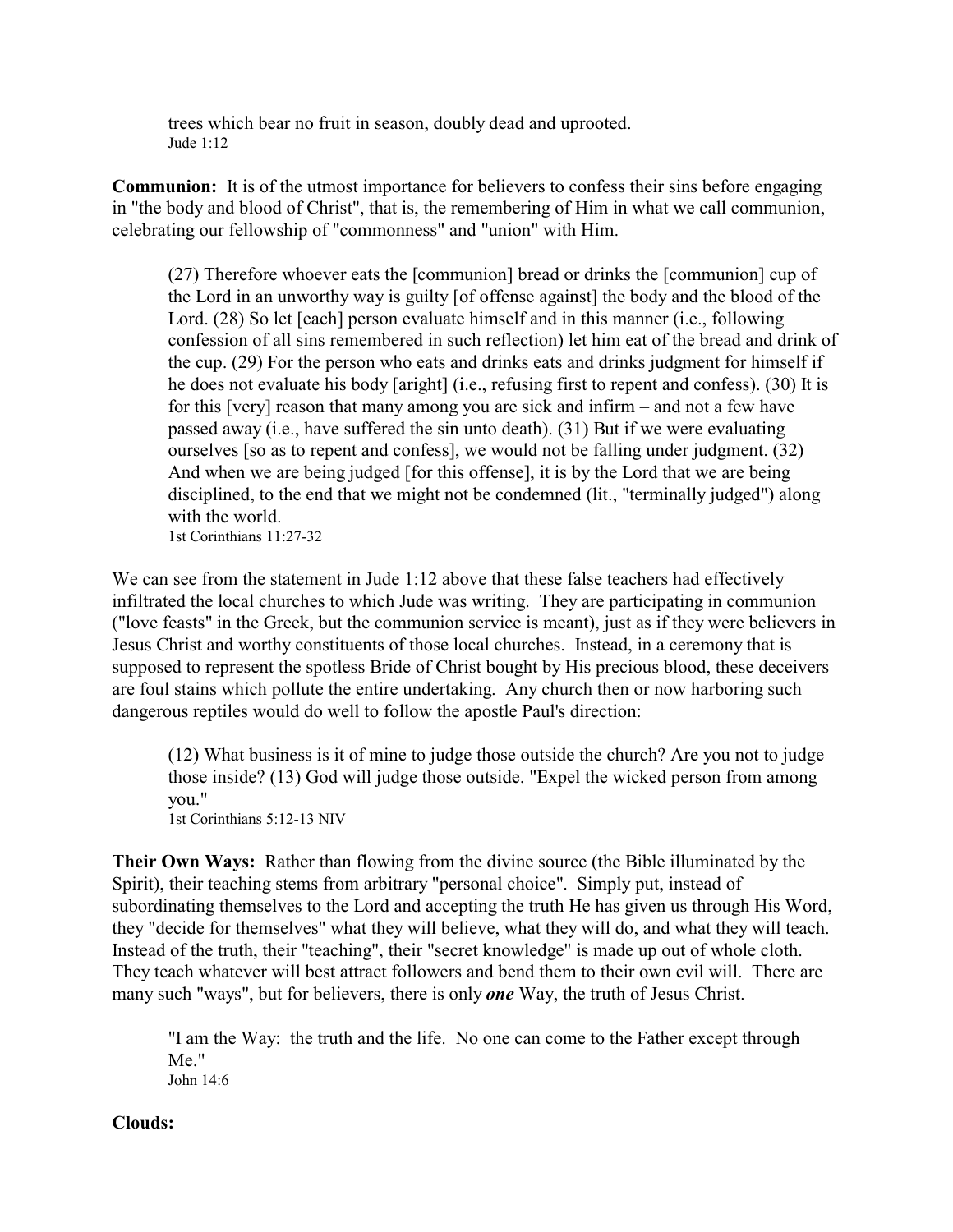> trees which bear no fruit in season, doubly dead and uprooted.
> Jude 1:12

**Communion:** It is of the utmost importance for believers to confess their sins before engaging in "the body and blood of Christ", that is, the remembering of Him in what we call communion, celebrating our fellowship of "commonness" and "union" with Him.

> (27) Therefore whoever eats the [communion] bread or drinks the [communion] cup of the Lord in an unworthy way is guilty [of offense against] the body and the blood of the Lord. (28) So let [each] person evaluate himself and in this manner (i.e., following confession of all sins remembered in such reflection) let him eat of the bread and drink of the cup. (29) For the person who eats and drinks eats and drinks judgment for himself if he does not evaluate his body [aright] (i.e., refusing first to repent and confess). (30) It is for this [very] reason that many among you are sick and infirm – and not a few have passed away (i.e., have suffered the sin unto death). (31) But if we were evaluating ourselves [so as to repent and confess], we would not be falling under judgment. (32) And when we are being judged [for this offense], it is by the Lord that we are being disciplined, to the end that we might not be condemned (lit., "terminally judged") along with the world.
> 1st Corinthians 11:27-32

We can see from the statement in Jude 1:12 above that these false teachers had effectively infiltrated the local churches to which Jude was writing. They are participating in communion ("love feasts" in the Greek, but the communion service is meant), just as if they were believers in Jesus Christ and worthy constituents of those local churches. Instead, in a ceremony that is supposed to represent the spotless Bride of Christ bought by His precious blood, these deceivers are foul stains which pollute the entire undertaking. Any church then or now harboring such dangerous reptiles would do well to follow the apostle Paul's direction:

> (12) What business is it of mine to judge those outside the church? Are you not to judge those inside? (13) God will judge those outside. "Expel the wicked person from among you."
> 1st Corinthians 5:12-13 NIV

**Their Own Ways:** Rather than flowing from the divine source (the Bible illuminated by the Spirit), their teaching stems from arbitrary "personal choice". Simply put, instead of subordinating themselves to the Lord and accepting the truth He has given us through His Word, they "decide for themselves" what they will believe, what they will do, and what they will teach. Instead of the truth, their "teaching", their "secret knowledge" is made up out of whole cloth. They teach whatever will best attract followers and bend them to their own evil will. There are many such "ways", but for believers, there is only ***one*** Way, the truth of Jesus Christ.

> "I am the Way: the truth and the life. No one can come to the Father except through Me."
> John 14:6

**Clouds:**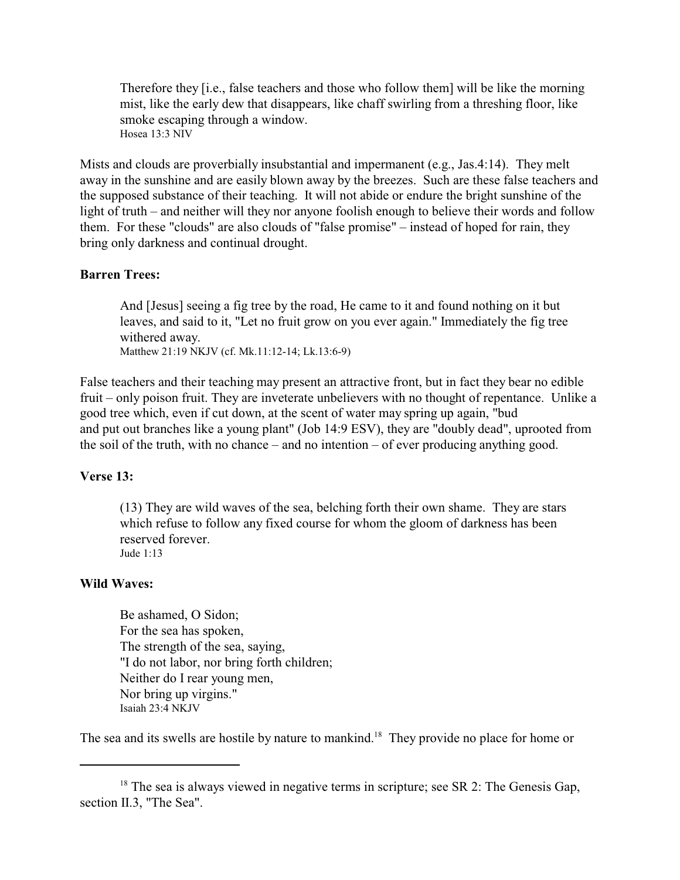> Therefore they [i.e., false teachers and those who follow them] will be like the morning mist, like the early dew that disappears, like chaff swirling from a threshing floor, like smoke escaping through a window.
> Hosea 13:3 NIV

Mists and clouds are proverbially insubstantial and impermanent (e.g., Jas.4:14). They melt away in the sunshine and are easily blown away by the breezes. Such are these false teachers and the supposed substance of their teaching. It will not abide or endure the bright sunshine of the light of truth – and neither will they nor anyone foolish enough to believe their words and follow them. For these "clouds" are also clouds of "false promise" – instead of hoped for rain, they bring only darkness and continual drought.

**Barren Trees:**

> And [Jesus] seeing a fig tree by the road, He came to it and found nothing on it but leaves, and said to it, "Let no fruit grow on you ever again." Immediately the fig tree withered away.
> Matthew 21:19 NKJV (cf. Mk.11:12-14; Lk.13:6-9)

False teachers and their teaching may present an attractive front, but in fact they bear no edible fruit – only poison fruit. They are inveterate unbelievers with no thought of repentance. Unlike a good tree which, even if cut down, at the scent of water may spring up again, "bud and put out branches like a young plant" (Job 14:9 ESV), they are "doubly dead", uprooted from the soil of the truth, with no chance – and no intention – of ever producing anything good.

**Verse 13:**

> (13) They are wild waves of the sea, belching forth their own shame. They are stars which refuse to follow any fixed course for whom the gloom of darkness has been reserved forever.
> Jude 1:13

**Wild Waves:**

> Be ashamed, O Sidon;
> For the sea has spoken,
> The strength of the sea, saying,
> "I do not labor, nor bring forth children;
> Neither do I rear young men,
> Nor bring up virgins."
> Isaiah 23:4 NKJV

The sea and its swells are hostile by nature to mankind.[18] They provide no place for home or

[18] The sea is always viewed in negative terms in scripture; see SR 2: The Genesis Gap, section II.3, "The Sea".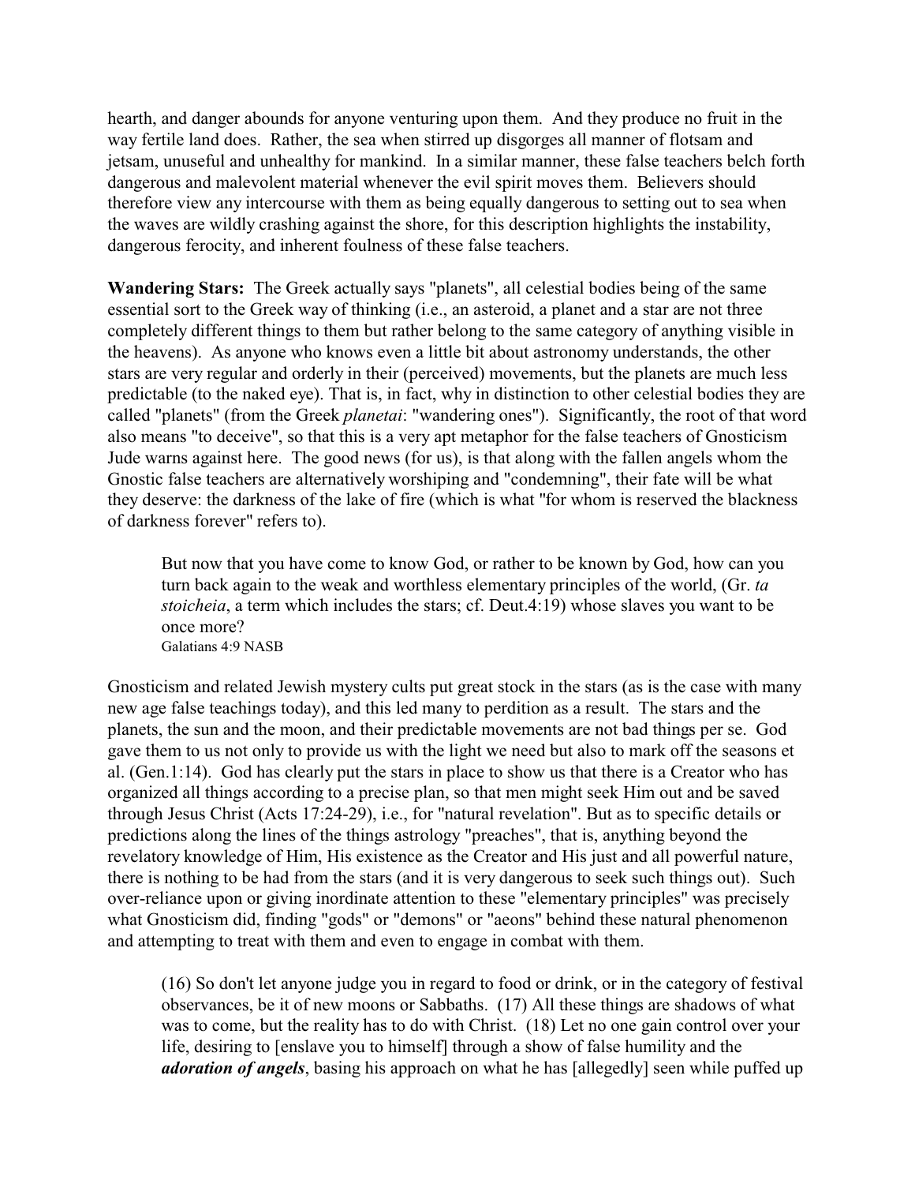hearth, and danger abounds for anyone venturing upon them. And they produce no fruit in the way fertile land does. Rather, the sea when stirred up disgorges all manner of flotsam and jetsam, unuseful and unhealthy for mankind. In a similar manner, these false teachers belch forth dangerous and malevolent material whenever the evil spirit moves them. Believers should therefore view any intercourse with them as being equally dangerous to setting out to sea when the waves are wildly crashing against the shore, for this description highlights the instability, dangerous ferocity, and inherent foulness of these false teachers.

**Wandering Stars:** The Greek actually says "planets", all celestial bodies being of the same essential sort to the Greek way of thinking (i.e., an asteroid, a planet and a star are not three completely different things to them but rather belong to the same category of anything visible in the heavens). As anyone who knows even a little bit about astronomy understands, the other stars are very regular and orderly in their (perceived) movements, but the planets are much less predictable (to the naked eye). That is, in fact, why in distinction to other celestial bodies they are called "planets" (from the Greek *planetai*: "wandering ones"). Significantly, the root of that word also means "to deceive", so that this is a very apt metaphor for the false teachers of Gnosticism Jude warns against here. The good news (for us), is that along with the fallen angels whom the Gnostic false teachers are alternatively worshiping and "condemning", their fate will be what they deserve: the darkness of the lake of fire (which is what "for whom is reserved the blackness of darkness forever" refers to).

> But now that you have come to know God, or rather to be known by God, how can you turn back again to the weak and worthless elementary principles of the world, (Gr. *ta stoicheia*, a term which includes the stars; cf. Deut.4:19) whose slaves you want to be once more?
> Galatians 4:9 NASB

Gnosticism and related Jewish mystery cults put great stock in the stars (as is the case with many new age false teachings today), and this led many to perdition as a result. The stars and the planets, the sun and the moon, and their predictable movements are not bad things per se. God gave them to us not only to provide us with the light we need but also to mark off the seasons et al. (Gen.1:14). God has clearly put the stars in place to show us that there is a Creator who has organized all things according to a precise plan, so that men might seek Him out and be saved through Jesus Christ (Acts 17:24-29), i.e., for "natural revelation". But as to specific details or predictions along the lines of the things astrology "preaches", that is, anything beyond the revelatory knowledge of Him, His existence as the Creator and His just and all powerful nature, there is nothing to be had from the stars (and it is very dangerous to seek such things out). Such over-reliance upon or giving inordinate attention to these "elementary principles" was precisely what Gnosticism did, finding "gods" or "demons" or "aeons" behind these natural phenomenon and attempting to treat with them and even to engage in combat with them.

> (16) So don't let anyone judge you in regard to food or drink, or in the category of festival observances, be it of new moons or Sabbaths. (17) All these things are shadows of what was to come, but the reality has to do with Christ. (18) Let no one gain control over your life, desiring to [enslave you to himself] through a show of false humility and the ***adoration of angels***, basing his approach on what he has [allegedly] seen while puffed up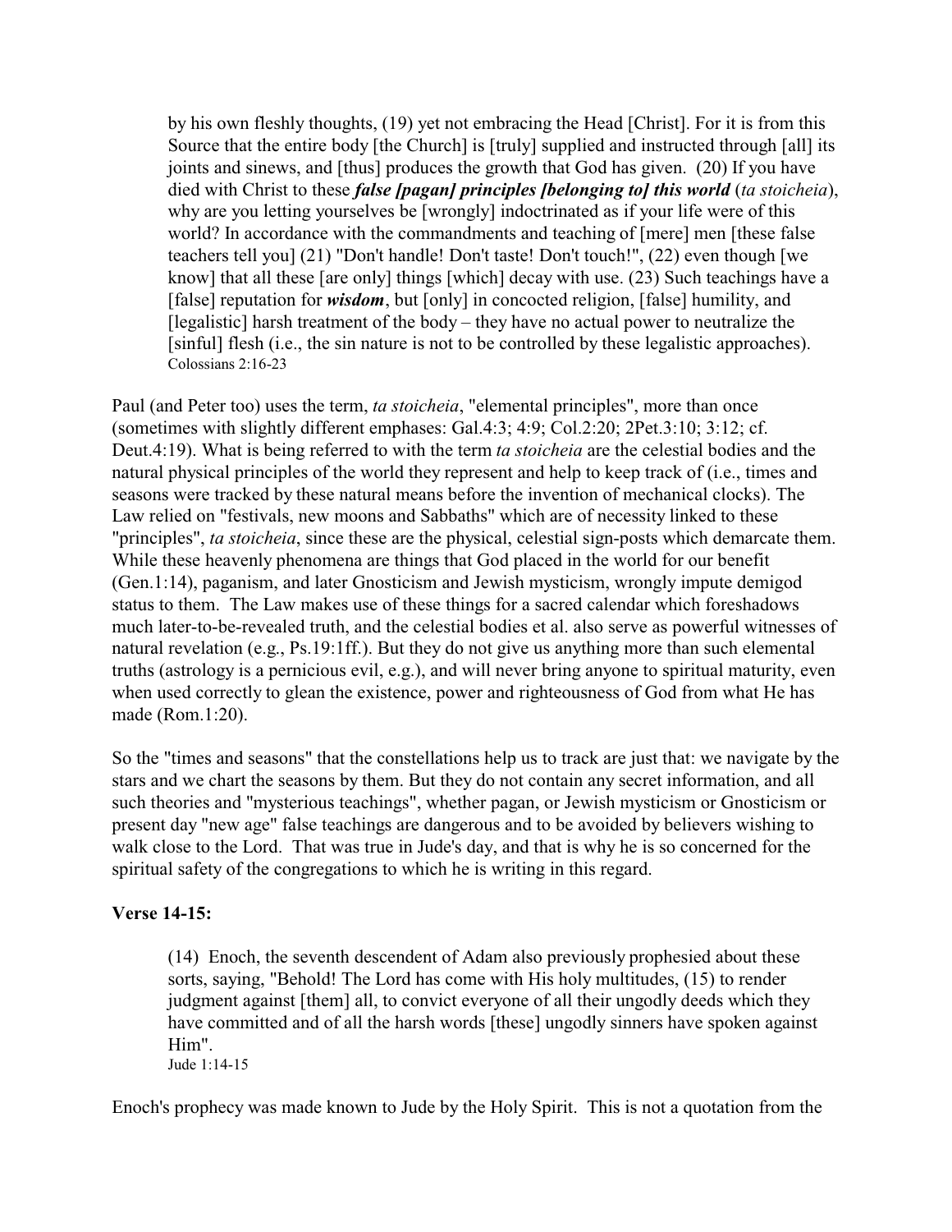> by his own fleshly thoughts, (19) yet not embracing the Head [Christ]. For it is from this Source that the entire body [the Church] is [truly] supplied and instructed through [all] its joints and sinews, and [thus] produces the growth that God has given. (20) If you have died with Christ to these ***false [pagan] principles [belonging to] this world*** (*ta stoicheia*), why are you letting yourselves be [wrongly] indoctrinated as if your life were of this world? In accordance with the commandments and teaching of [mere] men [these false teachers tell you] (21) "Don't handle! Don't taste! Don't touch!", (22) even though [we know] that all these [are only] things [which] decay with use. (23) Such teachings have a [false] reputation for ***wisdom***, but [only] in concocted religion, [false] humility, and [legalistic] harsh treatment of the body – they have no actual power to neutralize the [sinful] flesh (i.e., the sin nature is not to be controlled by these legalistic approaches).
> Colossians 2:16-23

Paul (and Peter too) uses the term, *ta stoicheia*, "elemental principles", more than once (sometimes with slightly different emphases: Gal.4:3; 4:9; Col.2:20; 2Pet.3:10; 3:12; cf. Deut.4:19). What is being referred to with the term *ta stoicheia* are the celestial bodies and the natural physical principles of the world they represent and help to keep track of (i.e., times and seasons were tracked by these natural means before the invention of mechanical clocks). The Law relied on "festivals, new moons and Sabbaths" which are of necessity linked to these "principles", *ta stoicheia*, since these are the physical, celestial sign-posts which demarcate them. While these heavenly phenomena are things that God placed in the world for our benefit (Gen.1:14), paganism, and later Gnosticism and Jewish mysticism, wrongly impute demigod status to them. The Law makes use of these things for a sacred calendar which foreshadows much later-to-be-revealed truth, and the celestial bodies et al. also serve as powerful witnesses of natural revelation (e.g., Ps.19:1ff.). But they do not give us anything more than such elemental truths (astrology is a pernicious evil, e.g.), and will never bring anyone to spiritual maturity, even when used correctly to glean the existence, power and righteousness of God from what He has made (Rom.1:20).

So the "times and seasons" that the constellations help us to track are just that: we navigate by the stars and we chart the seasons by them. But they do not contain any secret information, and all such theories and "mysterious teachings", whether pagan, or Jewish mysticism or Gnosticism or present day "new age" false teachings are dangerous and to be avoided by believers wishing to walk close to the Lord. That was true in Jude's day, and that is why he is so concerned for the spiritual safety of the congregations to which he is writing in this regard.

**Verse 14-15:**

> (14) Enoch, the seventh descendent of Adam also previously prophesied about these sorts, saying, "Behold! The Lord has come with His holy multitudes, (15) to render judgment against [them] all, to convict everyone of all their ungodly deeds which they have committed and of all the harsh words [these] ungodly sinners have spoken against Him".
> Jude 1:14-15

Enoch's prophecy was made known to Jude by the Holy Spirit. This is not a quotation from the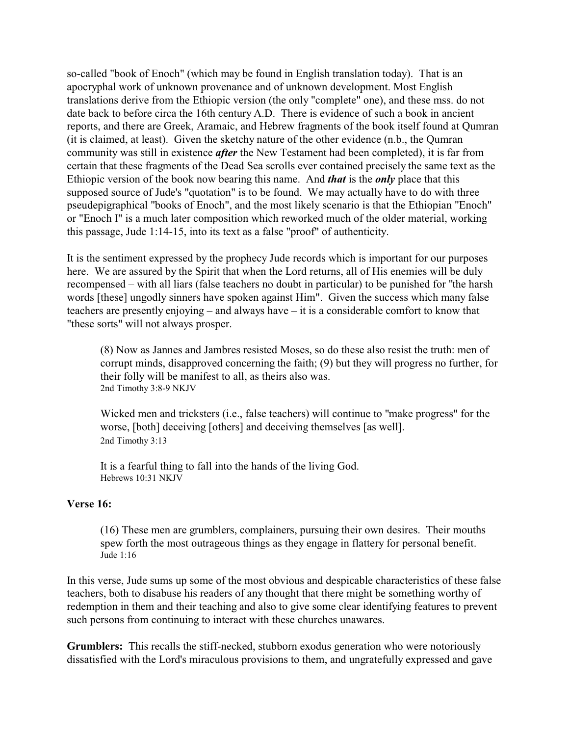so-called "book of Enoch" (which may be found in English translation today). That is an apocryphal work of unknown provenance and of unknown development. Most English translations derive from the Ethiopic version (the only "complete" one), and these mss. do not date back to before circa the 16th century A.D. There is evidence of such a book in ancient reports, and there are Greek, Aramaic, and Hebrew fragments of the book itself found at Qumran (it is claimed, at least). Given the sketchy nature of the other evidence (n.b., the Qumran community was still in existence ***after*** the New Testament had been completed), it is far from certain that these fragments of the Dead Sea scrolls ever contained precisely the same text as the Ethiopic version of the book now bearing this name. And ***that*** is the ***only*** place that this supposed source of Jude's "quotation" is to be found. We may actually have to do with three pseudepigraphical "books of Enoch", and the most likely scenario is that the Ethiopian "Enoch" or "Enoch I" is a much later composition which reworked much of the older material, working this passage, Jude 1:14-15, into its text as a false "proof" of authenticity.

It is the sentiment expressed by the prophecy Jude records which is important for our purposes here. We are assured by the Spirit that when the Lord returns, all of His enemies will be duly recompensed – with all liars (false teachers no doubt in particular) to be punished for "the harsh words [these] ungodly sinners have spoken against Him". Given the success which many false teachers are presently enjoying – and always have – it is a considerable comfort to know that "these sorts" will not always prosper.

> (8) Now as Jannes and Jambres resisted Moses, so do these also resist the truth: men of corrupt minds, disapproved concerning the faith; (9) but they will progress no further, for their folly will be manifest to all, as theirs also was.
> 2nd Timothy 3:8-9 NKJV
>
> Wicked men and tricksters (i.e., false teachers) will continue to "make progress" for the worse, [both] deceiving [others] and deceiving themselves [as well].
> 2nd Timothy 3:13
>
> It is a fearful thing to fall into the hands of the living God.
> Hebrews 10:31 NKJV

**Verse 16:**

> (16) These men are grumblers, complainers, pursuing their own desires. Their mouths spew forth the most outrageous things as they engage in flattery for personal benefit.
> Jude 1:16

In this verse, Jude sums up some of the most obvious and despicable characteristics of these false teachers, both to disabuse his readers of any thought that there might be something worthy of redemption in them and their teaching and also to give some clear identifying features to prevent such persons from continuing to interact with these churches unawares.

**Grumblers:** This recalls the stiff-necked, stubborn exodus generation who were notoriously dissatisfied with the Lord's miraculous provisions to them, and ungratefully expressed and gave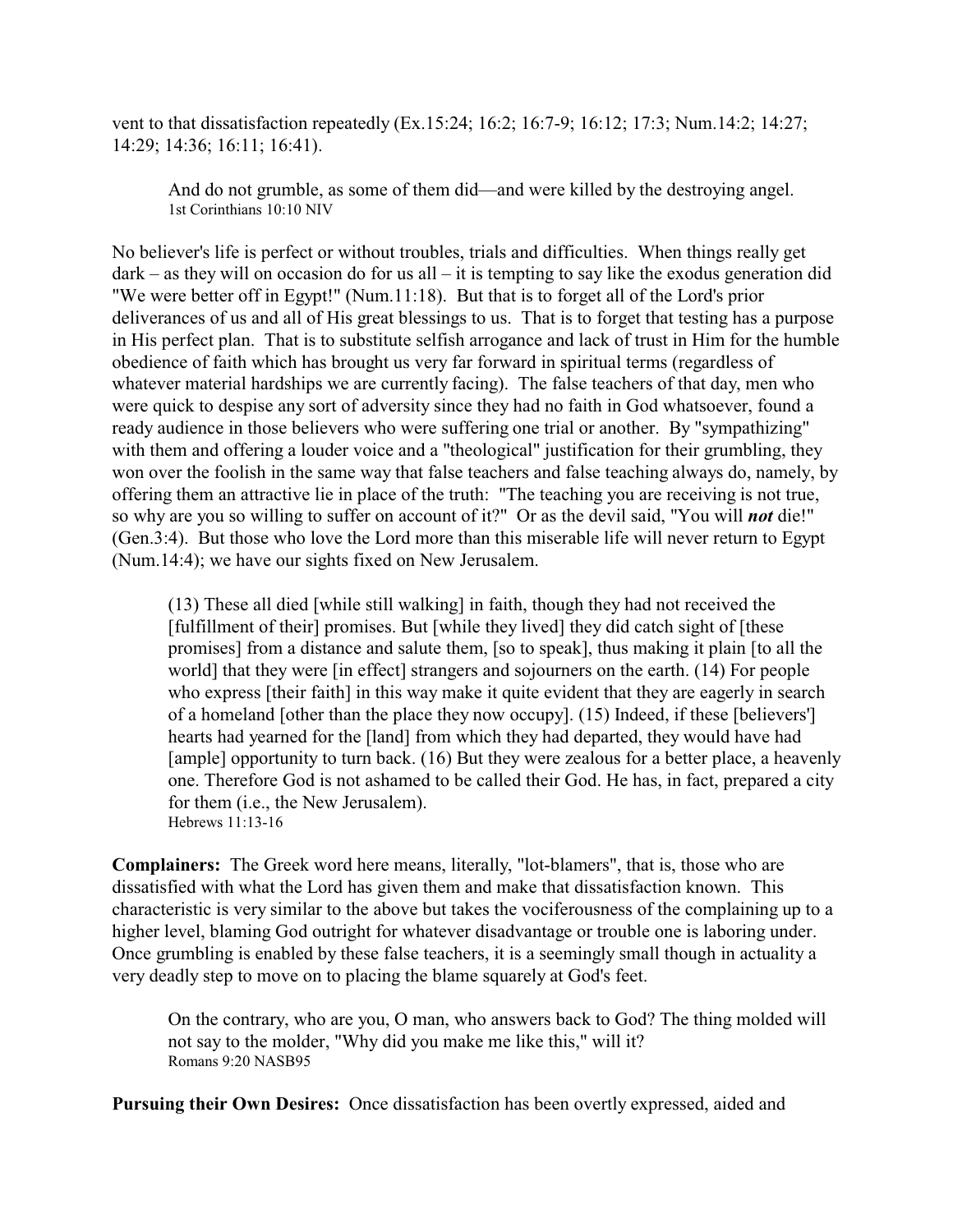vent to that dissatisfaction repeatedly (Ex.15:24; 16:2; 16:7-9; 16:12; 17:3; Num.14:2; 14:27; 14:29; 14:36; 16:11; 16:41).

> And do not grumble, as some of them did—and were killed by the destroying angel.
> 1st Corinthians 10:10 NIV

No believer's life is perfect or without troubles, trials and difficulties. When things really get dark – as they will on occasion do for us all – it is tempting to say like the exodus generation did "We were better off in Egypt!" (Num.11:18). But that is to forget all of the Lord's prior deliverances of us and all of His great blessings to us. That is to forget that testing has a purpose in His perfect plan. That is to substitute selfish arrogance and lack of trust in Him for the humble obedience of faith which has brought us very far forward in spiritual terms (regardless of whatever material hardships we are currently facing). The false teachers of that day, men who were quick to despise any sort of adversity since they had no faith in God whatsoever, found a ready audience in those believers who were suffering one trial or another. By "sympathizing" with them and offering a louder voice and a "theological" justification for their grumbling, they won over the foolish in the same way that false teachers and false teaching always do, namely, by offering them an attractive lie in place of the truth: "The teaching you are receiving is not true, so why are you so willing to suffer on account of it?" Or as the devil said, "You will ***not*** die!" (Gen.3:4). But those who love the Lord more than this miserable life will never return to Egypt (Num.14:4); we have our sights fixed on New Jerusalem.

> (13) These all died [while still walking] in faith, though they had not received the [fulfillment of their] promises. But [while they lived] they did catch sight of [these promises] from a distance and salute them, [so to speak], thus making it plain [to all the world] that they were [in effect] strangers and sojourners on the earth. (14) For people who express [their faith] in this way make it quite evident that they are eagerly in search of a homeland [other than the place they now occupy]. (15) Indeed, if these [believers'] hearts had yearned for the [land] from which they had departed, they would have had [ample] opportunity to turn back. (16) But they were zealous for a better place, a heavenly one. Therefore God is not ashamed to be called their God. He has, in fact, prepared a city for them (i.e., the New Jerusalem).
> Hebrews 11:13-16

**Complainers:** The Greek word here means, literally, "lot-blamers", that is, those who are dissatisfied with what the Lord has given them and make that dissatisfaction known. This characteristic is very similar to the above but takes the vociferousness of the complaining up to a higher level, blaming God outright for whatever disadvantage or trouble one is laboring under. Once grumbling is enabled by these false teachers, it is a seemingly small though in actuality a very deadly step to move on to placing the blame squarely at God's feet.

> On the contrary, who are you, O man, who answers back to God? The thing molded will not say to the molder, "Why did you make me like this," will it?
> Romans 9:20 NASB95

**Pursuing their Own Desires:** Once dissatisfaction has been overtly expressed, aided and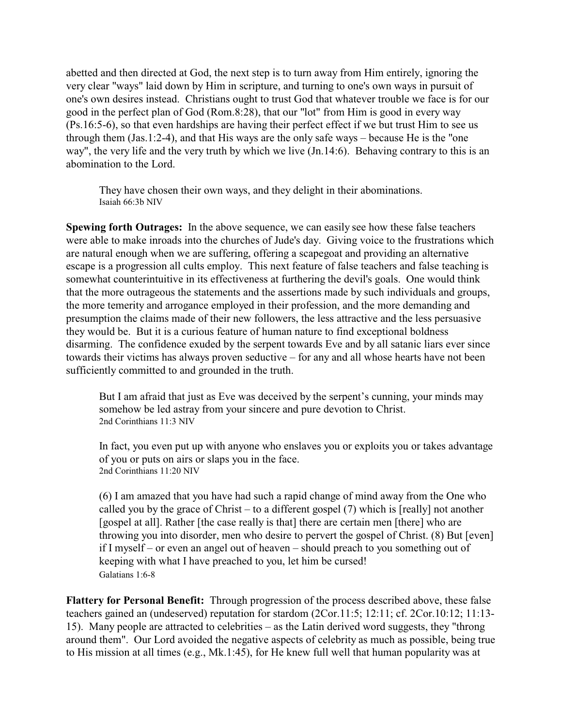abetted and then directed at God, the next step is to turn away from Him entirely, ignoring the very clear "ways" laid down by Him in scripture, and turning to one's own ways in pursuit of one's own desires instead. Christians ought to trust God that whatever trouble we face is for our good in the perfect plan of God (Rom.8:28), that our "lot" from Him is good in every way (Ps.16:5-6), so that even hardships are having their perfect effect if we but trust Him to see us through them (Jas.1:2-4), and that His ways are the only safe ways – because He is the "one way", the very life and the very truth by which we live (Jn.14:6). Behaving contrary to this is an abomination to the Lord.

> They have chosen their own ways, and they delight in their abominations.
> Isaiah 66:3b NIV

**Spewing forth Outrages:** In the above sequence, we can easily see how these false teachers were able to make inroads into the churches of Jude's day. Giving voice to the frustrations which are natural enough when we are suffering, offering a scapegoat and providing an alternative escape is a progression all cults employ. This next feature of false teachers and false teaching is somewhat counterintuitive in its effectiveness at furthering the devil's goals. One would think that the more outrageous the statements and the assertions made by such individuals and groups, the more temerity and arrogance employed in their profession, and the more demanding and presumption the claims made of their new followers, the less attractive and the less persuasive they would be. But it is a curious feature of human nature to find exceptional boldness disarming. The confidence exuded by the serpent towards Eve and by all satanic liars ever since towards their victims has always proven seductive – for any and all whose hearts have not been sufficiently committed to and grounded in the truth.

> But I am afraid that just as Eve was deceived by the serpent's cunning, your minds may somehow be led astray from your sincere and pure devotion to Christ.
> 2nd Corinthians 11:3 NIV

> In fact, you even put up with anyone who enslaves you or exploits you or takes advantage of you or puts on airs or slaps you in the face.
> 2nd Corinthians 11:20 NIV

> (6) I am amazed that you have had such a rapid change of mind away from the One who called you by the grace of Christ – to a different gospel (7) which is [really] not another [gospel at all]. Rather [the case really is that] there are certain men [there] who are throwing you into disorder, men who desire to pervert the gospel of Christ. (8) But [even] if I myself – or even an angel out of heaven – should preach to you something out of keeping with what I have preached to you, let him be cursed!
> Galatians 1:6-8

**Flattery for Personal Benefit:** Through progression of the process described above, these false teachers gained an (undeserved) reputation for stardom (2Cor.11:5; 12:11; cf. 2Cor.10:12; 11:13-15). Many people are attracted to celebrities – as the Latin derived word suggests, they "throng around them". Our Lord avoided the negative aspects of celebrity as much as possible, being true to His mission at all times (e.g., Mk.1:45), for He knew full well that human popularity was at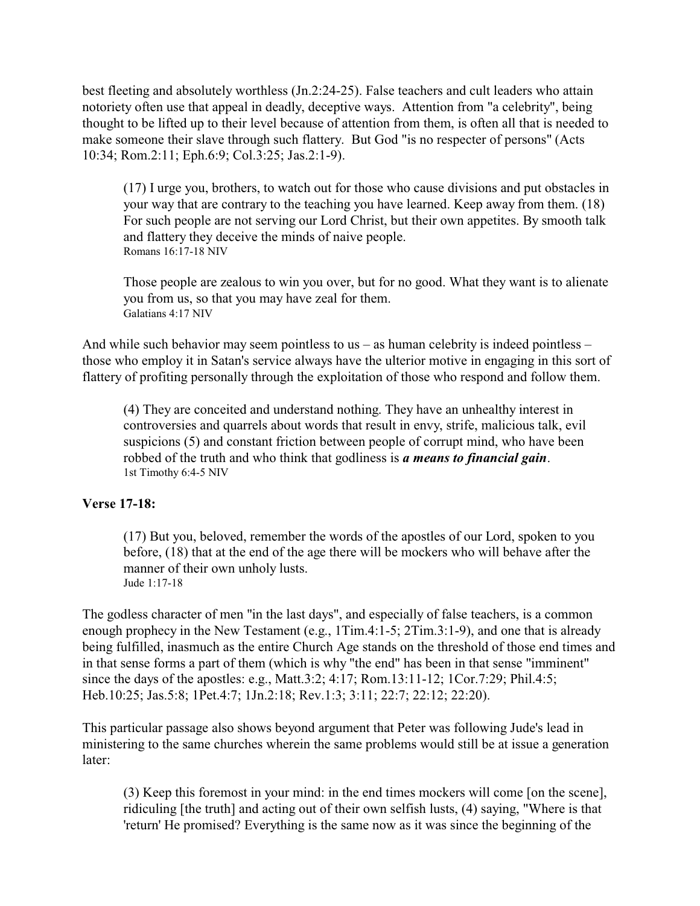best fleeting and absolutely worthless (Jn.2:24-25). False teachers and cult leaders who attain notoriety often use that appeal in deadly, deceptive ways. Attention from "a celebrity", being thought to be lifted up to their level because of attention from them, is often all that is needed to make someone their slave through such flattery. But God "is no respecter of persons" (Acts 10:34; Rom.2:11; Eph.6:9; Col.3:25; Jas.2:1-9).

> (17) I urge you, brothers, to watch out for those who cause divisions and put obstacles in your way that are contrary to the teaching you have learned. Keep away from them. (18) For such people are not serving our Lord Christ, but their own appetites. By smooth talk and flattery they deceive the minds of naive people.
> Romans 16:17-18 NIV

> Those people are zealous to win you over, but for no good. What they want is to alienate you from us, so that you may have zeal for them.
> Galatians 4:17 NIV

And while such behavior may seem pointless to us – as human celebrity is indeed pointless – those who employ it in Satan's service always have the ulterior motive in engaging in this sort of flattery of profiting personally through the exploitation of those who respond and follow them.

> (4) They are conceited and understand nothing. They have an unhealthy interest in controversies and quarrels about words that result in envy, strife, malicious talk, evil suspicions (5) and constant friction between people of corrupt mind, who have been robbed of the truth and who think that godliness is ***a means to financial gain***.
> 1st Timothy 6:4-5 NIV

**Verse 17-18:**

> (17) But you, beloved, remember the words of the apostles of our Lord, spoken to you before, (18) that at the end of the age there will be mockers who will behave after the manner of their own unholy lusts.
> Jude 1:17-18

The godless character of men "in the last days", and especially of false teachers, is a common enough prophecy in the New Testament (e.g., 1Tim.4:1-5; 2Tim.3:1-9), and one that is already being fulfilled, inasmuch as the entire Church Age stands on the threshold of those end times and in that sense forms a part of them (which is why "the end" has been in that sense "imminent" since the days of the apostles: e.g., Matt.3:2; 4:17; Rom.13:11-12; 1Cor.7:29; Phil.4:5; Heb.10:25; Jas.5:8; 1Pet.4:7; 1Jn.2:18; Rev.1:3; 3:11; 22:7; 22:12; 22:20).

This particular passage also shows beyond argument that Peter was following Jude's lead in ministering to the same churches wherein the same problems would still be at issue a generation later:

> (3) Keep this foremost in your mind: in the end times mockers will come [on the scene], ridiculing [the truth] and acting out of their own selfish lusts, (4) saying, "Where is that 'return' He promised? Everything is the same now as it was since the beginning of the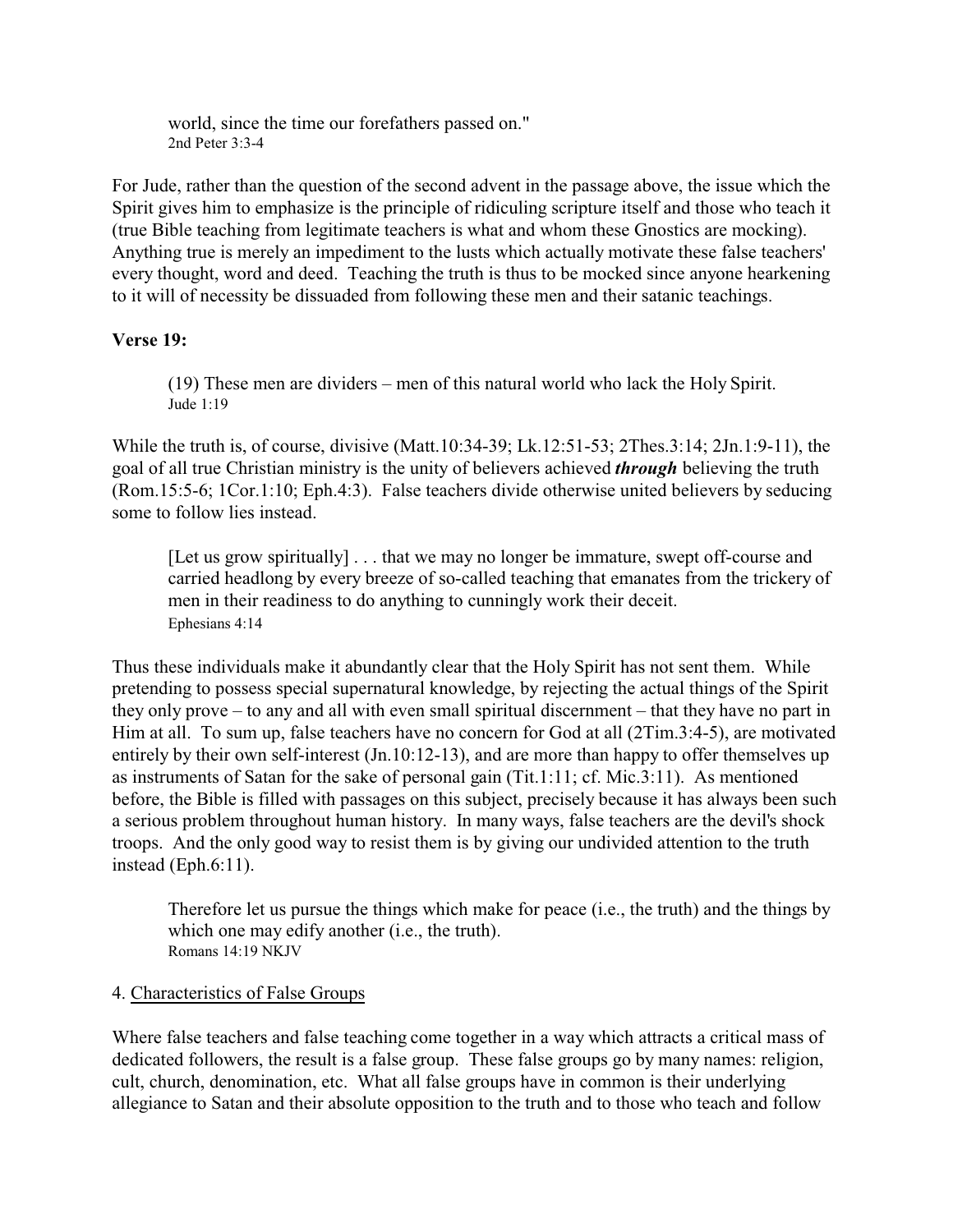> world, since the time our forefathers passed on."
> 2nd Peter 3:3-4

For Jude, rather than the question of the second advent in the passage above, the issue which the Spirit gives him to emphasize is the principle of ridiculing scripture itself and those who teach it (true Bible teaching from legitimate teachers is what and whom these Gnostics are mocking). Anything true is merely an impediment to the lusts which actually motivate these false teachers' every thought, word and deed. Teaching the truth is thus to be mocked since anyone hearkening to it will of necessity be dissuaded from following these men and their satanic teachings.

**Verse 19:**

> (19) These men are dividers – men of this natural world who lack the Holy Spirit.
> Jude 1:19

While the truth is, of course, divisive (Matt.10:34-39; Lk.12:51-53; 2Thes.3:14; 2Jn.1:9-11), the goal of all true Christian ministry is the unity of believers achieved ***through*** believing the truth (Rom.15:5-6; 1Cor.1:10; Eph.4:3). False teachers divide otherwise united believers by seducing some to follow lies instead.

> [Let us grow spiritually] . . . that we may no longer be immature, swept off-course and carried headlong by every breeze of so-called teaching that emanates from the trickery of men in their readiness to do anything to cunningly work their deceit.
> Ephesians 4:14

Thus these individuals make it abundantly clear that the Holy Spirit has not sent them. While pretending to possess special supernatural knowledge, by rejecting the actual things of the Spirit they only prove – to any and all with even small spiritual discernment – that they have no part in Him at all. To sum up, false teachers have no concern for God at all (2Tim.3:4-5), are motivated entirely by their own self-interest (Jn.10:12-13), and are more than happy to offer themselves up as instruments of Satan for the sake of personal gain (Tit.1:11; cf. Mic.3:11). As mentioned before, the Bible is filled with passages on this subject, precisely because it has always been such a serious problem throughout human history. In many ways, false teachers are the devil's shock troops. And the only good way to resist them is by giving our undivided attention to the truth instead (Eph.6:11).

> Therefore let us pursue the things which make for peace (i.e., the truth) and the things by which one may edify another (i.e., the truth).
> Romans 14:19 NKJV

4. Characteristics of False Groups

Where false teachers and false teaching come together in a way which attracts a critical mass of dedicated followers, the result is a false group. These false groups go by many names: religion, cult, church, denomination, etc. What all false groups have in common is their underlying allegiance to Satan and their absolute opposition to the truth and to those who teach and follow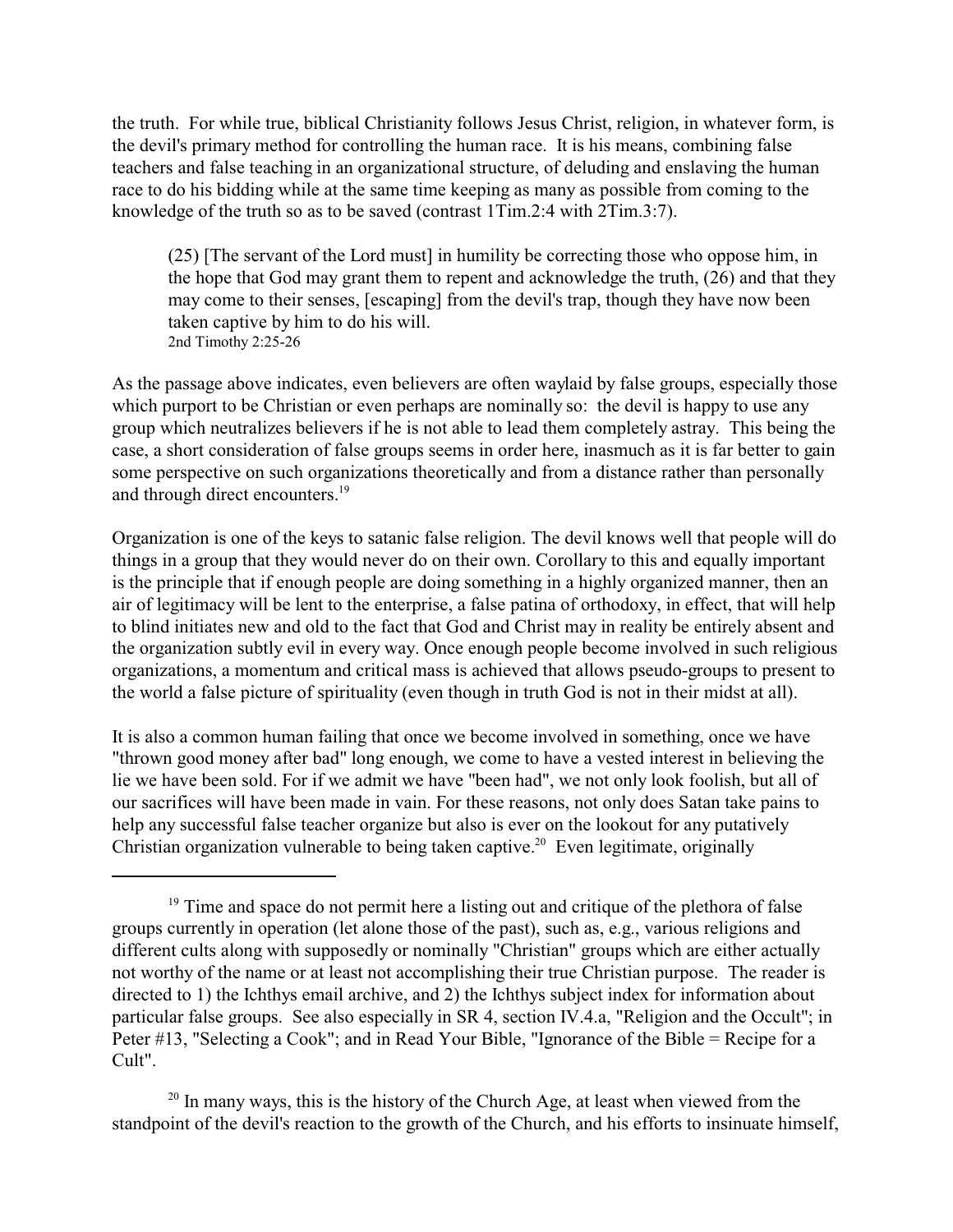the truth. For while true, biblical Christianity follows Jesus Christ, religion, in whatever form, is the devil's primary method for controlling the human race. It is his means, combining false teachers and false teaching in an organizational structure, of deluding and enslaving the human race to do his bidding while at the same time keeping as many as possible from coming to the knowledge of the truth so as to be saved (contrast 1Tim.2:4 with 2Tim.3:7).

> (25) [The servant of the Lord must] in humility be correcting those who oppose him, in the hope that God may grant them to repent and acknowledge the truth, (26) and that they may come to their senses, [escaping] from the devil's trap, though they have now been taken captive by him to do his will.
> 2nd Timothy 2:25-26

As the passage above indicates, even believers are often waylaid by false groups, especially those which purport to be Christian or even perhaps are nominally so: the devil is happy to use any group which neutralizes believers if he is not able to lead them completely astray. This being the case, a short consideration of false groups seems in order here, inasmuch as it is far better to gain some perspective on such organizations theoretically and from a distance rather than personally and through direct encounters.[19]

Organization is one of the keys to satanic false religion. The devil knows well that people will do things in a group that they would never do on their own. Corollary to this and equally important is the principle that if enough people are doing something in a highly organized manner, then an air of legitimacy will be lent to the enterprise, a false patina of orthodoxy, in effect, that will help to blind initiates new and old to the fact that God and Christ may in reality be entirely absent and the organization subtly evil in every way. Once enough people become involved in such religious organizations, a momentum and critical mass is achieved that allows pseudo-groups to present to the world a false picture of spirituality (even though in truth God is not in their midst at all).

It is also a common human failing that once we become involved in something, once we have "thrown good money after bad" long enough, we come to have a vested interest in believing the lie we have been sold. For if we admit we have "been had", we not only look foolish, but all of our sacrifices will have been made in vain. For these reasons, not only does Satan take pains to help any successful false teacher organize but also is ever on the lookout for any putatively Christian organization vulnerable to being taken captive.[20] Even legitimate, originally

---

[19] Time and space do not permit here a listing out and critique of the plethora of false groups currently in operation (let alone those of the past), such as, e.g., various religions and different cults along with supposedly or nominally "Christian" groups which are either actually not worthy of the name or at least not accomplishing their true Christian purpose. The reader is directed to 1) the Ichthys email archive, and 2) the Ichthys subject index for information about particular false groups. See also especially in SR 4, section IV.4.a, "Religion and the Occult"; in Peter #13, "Selecting a Cook"; and in Read Your Bible, "Ignorance of the Bible = Recipe for a Cult".

[20] In many ways, this is the history of the Church Age, at least when viewed from the standpoint of the devil's reaction to the growth of the Church, and his efforts to insinuate himself,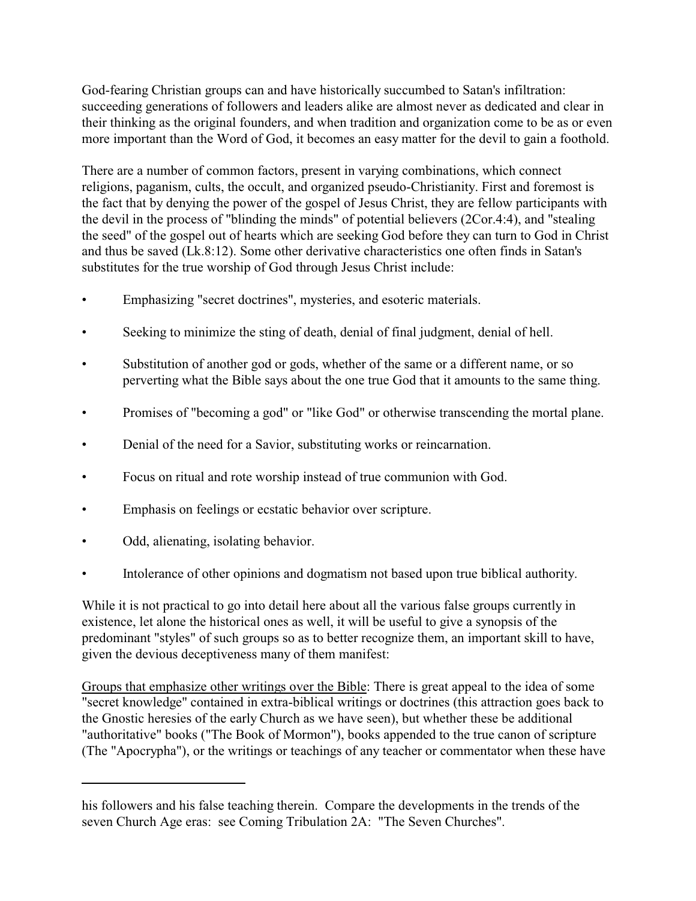God-fearing Christian groups can and have historically succumbed to Satan's infiltration: succeeding generations of followers and leaders alike are almost never as dedicated and clear in their thinking as the original founders, and when tradition and organization come to be as or even more important than the Word of God, it becomes an easy matter for the devil to gain a foothold.

There are a number of common factors, present in varying combinations, which connect religions, paganism, cults, the occult, and organized pseudo-Christianity. First and foremost is the fact that by denying the power of the gospel of Jesus Christ, they are fellow participants with the devil in the process of "blinding the minds" of potential believers (2Cor.4:4), and "stealing the seed" of the gospel out of hearts which are seeking God before they can turn to God in Christ and thus be saved (Lk.8:12). Some other derivative characteristics one often finds in Satan's substitutes for the true worship of God through Jesus Christ include:

- Emphasizing "secret doctrines", mysteries, and esoteric materials.
- Seeking to minimize the sting of death, denial of final judgment, denial of hell.
- Substitution of another god or gods, whether of the same or a different name, or so perverting what the Bible says about the one true God that it amounts to the same thing.
- Promises of "becoming a god" or "like God" or otherwise transcending the mortal plane.
- Denial of the need for a Savior, substituting works or reincarnation.
- Focus on ritual and rote worship instead of true communion with God.
- Emphasis on feelings or ecstatic behavior over scripture.
- Odd, alienating, isolating behavior.
- Intolerance of other opinions and dogmatism not based upon true biblical authority.

While it is not practical to go into detail here about all the various false groups currently in existence, let alone the historical ones as well, it will be useful to give a synopsis of the predominant "styles" of such groups so as to better recognize them, an important skill to have, given the devious deceptiveness many of them manifest:

Groups that emphasize other writings over the Bible: There is great appeal to the idea of some "secret knowledge" contained in extra-biblical writings or doctrines (this attraction goes back to the Gnostic heresies of the early Church as we have seen), but whether these be additional "authoritative" books ("The Book of Mormon"), books appended to the true canon of scripture (The "Apocrypha"), or the writings or teachings of any teacher or commentator when these have

---

his followers and his false teaching therein. Compare the developments in the trends of the seven Church Age eras: see Coming Tribulation 2A: "The Seven Churches".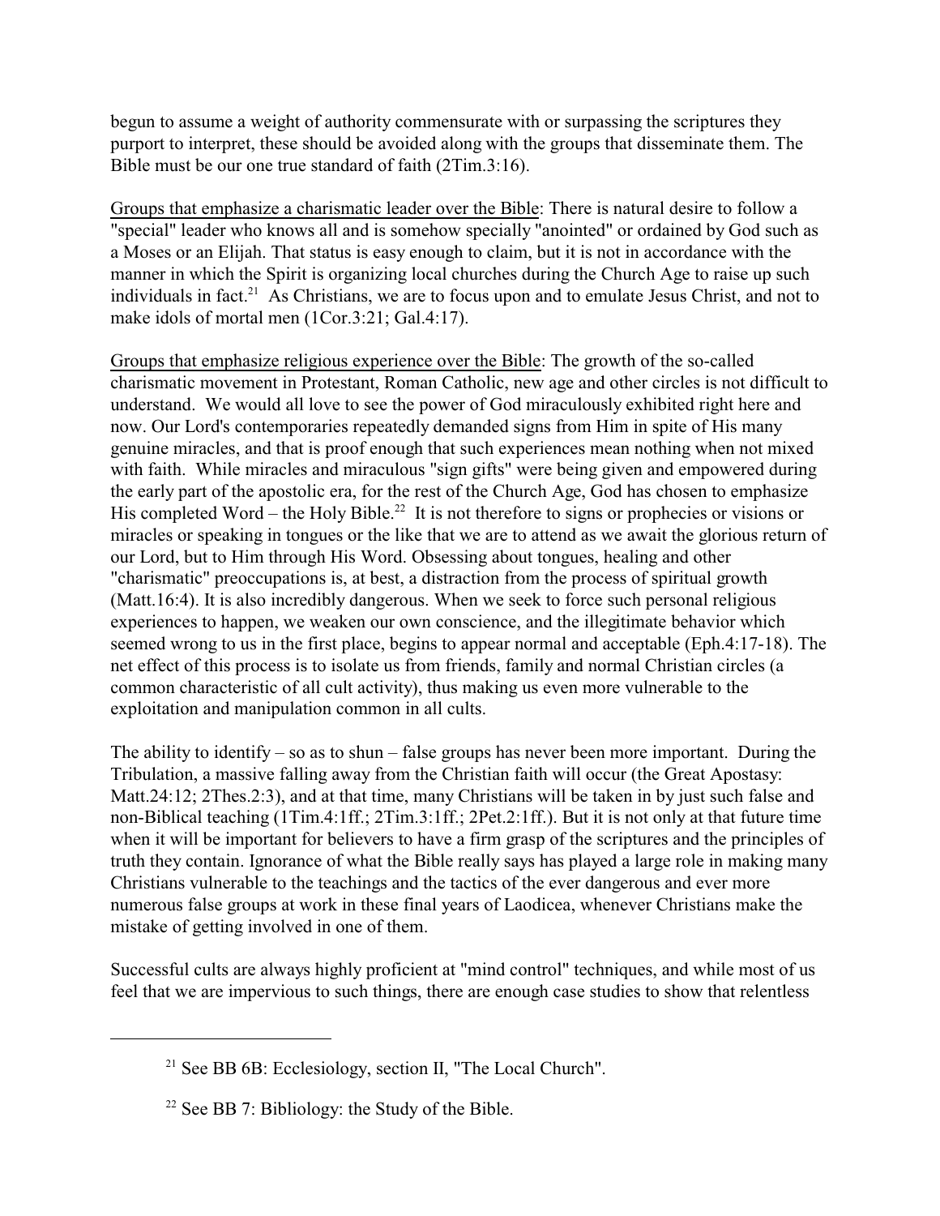begun to assume a weight of authority commensurate with or surpassing the scriptures they purport to interpret, these should be avoided along with the groups that disseminate them. The Bible must be our one true standard of faith (2Tim.3:16).

<u>Groups that emphasize a charismatic leader over the Bible</u>: There is natural desire to follow a "special" leader who knows all and is somehow specially "anointed" or ordained by God such as a Moses or an Elijah. That status is easy enough to claim, but it is not in accordance with the manner in which the Spirit is organizing local churches during the Church Age to raise up such individuals in fact.[21] As Christians, we are to focus upon and to emulate Jesus Christ, and not to make idols of mortal men (1Cor.3:21; Gal.4:17).

<u>Groups that emphasize religious experience over the Bible</u>: The growth of the so-called charismatic movement in Protestant, Roman Catholic, new age and other circles is not difficult to understand. We would all love to see the power of God miraculously exhibited right here and now. Our Lord's contemporaries repeatedly demanded signs from Him in spite of His many genuine miracles, and that is proof enough that such experiences mean nothing when not mixed with faith. While miracles and miraculous "sign gifts" were being given and empowered during the early part of the apostolic era, for the rest of the Church Age, God has chosen to emphasize His completed Word – the Holy Bible.[22] It is not therefore to signs or prophecies or visions or miracles or speaking in tongues or the like that we are to attend as we await the glorious return of our Lord, but to Him through His Word. Obsessing about tongues, healing and other "charismatic" preoccupations is, at best, a distraction from the process of spiritual growth (Matt.16:4). It is also incredibly dangerous. When we seek to force such personal religious experiences to happen, we weaken our own conscience, and the illegitimate behavior which seemed wrong to us in the first place, begins to appear normal and acceptable (Eph.4:17-18). The net effect of this process is to isolate us from friends, family and normal Christian circles (a common characteristic of all cult activity), thus making us even more vulnerable to the exploitation and manipulation common in all cults.

The ability to identify – so as to shun – false groups has never been more important. During the Tribulation, a massive falling away from the Christian faith will occur (the Great Apostasy: Matt.24:12; 2Thes.2:3), and at that time, many Christians will be taken in by just such false and non-Biblical teaching (1Tim.4:1ff.; 2Tim.3:1ff.; 2Pet.2:1ff.). But it is not only at that future time when it will be important for believers to have a firm grasp of the scriptures and the principles of truth they contain. Ignorance of what the Bible really says has played a large role in making many Christians vulnerable to the teachings and the tactics of the ever dangerous and ever more numerous false groups at work in these final years of Laodicea, whenever Christians make the mistake of getting involved in one of them.

Successful cults are always highly proficient at "mind control" techniques, and while most of us feel that we are impervious to such things, there are enough case studies to show that relentless

---

[21] See BB 6B: Ecclesiology, section II, "The Local Church".

[22] See BB 7: Bibliology: the Study of the Bible.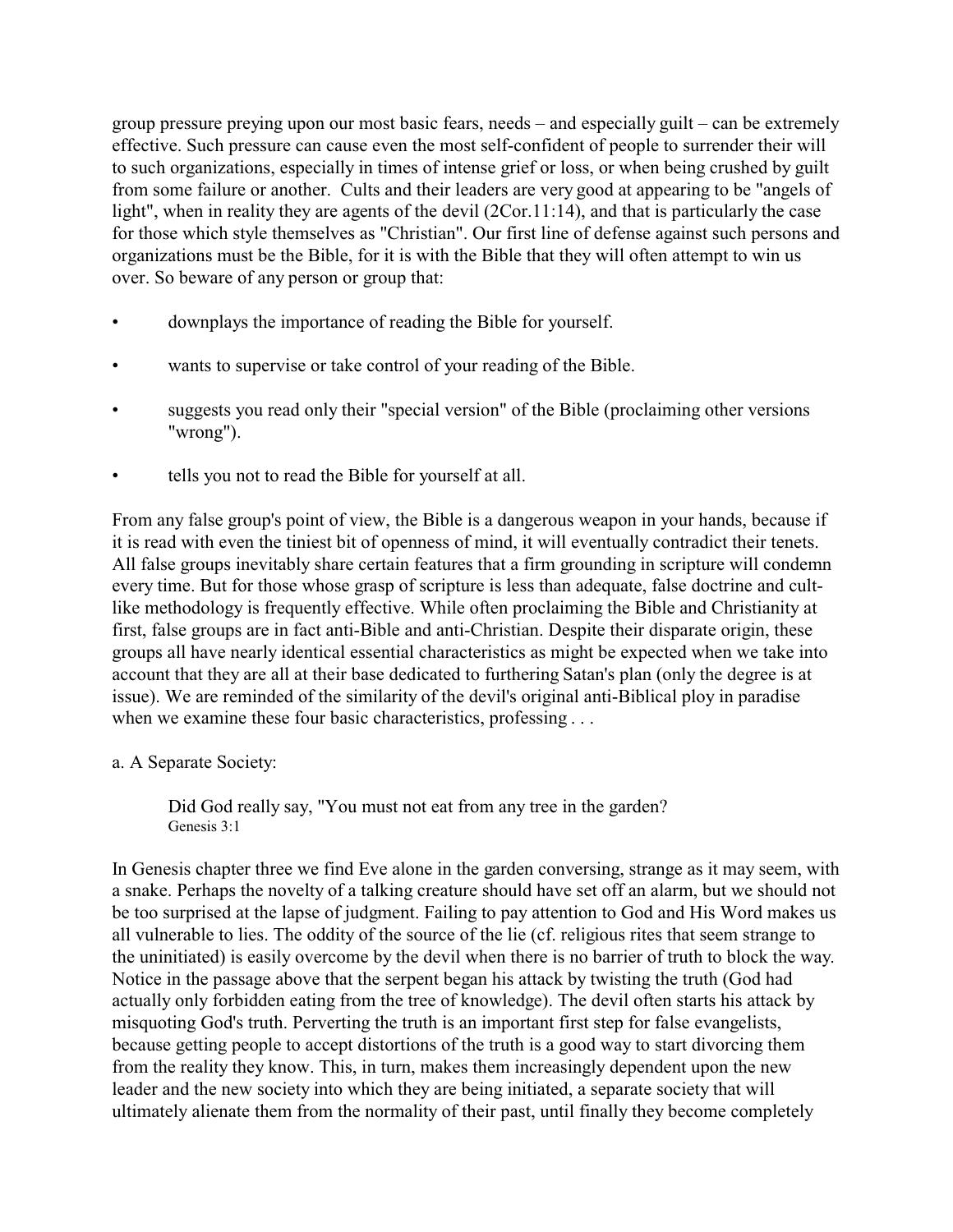group pressure preying upon our most basic fears, needs – and especially guilt – can be extremely effective. Such pressure can cause even the most self-confident of people to surrender their will to such organizations, especially in times of intense grief or loss, or when being crushed by guilt from some failure or another. Cults and their leaders are very good at appearing to be "angels of light", when in reality they are agents of the devil (2Cor.11:14), and that is particularly the case for those which style themselves as "Christian". Our first line of defense against such persons and organizations must be the Bible, for it is with the Bible that they will often attempt to win us over. So beware of any person or group that:

- downplays the importance of reading the Bible for yourself.
- wants to supervise or take control of your reading of the Bible.
- suggests you read only their "special version" of the Bible (proclaiming other versions "wrong").
- tells you not to read the Bible for yourself at all.

From any false group's point of view, the Bible is a dangerous weapon in your hands, because if it is read with even the tiniest bit of openness of mind, it will eventually contradict their tenets. All false groups inevitably share certain features that a firm grounding in scripture will condemn every time. But for those whose grasp of scripture is less than adequate, false doctrine and cult-like methodology is frequently effective. While often proclaiming the Bible and Christianity at first, false groups are in fact anti-Bible and anti-Christian. Despite their disparate origin, these groups all have nearly identical essential characteristics as might be expected when we take into account that they are all at their base dedicated to furthering Satan's plan (only the degree is at issue). We are reminded of the similarity of the devil's original anti-Biblical ploy in paradise when we examine these four basic characteristics, professing . . .

a. A Separate Society:

> Did God really say, "You must not eat from any tree in the garden?
> Genesis 3:1

In Genesis chapter three we find Eve alone in the garden conversing, strange as it may seem, with a snake. Perhaps the novelty of a talking creature should have set off an alarm, but we should not be too surprised at the lapse of judgment. Failing to pay attention to God and His Word makes us all vulnerable to lies. The oddity of the source of the lie (cf. religious rites that seem strange to the uninitiated) is easily overcome by the devil when there is no barrier of truth to block the way. Notice in the passage above that the serpent began his attack by twisting the truth (God had actually only forbidden eating from the tree of knowledge). The devil often starts his attack by misquoting God's truth. Perverting the truth is an important first step for false evangelists, because getting people to accept distortions of the truth is a good way to start divorcing them from the reality they know. This, in turn, makes them increasingly dependent upon the new leader and the new society into which they are being initiated, a separate society that will ultimately alienate them from the normality of their past, until finally they become completely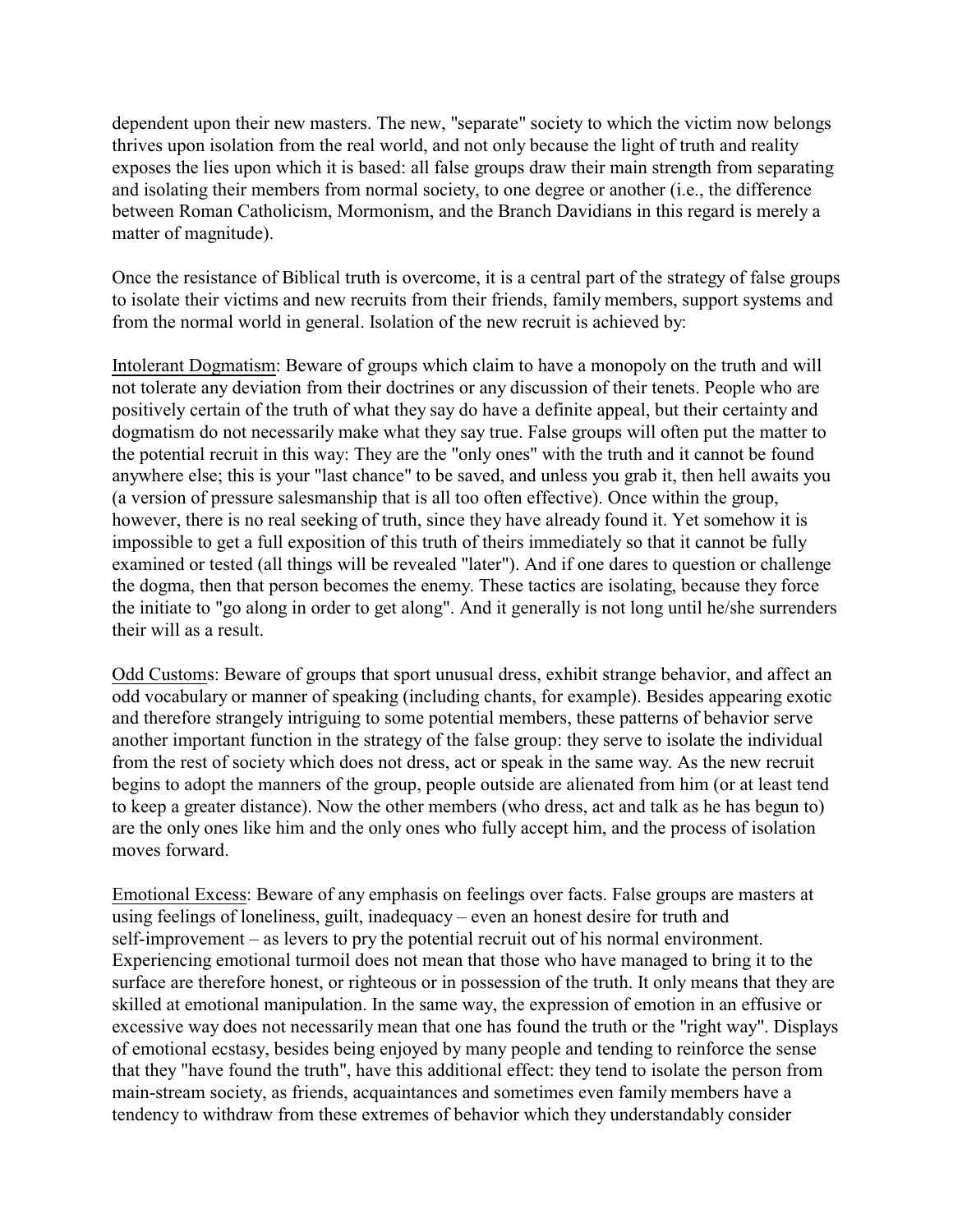dependent upon their new masters. The new, "separate" society to which the victim now belongs thrives upon isolation from the real world, and not only because the light of truth and reality exposes the lies upon which it is based: all false groups draw their main strength from separating and isolating their members from normal society, to one degree or another (i.e., the difference between Roman Catholicism, Mormonism, and the Branch Davidians in this regard is merely a matter of magnitude).

Once the resistance of Biblical truth is overcome, it is a central part of the strategy of false groups to isolate their victims and new recruits from their friends, family members, support systems and from the normal world in general. Isolation of the new recruit is achieved by:

<u>Intolerant Dogmatism</u>: Beware of groups which claim to have a monopoly on the truth and will not tolerate any deviation from their doctrines or any discussion of their tenets. People who are positively certain of the truth of what they say do have a definite appeal, but their certainty and dogmatism do not necessarily make what they say true. False groups will often put the matter to the potential recruit in this way: They are the "only ones" with the truth and it cannot be found anywhere else; this is your "last chance" to be saved, and unless you grab it, then hell awaits you (a version of pressure salesmanship that is all too often effective). Once within the group, however, there is no real seeking of truth, since they have already found it. Yet somehow it is impossible to get a full exposition of this truth of theirs immediately so that it cannot be fully examined or tested (all things will be revealed "later"). And if one dares to question or challenge the dogma, then that person becomes the enemy. These tactics are isolating, because they force the initiate to "go along in order to get along". And it generally is not long until he/she surrenders their will as a result.

<u>Odd Customs</u>: Beware of groups that sport unusual dress, exhibit strange behavior, and affect an odd vocabulary or manner of speaking (including chants, for example). Besides appearing exotic and therefore strangely intriguing to some potential members, these patterns of behavior serve another important function in the strategy of the false group: they serve to isolate the individual from the rest of society which does not dress, act or speak in the same way. As the new recruit begins to adopt the manners of the group, people outside are alienated from him (or at least tend to keep a greater distance). Now the other members (who dress, act and talk as he has begun to) are the only ones like him and the only ones who fully accept him, and the process of isolation moves forward.

<u>Emotional Excess</u>: Beware of any emphasis on feelings over facts. False groups are masters at using feelings of loneliness, guilt, inadequacy – even an honest desire for truth and self-improvement – as levers to pry the potential recruit out of his normal environment. Experiencing emotional turmoil does not mean that those who have managed to bring it to the surface are therefore honest, or righteous or in possession of the truth. It only means that they are skilled at emotional manipulation. In the same way, the expression of emotion in an effusive or excessive way does not necessarily mean that one has found the truth or the "right way". Displays of emotional ecstasy, besides being enjoyed by many people and tending to reinforce the sense that they "have found the truth", have this additional effect: they tend to isolate the person from main-stream society, as friends, acquaintances and sometimes even family members have a tendency to withdraw from these extremes of behavior which they understandably consider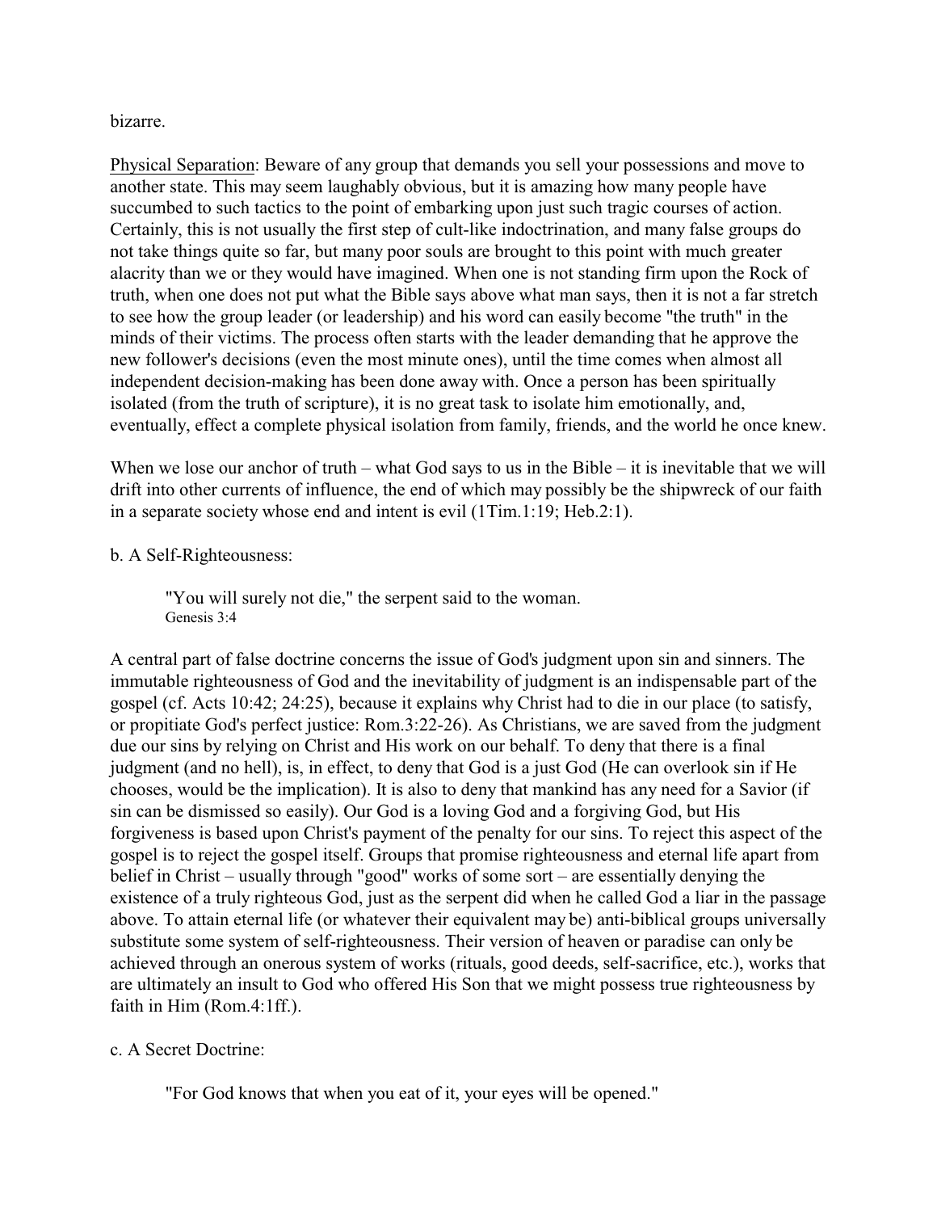bizarre.

<u>Physical Separation</u>: Beware of any group that demands you sell your possessions and move to another state. This may seem laughably obvious, but it is amazing how many people have succumbed to such tactics to the point of embarking upon just such tragic courses of action. Certainly, this is not usually the first step of cult-like indoctrination, and many false groups do not take things quite so far, but many poor souls are brought to this point with much greater alacrity than we or they would have imagined. When one is not standing firm upon the Rock of truth, when one does not put what the Bible says above what man says, then it is not a far stretch to see how the group leader (or leadership) and his word can easily become "the truth" in the minds of their victims. The process often starts with the leader demanding that he approve the new follower's decisions (even the most minute ones), until the time comes when almost all independent decision-making has been done away with. Once a person has been spiritually isolated (from the truth of scripture), it is no great task to isolate him emotionally, and, eventually, effect a complete physical isolation from family, friends, and the world he once knew.

When we lose our anchor of truth – what God says to us in the Bible – it is inevitable that we will drift into other currents of influence, the end of which may possibly be the shipwreck of our faith in a separate society whose end and intent is evil (1Tim.1:19; Heb.2:1).

b. A Self-Righteousness:

> "You will surely not die," the serpent said to the woman.
> Genesis 3:4

A central part of false doctrine concerns the issue of God's judgment upon sin and sinners. The immutable righteousness of God and the inevitability of judgment is an indispensable part of the gospel (cf. Acts 10:42; 24:25), because it explains why Christ had to die in our place (to satisfy, or propitiate God's perfect justice: Rom.3:22-26). As Christians, we are saved from the judgment due our sins by relying on Christ and His work on our behalf. To deny that there is a final judgment (and no hell), is, in effect, to deny that God is a just God (He can overlook sin if He chooses, would be the implication). It is also to deny that mankind has any need for a Savior (if sin can be dismissed so easily). Our God is a loving God and a forgiving God, but His forgiveness is based upon Christ's payment of the penalty for our sins. To reject this aspect of the gospel is to reject the gospel itself. Groups that promise righteousness and eternal life apart from belief in Christ – usually through "good" works of some sort – are essentially denying the existence of a truly righteous God, just as the serpent did when he called God a liar in the passage above. To attain eternal life (or whatever their equivalent may be) anti-biblical groups universally substitute some system of self-righteousness. Their version of heaven or paradise can only be achieved through an onerous system of works (rituals, good deeds, self-sacrifice, etc.), works that are ultimately an insult to God who offered His Son that we might possess true righteousness by faith in Him (Rom.4:1ff.).

c. A Secret Doctrine:

> "For God knows that when you eat of it, your eyes will be opened."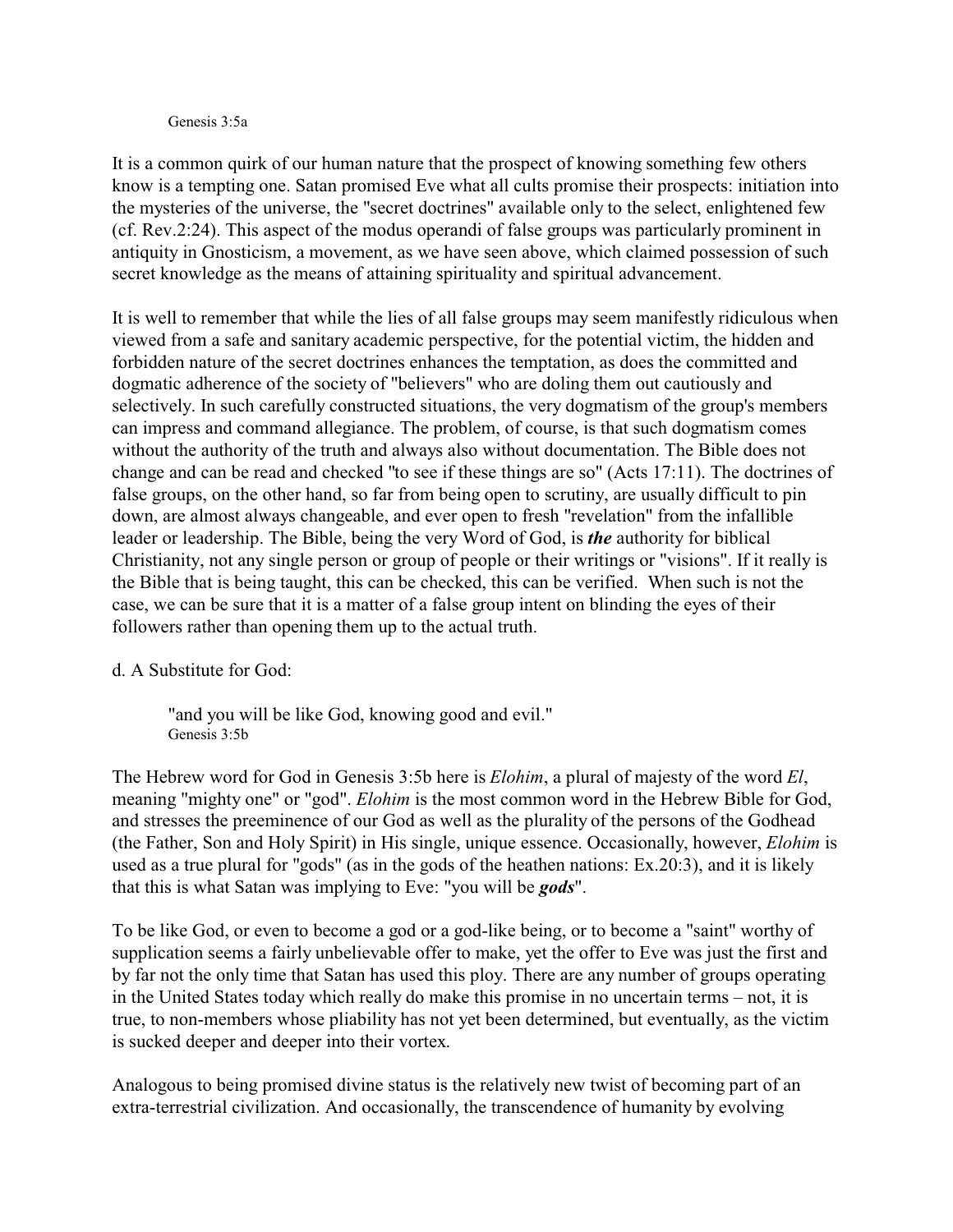Genesis 3:5a

It is a common quirk of our human nature that the prospect of knowing something few others know is a tempting one. Satan promised Eve what all cults promise their prospects: initiation into the mysteries of the universe, the "secret doctrines" available only to the select, enlightened few (cf. Rev.2:24). This aspect of the modus operandi of false groups was particularly prominent in antiquity in Gnosticism, a movement, as we have seen above, which claimed possession of such secret knowledge as the means of attaining spirituality and spiritual advancement.

It is well to remember that while the lies of all false groups may seem manifestly ridiculous when viewed from a safe and sanitary academic perspective, for the potential victim, the hidden and forbidden nature of the secret doctrines enhances the temptation, as does the committed and dogmatic adherence of the society of "believers" who are doling them out cautiously and selectively. In such carefully constructed situations, the very dogmatism of the group's members can impress and command allegiance. The problem, of course, is that such dogmatism comes without the authority of the truth and always also without documentation. The Bible does not change and can be read and checked "to see if these things are so" (Acts 17:11). The doctrines of false groups, on the other hand, so far from being open to scrutiny, are usually difficult to pin down, are almost always changeable, and ever open to fresh "revelation" from the infallible leader or leadership. The Bible, being the very Word of God, is ***the*** authority for biblical Christianity, not any single person or group of people or their writings or "visions". If it really is the Bible that is being taught, this can be checked, this can be verified. When such is not the case, we can be sure that it is a matter of a false group intent on blinding the eyes of their followers rather than opening them up to the actual truth.

d. A Substitute for God:

> "and you will be like God, knowing good and evil."
> Genesis 3:5b

The Hebrew word for God in Genesis 3:5b here is *Elohim*, a plural of majesty of the word *El*, meaning "mighty one" or "god". *Elohim* is the most common word in the Hebrew Bible for God, and stresses the preeminence of our God as well as the plurality of the persons of the Godhead (the Father, Son and Holy Spirit) in His single, unique essence. Occasionally, however, *Elohim* is used as a true plural for "gods" (as in the gods of the heathen nations: Ex.20:3), and it is likely that this is what Satan was implying to Eve: "you will be ***gods***".

To be like God, or even to become a god or a god-like being, or to become a "saint" worthy of supplication seems a fairly unbelievable offer to make, yet the offer to Eve was just the first and by far not the only time that Satan has used this ploy. There are any number of groups operating in the United States today which really do make this promise in no uncertain terms – not, it is true, to non-members whose pliability has not yet been determined, but eventually, as the victim is sucked deeper and deeper into their vortex.

Analogous to being promised divine status is the relatively new twist of becoming part of an extra-terrestrial civilization. And occasionally, the transcendence of humanity by evolving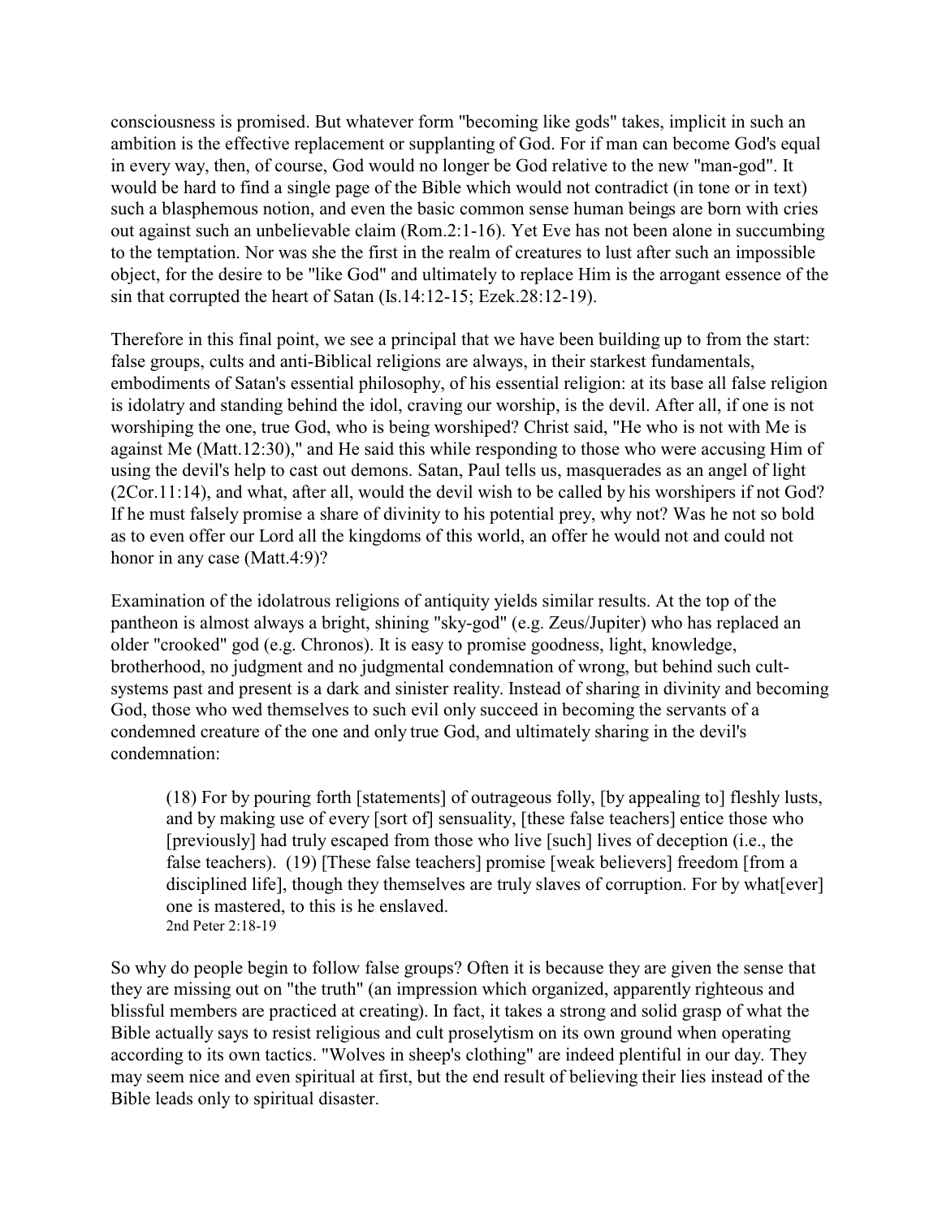consciousness is promised. But whatever form "becoming like gods" takes, implicit in such an ambition is the effective replacement or supplanting of God. For if man can become God's equal in every way, then, of course, God would no longer be God relative to the new "man-god". It would be hard to find a single page of the Bible which would not contradict (in tone or in text) such a blasphemous notion, and even the basic common sense human beings are born with cries out against such an unbelievable claim (Rom.2:1-16). Yet Eve has not been alone in succumbing to the temptation. Nor was she the first in the realm of creatures to lust after such an impossible object, for the desire to be "like God" and ultimately to replace Him is the arrogant essence of the sin that corrupted the heart of Satan (Is.14:12-15; Ezek.28:12-19).

Therefore in this final point, we see a principal that we have been building up to from the start: false groups, cults and anti-Biblical religions are always, in their starkest fundamentals, embodiments of Satan's essential philosophy, of his essential religion: at its base all false religion is idolatry and standing behind the idol, craving our worship, is the devil. After all, if one is not worshiping the one, true God, who is being worshiped? Christ said, "He who is not with Me is against Me (Matt.12:30)," and He said this while responding to those who were accusing Him of using the devil's help to cast out demons. Satan, Paul tells us, masquerades as an angel of light (2Cor.11:14), and what, after all, would the devil wish to be called by his worshipers if not God? If he must falsely promise a share of divinity to his potential prey, why not? Was he not so bold as to even offer our Lord all the kingdoms of this world, an offer he would not and could not honor in any case (Matt.4:9)?

Examination of the idolatrous religions of antiquity yields similar results. At the top of the pantheon is almost always a bright, shining "sky-god" (e.g. Zeus/Jupiter) who has replaced an older "crooked" god (e.g. Chronos). It is easy to promise goodness, light, knowledge, brotherhood, no judgment and no judgmental condemnation of wrong, but behind such cult-systems past and present is a dark and sinister reality. Instead of sharing in divinity and becoming God, those who wed themselves to such evil only succeed in becoming the servants of a condemned creature of the one and only true God, and ultimately sharing in the devil's condemnation:

> (18) For by pouring forth [statements] of outrageous folly, [by appealing to] fleshly lusts, and by making use of every [sort of] sensuality, [these false teachers] entice those who [previously] had truly escaped from those who live [such] lives of deception (i.e., the false teachers). (19) [These false teachers] promise [weak believers] freedom [from a disciplined life], though they themselves are truly slaves of corruption. For by what[ever] one is mastered, to this is he enslaved.
> 2nd Peter 2:18-19

So why do people begin to follow false groups? Often it is because they are given the sense that they are missing out on "the truth" (an impression which organized, apparently righteous and blissful members are practiced at creating). In fact, it takes a strong and solid grasp of what the Bible actually says to resist religious and cult proselytism on its own ground when operating according to its own tactics. "Wolves in sheep's clothing" are indeed plentiful in our day. They may seem nice and even spiritual at first, but the end result of believing their lies instead of the Bible leads only to spiritual disaster.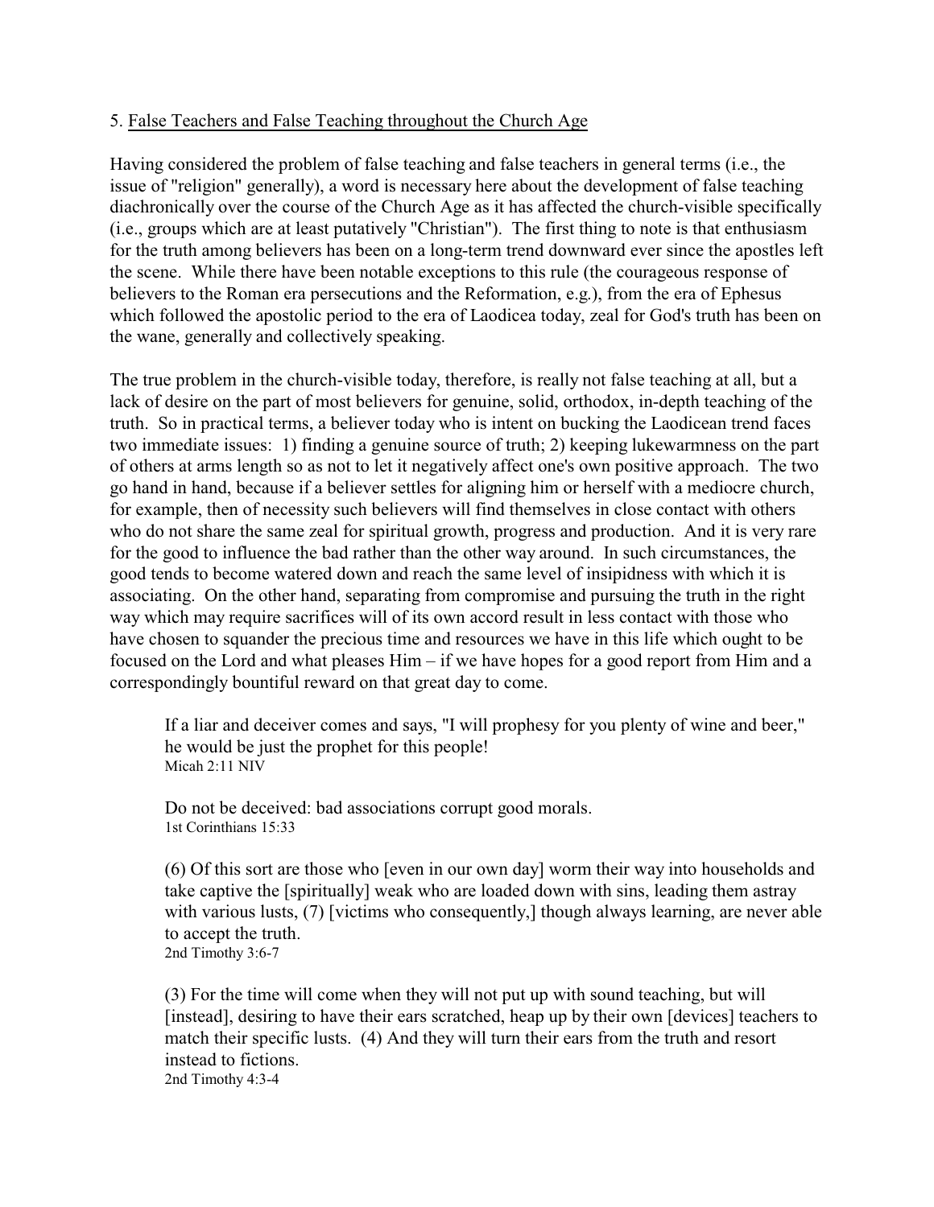5. <u>False Teachers and False Teaching throughout the Church Age</u>

Having considered the problem of false teaching and false teachers in general terms (i.e., the issue of "religion" generally), a word is necessary here about the development of false teaching diachronically over the course of the Church Age as it has affected the church-visible specifically (i.e., groups which are at least putatively "Christian"). The first thing to note is that enthusiasm for the truth among believers has been on a long-term trend downward ever since the apostles left the scene. While there have been notable exceptions to this rule (the courageous response of believers to the Roman era persecutions and the Reformation, e.g.), from the era of Ephesus which followed the apostolic period to the era of Laodicea today, zeal for God's truth has been on the wane, generally and collectively speaking.

The true problem in the church-visible today, therefore, is really not false teaching at all, but a lack of desire on the part of most believers for genuine, solid, orthodox, in-depth teaching of the truth. So in practical terms, a believer today who is intent on bucking the Laodicean trend faces two immediate issues: 1) finding a genuine source of truth; 2) keeping lukewarmness on the part of others at arms length so as not to let it negatively affect one's own positive approach. The two go hand in hand, because if a believer settles for aligning him or herself with a mediocre church, for example, then of necessity such believers will find themselves in close contact with others who do not share the same zeal for spiritual growth, progress and production. And it is very rare for the good to influence the bad rather than the other way around. In such circumstances, the good tends to become watered down and reach the same level of insipidness with which it is associating. On the other hand, separating from compromise and pursuing the truth in the right way which may require sacrifices will of its own accord result in less contact with those who have chosen to squander the precious time and resources we have in this life which ought to be focused on the Lord and what pleases Him – if we have hopes for a good report from Him and a correspondingly bountiful reward on that great day to come.

> If a liar and deceiver comes and says, "I will prophesy for you plenty of wine and beer," he would be just the prophet for this people!
> Micah 2:11 NIV

> Do not be deceived: bad associations corrupt good morals.
> 1st Corinthians 15:33

> (6) Of this sort are those who [even in our own day] worm their way into households and take captive the [spiritually] weak who are loaded down with sins, leading them astray with various lusts, (7) [victims who consequently,] though always learning, are never able to accept the truth.
> 2nd Timothy 3:6-7

> (3) For the time will come when they will not put up with sound teaching, but will [instead], desiring to have their ears scratched, heap up by their own [devices] teachers to match their specific lusts. (4) And they will turn their ears from the truth and resort instead to fictions.
> 2nd Timothy 4:3-4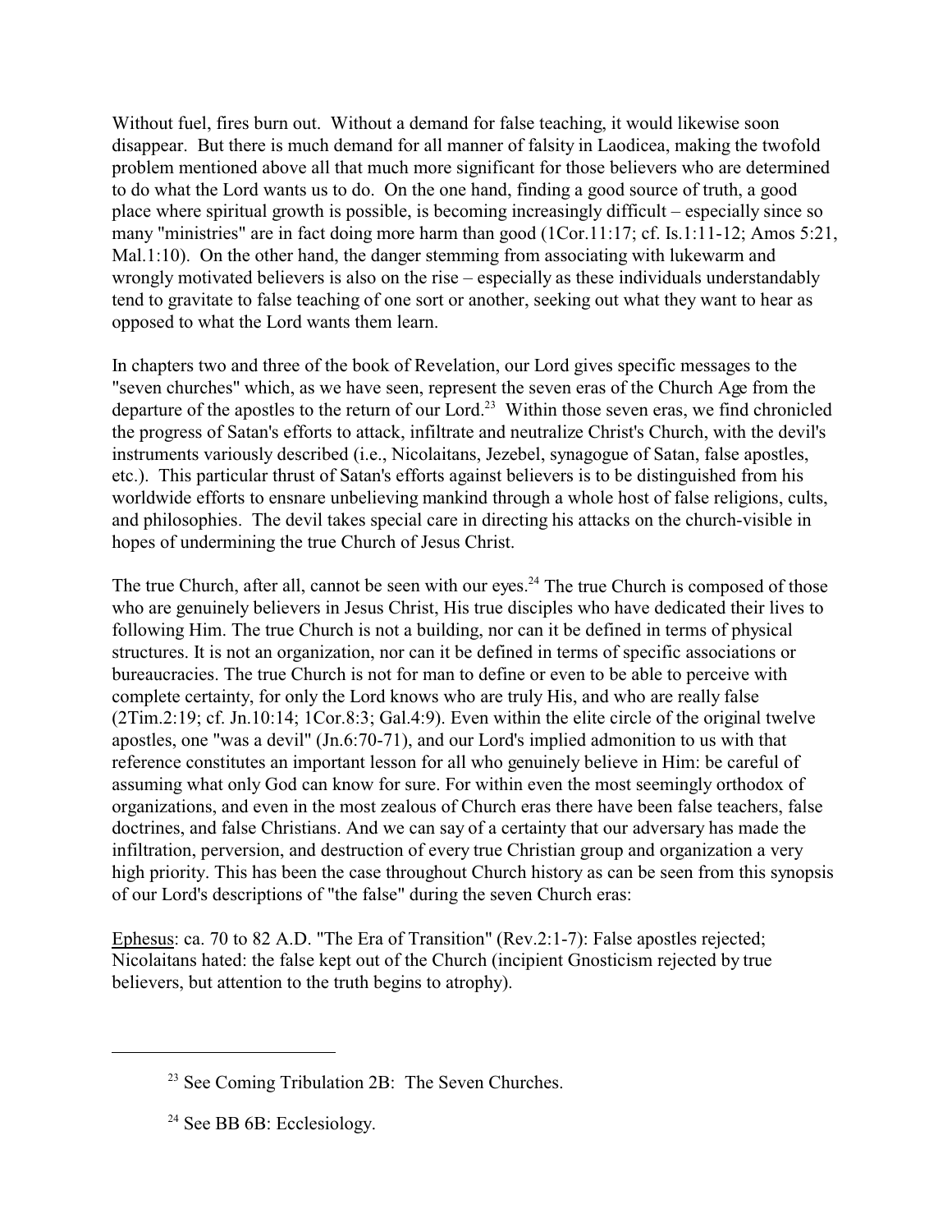Without fuel, fires burn out. Without a demand for false teaching, it would likewise soon disappear. But there is much demand for all manner of falsity in Laodicea, making the twofold problem mentioned above all that much more significant for those believers who are determined to do what the Lord wants us to do. On the one hand, finding a good source of truth, a good place where spiritual growth is possible, is becoming increasingly difficult – especially since so many "ministries" are in fact doing more harm than good (1Cor.11:17; cf. Is.1:11-12; Amos 5:21, Mal.1:10). On the other hand, the danger stemming from associating with lukewarm and wrongly motivated believers is also on the rise – especially as these individuals understandably tend to gravitate to false teaching of one sort or another, seeking out what they want to hear as opposed to what the Lord wants them learn.

In chapters two and three of the book of Revelation, our Lord gives specific messages to the "seven churches" which, as we have seen, represent the seven eras of the Church Age from the departure of the apostles to the return of our Lord.[23] Within those seven eras, we find chronicled the progress of Satan's efforts to attack, infiltrate and neutralize Christ's Church, with the devil's instruments variously described (i.e., Nicolaitans, Jezebel, synagogue of Satan, false apostles, etc.). This particular thrust of Satan's efforts against believers is to be distinguished from his worldwide efforts to ensnare unbelieving mankind through a whole host of false religions, cults, and philosophies. The devil takes special care in directing his attacks on the church-visible in hopes of undermining the true Church of Jesus Christ.

The true Church, after all, cannot be seen with our eyes.[24] The true Church is composed of those who are genuinely believers in Jesus Christ, His true disciples who have dedicated their lives to following Him. The true Church is not a building, nor can it be defined in terms of physical structures. It is not an organization, nor can it be defined in terms of specific associations or bureaucracies. The true Church is not for man to define or even to be able to perceive with complete certainty, for only the Lord knows who are truly His, and who are really false (2Tim.2:19; cf. Jn.10:14; 1Cor.8:3; Gal.4:9). Even within the elite circle of the original twelve apostles, one "was a devil" (Jn.6:70-71), and our Lord's implied admonition to us with that reference constitutes an important lesson for all who genuinely believe in Him: be careful of assuming what only God can know for sure. For within even the most seemingly orthodox of organizations, and even in the most zealous of Church eras there have been false teachers, false doctrines, and false Christians. And we can say of a certainty that our adversary has made the infiltration, perversion, and destruction of every true Christian group and organization a very high priority. This has been the case throughout Church history as can be seen from this synopsis of our Lord's descriptions of "the false" during the seven Church eras:

<u>Ephesus</u>: ca. 70 to 82 A.D. "The Era of Transition" (Rev.2:1-7): False apostles rejected; Nicolaitans hated: the false kept out of the Church (incipient Gnosticism rejected by true believers, but attention to the truth begins to atrophy).

---

[23] See Coming Tribulation 2B: The Seven Churches.

[24] See BB 6B: Ecclesiology.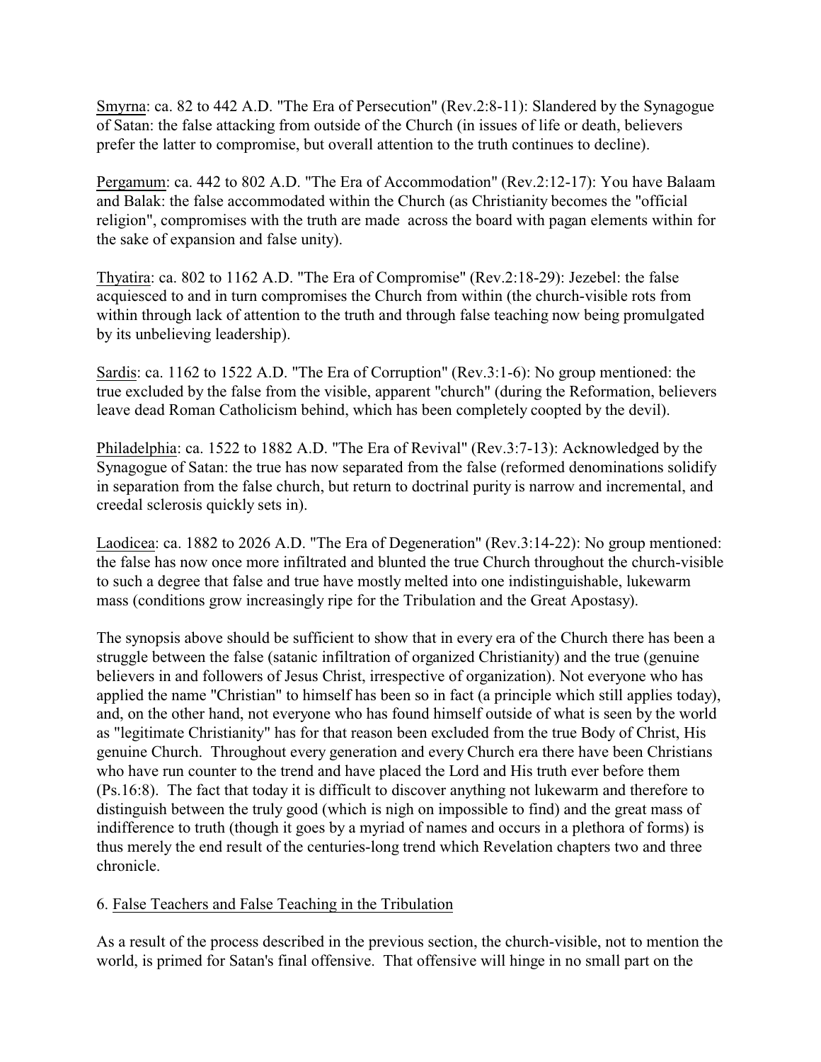Smyrna: ca. 82 to 442 A.D. "The Era of Persecution" (Rev.2:8-11): Slandered by the Synagogue of Satan: the false attacking from outside of the Church (in issues of life or death, believers prefer the latter to compromise, but overall attention to the truth continues to decline).

Pergamum: ca. 442 to 802 A.D. "The Era of Accommodation" (Rev.2:12-17): You have Balaam and Balak: the false accommodated within the Church (as Christianity becomes the "official religion", compromises with the truth are made across the board with pagan elements within for the sake of expansion and false unity).

Thyatira: ca. 802 to 1162 A.D. "The Era of Compromise" (Rev.2:18-29): Jezebel: the false acquiesced to and in turn compromises the Church from within (the church-visible rots from within through lack of attention to the truth and through false teaching now being promulgated by its unbelieving leadership).

Sardis: ca. 1162 to 1522 A.D. "The Era of Corruption" (Rev.3:1-6): No group mentioned: the true excluded by the false from the visible, apparent "church" (during the Reformation, believers leave dead Roman Catholicism behind, which has been completely coopted by the devil).

Philadelphia: ca. 1522 to 1882 A.D. "The Era of Revival" (Rev.3:7-13): Acknowledged by the Synagogue of Satan: the true has now separated from the false (reformed denominations solidify in separation from the false church, but return to doctrinal purity is narrow and incremental, and creedal sclerosis quickly sets in).

Laodicea: ca. 1882 to 2026 A.D. "The Era of Degeneration" (Rev.3:14-22): No group mentioned: the false has now once more infiltrated and blunted the true Church throughout the church-visible to such a degree that false and true have mostly melted into one indistinguishable, lukewarm mass (conditions grow increasingly ripe for the Tribulation and the Great Apostasy).

The synopsis above should be sufficient to show that in every era of the Church there has been a struggle between the false (satanic infiltration of organized Christianity) and the true (genuine believers in and followers of Jesus Christ, irrespective of organization). Not everyone who has applied the name "Christian" to himself has been so in fact (a principle which still applies today), and, on the other hand, not everyone who has found himself outside of what is seen by the world as "legitimate Christianity" has for that reason been excluded from the true Body of Christ, His genuine Church. Throughout every generation and every Church era there have been Christians who have run counter to the trend and have placed the Lord and His truth ever before them (Ps.16:8). The fact that today it is difficult to discover anything not lukewarm and therefore to distinguish between the truly good (which is nigh on impossible to find) and the great mass of indifference to truth (though it goes by a myriad of names and occurs in a plethora of forms) is thus merely the end result of the centuries-long trend which Revelation chapters two and three chronicle.

## 6. False Teachers and False Teaching in the Tribulation

As a result of the process described in the previous section, the church-visible, not to mention the world, is primed for Satan's final offensive. That offensive will hinge in no small part on the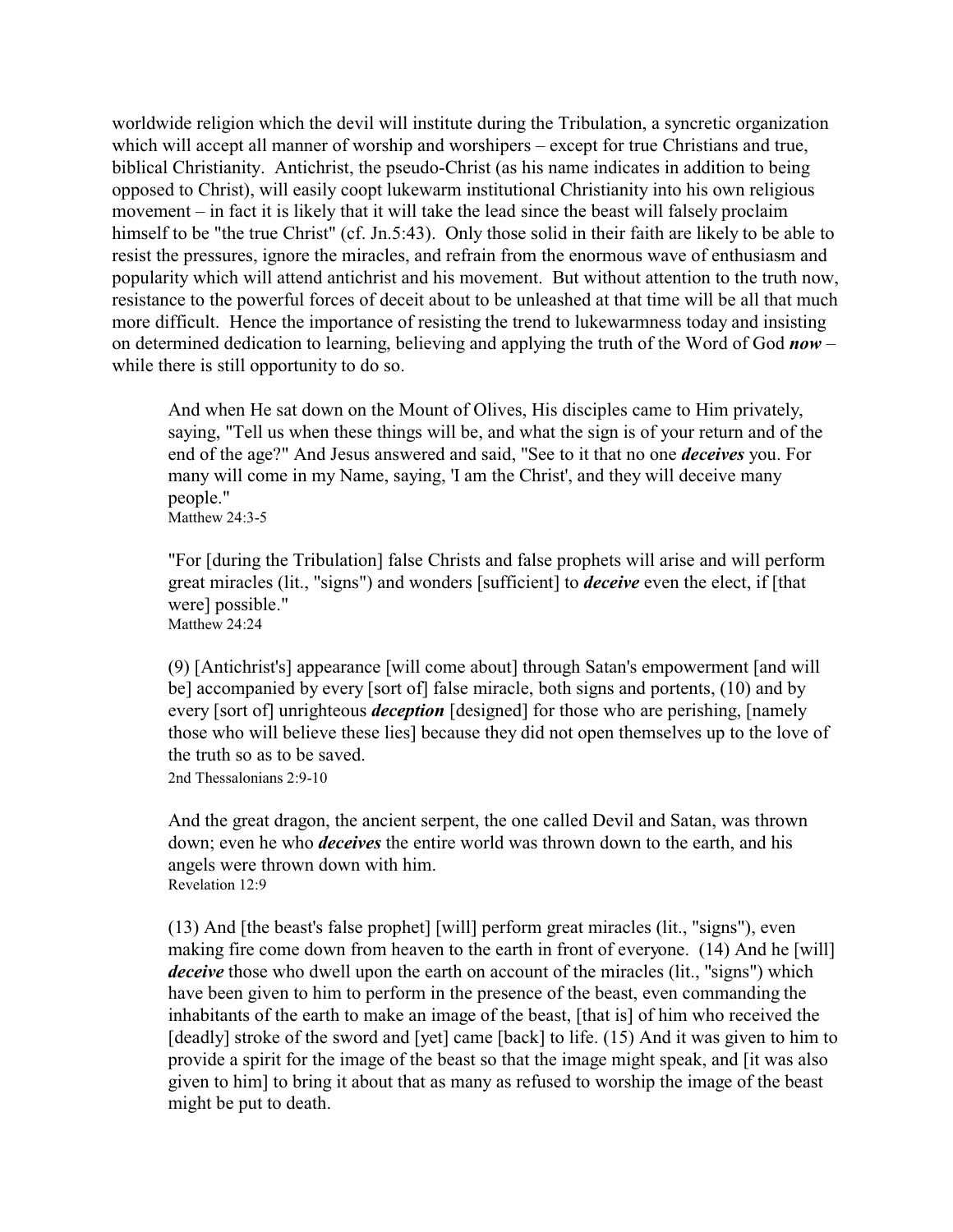worldwide religion which the devil will institute during the Tribulation, a syncretic organization which will accept all manner of worship and worshipers – except for true Christians and true, biblical Christianity. Antichrist, the pseudo-Christ (as his name indicates in addition to being opposed to Christ), will easily coopt lukewarm institutional Christianity into his own religious movement – in fact it is likely that it will take the lead since the beast will falsely proclaim himself to be "the true Christ" (cf. Jn.5:43). Only those solid in their faith are likely to be able to resist the pressures, ignore the miracles, and refrain from the enormous wave of enthusiasm and popularity which will attend antichrist and his movement. But without attention to the truth now, resistance to the powerful forces of deceit about to be unleashed at that time will be all that much more difficult. Hence the importance of resisting the trend to lukewarmness today and insisting on determined dedication to learning, believing and applying the truth of the Word of God ***now*** – while there is still opportunity to do so.

> And when He sat down on the Mount of Olives, His disciples came to Him privately, saying, "Tell us when these things will be, and what the sign is of your return and of the end of the age?" And Jesus answered and said, "See to it that no one ***deceives*** you. For many will come in my Name, saying, 'I am the Christ', and they will deceive many people."
> Matthew 24:3-5

> "For [during the Tribulation] false Christs and false prophets will arise and will perform great miracles (lit., "signs") and wonders [sufficient] to ***deceive*** even the elect, if [that were] possible."
> Matthew 24:24

> (9) [Antichrist's] appearance [will come about] through Satan's empowerment [and will be] accompanied by every [sort of] false miracle, both signs and portents, (10) and by every [sort of] unrighteous ***deception*** [designed] for those who are perishing, [namely those who will believe these lies] because they did not open themselves up to the love of the truth so as to be saved.
> 2nd Thessalonians 2:9-10

> And the great dragon, the ancient serpent, the one called Devil and Satan, was thrown down; even he who ***deceives*** the entire world was thrown down to the earth, and his angels were thrown down with him.
> Revelation 12:9

> (13) And [the beast's false prophet] [will] perform great miracles (lit., "signs"), even making fire come down from heaven to the earth in front of everyone. (14) And he [will] ***deceive*** those who dwell upon the earth on account of the miracles (lit., "signs") which have been given to him to perform in the presence of the beast, even commanding the inhabitants of the earth to make an image of the beast, [that is] of him who received the [deadly] stroke of the sword and [yet] came [back] to life. (15) And it was given to him to provide a spirit for the image of the beast so that the image might speak, and [it was also given to him] to bring it about that as many as refused to worship the image of the beast might be put to death.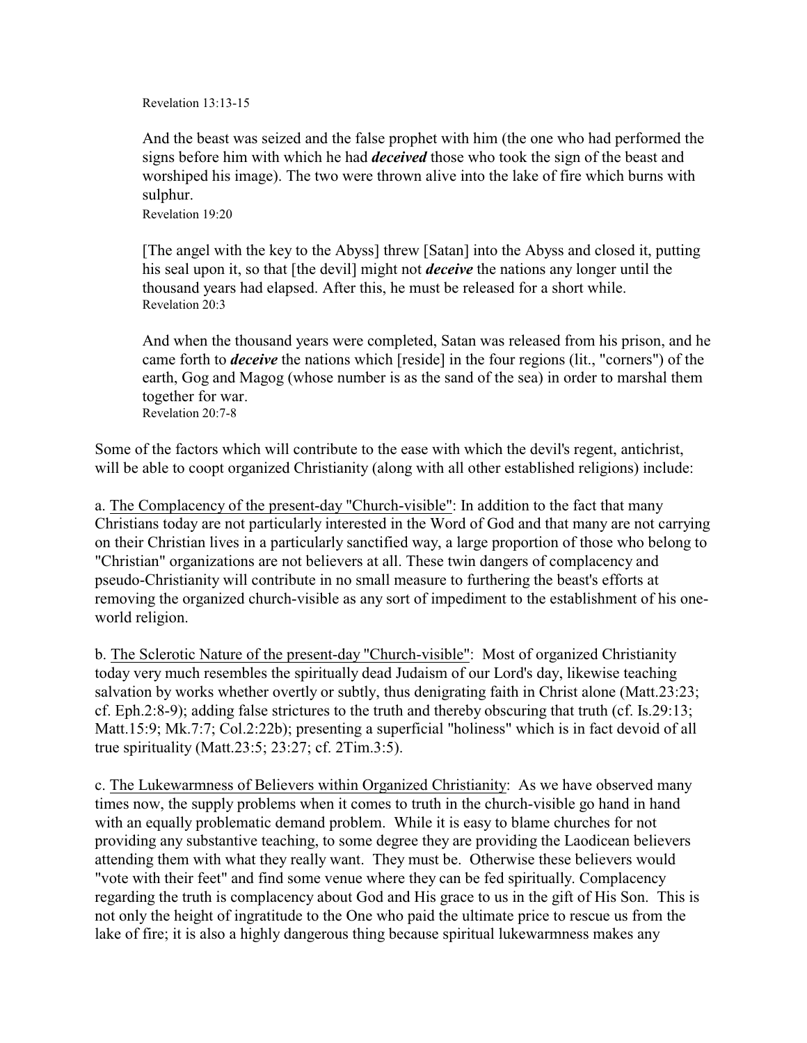Revelation 13:13-15

> And the beast was seized and the false prophet with him (the one who had performed the signs before him with which he had ***deceived*** those who took the sign of the beast and worshiped his image). The two were thrown alive into the lake of fire which burns with sulphur.
> Revelation 19:20

> [The angel with the key to the Abyss] threw [Satan] into the Abyss and closed it, putting his seal upon it, so that [the devil] might not ***deceive*** the nations any longer until the thousand years had elapsed. After this, he must be released for a short while.
> Revelation 20:3

> And when the thousand years were completed, Satan was released from his prison, and he came forth to ***deceive*** the nations which [reside] in the four regions (lit., "corners") of the earth, Gog and Magog (whose number is as the sand of the sea) in order to marshal them together for war.
> Revelation 20:7-8

Some of the factors which will contribute to the ease with which the devil's regent, antichrist, will be able to coopt organized Christianity (along with all other established religions) include:

a. <u>The Complacency of the present-day "Church-visible"</u>: In addition to the fact that many Christians today are not particularly interested in the Word of God and that many are not carrying on their Christian lives in a particularly sanctified way, a large proportion of those who belong to "Christian" organizations are not believers at all. These twin dangers of complacency and pseudo-Christianity will contribute in no small measure to furthering the beast's efforts at removing the organized church-visible as any sort of impediment to the establishment of his one-world religion.

b. <u>The Sclerotic Nature of the present-day "Church-visible"</u>: Most of organized Christianity today very much resembles the spiritually dead Judaism of our Lord's day, likewise teaching salvation by works whether overtly or subtly, thus denigrating faith in Christ alone (Matt.23:23; cf. Eph.2:8-9); adding false strictures to the truth and thereby obscuring that truth (cf. Is.29:13; Matt.15:9; Mk.7:7; Col.2:22b); presenting a superficial "holiness" which is in fact devoid of all true spirituality (Matt.23:5; 23:27; cf. 2Tim.3:5).

c. <u>The Lukewarmness of Believers within Organized Christianity</u>: As we have observed many times now, the supply problems when it comes to truth in the church-visible go hand in hand with an equally problematic demand problem. While it is easy to blame churches for not providing any substantive teaching, to some degree they are providing the Laodicean believers attending them with what they really want. They must be. Otherwise these believers would "vote with their feet" and find some venue where they can be fed spiritually. Complacency regarding the truth is complacency about God and His grace to us in the gift of His Son. This is not only the height of ingratitude to the One who paid the ultimate price to rescue us from the lake of fire; it is also a highly dangerous thing because spiritual lukewarmness makes any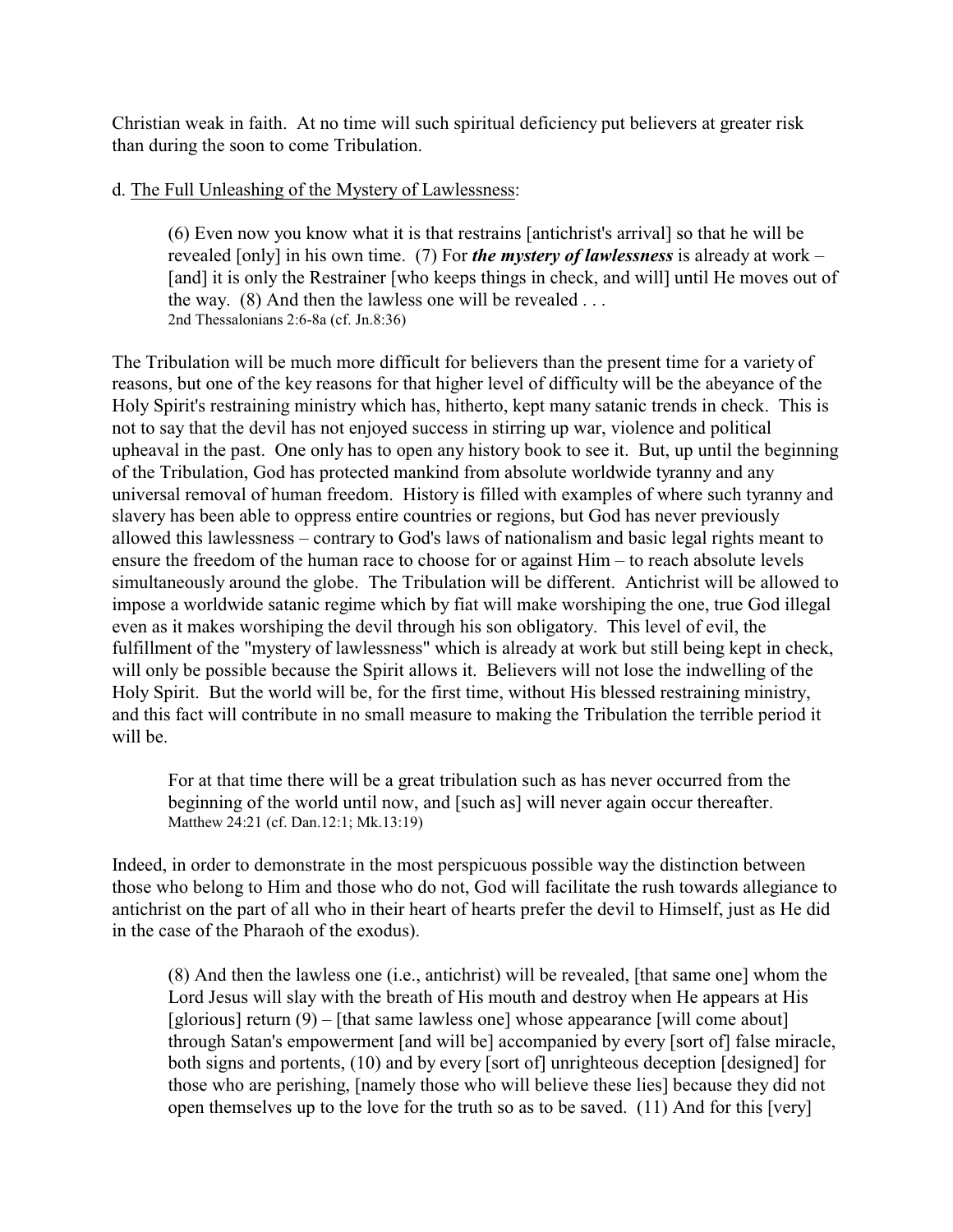Christian weak in faith. At no time will such spiritual deficiency put believers at greater risk than during the soon to come Tribulation.

d. The Full Unleashing of the Mystery of Lawlessness:

> (6) Even now you know what it is that restrains [antichrist's arrival] so that he will be revealed [only] in his own time. (7) For ***the mystery of lawlessness*** is already at work – [and] it is only the Restrainer [who keeps things in check, and will] until He moves out of the way. (8) And then the lawless one will be revealed . . .
> 2nd Thessalonians 2:6-8a (cf. Jn.8:36)

The Tribulation will be much more difficult for believers than the present time for a variety of reasons, but one of the key reasons for that higher level of difficulty will be the abeyance of the Holy Spirit's restraining ministry which has, hitherto, kept many satanic trends in check. This is not to say that the devil has not enjoyed success in stirring up war, violence and political upheaval in the past. One only has to open any history book to see it. But, up until the beginning of the Tribulation, God has protected mankind from absolute worldwide tyranny and any universal removal of human freedom. History is filled with examples of where such tyranny and slavery has been able to oppress entire countries or regions, but God has never previously allowed this lawlessness – contrary to God's laws of nationalism and basic legal rights meant to ensure the freedom of the human race to choose for or against Him – to reach absolute levels simultaneously around the globe. The Tribulation will be different. Antichrist will be allowed to impose a worldwide satanic regime which by fiat will make worshiping the one, true God illegal even as it makes worshiping the devil through his son obligatory. This level of evil, the fulfillment of the "mystery of lawlessness" which is already at work but still being kept in check, will only be possible because the Spirit allows it. Believers will not lose the indwelling of the Holy Spirit. But the world will be, for the first time, without His blessed restraining ministry, and this fact will contribute in no small measure to making the Tribulation the terrible period it will be.

> For at that time there will be a great tribulation such as has never occurred from the beginning of the world until now, and [such as] will never again occur thereafter.
> Matthew 24:21 (cf. Dan.12:1; Mk.13:19)

Indeed, in order to demonstrate in the most perspicuous possible way the distinction between those who belong to Him and those who do not, God will facilitate the rush towards allegiance to antichrist on the part of all who in their heart of hearts prefer the devil to Himself, just as He did in the case of the Pharaoh of the exodus).

> (8) And then the lawless one (i.e., antichrist) will be revealed, [that same one] whom the Lord Jesus will slay with the breath of His mouth and destroy when He appears at His [glorious] return (9) – [that same lawless one] whose appearance [will come about] through Satan's empowerment [and will be] accompanied by every [sort of] false miracle, both signs and portents, (10) and by every [sort of] unrighteous deception [designed] for those who are perishing, [namely those who will believe these lies] because they did not open themselves up to the love for the truth so as to be saved. (11) And for this [very]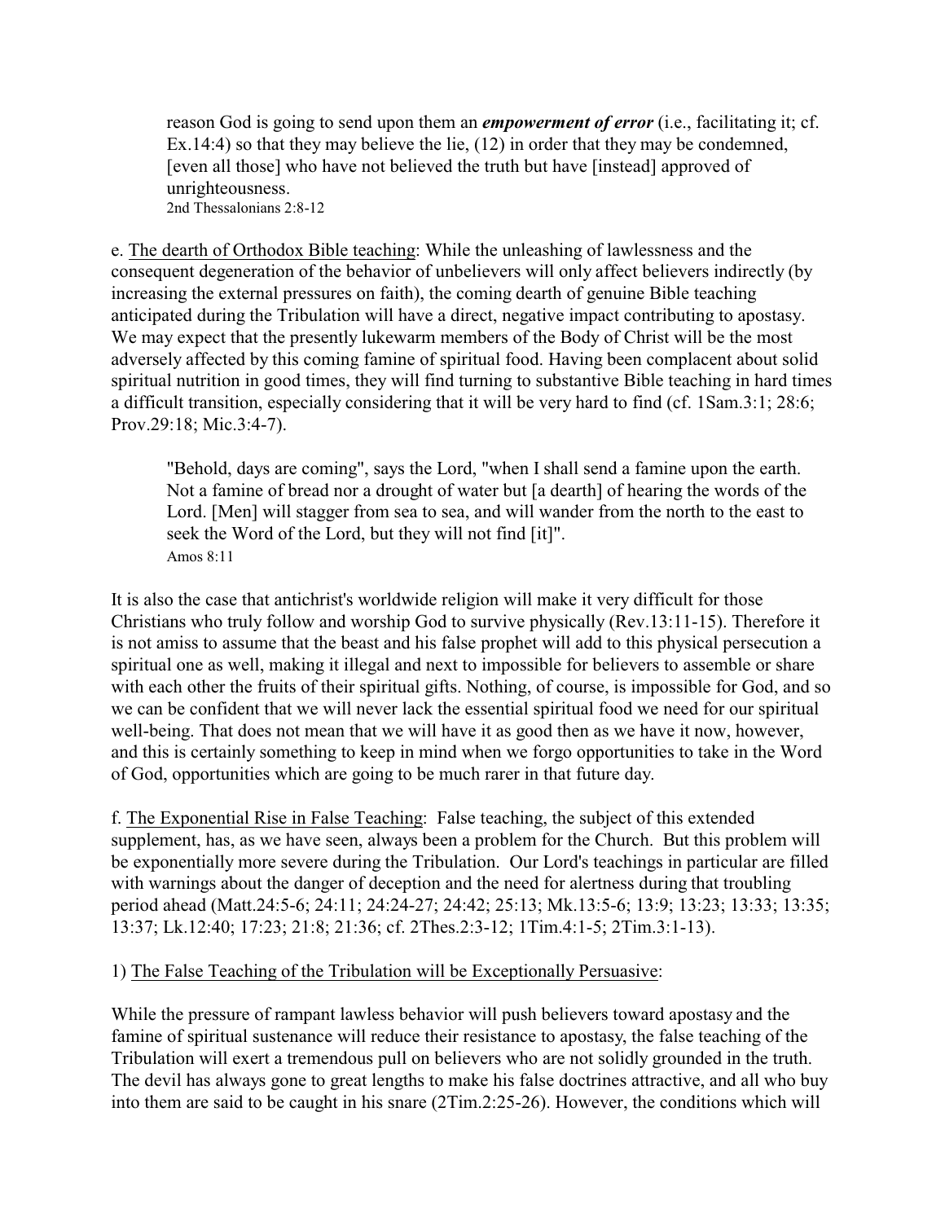> reason God is going to send upon them an ***empowerment of error*** (i.e., facilitating it; cf. Ex.14:4) so that they may believe the lie, (12) in order that they may be condemned, [even all those] who have not believed the truth but have [instead] approved of unrighteousness.
> 2nd Thessalonians 2:8-12

e. <u>The dearth of Orthodox Bible teaching</u>: While the unleashing of lawlessness and the consequent degeneration of the behavior of unbelievers will only affect believers indirectly (by increasing the external pressures on faith), the coming dearth of genuine Bible teaching anticipated during the Tribulation will have a direct, negative impact contributing to apostasy. We may expect that the presently lukewarm members of the Body of Christ will be the most adversely affected by this coming famine of spiritual food. Having been complacent about solid spiritual nutrition in good times, they will find turning to substantive Bible teaching in hard times a difficult transition, especially considering that it will be very hard to find (cf. 1Sam.3:1; 28:6; Prov.29:18; Mic.3:4-7).

> "Behold, days are coming", says the Lord, "when I shall send a famine upon the earth. Not a famine of bread nor a drought of water but [a dearth] of hearing the words of the Lord. [Men] will stagger from sea to sea, and will wander from the north to the east to seek the Word of the Lord, but they will not find [it]".
> Amos 8:11

It is also the case that antichrist's worldwide religion will make it very difficult for those Christians who truly follow and worship God to survive physically (Rev.13:11-15). Therefore it is not amiss to assume that the beast and his false prophet will add to this physical persecution a spiritual one as well, making it illegal and next to impossible for believers to assemble or share with each other the fruits of their spiritual gifts. Nothing, of course, is impossible for God, and so we can be confident that we will never lack the essential spiritual food we need for our spiritual well-being. That does not mean that we will have it as good then as we have it now, however, and this is certainly something to keep in mind when we forgo opportunities to take in the Word of God, opportunities which are going to be much rarer in that future day.

f. <u>The Exponential Rise in False Teaching</u>: False teaching, the subject of this extended supplement, has, as we have seen, always been a problem for the Church. But this problem will be exponentially more severe during the Tribulation. Our Lord's teachings in particular are filled with warnings about the danger of deception and the need for alertness during that troubling period ahead (Matt.24:5-6; 24:11; 24:24-27; 24:42; 25:13; Mk.13:5-6; 13:9; 13:23; 13:33; 13:35; 13:37; Lk.12:40; 17:23; 21:8; 21:36; cf. 2Thes.2:3-12; 1Tim.4:1-5; 2Tim.3:1-13).

1) <u>The False Teaching of the Tribulation will be Exceptionally Persuasive</u>:

While the pressure of rampant lawless behavior will push believers toward apostasy and the famine of spiritual sustenance will reduce their resistance to apostasy, the false teaching of the Tribulation will exert a tremendous pull on believers who are not solidly grounded in the truth. The devil has always gone to great lengths to make his false doctrines attractive, and all who buy into them are said to be caught in his snare (2Tim.2:25-26). However, the conditions which will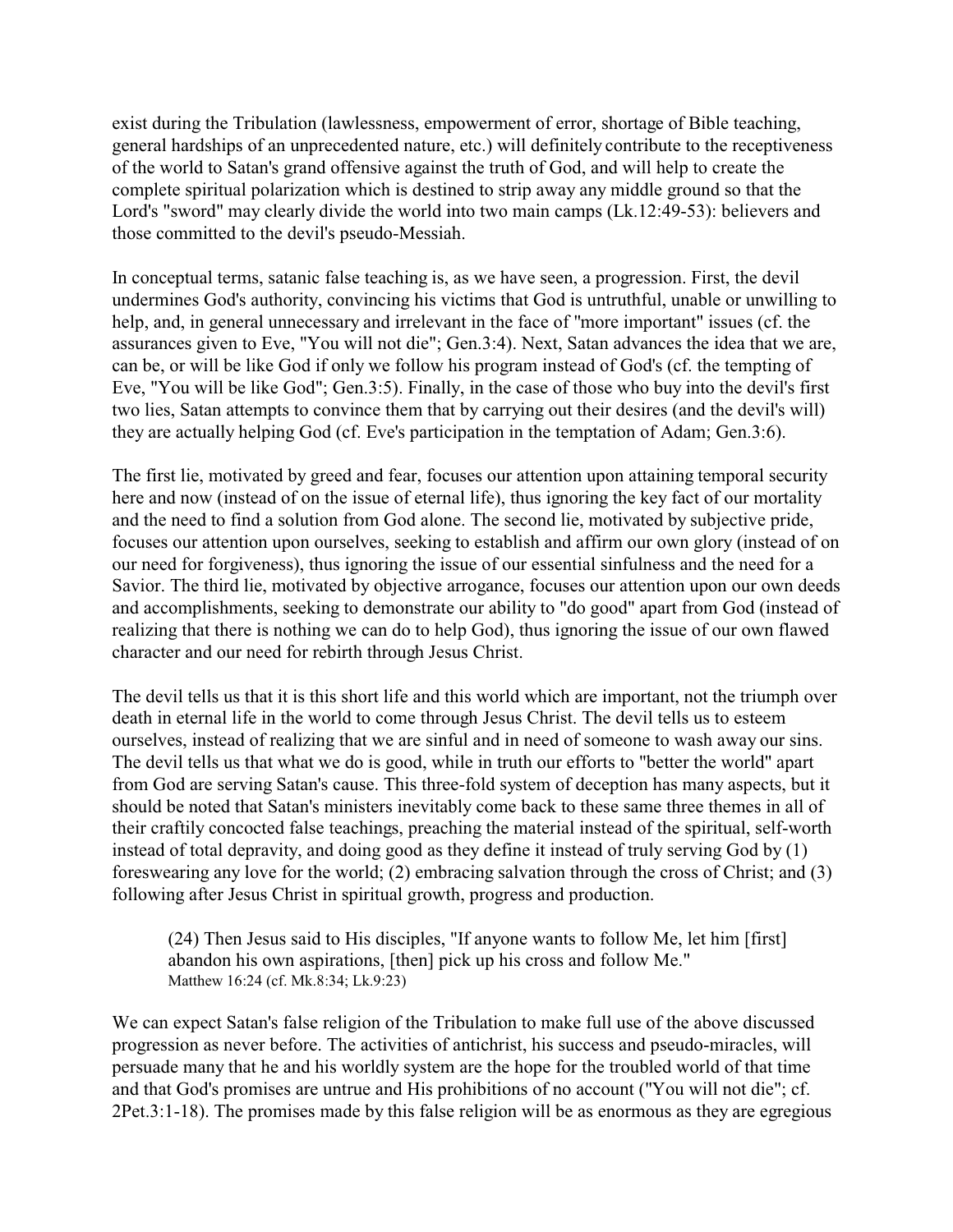exist during the Tribulation (lawlessness, empowerment of error, shortage of Bible teaching, general hardships of an unprecedented nature, etc.) will definitely contribute to the receptiveness of the world to Satan's grand offensive against the truth of God, and will help to create the complete spiritual polarization which is destined to strip away any middle ground so that the Lord's "sword" may clearly divide the world into two main camps (Lk.12:49-53): believers and those committed to the devil's pseudo-Messiah.

In conceptual terms, satanic false teaching is, as we have seen, a progression. First, the devil undermines God's authority, convincing his victims that God is untruthful, unable or unwilling to help, and, in general unnecessary and irrelevant in the face of "more important" issues (cf. the assurances given to Eve, "You will not die"; Gen.3:4). Next, Satan advances the idea that we are, can be, or will be like God if only we follow his program instead of God's (cf. the tempting of Eve, "You will be like God"; Gen.3:5). Finally, in the case of those who buy into the devil's first two lies, Satan attempts to convince them that by carrying out their desires (and the devil's will) they are actually helping God (cf. Eve's participation in the temptation of Adam; Gen.3:6).

The first lie, motivated by greed and fear, focuses our attention upon attaining temporal security here and now (instead of on the issue of eternal life), thus ignoring the key fact of our mortality and the need to find a solution from God alone. The second lie, motivated by subjective pride, focuses our attention upon ourselves, seeking to establish and affirm our own glory (instead of on our need for forgiveness), thus ignoring the issue of our essential sinfulness and the need for a Savior. The third lie, motivated by objective arrogance, focuses our attention upon our own deeds and accomplishments, seeking to demonstrate our ability to "do good" apart from God (instead of realizing that there is nothing we can do to help God), thus ignoring the issue of our own flawed character and our need for rebirth through Jesus Christ.

The devil tells us that it is this short life and this world which are important, not the triumph over death in eternal life in the world to come through Jesus Christ. The devil tells us to esteem ourselves, instead of realizing that we are sinful and in need of someone to wash away our sins. The devil tells us that what we do is good, while in truth our efforts to "better the world" apart from God are serving Satan's cause. This three-fold system of deception has many aspects, but it should be noted that Satan's ministers inevitably come back to these same three themes in all of their craftily concocted false teachings, preaching the material instead of the spiritual, self-worth instead of total depravity, and doing good as they define it instead of truly serving God by (1) foreswearing any love for the world; (2) embracing salvation through the cross of Christ; and (3) following after Jesus Christ in spiritual growth, progress and production.

> (24) Then Jesus said to His disciples, "If anyone wants to follow Me, let him [first] abandon his own aspirations, [then] pick up his cross and follow Me."
> Matthew 16:24 (cf. Mk.8:34; Lk.9:23)

We can expect Satan's false religion of the Tribulation to make full use of the above discussed progression as never before. The activities of antichrist, his success and pseudo-miracles, will persuade many that he and his worldly system are the hope for the troubled world of that time and that God's promises are untrue and His prohibitions of no account ("You will not die"; cf. 2Pet.3:1-18). The promises made by this false religion will be as enormous as they are egregious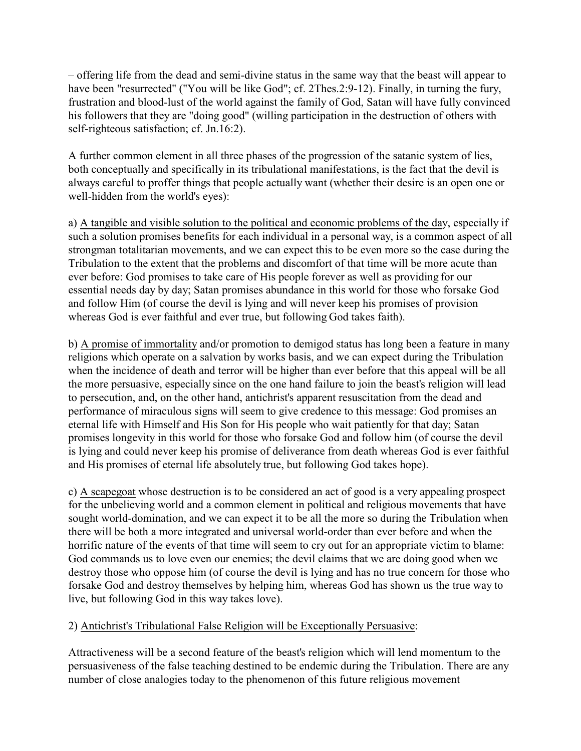– offering life from the dead and semi-divine status in the same way that the beast will appear to have been "resurrected" ("You will be like God"; cf. 2Thes.2:9-12). Finally, in turning the fury, frustration and blood-lust of the world against the family of God, Satan will have fully convinced his followers that they are "doing good" (willing participation in the destruction of others with self-righteous satisfaction; cf. Jn.16:2).

A further common element in all three phases of the progression of the satanic system of lies, both conceptually and specifically in its tribulational manifestations, is the fact that the devil is always careful to proffer things that people actually want (whether their desire is an open one or well-hidden from the world's eyes):

a) <u>A tangible and visible solution to the political and economic problems of the day</u>, especially if such a solution promises benefits for each individual in a personal way, is a common aspect of all strongman totalitarian movements, and we can expect this to be even more so the case during the Tribulation to the extent that the problems and discomfort of that time will be more acute than ever before: God promises to take care of His people forever as well as providing for our essential needs day by day; Satan promises abundance in this world for those who forsake God and follow Him (of course the devil is lying and will never keep his promises of provision whereas God is ever faithful and ever true, but following God takes faith).

b) <u>A promise of immortality</u> and/or promotion to demigod status has long been a feature in many religions which operate on a salvation by works basis, and we can expect during the Tribulation when the incidence of death and terror will be higher than ever before that this appeal will be all the more persuasive, especially since on the one hand failure to join the beast's religion will lead to persecution, and, on the other hand, antichrist's apparent resuscitation from the dead and performance of miraculous signs will seem to give credence to this message: God promises an eternal life with Himself and His Son for His people who wait patiently for that day; Satan promises longevity in this world for those who forsake God and follow him (of course the devil is lying and could never keep his promise of deliverance from death whereas God is ever faithful and His promises of eternal life absolutely true, but following God takes hope).

c) <u>A scapegoat</u> whose destruction is to be considered an act of good is a very appealing prospect for the unbelieving world and a common element in political and religious movements that have sought world-domination, and we can expect it to be all the more so during the Tribulation when there will be both a more integrated and universal world-order than ever before and when the horrific nature of the events of that time will seem to cry out for an appropriate victim to blame: God commands us to love even our enemies; the devil claims that we are doing good when we destroy those who oppose him (of course the devil is lying and has no true concern for those who forsake God and destroy themselves by helping him, whereas God has shown us the true way to live, but following God in this way takes love).

2) <u>Antichrist's Tribulational False Religion will be Exceptionally Persuasive</u>:

Attractiveness will be a second feature of the beast's religion which will lend momentum to the persuasiveness of the false teaching destined to be endemic during the Tribulation. There are any number of close analogies today to the phenomenon of this future religious movement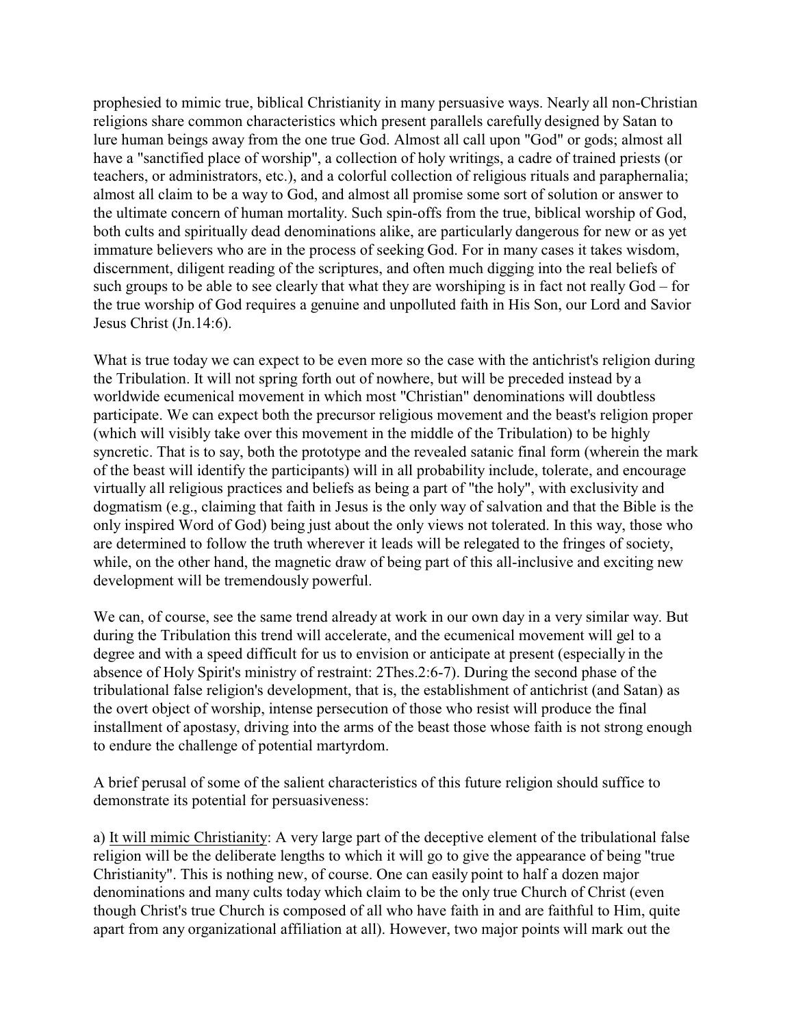prophesied to mimic true, biblical Christianity in many persuasive ways. Nearly all non-Christian religions share common characteristics which present parallels carefully designed by Satan to lure human beings away from the one true God. Almost all call upon "God" or gods; almost all have a "sanctified place of worship", a collection of holy writings, a cadre of trained priests (or teachers, or administrators, etc.), and a colorful collection of religious rituals and paraphernalia; almost all claim to be a way to God, and almost all promise some sort of solution or answer to the ultimate concern of human mortality. Such spin-offs from the true, biblical worship of God, both cults and spiritually dead denominations alike, are particularly dangerous for new or as yet immature believers who are in the process of seeking God. For in many cases it takes wisdom, discernment, diligent reading of the scriptures, and often much digging into the real beliefs of such groups to be able to see clearly that what they are worshiping is in fact not really God – for the true worship of God requires a genuine and unpolluted faith in His Son, our Lord and Savior Jesus Christ (Jn.14:6).

What is true today we can expect to be even more so the case with the antichrist's religion during the Tribulation. It will not spring forth out of nowhere, but will be preceded instead by a worldwide ecumenical movement in which most "Christian" denominations will doubtless participate. We can expect both the precursor religious movement and the beast's religion proper (which will visibly take over this movement in the middle of the Tribulation) to be highly syncretic. That is to say, both the prototype and the revealed satanic final form (wherein the mark of the beast will identify the participants) will in all probability include, tolerate, and encourage virtually all religious practices and beliefs as being a part of "the holy", with exclusivity and dogmatism (e.g., claiming that faith in Jesus is the only way of salvation and that the Bible is the only inspired Word of God) being just about the only views not tolerated. In this way, those who are determined to follow the truth wherever it leads will be relegated to the fringes of society, while, on the other hand, the magnetic draw of being part of this all-inclusive and exciting new development will be tremendously powerful.

We can, of course, see the same trend already at work in our own day in a very similar way. But during the Tribulation this trend will accelerate, and the ecumenical movement will gel to a degree and with a speed difficult for us to envision or anticipate at present (especially in the absence of Holy Spirit's ministry of restraint: 2Thes.2:6-7). During the second phase of the tribulational false religion's development, that is, the establishment of antichrist (and Satan) as the overt object of worship, intense persecution of those who resist will produce the final installment of apostasy, driving into the arms of the beast those whose faith is not strong enough to endure the challenge of potential martyrdom.

A brief perusal of some of the salient characteristics of this future religion should suffice to demonstrate its potential for persuasiveness:

a) It will mimic Christianity: A very large part of the deceptive element of the tribulational false religion will be the deliberate lengths to which it will go to give the appearance of being "true Christianity". This is nothing new, of course. One can easily point to half a dozen major denominations and many cults today which claim to be the only true Church of Christ (even though Christ's true Church is composed of all who have faith in and are faithful to Him, quite apart from any organizational affiliation at all). However, two major points will mark out the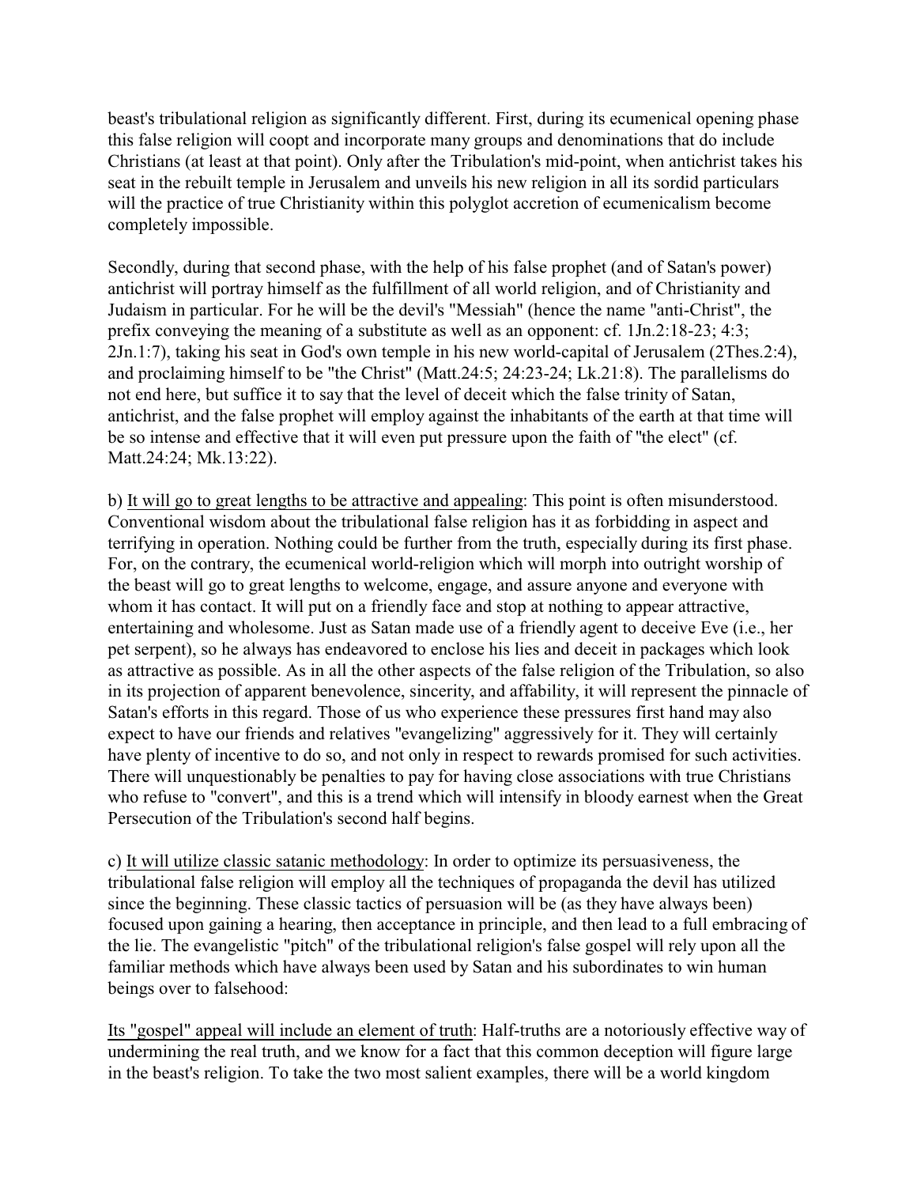beast's tribulational religion as significantly different. First, during its ecumenical opening phase this false religion will coopt and incorporate many groups and denominations that do include Christians (at least at that point). Only after the Tribulation's mid-point, when antichrist takes his seat in the rebuilt temple in Jerusalem and unveils his new religion in all its sordid particulars will the practice of true Christianity within this polyglot accretion of ecumenicalism become completely impossible.

Secondly, during that second phase, with the help of his false prophet (and of Satan's power) antichrist will portray himself as the fulfillment of all world religion, and of Christianity and Judaism in particular. For he will be the devil's "Messiah" (hence the name "anti-Christ", the prefix conveying the meaning of a substitute as well as an opponent: cf. 1Jn.2:18-23; 4:3; 2Jn.1:7), taking his seat in God's own temple in his new world-capital of Jerusalem (2Thes.2:4), and proclaiming himself to be "the Christ" (Matt.24:5; 24:23-24; Lk.21:8). The parallelisms do not end here, but suffice it to say that the level of deceit which the false trinity of Satan, antichrist, and the false prophet will employ against the inhabitants of the earth at that time will be so intense and effective that it will even put pressure upon the faith of "the elect" (cf. Matt.24:24; Mk.13:22).

b) <u>It will go to great lengths to be attractive and appealing</u>: This point is often misunderstood. Conventional wisdom about the tribulational false religion has it as forbidding in aspect and terrifying in operation. Nothing could be further from the truth, especially during its first phase. For, on the contrary, the ecumenical world-religion which will morph into outright worship of the beast will go to great lengths to welcome, engage, and assure anyone and everyone with whom it has contact. It will put on a friendly face and stop at nothing to appear attractive, entertaining and wholesome. Just as Satan made use of a friendly agent to deceive Eve (i.e., her pet serpent), so he always has endeavored to enclose his lies and deceit in packages which look as attractive as possible. As in all the other aspects of the false religion of the Tribulation, so also in its projection of apparent benevolence, sincerity, and affability, it will represent the pinnacle of Satan's efforts in this regard. Those of us who experience these pressures first hand may also expect to have our friends and relatives "evangelizing" aggressively for it. They will certainly have plenty of incentive to do so, and not only in respect to rewards promised for such activities. There will unquestionably be penalties to pay for having close associations with true Christians who refuse to "convert", and this is a trend which will intensify in bloody earnest when the Great Persecution of the Tribulation's second half begins.

c) <u>It will utilize classic satanic methodology</u>: In order to optimize its persuasiveness, the tribulational false religion will employ all the techniques of propaganda the devil has utilized since the beginning. These classic tactics of persuasion will be (as they have always been) focused upon gaining a hearing, then acceptance in principle, and then lead to a full embracing of the lie. The evangelistic "pitch" of the tribulational religion's false gospel will rely upon all the familiar methods which have always been used by Satan and his subordinates to win human beings over to falsehood:

<u>Its "gospel" appeal will include an element of truth</u>: Half-truths are a notoriously effective way of undermining the real truth, and we know for a fact that this common deception will figure large in the beast's religion. To take the two most salient examples, there will be a world kingdom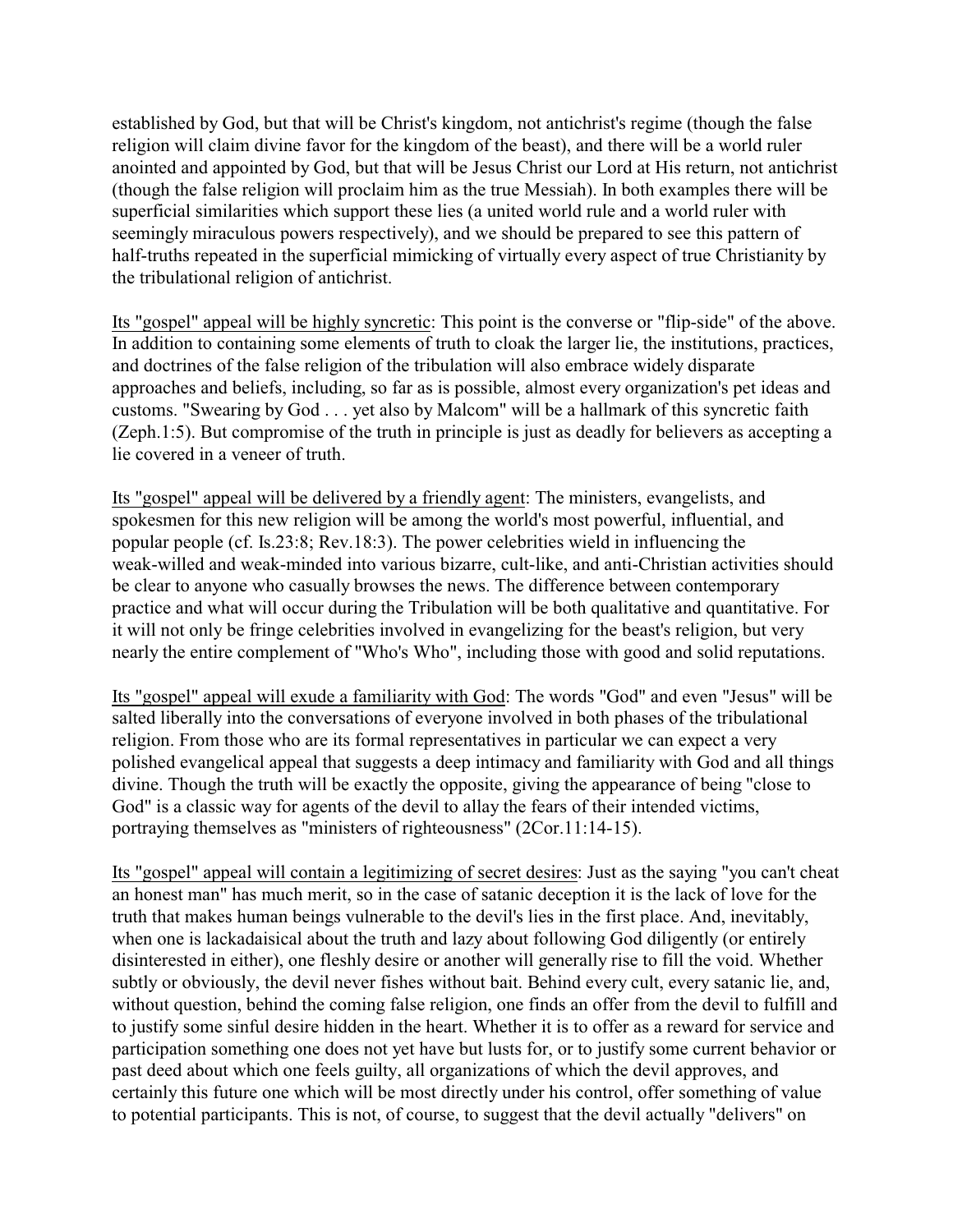established by God, but that will be Christ's kingdom, not antichrist's regime (though the false religion will claim divine favor for the kingdom of the beast), and there will be a world ruler anointed and appointed by God, but that will be Jesus Christ our Lord at His return, not antichrist (though the false religion will proclaim him as the true Messiah). In both examples there will be superficial similarities which support these lies (a united world rule and a world ruler with seemingly miraculous powers respectively), and we should be prepared to see this pattern of half-truths repeated in the superficial mimicking of virtually every aspect of true Christianity by the tribulational religion of antichrist.

<u>Its "gospel" appeal will be highly syncretic</u>: This point is the converse or "flip-side" of the above. In addition to containing some elements of truth to cloak the larger lie, the institutions, practices, and doctrines of the false religion of the tribulation will also embrace widely disparate approaches and beliefs, including, so far as is possible, almost every organization's pet ideas and customs. "Swearing by God . . . yet also by Malcom" will be a hallmark of this syncretic faith (Zeph.1:5). But compromise of the truth in principle is just as deadly for believers as accepting a lie covered in a veneer of truth.

<u>Its "gospel" appeal will be delivered by a friendly agent</u>: The ministers, evangelists, and spokesmen for this new religion will be among the world's most powerful, influential, and popular people (cf. Is.23:8; Rev.18:3). The power celebrities wield in influencing the weak-willed and weak-minded into various bizarre, cult-like, and anti-Christian activities should be clear to anyone who casually browses the news. The difference between contemporary practice and what will occur during the Tribulation will be both qualitative and quantitative. For it will not only be fringe celebrities involved in evangelizing for the beast's religion, but very nearly the entire complement of "Who's Who", including those with good and solid reputations.

<u>Its "gospel" appeal will exude a familiarity with God</u>: The words "God" and even "Jesus" will be salted liberally into the conversations of everyone involved in both phases of the tribulational religion. From those who are its formal representatives in particular we can expect a very polished evangelical appeal that suggests a deep intimacy and familiarity with God and all things divine. Though the truth will be exactly the opposite, giving the appearance of being "close to God" is a classic way for agents of the devil to allay the fears of their intended victims, portraying themselves as "ministers of righteousness" (2Cor.11:14-15).

<u>Its "gospel" appeal will contain a legitimizing of secret desires</u>: Just as the saying "you can't cheat an honest man" has much merit, so in the case of satanic deception it is the lack of love for the truth that makes human beings vulnerable to the devil's lies in the first place. And, inevitably, when one is lackadaisical about the truth and lazy about following God diligently (or entirely disinterested in either), one fleshly desire or another will generally rise to fill the void. Whether subtly or obviously, the devil never fishes without bait. Behind every cult, every satanic lie, and, without question, behind the coming false religion, one finds an offer from the devil to fulfill and to justify some sinful desire hidden in the heart. Whether it is to offer as a reward for service and participation something one does not yet have but lusts for, or to justify some current behavior or past deed about which one feels guilty, all organizations of which the devil approves, and certainly this future one which will be most directly under his control, offer something of value to potential participants. This is not, of course, to suggest that the devil actually "delivers" on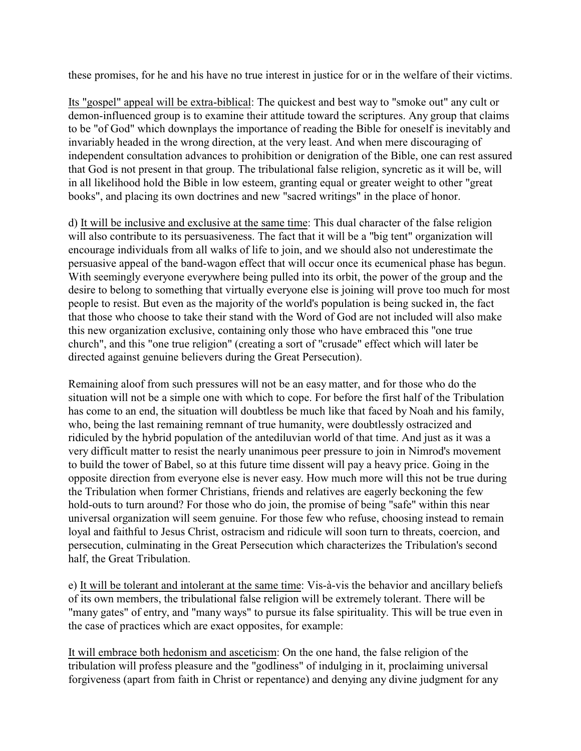these promises, for he and his have no true interest in justice for or in the welfare of their victims.

<u>Its "gospel" appeal will be extra-biblical</u>: The quickest and best way to "smoke out" any cult or demon-influenced group is to examine their attitude toward the scriptures. Any group that claims to be "of God" which downplays the importance of reading the Bible for oneself is inevitably and invariably headed in the wrong direction, at the very least. And when mere discouraging of independent consultation advances to prohibition or denigration of the Bible, one can rest assured that God is not present in that group. The tribulational false religion, syncretic as it will be, will in all likelihood hold the Bible in low esteem, granting equal or greater weight to other "great books", and placing its own doctrines and new "sacred writings" in the place of honor.

d) <u>It will be inclusive and exclusive at the same time</u>: This dual character of the false religion will also contribute to its persuasiveness. The fact that it will be a "big tent" organization will encourage individuals from all walks of life to join, and we should also not underestimate the persuasive appeal of the band-wagon effect that will occur once its ecumenical phase has begun. With seemingly everyone everywhere being pulled into its orbit, the power of the group and the desire to belong to something that virtually everyone else is joining will prove too much for most people to resist. But even as the majority of the world's population is being sucked in, the fact that those who choose to take their stand with the Word of God are not included will also make this new organization exclusive, containing only those who have embraced this "one true church", and this "one true religion" (creating a sort of "crusade" effect which will later be directed against genuine believers during the Great Persecution).

Remaining aloof from such pressures will not be an easy matter, and for those who do the situation will not be a simple one with which to cope. For before the first half of the Tribulation has come to an end, the situation will doubtless be much like that faced by Noah and his family, who, being the last remaining remnant of true humanity, were doubtlessly ostracized and ridiculed by the hybrid population of the antediluvian world of that time. And just as it was a very difficult matter to resist the nearly unanimous peer pressure to join in Nimrod's movement to build the tower of Babel, so at this future time dissent will pay a heavy price. Going in the opposite direction from everyone else is never easy. How much more will this not be true during the Tribulation when former Christians, friends and relatives are eagerly beckoning the few hold-outs to turn around? For those who do join, the promise of being "safe" within this near universal organization will seem genuine. For those few who refuse, choosing instead to remain loyal and faithful to Jesus Christ, ostracism and ridicule will soon turn to threats, coercion, and persecution, culminating in the Great Persecution which characterizes the Tribulation's second half, the Great Tribulation.

e) <u>It will be tolerant and intolerant at the same time</u>: Vis-à-vis the behavior and ancillary beliefs of its own members, the tribulational false religion will be extremely tolerant. There will be "many gates" of entry, and "many ways" to pursue its false spirituality. This will be true even in the case of practices which are exact opposites, for example:

<u>It will embrace both hedonism and asceticism</u>: On the one hand, the false religion of the tribulation will profess pleasure and the "godliness" of indulging in it, proclaiming universal forgiveness (apart from faith in Christ or repentance) and denying any divine judgment for any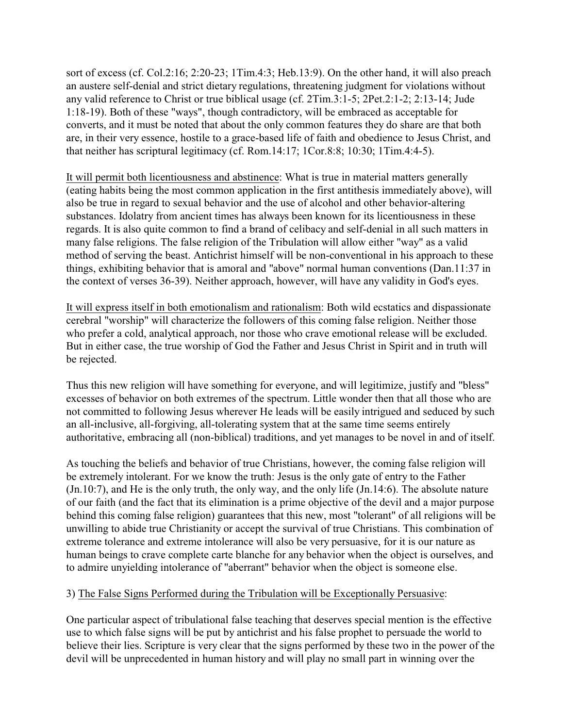sort of excess (cf. Col.2:16; 2:20-23; 1Tim.4:3; Heb.13:9). On the other hand, it will also preach an austere self-denial and strict dietary regulations, threatening judgment for violations without any valid reference to Christ or true biblical usage (cf. 2Tim.3:1-5; 2Pet.2:1-2; 2:13-14; Jude 1:18-19). Both of these "ways", though contradictory, will be embraced as acceptable for converts, and it must be noted that about the only common features they do share are that both are, in their very essence, hostile to a grace-based life of faith and obedience to Jesus Christ, and that neither has scriptural legitimacy (cf. Rom.14:17; 1Cor.8:8; 10:30; 1Tim.4:4-5).

<u>It will permit both licentiousness and abstinence</u>: What is true in material matters generally (eating habits being the most common application in the first antithesis immediately above), will also be true in regard to sexual behavior and the use of alcohol and other behavior-altering substances. Idolatry from ancient times has always been known for its licentiousness in these regards. It is also quite common to find a brand of celibacy and self-denial in all such matters in many false religions. The false religion of the Tribulation will allow either "way" as a valid method of serving the beast. Antichrist himself will be non-conventional in his approach to these things, exhibiting behavior that is amoral and "above" normal human conventions (Dan.11:37 in the context of verses 36-39). Neither approach, however, will have any validity in God's eyes.

<u>It will express itself in both emotionalism and rationalism</u>: Both wild ecstatics and dispassionate cerebral "worship" will characterize the followers of this coming false religion. Neither those who prefer a cold, analytical approach, nor those who crave emotional release will be excluded. But in either case, the true worship of God the Father and Jesus Christ in Spirit and in truth will be rejected.

Thus this new religion will have something for everyone, and will legitimize, justify and "bless" excesses of behavior on both extremes of the spectrum. Little wonder then that all those who are not committed to following Jesus wherever He leads will be easily intrigued and seduced by such an all-inclusive, all-forgiving, all-tolerating system that at the same time seems entirely authoritative, embracing all (non-biblical) traditions, and yet manages to be novel in and of itself.

As touching the beliefs and behavior of true Christians, however, the coming false religion will be extremely intolerant. For we know the truth: Jesus is the only gate of entry to the Father (Jn.10:7), and He is the only truth, the only way, and the only life (Jn.14:6). The absolute nature of our faith (and the fact that its elimination is a prime objective of the devil and a major purpose behind this coming false religion) guarantees that this new, most "tolerant" of all religions will be unwilling to abide true Christianity or accept the survival of true Christians. This combination of extreme tolerance and extreme intolerance will also be very persuasive, for it is our nature as human beings to crave complete carte blanche for any behavior when the object is ourselves, and to admire unyielding intolerance of "aberrant" behavior when the object is someone else.

3) <u>The False Signs Performed during the Tribulation will be Exceptionally Persuasive</u>:

One particular aspect of tribulational false teaching that deserves special mention is the effective use to which false signs will be put by antichrist and his false prophet to persuade the world to believe their lies. Scripture is very clear that the signs performed by these two in the power of the devil will be unprecedented in human history and will play no small part in winning over the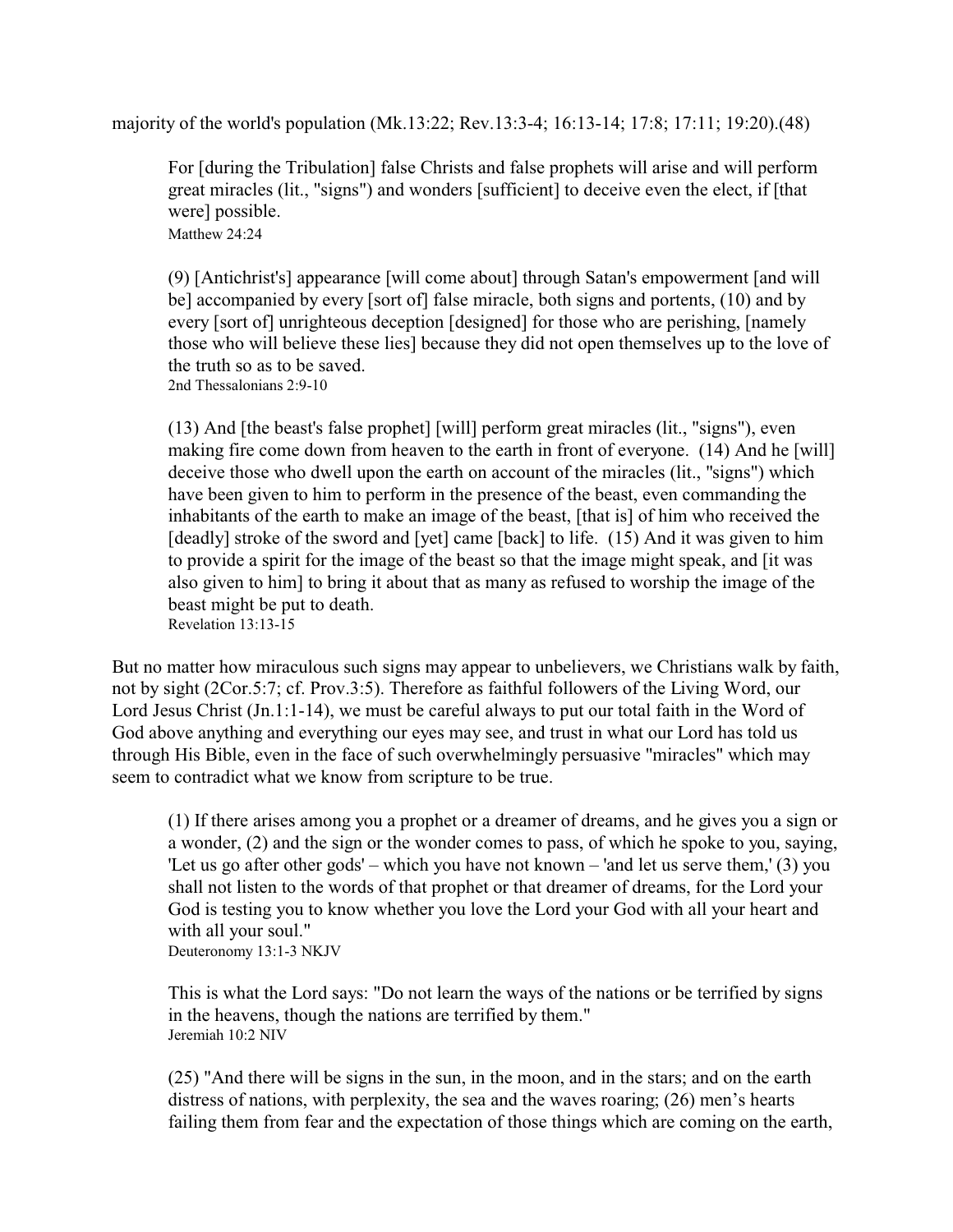majority of the world's population (Mk.13:22; Rev.13:3-4; 16:13-14; 17:8; 17:11; 19:20).(48)

> For [during the Tribulation] false Christs and false prophets will arise and will perform great miracles (lit., "signs") and wonders [sufficient] to deceive even the elect, if [that were] possible.
> Matthew 24:24

> (9) [Antichrist's] appearance [will come about] through Satan's empowerment [and will be] accompanied by every [sort of] false miracle, both signs and portents, (10) and by every [sort of] unrighteous deception [designed] for those who are perishing, [namely those who will believe these lies] because they did not open themselves up to the love of the truth so as to be saved.
> 2nd Thessalonians 2:9-10

> (13) And [the beast's false prophet] [will] perform great miracles (lit., "signs"), even making fire come down from heaven to the earth in front of everyone. (14) And he [will] deceive those who dwell upon the earth on account of the miracles (lit., "signs") which have been given to him to perform in the presence of the beast, even commanding the inhabitants of the earth to make an image of the beast, [that is] of him who received the [deadly] stroke of the sword and [yet] came [back] to life. (15) And it was given to him to provide a spirit for the image of the beast so that the image might speak, and [it was also given to him] to bring it about that as many as refused to worship the image of the beast might be put to death.
> Revelation 13:13-15

But no matter how miraculous such signs may appear to unbelievers, we Christians walk by faith, not by sight (2Cor.5:7; cf. Prov.3:5). Therefore as faithful followers of the Living Word, our Lord Jesus Christ (Jn.1:1-14), we must be careful always to put our total faith in the Word of God above anything and everything our eyes may see, and trust in what our Lord has told us through His Bible, even in the face of such overwhelmingly persuasive "miracles" which may seem to contradict what we know from scripture to be true.

> (1) If there arises among you a prophet or a dreamer of dreams, and he gives you a sign or a wonder, (2) and the sign or the wonder comes to pass, of which he spoke to you, saying, 'Let us go after other gods' – which you have not known – 'and let us serve them,' (3) you shall not listen to the words of that prophet or that dreamer of dreams, for the Lord your God is testing you to know whether you love the Lord your God with all your heart and with all your soul."
> Deuteronomy 13:1-3 NKJV

> This is what the Lord says: "Do not learn the ways of the nations or be terrified by signs in the heavens, though the nations are terrified by them."
> Jeremiah 10:2 NIV

> (25) "And there will be signs in the sun, in the moon, and in the stars; and on the earth distress of nations, with perplexity, the sea and the waves roaring; (26) men's hearts failing them from fear and the expectation of those things which are coming on the earth,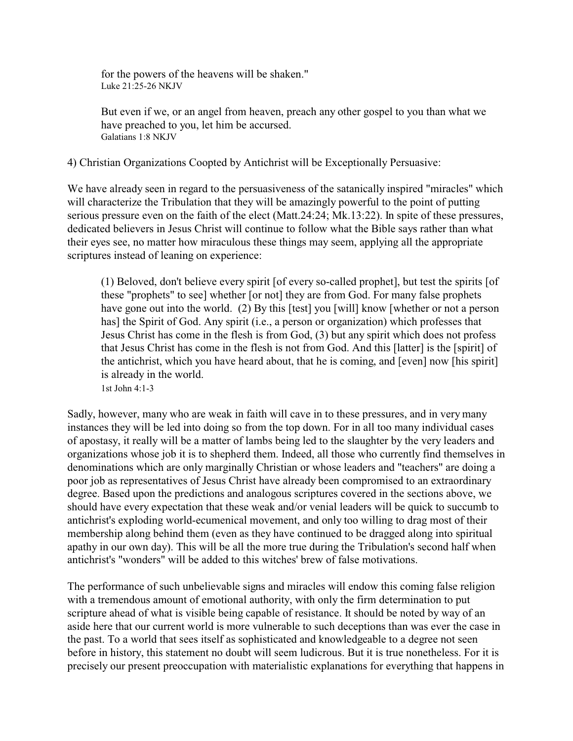> for the powers of the heavens will be shaken."
> Luke 21:25-26 NKJV

> But even if we, or an angel from heaven, preach any other gospel to you than what we have preached to you, let him be accursed.
> Galatians 1:8 NKJV

4) Christian Organizations Coopted by Antichrist will be Exceptionally Persuasive:

We have already seen in regard to the persuasiveness of the satanically inspired "miracles" which will characterize the Tribulation that they will be amazingly powerful to the point of putting serious pressure even on the faith of the elect (Matt.24:24; Mk.13:22). In spite of these pressures, dedicated believers in Jesus Christ will continue to follow what the Bible says rather than what their eyes see, no matter how miraculous these things may seem, applying all the appropriate scriptures instead of leaning on experience:

> (1) Beloved, don't believe every spirit [of every so-called prophet], but test the spirits [of these "prophets" to see] whether [or not] they are from God. For many false prophets have gone out into the world. (2) By this [test] you [will] know [whether or not a person has] the Spirit of God. Any spirit (i.e., a person or organization) which professes that Jesus Christ has come in the flesh is from God, (3) but any spirit which does not profess that Jesus Christ has come in the flesh is not from God. And this [latter] is the [spirit] of the antichrist, which you have heard about, that he is coming, and [even] now [his spirit] is already in the world.
> 1st John 4:1-3

Sadly, however, many who are weak in faith will cave in to these pressures, and in very many instances they will be led into doing so from the top down. For in all too many individual cases of apostasy, it really will be a matter of lambs being led to the slaughter by the very leaders and organizations whose job it is to shepherd them. Indeed, all those who currently find themselves in denominations which are only marginally Christian or whose leaders and "teachers" are doing a poor job as representatives of Jesus Christ have already been compromised to an extraordinary degree. Based upon the predictions and analogous scriptures covered in the sections above, we should have every expectation that these weak and/or venial leaders will be quick to succumb to antichrist's exploding world-ecumenical movement, and only too willing to drag most of their membership along behind them (even as they have continued to be dragged along into spiritual apathy in our own day). This will be all the more true during the Tribulation's second half when antichrist's "wonders" will be added to this witches' brew of false motivations.

The performance of such unbelievable signs and miracles will endow this coming false religion with a tremendous amount of emotional authority, with only the firm determination to put scripture ahead of what is visible being capable of resistance. It should be noted by way of an aside here that our current world is more vulnerable to such deceptions than was ever the case in the past. To a world that sees itself as sophisticated and knowledgeable to a degree not seen before in history, this statement no doubt will seem ludicrous. But it is true nonetheless. For it is precisely our present preoccupation with materialistic explanations for everything that happens in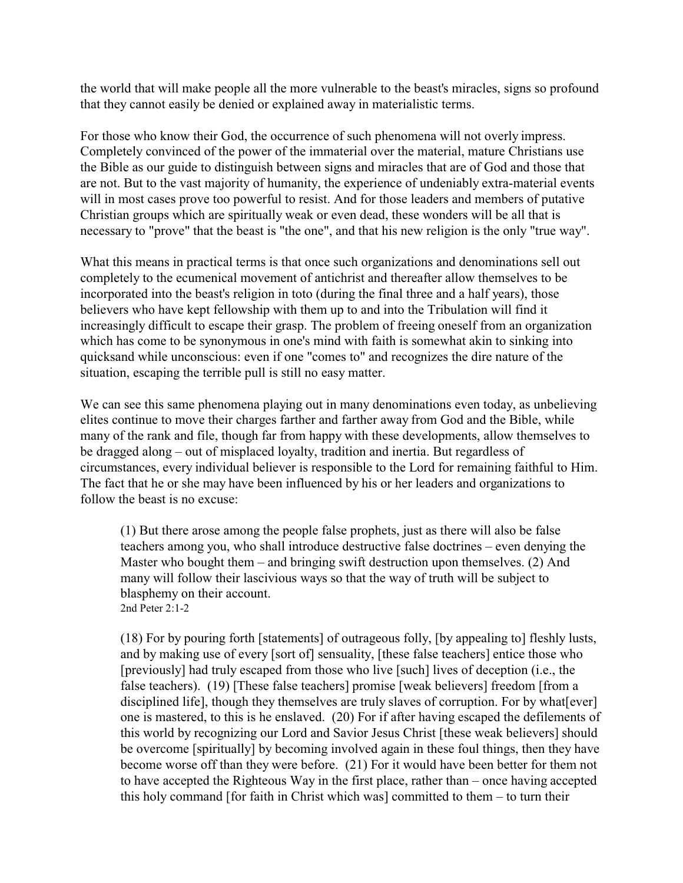the world that will make people all the more vulnerable to the beast's miracles, signs so profound that they cannot easily be denied or explained away in materialistic terms.

For those who know their God, the occurrence of such phenomena will not overly impress. Completely convinced of the power of the immaterial over the material, mature Christians use the Bible as our guide to distinguish between signs and miracles that are of God and those that are not. But to the vast majority of humanity, the experience of undeniably extra-material events will in most cases prove too powerful to resist. And for those leaders and members of putative Christian groups which are spiritually weak or even dead, these wonders will be all that is necessary to "prove" that the beast is "the one", and that his new religion is the only "true way".

What this means in practical terms is that once such organizations and denominations sell out completely to the ecumenical movement of antichrist and thereafter allow themselves to be incorporated into the beast's religion in toto (during the final three and a half years), those believers who have kept fellowship with them up to and into the Tribulation will find it increasingly difficult to escape their grasp. The problem of freeing oneself from an organization which has come to be synonymous in one's mind with faith is somewhat akin to sinking into quicksand while unconscious: even if one "comes to" and recognizes the dire nature of the situation, escaping the terrible pull is still no easy matter.

We can see this same phenomena playing out in many denominations even today, as unbelieving elites continue to move their charges farther and farther away from God and the Bible, while many of the rank and file, though far from happy with these developments, allow themselves to be dragged along – out of misplaced loyalty, tradition and inertia. But regardless of circumstances, every individual believer is responsible to the Lord for remaining faithful to Him. The fact that he or she may have been influenced by his or her leaders and organizations to follow the beast is no excuse:

> (1) But there arose among the people false prophets, just as there will also be false teachers among you, who shall introduce destructive false doctrines – even denying the Master who bought them – and bringing swift destruction upon themselves. (2) And many will follow their lascivious ways so that the way of truth will be subject to blasphemy on their account.
> 2nd Peter 2:1-2

> (18) For by pouring forth [statements] of outrageous folly, [by appealing to] fleshly lusts, and by making use of every [sort of] sensuality, [these false teachers] entice those who [previously] had truly escaped from those who live [such] lives of deception (i.e., the false teachers). (19) [These false teachers] promise [weak believers] freedom [from a disciplined life], though they themselves are truly slaves of corruption. For by what[ever] one is mastered, to this is he enslaved. (20) For if after having escaped the defilements of this world by recognizing our Lord and Savior Jesus Christ [these weak believers] should be overcome [spiritually] by becoming involved again in these foul things, then they have become worse off than they were before. (21) For it would have been better for them not to have accepted the Righteous Way in the first place, rather than – once having accepted this holy command [for faith in Christ which was] committed to them – to turn their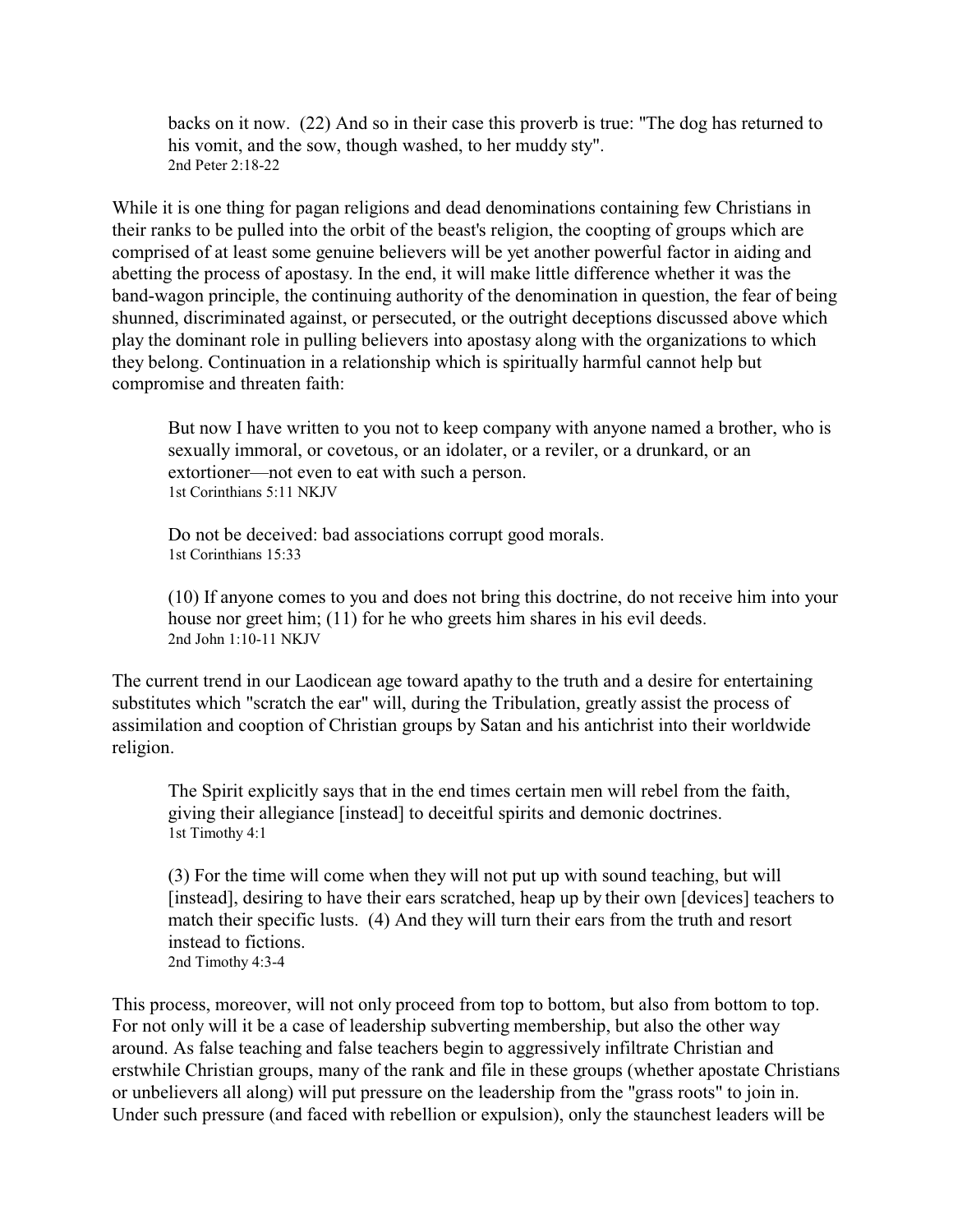> backs on it now. (22) And so in their case this proverb is true: "The dog has returned to his vomit, and the sow, though washed, to her muddy sty".
> 2nd Peter 2:18-22

While it is one thing for pagan religions and dead denominations containing few Christians in their ranks to be pulled into the orbit of the beast's religion, the coopting of groups which are comprised of at least some genuine believers will be yet another powerful factor in aiding and abetting the process of apostasy. In the end, it will make little difference whether it was the band-wagon principle, the continuing authority of the denomination in question, the fear of being shunned, discriminated against, or persecuted, or the outright deceptions discussed above which play the dominant role in pulling believers into apostasy along with the organizations to which they belong. Continuation in a relationship which is spiritually harmful cannot help but compromise and threaten faith:

> But now I have written to you not to keep company with anyone named a brother, who is sexually immoral, or covetous, or an idolater, or a reviler, or a drunkard, or an extortioner—not even to eat with such a person.
> 1st Corinthians 5:11 NKJV

> Do not be deceived: bad associations corrupt good morals.
> 1st Corinthians 15:33

> (10) If anyone comes to you and does not bring this doctrine, do not receive him into your house nor greet him; (11) for he who greets him shares in his evil deeds.
> 2nd John 1:10-11 NKJV

The current trend in our Laodicean age toward apathy to the truth and a desire for entertaining substitutes which "scratch the ear" will, during the Tribulation, greatly assist the process of assimilation and cooption of Christian groups by Satan and his antichrist into their worldwide religion.

> The Spirit explicitly says that in the end times certain men will rebel from the faith, giving their allegiance [instead] to deceitful spirits and demonic doctrines.
> 1st Timothy 4:1

> (3) For the time will come when they will not put up with sound teaching, but will [instead], desiring to have their ears scratched, heap up by their own [devices] teachers to match their specific lusts. (4) And they will turn their ears from the truth and resort instead to fictions.
> 2nd Timothy 4:3-4

This process, moreover, will not only proceed from top to bottom, but also from bottom to top. For not only will it be a case of leadership subverting membership, but also the other way around. As false teaching and false teachers begin to aggressively infiltrate Christian and erstwhile Christian groups, many of the rank and file in these groups (whether apostate Christians or unbelievers all along) will put pressure on the leadership from the "grass roots" to join in. Under such pressure (and faced with rebellion or expulsion), only the staunchest leaders will be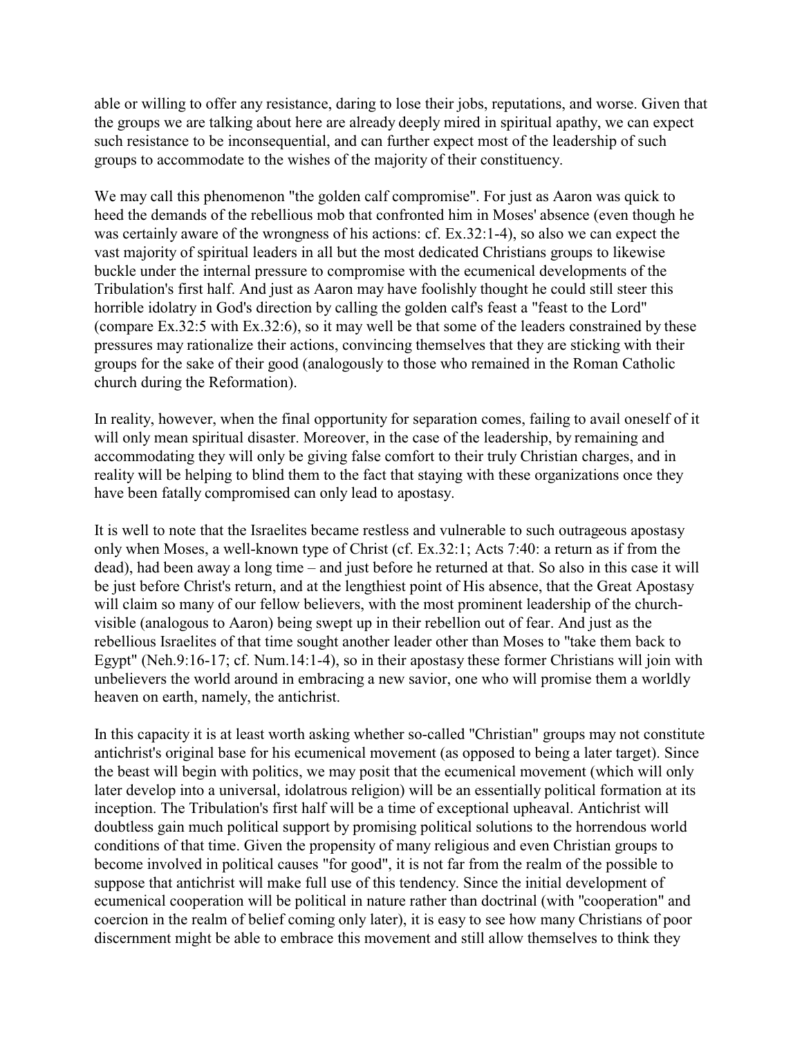able or willing to offer any resistance, daring to lose their jobs, reputations, and worse. Given that the groups we are talking about here are already deeply mired in spiritual apathy, we can expect such resistance to be inconsequential, and can further expect most of the leadership of such groups to accommodate to the wishes of the majority of their constituency.

We may call this phenomenon "the golden calf compromise". For just as Aaron was quick to heed the demands of the rebellious mob that confronted him in Moses' absence (even though he was certainly aware of the wrongness of his actions: cf. Ex.32:1-4), so also we can expect the vast majority of spiritual leaders in all but the most dedicated Christians groups to likewise buckle under the internal pressure to compromise with the ecumenical developments of the Tribulation's first half. And just as Aaron may have foolishly thought he could still steer this horrible idolatry in God's direction by calling the golden calf's feast a "feast to the Lord" (compare Ex.32:5 with Ex.32:6), so it may well be that some of the leaders constrained by these pressures may rationalize their actions, convincing themselves that they are sticking with their groups for the sake of their good (analogously to those who remained in the Roman Catholic church during the Reformation).

In reality, however, when the final opportunity for separation comes, failing to avail oneself of it will only mean spiritual disaster. Moreover, in the case of the leadership, by remaining and accommodating they will only be giving false comfort to their truly Christian charges, and in reality will be helping to blind them to the fact that staying with these organizations once they have been fatally compromised can only lead to apostasy.

It is well to note that the Israelites became restless and vulnerable to such outrageous apostasy only when Moses, a well-known type of Christ (cf. Ex.32:1; Acts 7:40: a return as if from the dead), had been away a long time – and just before he returned at that. So also in this case it will be just before Christ's return, and at the lengthiest point of His absence, that the Great Apostasy will claim so many of our fellow believers, with the most prominent leadership of the church-visible (analogous to Aaron) being swept up in their rebellion out of fear. And just as the rebellious Israelites of that time sought another leader other than Moses to "take them back to Egypt" (Neh.9:16-17; cf. Num.14:1-4), so in their apostasy these former Christians will join with unbelievers the world around in embracing a new savior, one who will promise them a worldly heaven on earth, namely, the antichrist.

In this capacity it is at least worth asking whether so-called "Christian" groups may not constitute antichrist's original base for his ecumenical movement (as opposed to being a later target). Since the beast will begin with politics, we may posit that the ecumenical movement (which will only later develop into a universal, idolatrous religion) will be an essentially political formation at its inception. The Tribulation's first half will be a time of exceptional upheaval. Antichrist will doubtless gain much political support by promising political solutions to the horrendous world conditions of that time. Given the propensity of many religious and even Christian groups to become involved in political causes "for good", it is not far from the realm of the possible to suppose that antichrist will make full use of this tendency. Since the initial development of ecumenical cooperation will be political in nature rather than doctrinal (with "cooperation" and coercion in the realm of belief coming only later), it is easy to see how many Christians of poor discernment might be able to embrace this movement and still allow themselves to think they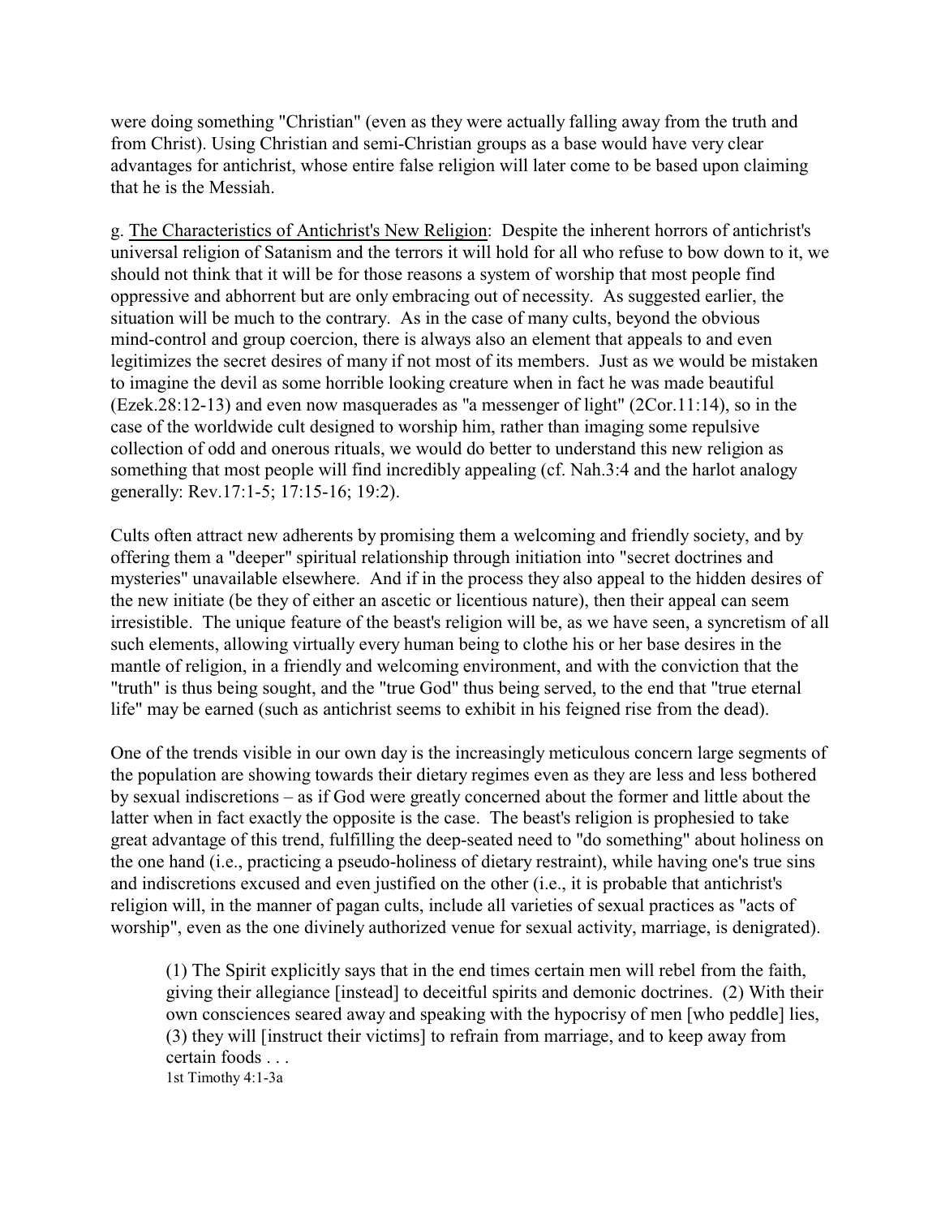were doing something "Christian" (even as they were actually falling away from the truth and from Christ). Using Christian and semi-Christian groups as a base would have very clear advantages for antichrist, whose entire false religion will later come to be based upon claiming that he is the Messiah.

g. <u>The Characteristics of Antichrist's New Religion</u>: Despite the inherent horrors of antichrist's universal religion of Satanism and the terrors it will hold for all who refuse to bow down to it, we should not think that it will be for those reasons a system of worship that most people find oppressive and abhorrent but are only embracing out of necessity. As suggested earlier, the situation will be much to the contrary. As in the case of many cults, beyond the obvious mind-control and group coercion, there is always also an element that appeals to and even legitimizes the secret desires of many if not most of its members. Just as we would be mistaken to imagine the devil as some horrible looking creature when in fact he was made beautiful (Ezek.28:12-13) and even now masquerades as "a messenger of light" (2Cor.11:14), so in the case of the worldwide cult designed to worship him, rather than imaging some repulsive collection of odd and onerous rituals, we would do better to understand this new religion as something that most people will find incredibly appealing (cf. Nah.3:4 and the harlot analogy generally: Rev.17:1-5; 17:15-16; 19:2).

Cults often attract new adherents by promising them a welcoming and friendly society, and by offering them a "deeper" spiritual relationship through initiation into "secret doctrines and mysteries" unavailable elsewhere. And if in the process they also appeal to the hidden desires of the new initiate (be they of either an ascetic or licentious nature), then their appeal can seem irresistible. The unique feature of the beast's religion will be, as we have seen, a syncretism of all such elements, allowing virtually every human being to clothe his or her base desires in the mantle of religion, in a friendly and welcoming environment, and with the conviction that the "truth" is thus being sought, and the "true God" thus being served, to the end that "true eternal life" may be earned (such as antichrist seems to exhibit in his feigned rise from the dead).

One of the trends visible in our own day is the increasingly meticulous concern large segments of the population are showing towards their dietary regimes even as they are less and less bothered by sexual indiscretions – as if God were greatly concerned about the former and little about the latter when in fact exactly the opposite is the case. The beast's religion is prophesied to take great advantage of this trend, fulfilling the deep-seated need to "do something" about holiness on the one hand (i.e., practicing a pseudo-holiness of dietary restraint), while having one's true sins and indiscretions excused and even justified on the other (i.e., it is probable that antichrist's religion will, in the manner of pagan cults, include all varieties of sexual practices as "acts of worship", even as the one divinely authorized venue for sexual activity, marriage, is denigrated).

> (1) The Spirit explicitly says that in the end times certain men will rebel from the faith, giving their allegiance [instead] to deceitful spirits and demonic doctrines. (2) With their own consciences seared away and speaking with the hypocrisy of men [who peddle] lies, (3) they will [instruct their victims] to refrain from marriage, and to keep away from certain foods . . .
> 1st Timothy 4:1-3a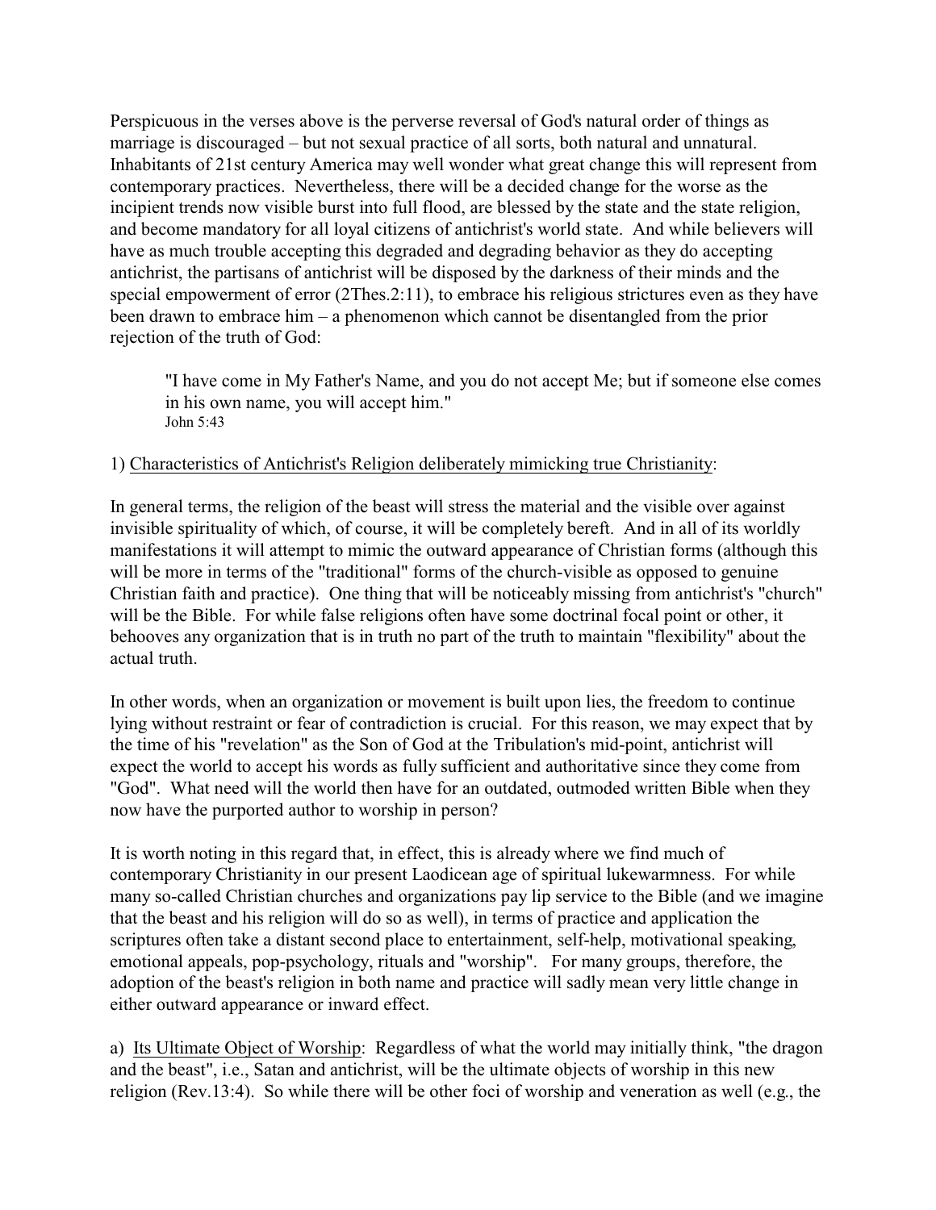Perspicuous in the verses above is the perverse reversal of God's natural order of things as marriage is discouraged – but not sexual practice of all sorts, both natural and unnatural. Inhabitants of 21st century America may well wonder what great change this will represent from contemporary practices. Nevertheless, there will be a decided change for the worse as the incipient trends now visible burst into full flood, are blessed by the state and the state religion, and become mandatory for all loyal citizens of antichrist's world state. And while believers will have as much trouble accepting this degraded and degrading behavior as they do accepting antichrist, the partisans of antichrist will be disposed by the darkness of their minds and the special empowerment of error (2Thes.2:11), to embrace his religious strictures even as they have been drawn to embrace him – a phenomenon which cannot be disentangled from the prior rejection of the truth of God:

> "I have come in My Father's Name, and you do not accept Me; but if someone else comes in his own name, you will accept him."
> John 5:43

1) Characteristics of Antichrist's Religion deliberately mimicking true Christianity:

In general terms, the religion of the beast will stress the material and the visible over against invisible spirituality of which, of course, it will be completely bereft. And in all of its worldly manifestations it will attempt to mimic the outward appearance of Christian forms (although this will be more in terms of the "traditional" forms of the church-visible as opposed to genuine Christian faith and practice). One thing that will be noticeably missing from antichrist's "church" will be the Bible. For while false religions often have some doctrinal focal point or other, it behooves any organization that is in truth no part of the truth to maintain "flexibility" about the actual truth.

In other words, when an organization or movement is built upon lies, the freedom to continue lying without restraint or fear of contradiction is crucial. For this reason, we may expect that by the time of his "revelation" as the Son of God at the Tribulation's mid-point, antichrist will expect the world to accept his words as fully sufficient and authoritative since they come from "God". What need will the world then have for an outdated, outmoded written Bible when they now have the purported author to worship in person?

It is worth noting in this regard that, in effect, this is already where we find much of contemporary Christianity in our present Laodicean age of spiritual lukewarmness. For while many so-called Christian churches and organizations pay lip service to the Bible (and we imagine that the beast and his religion will do so as well), in terms of practice and application the scriptures often take a distant second place to entertainment, self-help, motivational speaking, emotional appeals, pop-psychology, rituals and "worship". For many groups, therefore, the adoption of the beast's religion in both name and practice will sadly mean very little change in either outward appearance or inward effect.

a) Its Ultimate Object of Worship: Regardless of what the world may initially think, "the dragon and the beast", i.e., Satan and antichrist, will be the ultimate objects of worship in this new religion (Rev.13:4). So while there will be other foci of worship and veneration as well (e.g., the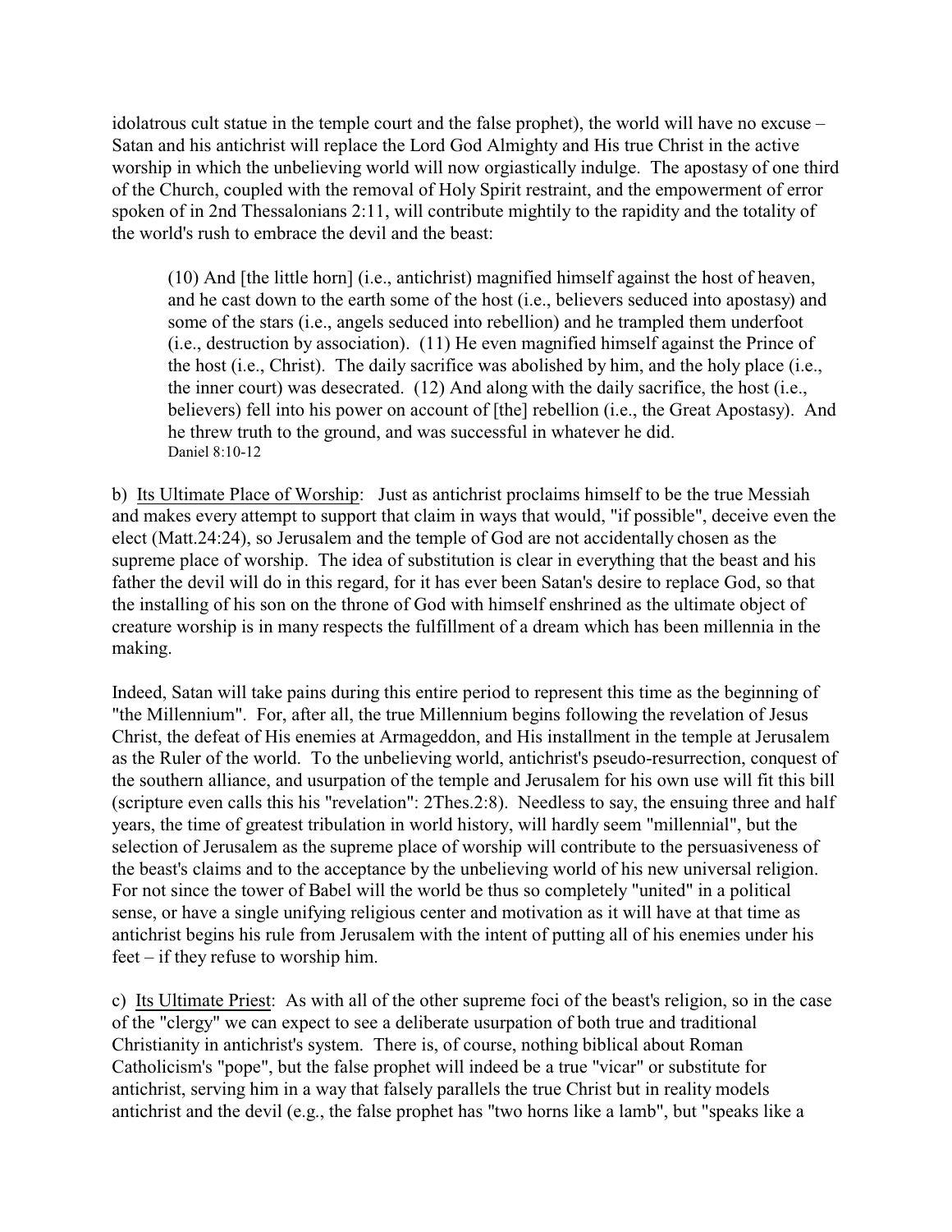idolatrous cult statue in the temple court and the false prophet), the world will have no excuse – Satan and his antichrist will replace the Lord God Almighty and His true Christ in the active worship in which the unbelieving world will now orgiastically indulge. The apostasy of one third of the Church, coupled with the removal of Holy Spirit restraint, and the empowerment of error spoken of in 2nd Thessalonians 2:11, will contribute mightily to the rapidity and the totality of the world's rush to embrace the devil and the beast:

> (10) And [the little horn] (i.e., antichrist) magnified himself against the host of heaven, and he cast down to the earth some of the host (i.e., believers seduced into apostasy) and some of the stars (i.e., angels seduced into rebellion) and he trampled them underfoot (i.e., destruction by association). (11) He even magnified himself against the Prince of the host (i.e., Christ). The daily sacrifice was abolished by him, and the holy place (i.e., the inner court) was desecrated. (12) And along with the daily sacrifice, the host (i.e., believers) fell into his power on account of [the] rebellion (i.e., the Great Apostasy). And he threw truth to the ground, and was successful in whatever he did.
> Daniel 8:10-12

b) <u>Its Ultimate Place of Worship</u>: Just as antichrist proclaims himself to be the true Messiah and makes every attempt to support that claim in ways that would, "if possible", deceive even the elect (Matt.24:24), so Jerusalem and the temple of God are not accidentally chosen as the supreme place of worship. The idea of substitution is clear in everything that the beast and his father the devil will do in this regard, for it has ever been Satan's desire to replace God, so that the installing of his son on the throne of God with himself enshrined as the ultimate object of creature worship is in many respects the fulfillment of a dream which has been millennia in the making.

Indeed, Satan will take pains during this entire period to represent this time as the beginning of "the Millennium". For, after all, the true Millennium begins following the revelation of Jesus Christ, the defeat of His enemies at Armageddon, and His installment in the temple at Jerusalem as the Ruler of the world. To the unbelieving world, antichrist's pseudo-resurrection, conquest of the southern alliance, and usurpation of the temple and Jerusalem for his own use will fit this bill (scripture even calls this his "revelation": 2Thes.2:8). Needless to say, the ensuing three and half years, the time of greatest tribulation in world history, will hardly seem "millennial", but the selection of Jerusalem as the supreme place of worship will contribute to the persuasiveness of the beast's claims and to the acceptance by the unbelieving world of his new universal religion. For not since the tower of Babel will the world be thus so completely "united" in a political sense, or have a single unifying religious center and motivation as it will have at that time as antichrist begins his rule from Jerusalem with the intent of putting all of his enemies under his feet – if they refuse to worship him.

c) <u>Its Ultimate Priest</u>: As with all of the other supreme foci of the beast's religion, so in the case of the "clergy" we can expect to see a deliberate usurpation of both true and traditional Christianity in antichrist's system. There is, of course, nothing biblical about Roman Catholicism's "pope", but the false prophet will indeed be a true "vicar" or substitute for antichrist, serving him in a way that falsely parallels the true Christ but in reality models antichrist and the devil (e.g., the false prophet has "two horns like a lamb", but "speaks like a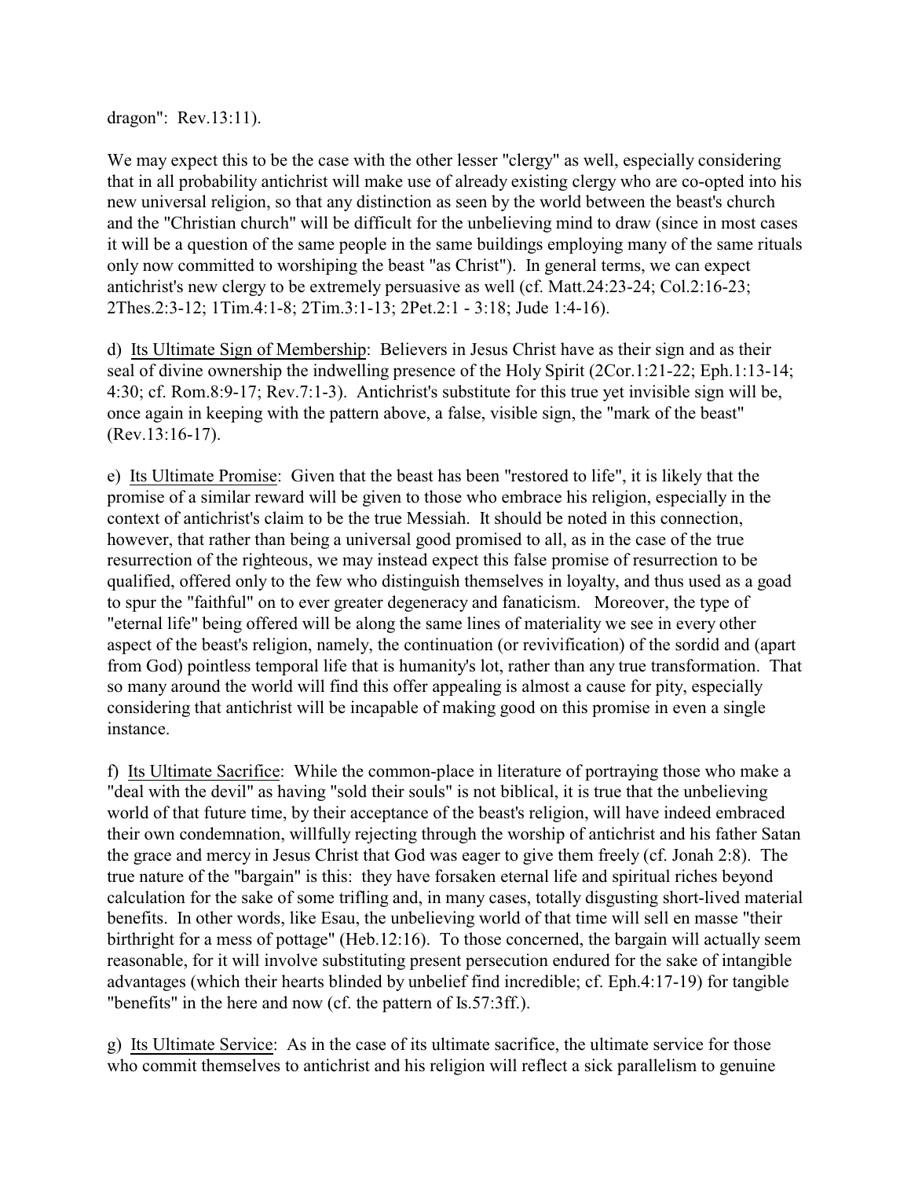dragon": Rev.13:11).

We may expect this to be the case with the other lesser "clergy" as well, especially considering that in all probability antichrist will make use of already existing clergy who are co-opted into his new universal religion, so that any distinction as seen by the world between the beast's church and the "Christian church" will be difficult for the unbelieving mind to draw (since in most cases it will be a question of the same people in the same buildings employing many of the same rituals only now committed to worshiping the beast "as Christ"). In general terms, we can expect antichrist's new clergy to be extremely persuasive as well (cf. Matt.24:23-24; Col.2:16-23; 2Thes.2:3-12; 1Tim.4:1-8; 2Tim.3:1-13; 2Pet.2:1 - 3:18; Jude 1:4-16).

d) <u>Its Ultimate Sign of Membership</u>: Believers in Jesus Christ have as their sign and as their seal of divine ownership the indwelling presence of the Holy Spirit (2Cor.1:21-22; Eph.1:13-14; 4:30; cf. Rom.8:9-17; Rev.7:1-3). Antichrist's substitute for this true yet invisible sign will be, once again in keeping with the pattern above, a false, visible sign, the "mark of the beast" (Rev.13:16-17).

e) <u>Its Ultimate Promise</u>: Given that the beast has been "restored to life", it is likely that the promise of a similar reward will be given to those who embrace his religion, especially in the context of antichrist's claim to be the true Messiah. It should be noted in this connection, however, that rather than being a universal good promised to all, as in the case of the true resurrection of the righteous, we may instead expect this false promise of resurrection to be qualified, offered only to the few who distinguish themselves in loyalty, and thus used as a goad to spur the "faithful" on to ever greater degeneracy and fanaticism. Moreover, the type of "eternal life" being offered will be along the same lines of materiality we see in every other aspect of the beast's religion, namely, the continuation (or revivification) of the sordid and (apart from God) pointless temporal life that is humanity's lot, rather than any true transformation. That so many around the world will find this offer appealing is almost a cause for pity, especially considering that antichrist will be incapable of making good on this promise in even a single instance.

f) <u>Its Ultimate Sacrifice</u>: While the common-place in literature of portraying those who make a "deal with the devil" as having "sold their souls" is not biblical, it is true that the unbelieving world of that future time, by their acceptance of the beast's religion, will have indeed embraced their own condemnation, willfully rejecting through the worship of antichrist and his father Satan the grace and mercy in Jesus Christ that God was eager to give them freely (cf. Jonah 2:8). The true nature of the "bargain" is this: they have forsaken eternal life and spiritual riches beyond calculation for the sake of some trifling and, in many cases, totally disgusting short-lived material benefits. In other words, like Esau, the unbelieving world of that time will sell en masse "their birthright for a mess of pottage" (Heb.12:16). To those concerned, the bargain will actually seem reasonable, for it will involve substituting present persecution endured for the sake of intangible advantages (which their hearts blinded by unbelief find incredible; cf. Eph.4:17-19) for tangible "benefits" in the here and now (cf. the pattern of Is.57:3ff.).

g) <u>Its Ultimate Service</u>: As in the case of its ultimate sacrifice, the ultimate service for those who commit themselves to antichrist and his religion will reflect a sick parallelism to genuine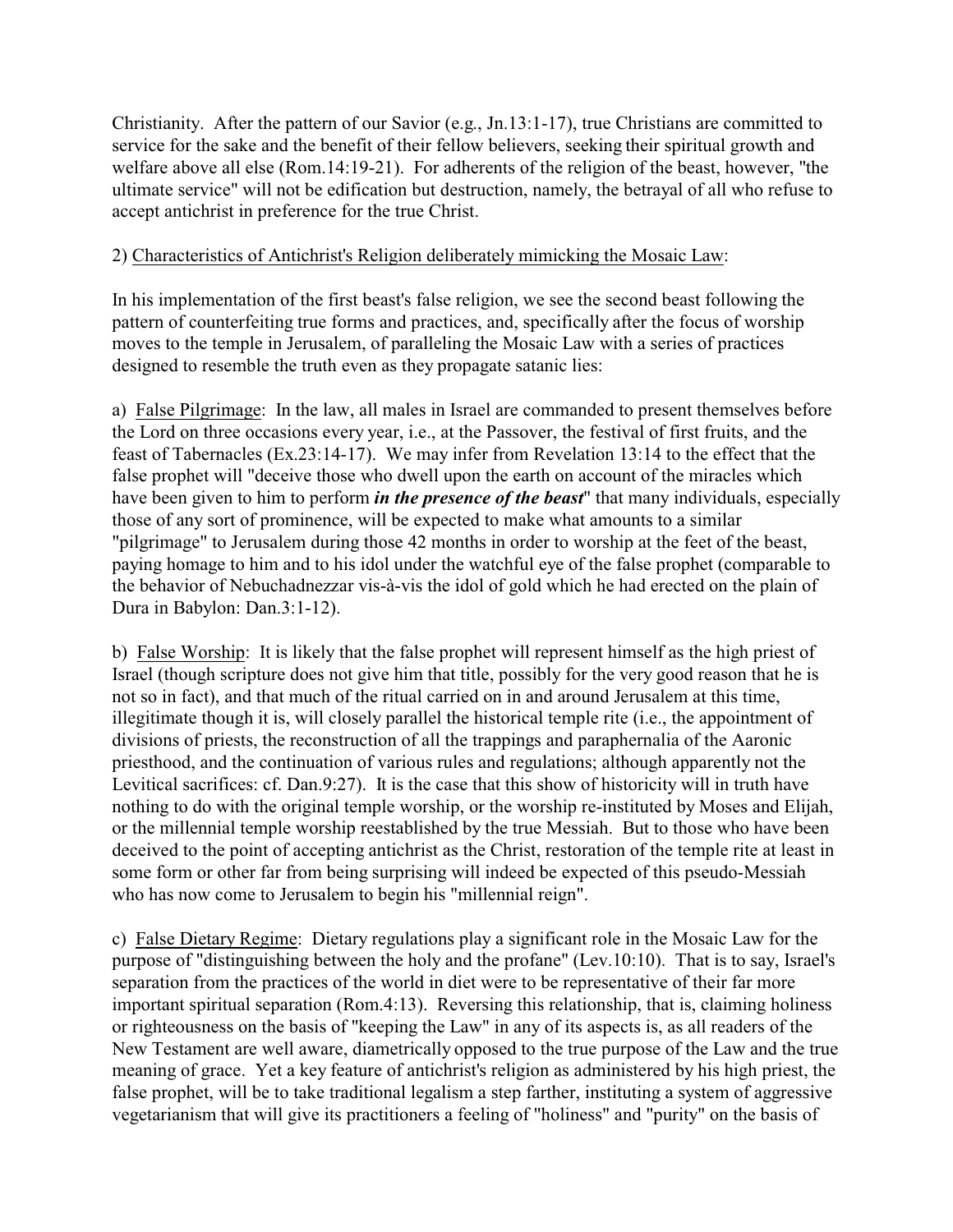Christianity. After the pattern of our Savior (e.g., Jn.13:1-17), true Christians are committed to service for the sake and the benefit of their fellow believers, seeking their spiritual growth and welfare above all else (Rom.14:19-21). For adherents of the religion of the beast, however, "the ultimate service" will not be edification but destruction, namely, the betrayal of all who refuse to accept antichrist in preference for the true Christ.

2) <u>Characteristics of Antichrist's Religion deliberately mimicking the Mosaic Law</u>:

In his implementation of the first beast's false religion, we see the second beast following the pattern of counterfeiting true forms and practices, and, specifically after the focus of worship moves to the temple in Jerusalem, of paralleling the Mosaic Law with a series of practices designed to resemble the truth even as they propagate satanic lies:

a) <u>False Pilgrimage</u>: In the law, all males in Israel are commanded to present themselves before the Lord on three occasions every year, i.e., at the Passover, the festival of first fruits, and the feast of Tabernacles (Ex.23:14-17). We may infer from Revelation 13:14 to the effect that the false prophet will "deceive those who dwell upon the earth on account of the miracles which have been given to him to perform ***in the presence of the beast***" that many individuals, especially those of any sort of prominence, will be expected to make what amounts to a similar "pilgrimage" to Jerusalem during those 42 months in order to worship at the feet of the beast, paying homage to him and to his idol under the watchful eye of the false prophet (comparable to the behavior of Nebuchadnezzar vis-à-vis the idol of gold which he had erected on the plain of Dura in Babylon: Dan.3:1-12).

b) <u>False Worship</u>: It is likely that the false prophet will represent himself as the high priest of Israel (though scripture does not give him that title, possibly for the very good reason that he is not so in fact), and that much of the ritual carried on in and around Jerusalem at this time, illegitimate though it is, will closely parallel the historical temple rite (i.e., the appointment of divisions of priests, the reconstruction of all the trappings and paraphernalia of the Aaronic priesthood, and the continuation of various rules and regulations; although apparently not the Levitical sacrifices: cf. Dan.9:27). It is the case that this show of historicity will in truth have nothing to do with the original temple worship, or the worship re-instituted by Moses and Elijah, or the millennial temple worship reestablished by the true Messiah. But to those who have been deceived to the point of accepting antichrist as the Christ, restoration of the temple rite at least in some form or other far from being surprising will indeed be expected of this pseudo-Messiah who has now come to Jerusalem to begin his "millennial reign".

c) <u>False Dietary Regime</u>: Dietary regulations play a significant role in the Mosaic Law for the purpose of "distinguishing between the holy and the profane" (Lev.10:10). That is to say, Israel's separation from the practices of the world in diet were to be representative of their far more important spiritual separation (Rom.4:13). Reversing this relationship, that is, claiming holiness or righteousness on the basis of "keeping the Law" in any of its aspects is, as all readers of the New Testament are well aware, diametrically opposed to the true purpose of the Law and the true meaning of grace. Yet a key feature of antichrist's religion as administered by his high priest, the false prophet, will be to take traditional legalism a step farther, instituting a system of aggressive vegetarianism that will give its practitioners a feeling of "holiness" and "purity" on the basis of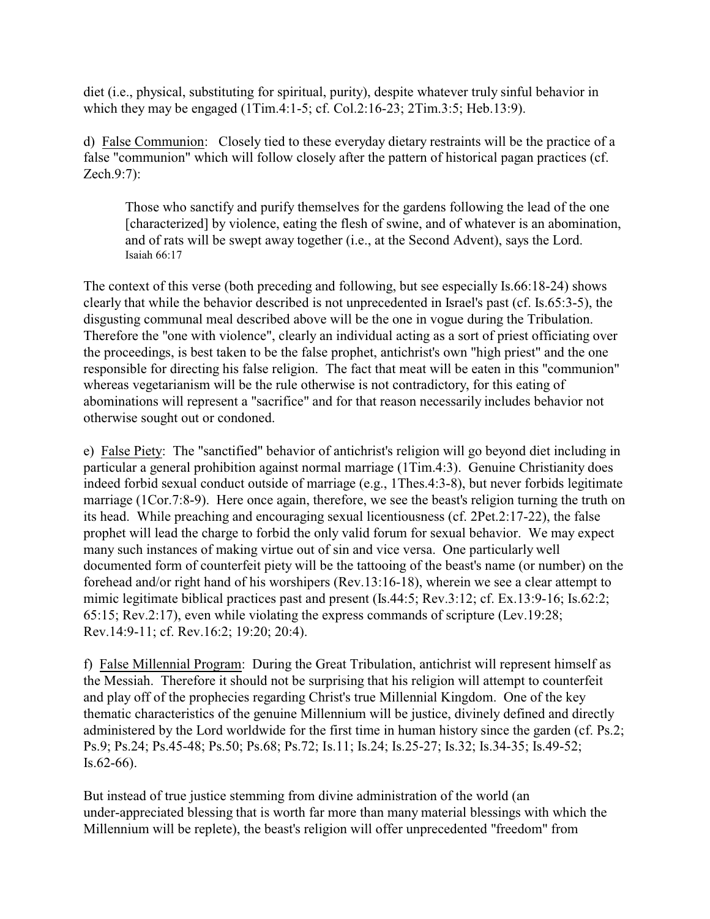diet (i.e., physical, substituting for spiritual, purity), despite whatever truly sinful behavior in which they may be engaged (1Tim.4:1-5; cf. Col.2:16-23; 2Tim.3:5; Heb.13:9).

d) <u>False Communion</u>: Closely tied to these everyday dietary restraints will be the practice of a false "communion" which will follow closely after the pattern of historical pagan practices (cf. Zech.9:7):

> Those who sanctify and purify themselves for the gardens following the lead of the one [characterized] by violence, eating the flesh of swine, and of whatever is an abomination, and of rats will be swept away together (i.e., at the Second Advent), says the Lord.
> Isaiah 66:17

The context of this verse (both preceding and following, but see especially Is.66:18-24) shows clearly that while the behavior described is not unprecedented in Israel's past (cf. Is.65:3-5), the disgusting communal meal described above will be the one in vogue during the Tribulation. Therefore the "one with violence", clearly an individual acting as a sort of priest officiating over the proceedings, is best taken to be the false prophet, antichrist's own "high priest" and the one responsible for directing his false religion. The fact that meat will be eaten in this "communion" whereas vegetarianism will be the rule otherwise is not contradictory, for this eating of abominations will represent a "sacrifice" and for that reason necessarily includes behavior not otherwise sought out or condoned.

e) <u>False Piety</u>: The "sanctified" behavior of antichrist's religion will go beyond diet including in particular a general prohibition against normal marriage (1Tim.4:3). Genuine Christianity does indeed forbid sexual conduct outside of marriage (e.g., 1Thes.4:3-8), but never forbids legitimate marriage (1Cor.7:8-9). Here once again, therefore, we see the beast's religion turning the truth on its head. While preaching and encouraging sexual licentiousness (cf. 2Pet.2:17-22), the false prophet will lead the charge to forbid the only valid forum for sexual behavior. We may expect many such instances of making virtue out of sin and vice versa. One particularly well documented form of counterfeit piety will be the tattooing of the beast's name (or number) on the forehead and/or right hand of his worshipers (Rev.13:16-18), wherein we see a clear attempt to mimic legitimate biblical practices past and present (Is.44:5; Rev.3:12; cf. Ex.13:9-16; Is.62:2; 65:15; Rev.2:17), even while violating the express commands of scripture (Lev.19:28; Rev.14:9-11; cf. Rev.16:2; 19:20; 20:4).

f) <u>False Millennial Program</u>: During the Great Tribulation, antichrist will represent himself as the Messiah. Therefore it should not be surprising that his religion will attempt to counterfeit and play off of the prophecies regarding Christ's true Millennial Kingdom. One of the key thematic characteristics of the genuine Millennium will be justice, divinely defined and directly administered by the Lord worldwide for the first time in human history since the garden (cf. Ps.2; Ps.9; Ps.24; Ps.45-48; Ps.50; Ps.68; Ps.72; Is.11; Is.24; Is.25-27; Is.32; Is.34-35; Is.49-52; Is.62-66).

But instead of true justice stemming from divine administration of the world (an under-appreciated blessing that is worth far more than many material blessings with which the Millennium will be replete), the beast's religion will offer unprecedented "freedom" from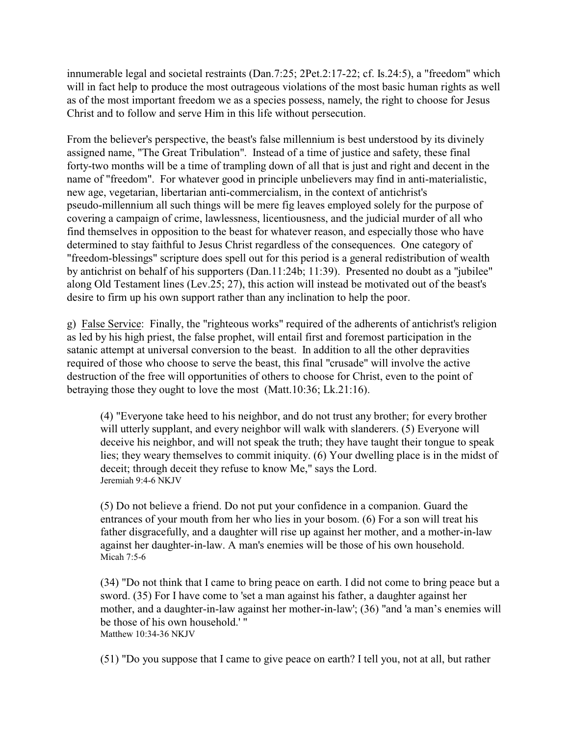innumerable legal and societal restraints (Dan.7:25; 2Pet.2:17-22; cf. Is.24:5), a "freedom" which will in fact help to produce the most outrageous violations of the most basic human rights as well as of the most important freedom we as a species possess, namely, the right to choose for Jesus Christ and to follow and serve Him in this life without persecution.

From the believer's perspective, the beast's false millennium is best understood by its divinely assigned name, "The Great Tribulation". Instead of a time of justice and safety, these final forty-two months will be a time of trampling down of all that is just and right and decent in the name of "freedom". For whatever good in principle unbelievers may find in anti-materialistic, new age, vegetarian, libertarian anti-commercialism, in the context of antichrist's pseudo-millennium all such things will be mere fig leaves employed solely for the purpose of covering a campaign of crime, lawlessness, licentiousness, and the judicial murder of all who find themselves in opposition to the beast for whatever reason, and especially those who have determined to stay faithful to Jesus Christ regardless of the consequences. One category of "freedom-blessings" scripture does spell out for this period is a general redistribution of wealth by antichrist on behalf of his supporters (Dan.11:24b; 11:39). Presented no doubt as a "jubilee" along Old Testament lines (Lev.25; 27), this action will instead be motivated out of the beast's desire to firm up his own support rather than any inclination to help the poor.

g) <u>False Service</u>: Finally, the "righteous works" required of the adherents of antichrist's religion as led by his high priest, the false prophet, will entail first and foremost participation in the satanic attempt at universal conversion to the beast. In addition to all the other depravities required of those who choose to serve the beast, this final "crusade" will involve the active destruction of the free will opportunities of others to choose for Christ, even to the point of betraying those they ought to love the most (Matt.10:36; Lk.21:16).

> (4) "Everyone take heed to his neighbor, and do not trust any brother; for every brother will utterly supplant, and every neighbor will walk with slanderers. (5) Everyone will deceive his neighbor, and will not speak the truth; they have taught their tongue to speak lies; they weary themselves to commit iniquity. (6) Your dwelling place is in the midst of deceit; through deceit they refuse to know Me," says the Lord.
> Jeremiah 9:4-6 NKJV

> (5) Do not believe a friend. Do not put your confidence in a companion. Guard the entrances of your mouth from her who lies in your bosom. (6) For a son will treat his father disgracefully, and a daughter will rise up against her mother, and a mother-in-law against her daughter-in-law. A man's enemies will be those of his own household.
> Micah 7:5-6

> (34) "Do not think that I came to bring peace on earth. I did not come to bring peace but a sword. (35) For I have come to 'set a man against his father, a daughter against her mother, and a daughter-in-law against her mother-in-law'; (36) "and 'a man's enemies will be those of his own household.' "
> Matthew 10:34-36 NKJV

> (51) "Do you suppose that I came to give peace on earth? I tell you, not at all, but rather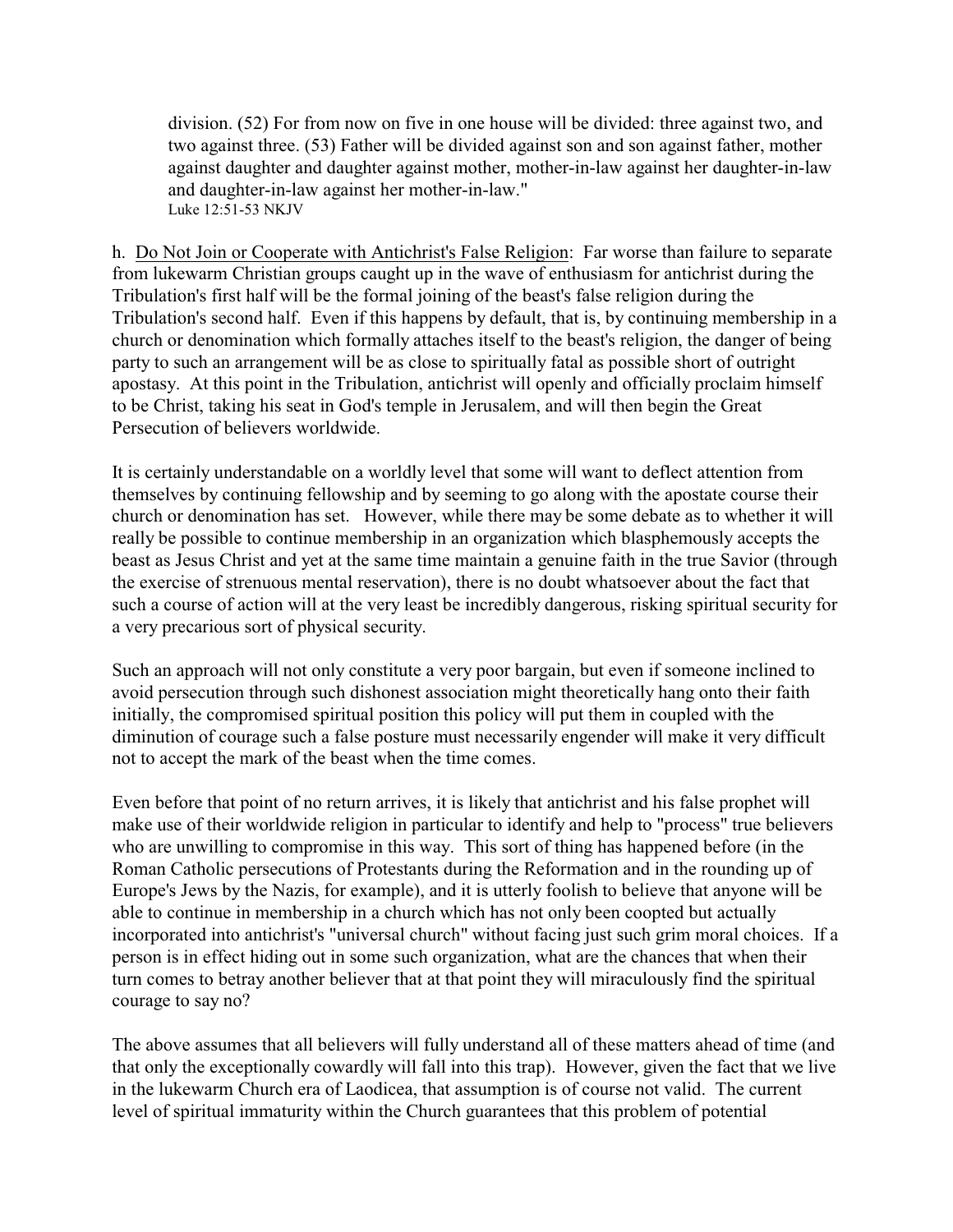> division. (52) For from now on five in one house will be divided: three against two, and two against three. (53) Father will be divided against son and son against father, mother against daughter and daughter against mother, mother-in-law against her daughter-in-law and daughter-in-law against her mother-in-law."
> Luke 12:51-53 NKJV

h. <u>Do Not Join or Cooperate with Antichrist's False Religion</u>: Far worse than failure to separate from lukewarm Christian groups caught up in the wave of enthusiasm for antichrist during the Tribulation's first half will be the formal joining of the beast's false religion during the Tribulation's second half. Even if this happens by default, that is, by continuing membership in a church or denomination which formally attaches itself to the beast's religion, the danger of being party to such an arrangement will be as close to spiritually fatal as possible short of outright apostasy. At this point in the Tribulation, antichrist will openly and officially proclaim himself to be Christ, taking his seat in God's temple in Jerusalem, and will then begin the Great Persecution of believers worldwide.

It is certainly understandable on a worldly level that some will want to deflect attention from themselves by continuing fellowship and by seeming to go along with the apostate course their church or denomination has set. However, while there may be some debate as to whether it will really be possible to continue membership in an organization which blasphemously accepts the beast as Jesus Christ and yet at the same time maintain a genuine faith in the true Savior (through the exercise of strenuous mental reservation), there is no doubt whatsoever about the fact that such a course of action will at the very least be incredibly dangerous, risking spiritual security for a very precarious sort of physical security.

Such an approach will not only constitute a very poor bargain, but even if someone inclined to avoid persecution through such dishonest association might theoretically hang onto their faith initially, the compromised spiritual position this policy will put them in coupled with the diminution of courage such a false posture must necessarily engender will make it very difficult not to accept the mark of the beast when the time comes.

Even before that point of no return arrives, it is likely that antichrist and his false prophet will make use of their worldwide religion in particular to identify and help to "process" true believers who are unwilling to compromise in this way. This sort of thing has happened before (in the Roman Catholic persecutions of Protestants during the Reformation and in the rounding up of Europe's Jews by the Nazis, for example), and it is utterly foolish to believe that anyone will be able to continue in membership in a church which has not only been coopted but actually incorporated into antichrist's "universal church" without facing just such grim moral choices. If a person is in effect hiding out in some such organization, what are the chances that when their turn comes to betray another believer that at that point they will miraculously find the spiritual courage to say no?

The above assumes that all believers will fully understand all of these matters ahead of time (and that only the exceptionally cowardly will fall into this trap). However, given the fact that we live in the lukewarm Church era of Laodicea, that assumption is of course not valid. The current level of spiritual immaturity within the Church guarantees that this problem of potential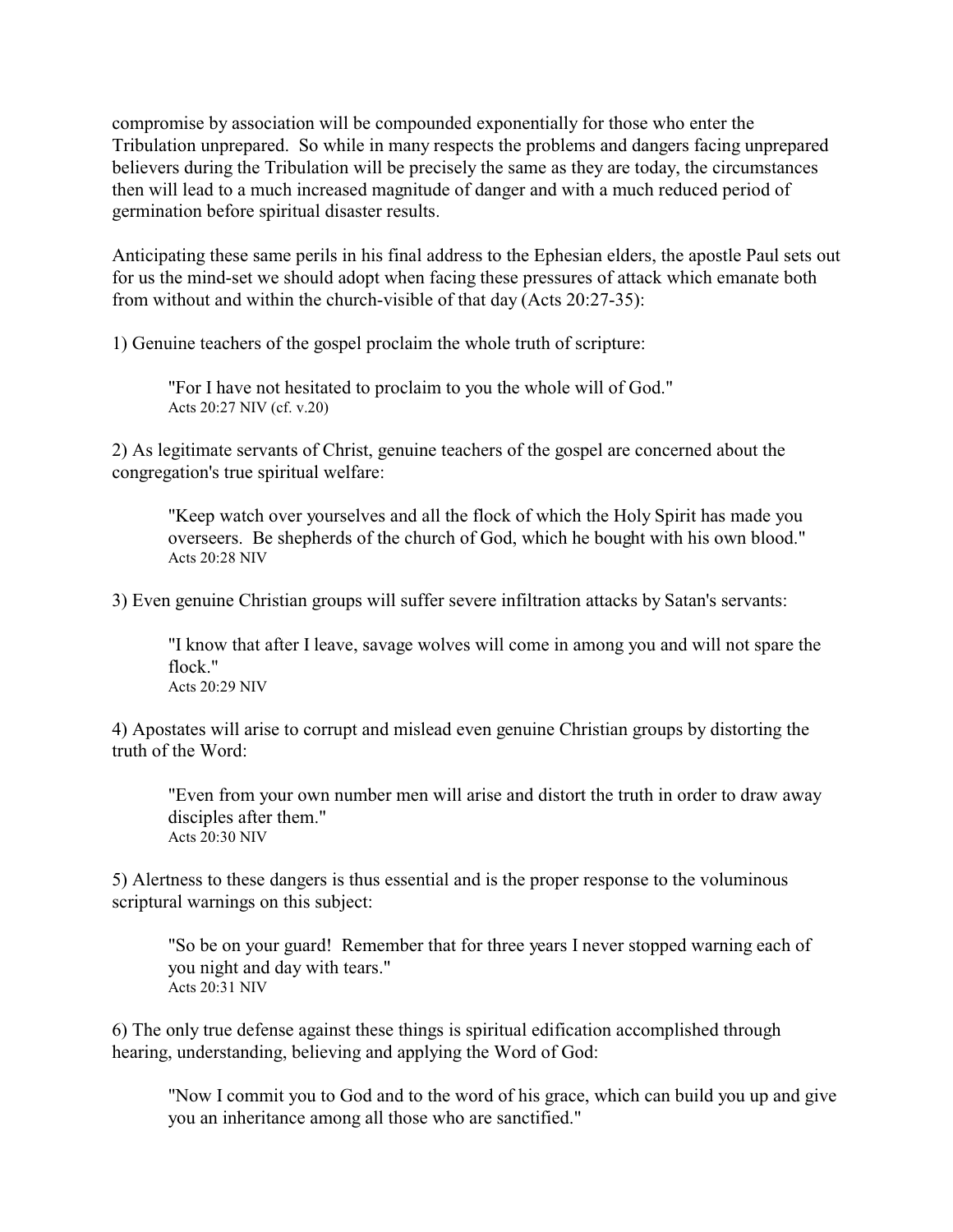compromise by association will be compounded exponentially for those who enter the Tribulation unprepared. So while in many respects the problems and dangers facing unprepared believers during the Tribulation will be precisely the same as they are today, the circumstances then will lead to a much increased magnitude of danger and with a much reduced period of germination before spiritual disaster results.

Anticipating these same perils in his final address to the Ephesian elders, the apostle Paul sets out for us the mind-set we should adopt when facing these pressures of attack which emanate both from without and within the church-visible of that day (Acts 20:27-35):

1) Genuine teachers of the gospel proclaim the whole truth of scripture:

> "For I have not hesitated to proclaim to you the whole will of God."
> Acts 20:27 NIV (cf. v.20)

2) As legitimate servants of Christ, genuine teachers of the gospel are concerned about the congregation's true spiritual welfare:

> "Keep watch over yourselves and all the flock of which the Holy Spirit has made you overseers. Be shepherds of the church of God, which he bought with his own blood."
> Acts 20:28 NIV

3) Even genuine Christian groups will suffer severe infiltration attacks by Satan's servants:

> "I know that after I leave, savage wolves will come in among you and will not spare the flock."
> Acts 20:29 NIV

4) Apostates will arise to corrupt and mislead even genuine Christian groups by distorting the truth of the Word:

> "Even from your own number men will arise and distort the truth in order to draw away disciples after them."
> Acts 20:30 NIV

5) Alertness to these dangers is thus essential and is the proper response to the voluminous scriptural warnings on this subject:

> "So be on your guard! Remember that for three years I never stopped warning each of you night and day with tears."
> Acts 20:31 NIV

6) The only true defense against these things is spiritual edification accomplished through hearing, understanding, believing and applying the Word of God:

> "Now I commit you to God and to the word of his grace, which can build you up and give you an inheritance among all those who are sanctified."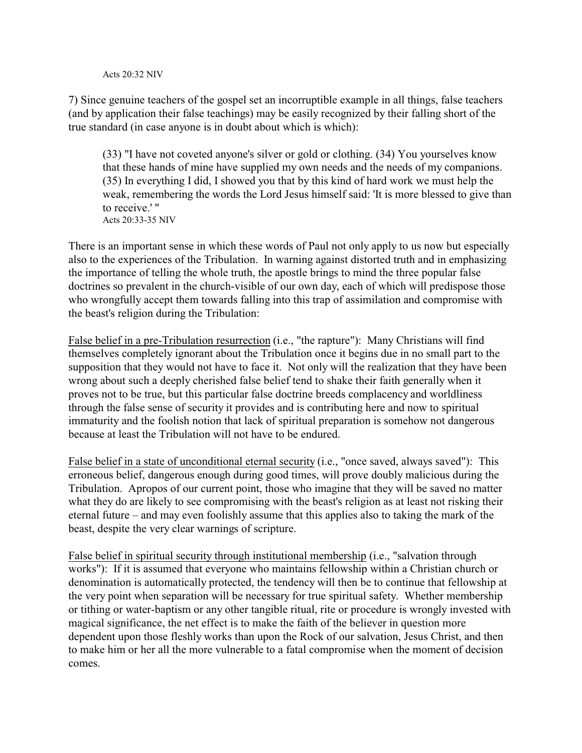Acts 20:32 NIV

7) Since genuine teachers of the gospel set an incorruptible example in all things, false teachers (and by application their false teachings) may be easily recognized by their falling short of the true standard (in case anyone is in doubt about which is which):

> (33) "I have not coveted anyone's silver or gold or clothing. (34) You yourselves know that these hands of mine have supplied my own needs and the needs of my companions. (35) In everything I did, I showed you that by this kind of hard work we must help the weak, remembering the words the Lord Jesus himself said: 'It is more blessed to give than to receive.' "
> Acts 20:33-35 NIV

There is an important sense in which these words of Paul not only apply to us now but especially also to the experiences of the Tribulation. In warning against distorted truth and in emphasizing the importance of telling the whole truth, the apostle brings to mind the three popular false doctrines so prevalent in the church-visible of our own day, each of which will predispose those who wrongfully accept them towards falling into this trap of assimilation and compromise with the beast's religion during the Tribulation:

<u>False belief in a pre-Tribulation resurrection</u> (i.e., "the rapture"): Many Christians will find themselves completely ignorant about the Tribulation once it begins due in no small part to the supposition that they would not have to face it. Not only will the realization that they have been wrong about such a deeply cherished false belief tend to shake their faith generally when it proves not to be true, but this particular false doctrine breeds complacency and worldliness through the false sense of security it provides and is contributing here and now to spiritual immaturity and the foolish notion that lack of spiritual preparation is somehow not dangerous because at least the Tribulation will not have to be endured.

<u>False belief in a state of unconditional eternal security</u> (i.e., "once saved, always saved"): This erroneous belief, dangerous enough during good times, will prove doubly malicious during the Tribulation. Apropos of our current point, those who imagine that they will be saved no matter what they do are likely to see compromising with the beast's religion as at least not risking their eternal future – and may even foolishly assume that this applies also to taking the mark of the beast, despite the very clear warnings of scripture.

<u>False belief in spiritual security through institutional membership</u> (i.e., "salvation through works"): If it is assumed that everyone who maintains fellowship within a Christian church or denomination is automatically protected, the tendency will then be to continue that fellowship at the very point when separation will be necessary for true spiritual safety. Whether membership or tithing or water-baptism or any other tangible ritual, rite or procedure is wrongly invested with magical significance, the net effect is to make the faith of the believer in question more dependent upon those fleshly works than upon the Rock of our salvation, Jesus Christ, and then to make him or her all the more vulnerable to a fatal compromise when the moment of decision comes.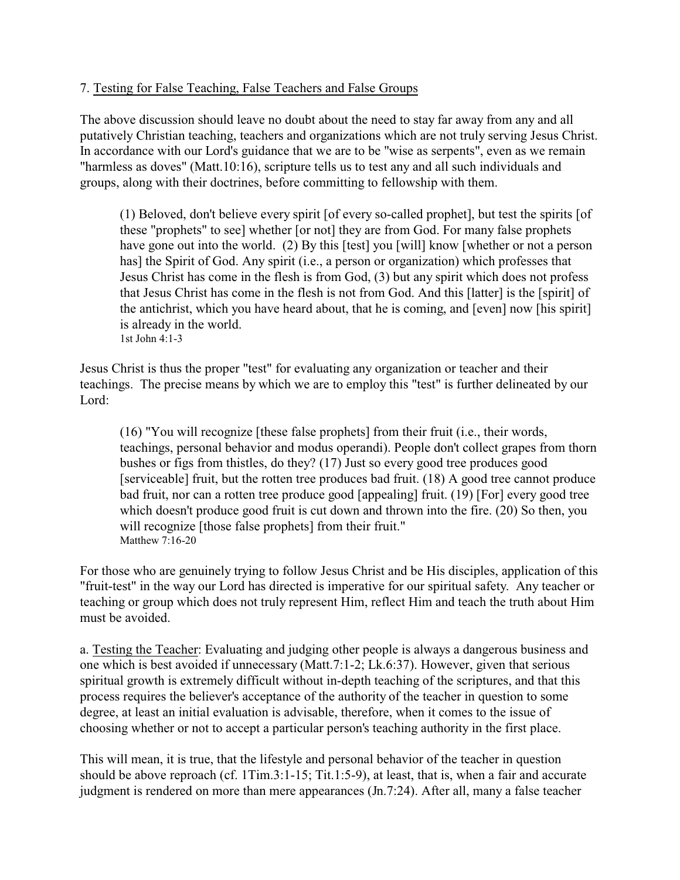7. Testing for False Teaching, False Teachers and False Groups

The above discussion should leave no doubt about the need to stay far away from any and all putatively Christian teaching, teachers and organizations which are not truly serving Jesus Christ. In accordance with our Lord's guidance that we are to be "wise as serpents", even as we remain "harmless as doves" (Matt.10:16), scripture tells us to test any and all such individuals and groups, along with their doctrines, before committing to fellowship with them.

> (1) Beloved, don't believe every spirit [of every so-called prophet], but test the spirits [of these "prophets" to see] whether [or not] they are from God. For many false prophets have gone out into the world. (2) By this [test] you [will] know [whether or not a person has] the Spirit of God. Any spirit (i.e., a person or organization) which professes that Jesus Christ has come in the flesh is from God, (3) but any spirit which does not profess that Jesus Christ has come in the flesh is not from God. And this [latter] is the [spirit] of the antichrist, which you have heard about, that he is coming, and [even] now [his spirit] is already in the world.
> 1st John 4:1-3

Jesus Christ is thus the proper "test" for evaluating any organization or teacher and their teachings. The precise means by which we are to employ this "test" is further delineated by our Lord:

> (16) "You will recognize [these false prophets] from their fruit (i.e., their words, teachings, personal behavior and modus operandi). People don't collect grapes from thorn bushes or figs from thistles, do they? (17) Just so every good tree produces good [serviceable] fruit, but the rotten tree produces bad fruit. (18) A good tree cannot produce bad fruit, nor can a rotten tree produce good [appealing] fruit. (19) [For] every good tree which doesn't produce good fruit is cut down and thrown into the fire. (20) So then, you will recognize [those false prophets] from their fruit."
> Matthew 7:16-20

For those who are genuinely trying to follow Jesus Christ and be His disciples, application of this "fruit-test" in the way our Lord has directed is imperative for our spiritual safety. Any teacher or teaching or group which does not truly represent Him, reflect Him and teach the truth about Him must be avoided.

a. Testing the Teacher: Evaluating and judging other people is always a dangerous business and one which is best avoided if unnecessary (Matt.7:1-2; Lk.6:37). However, given that serious spiritual growth is extremely difficult without in-depth teaching of the scriptures, and that this process requires the believer's acceptance of the authority of the teacher in question to some degree, at least an initial evaluation is advisable, therefore, when it comes to the issue of choosing whether or not to accept a particular person's teaching authority in the first place.

This will mean, it is true, that the lifestyle and personal behavior of the teacher in question should be above reproach (cf. 1Tim.3:1-15; Tit.1:5-9), at least, that is, when a fair and accurate judgment is rendered on more than mere appearances (Jn.7:24). After all, many a false teacher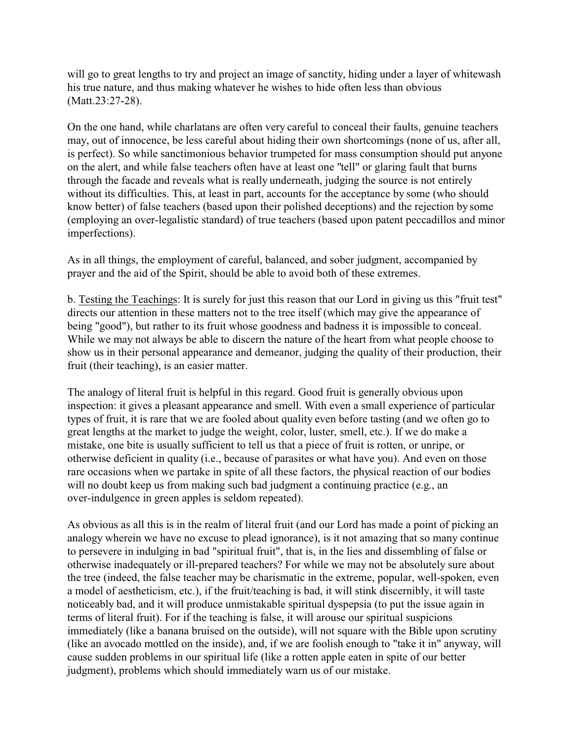will go to great lengths to try and project an image of sanctity, hiding under a layer of whitewash his true nature, and thus making whatever he wishes to hide often less than obvious (Matt.23:27-28).

On the one hand, while charlatans are often very careful to conceal their faults, genuine teachers may, out of innocence, be less careful about hiding their own shortcomings (none of us, after all, is perfect). So while sanctimonious behavior trumpeted for mass consumption should put anyone on the alert, and while false teachers often have at least one "tell" or glaring fault that burns through the facade and reveals what is really underneath, judging the source is not entirely without its difficulties. This, at least in part, accounts for the acceptance by some (who should know better) of false teachers (based upon their polished deceptions) and the rejection by some (employing an over-legalistic standard) of true teachers (based upon patent peccadillos and minor imperfections).

As in all things, the employment of careful, balanced, and sober judgment, accompanied by prayer and the aid of the Spirit, should be able to avoid both of these extremes.

b. Testing the Teachings: It is surely for just this reason that our Lord in giving us this "fruit test" directs our attention in these matters not to the tree itself (which may give the appearance of being "good"), but rather to its fruit whose goodness and badness it is impossible to conceal. While we may not always be able to discern the nature of the heart from what people choose to show us in their personal appearance and demeanor, judging the quality of their production, their fruit (their teaching), is an easier matter.

The analogy of literal fruit is helpful in this regard. Good fruit is generally obvious upon inspection: it gives a pleasant appearance and smell. With even a small experience of particular types of fruit, it is rare that we are fooled about quality even before tasting (and we often go to great lengths at the market to judge the weight, color, luster, smell, etc.). If we do make a mistake, one bite is usually sufficient to tell us that a piece of fruit is rotten, or unripe, or otherwise deficient in quality (i.e., because of parasites or what have you). And even on those rare occasions when we partake in spite of all these factors, the physical reaction of our bodies will no doubt keep us from making such bad judgment a continuing practice (e.g., an over-indulgence in green apples is seldom repeated).

As obvious as all this is in the realm of literal fruit (and our Lord has made a point of picking an analogy wherein we have no excuse to plead ignorance), is it not amazing that so many continue to persevere in indulging in bad "spiritual fruit", that is, in the lies and dissembling of false or otherwise inadequately or ill-prepared teachers? For while we may not be absolutely sure about the tree (indeed, the false teacher may be charismatic in the extreme, popular, well-spoken, even a model of aestheticism, etc.), if the fruit/teaching is bad, it will stink discernibly, it will taste noticeably bad, and it will produce unmistakable spiritual dyspepsia (to put the issue again in terms of literal fruit). For if the teaching is false, it will arouse our spiritual suspicions immediately (like a banana bruised on the outside), will not square with the Bible upon scrutiny (like an avocado mottled on the inside), and, if we are foolish enough to "take it in" anyway, will cause sudden problems in our spiritual life (like a rotten apple eaten in spite of our better judgment), problems which should immediately warn us of our mistake.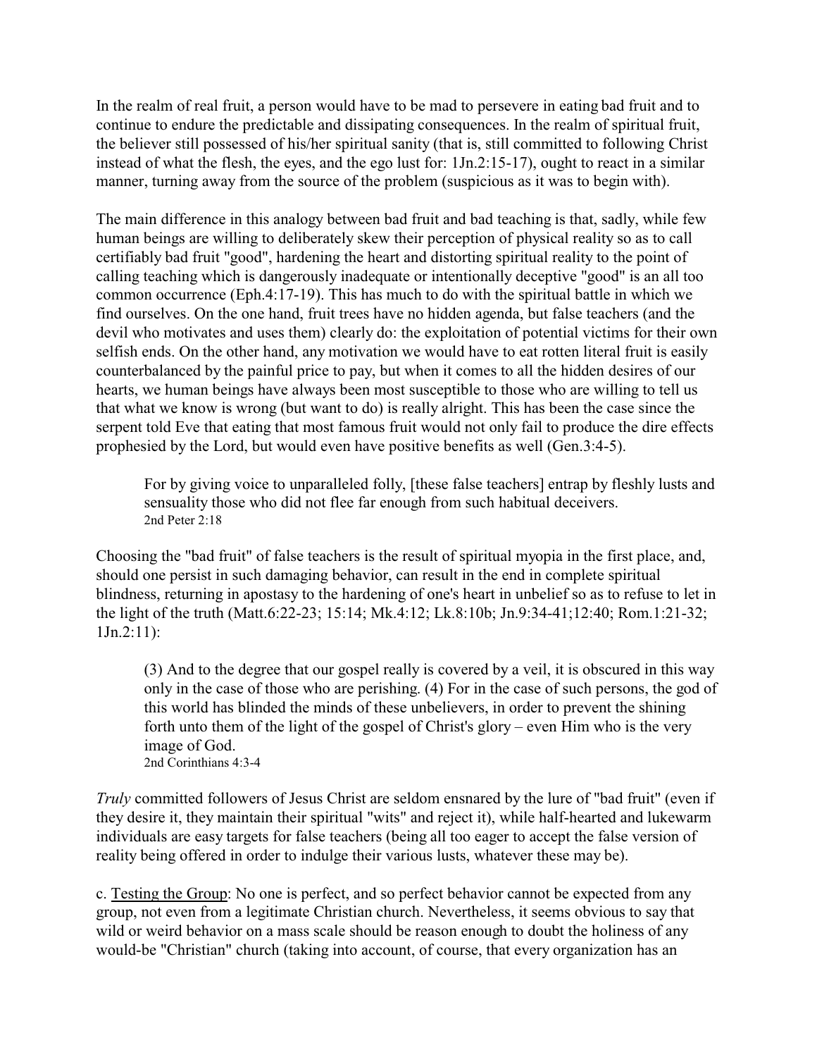In the realm of real fruit, a person would have to be mad to persevere in eating bad fruit and to continue to endure the predictable and dissipating consequences. In the realm of spiritual fruit, the believer still possessed of his/her spiritual sanity (that is, still committed to following Christ instead of what the flesh, the eyes, and the ego lust for: 1Jn.2:15-17), ought to react in a similar manner, turning away from the source of the problem (suspicious as it was to begin with).

The main difference in this analogy between bad fruit and bad teaching is that, sadly, while few human beings are willing to deliberately skew their perception of physical reality so as to call certifiably bad fruit "good", hardening the heart and distorting spiritual reality to the point of calling teaching which is dangerously inadequate or intentionally deceptive "good" is an all too common occurrence (Eph.4:17-19). This has much to do with the spiritual battle in which we find ourselves. On the one hand, fruit trees have no hidden agenda, but false teachers (and the devil who motivates and uses them) clearly do: the exploitation of potential victims for their own selfish ends. On the other hand, any motivation we would have to eat rotten literal fruit is easily counterbalanced by the painful price to pay, but when it comes to all the hidden desires of our hearts, we human beings have always been most susceptible to those who are willing to tell us that what we know is wrong (but want to do) is really alright. This has been the case since the serpent told Eve that eating that most famous fruit would not only fail to produce the dire effects prophesied by the Lord, but would even have positive benefits as well (Gen.3:4-5).

> For by giving voice to unparalleled folly, [these false teachers] entrap by fleshly lusts and sensuality those who did not flee far enough from such habitual deceivers.
> 2nd Peter 2:18

Choosing the "bad fruit" of false teachers is the result of spiritual myopia in the first place, and, should one persist in such damaging behavior, can result in the end in complete spiritual blindness, returning in apostasy to the hardening of one's heart in unbelief so as to refuse to let in the light of the truth (Matt.6:22-23; 15:14; Mk.4:12; Lk.8:10b; Jn.9:34-41;12:40; Rom.1:21-32; 1Jn.2:11):

> (3) And to the degree that our gospel really is covered by a veil, it is obscured in this way only in the case of those who are perishing. (4) For in the case of such persons, the god of this world has blinded the minds of these unbelievers, in order to prevent the shining forth unto them of the light of the gospel of Christ's glory – even Him who is the very image of God.
> 2nd Corinthians 4:3-4

*Truly* committed followers of Jesus Christ are seldom ensnared by the lure of "bad fruit" (even if they desire it, they maintain their spiritual "wits" and reject it), while half-hearted and lukewarm individuals are easy targets for false teachers (being all too eager to accept the false version of reality being offered in order to indulge their various lusts, whatever these may be).

c. <u>Testing the Group</u>: No one is perfect, and so perfect behavior cannot be expected from any group, not even from a legitimate Christian church. Nevertheless, it seems obvious to say that wild or weird behavior on a mass scale should be reason enough to doubt the holiness of any would-be "Christian" church (taking into account, of course, that every organization has an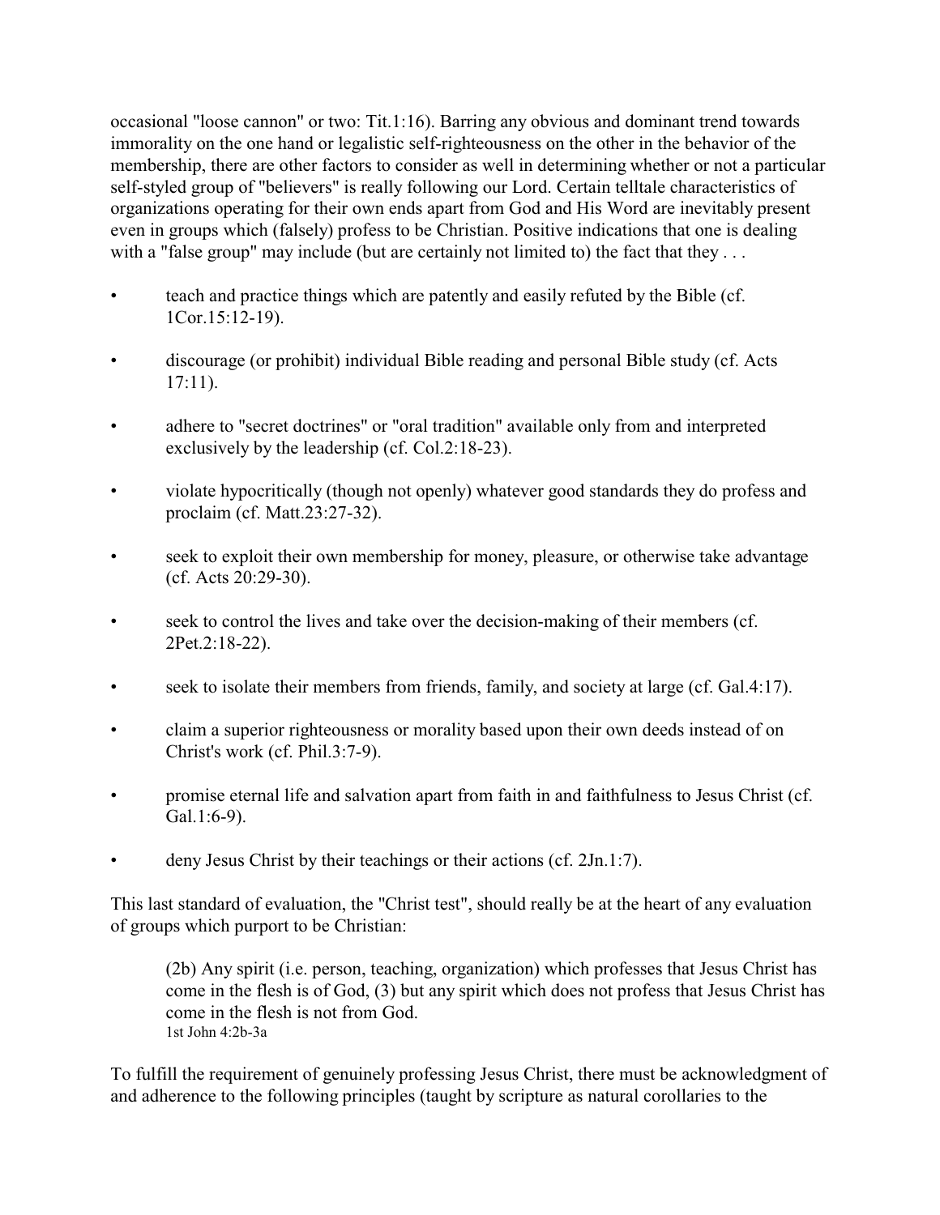occasional "loose cannon" or two: Tit.1:16). Barring any obvious and dominant trend towards immorality on the one hand or legalistic self-righteousness on the other in the behavior of the membership, there are other factors to consider as well in determining whether or not a particular self-styled group of "believers" is really following our Lord. Certain telltale characteristics of organizations operating for their own ends apart from God and His Word are inevitably present even in groups which (falsely) profess to be Christian. Positive indications that one is dealing with a "false group" may include (but are certainly not limited to) the fact that they . . .

- teach and practice things which are patently and easily refuted by the Bible (cf. 1Cor.15:12-19).
- discourage (or prohibit) individual Bible reading and personal Bible study (cf. Acts 17:11).
- adhere to "secret doctrines" or "oral tradition" available only from and interpreted exclusively by the leadership (cf. Col.2:18-23).
- violate hypocritically (though not openly) whatever good standards they do profess and proclaim (cf. Matt.23:27-32).
- seek to exploit their own membership for money, pleasure, or otherwise take advantage (cf. Acts 20:29-30).
- seek to control the lives and take over the decision-making of their members (cf. 2Pet.2:18-22).
- seek to isolate their members from friends, family, and society at large (cf. Gal.4:17).
- claim a superior righteousness or morality based upon their own deeds instead of on Christ's work (cf. Phil.3:7-9).
- promise eternal life and salvation apart from faith in and faithfulness to Jesus Christ (cf. Gal.1:6-9).
- deny Jesus Christ by their teachings or their actions (cf. 2Jn.1:7).

This last standard of evaluation, the "Christ test", should really be at the heart of any evaluation of groups which purport to be Christian:

> (2b) Any spirit (i.e. person, teaching, organization) which professes that Jesus Christ has come in the flesh is of God, (3) but any spirit which does not profess that Jesus Christ has come in the flesh is not from God.
> 1st John 4:2b-3a

To fulfill the requirement of genuinely professing Jesus Christ, there must be acknowledgment of and adherence to the following principles (taught by scripture as natural corollaries to the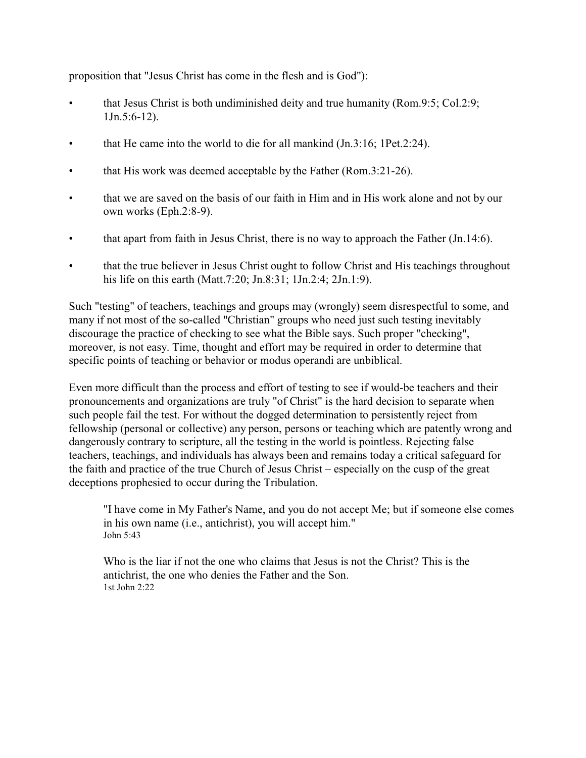proposition that "Jesus Christ has come in the flesh and is God"):

- that Jesus Christ is both undiminished deity and true humanity (Rom.9:5; Col.2:9; 1Jn.5:6-12).
- that He came into the world to die for all mankind (Jn.3:16; 1Pet.2:24).
- that His work was deemed acceptable by the Father (Rom.3:21-26).
- that we are saved on the basis of our faith in Him and in His work alone and not by our own works (Eph.2:8-9).
- that apart from faith in Jesus Christ, there is no way to approach the Father (Jn.14:6).
- that the true believer in Jesus Christ ought to follow Christ and His teachings throughout his life on this earth (Matt.7:20; Jn.8:31; 1Jn.2:4; 2Jn.1:9).

Such "testing" of teachers, teachings and groups may (wrongly) seem disrespectful to some, and many if not most of the so-called "Christian" groups who need just such testing inevitably discourage the practice of checking to see what the Bible says. Such proper "checking", moreover, is not easy. Time, thought and effort may be required in order to determine that specific points of teaching or behavior or modus operandi are unbiblical.

Even more difficult than the process and effort of testing to see if would-be teachers and their pronouncements and organizations are truly "of Christ" is the hard decision to separate when such people fail the test. For without the dogged determination to persistently reject from fellowship (personal or collective) any person, persons or teaching which are patently wrong and dangerously contrary to scripture, all the testing in the world is pointless. Rejecting false teachers, teachings, and individuals has always been and remains today a critical safeguard for the faith and practice of the true Church of Jesus Christ – especially on the cusp of the great deceptions prophesied to occur during the Tribulation.

> "I have come in My Father's Name, and you do not accept Me; but if someone else comes in his own name (i.e., antichrist), you will accept him."
> John 5:43

> Who is the liar if not the one who claims that Jesus is not the Christ? This is the antichrist, the one who denies the Father and the Son.
> 1st John 2:22